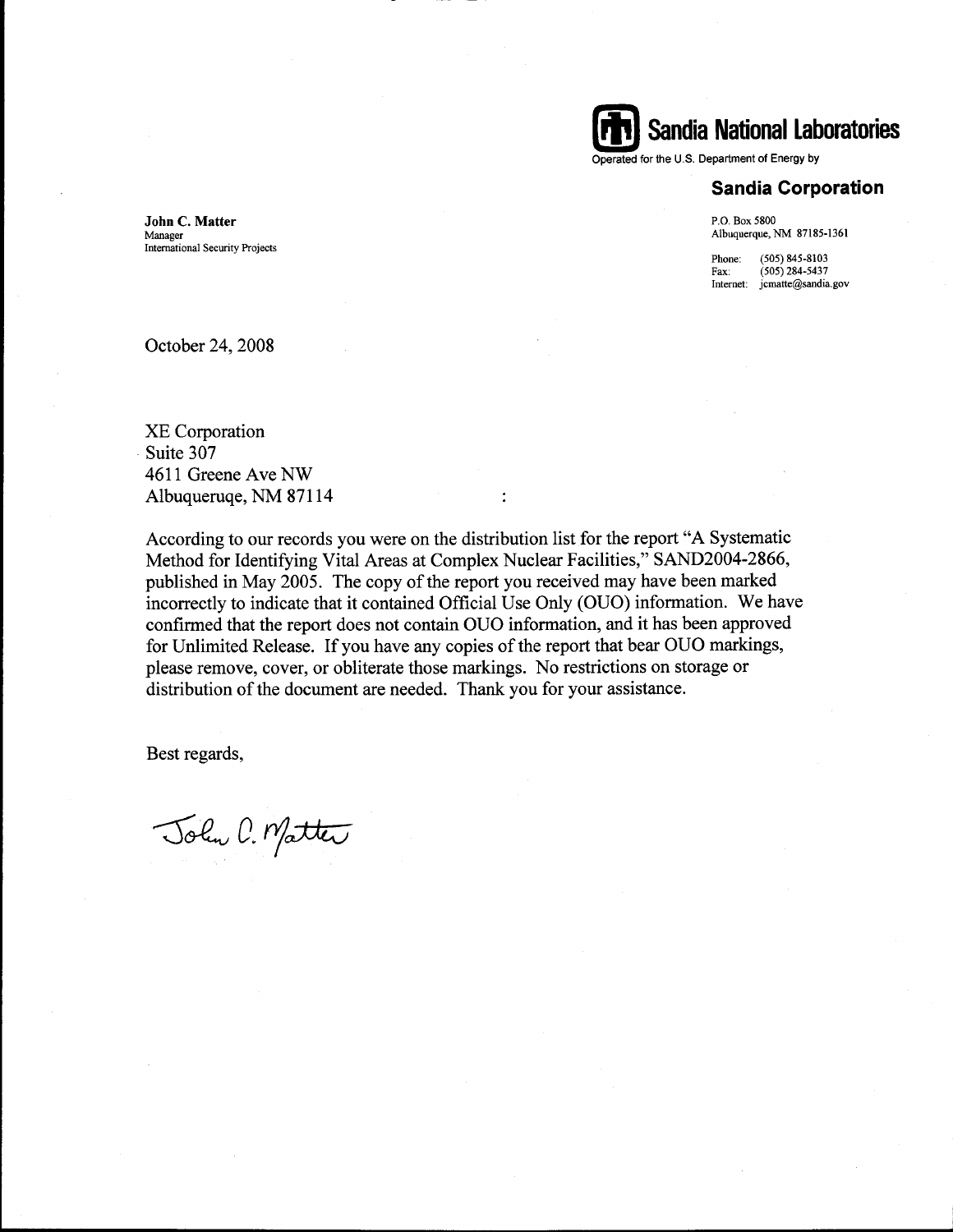**Sandia National Laboratories**

Operated for the U.S. Department of Energy by

**Sandia Corporation**

**John C. Matter**
Manager
International Security Projects

P.O. Box 5800
Albuquerque, NM 87185-1361

Phone: (505) 845-8103
Fax: (505) 284-5437
Internet: jcmatte@sandia.gov

October 24, 2008

XE Corporation
Suite 307
4611 Greene Ave NW
Albuquerqe, NM 87114

According to our records you were on the distribution list for the report "A Systematic Method for Identifying Vital Areas at Complex Nuclear Facilities," SAND2004-2866, published in May 2005. The copy of the report you received may have been marked incorrectly to indicate that it contained Official Use Only (OUO) information. We have confirmed that the report does not contain OUO information, and it has been approved for Unlimited Release. If you have any copies of the report that bear OUO markings, please remove, cover, or obliterate those markings. No restrictions on storage or distribution of the document are needed. Thank you for your assistance.

Best regards,

John C. Matter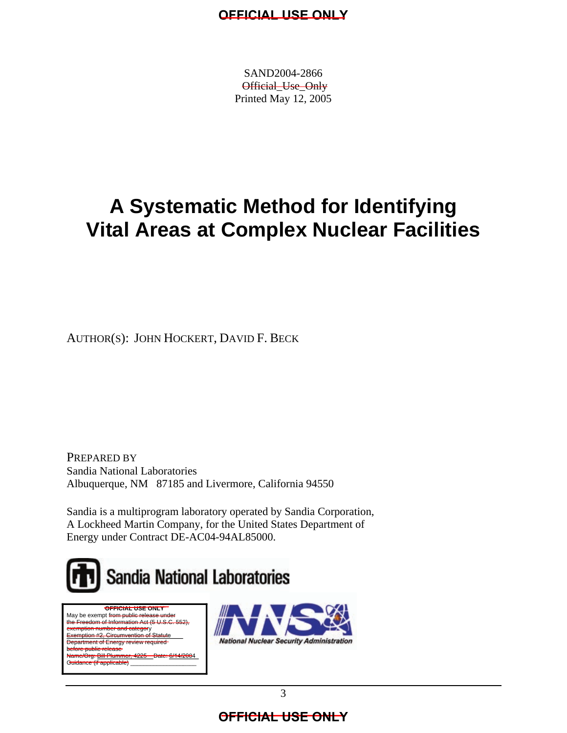SAND2004-2866
~~Official_Use_Only~~
Printed May 12, 2005

# A Systematic Method for Identifying Vital Areas at Complex Nuclear Facilities

AUTHOR(S): JOHN HOCKERT, DAVID F. BECK

PREPARED BY
Sandia National Laboratories
Albuquerque, NM 87185 and Livermore, California 94550

Sandia is a multiprogram laboratory operated by Sandia Corporation,
A Lockheed Martin Company, for the United States Department of
Energy under Contract DE-AC04-94AL85000.

Sandia National Laboratories

~~OFFICIAL USE ONLY~~
May be exempt ~~from public release under the Freedom of Information Act (5 U.S.C. 552), exemption number and category~~
~~Exemption #2, Circumvention of Statute~~
~~Department of Energy review required before public release~~
~~Name/Org: Bill Plummer, 4225 Date: 6/14/2004~~
~~Guidance (if applicable)~~ ___________________

National Nuclear Security Administration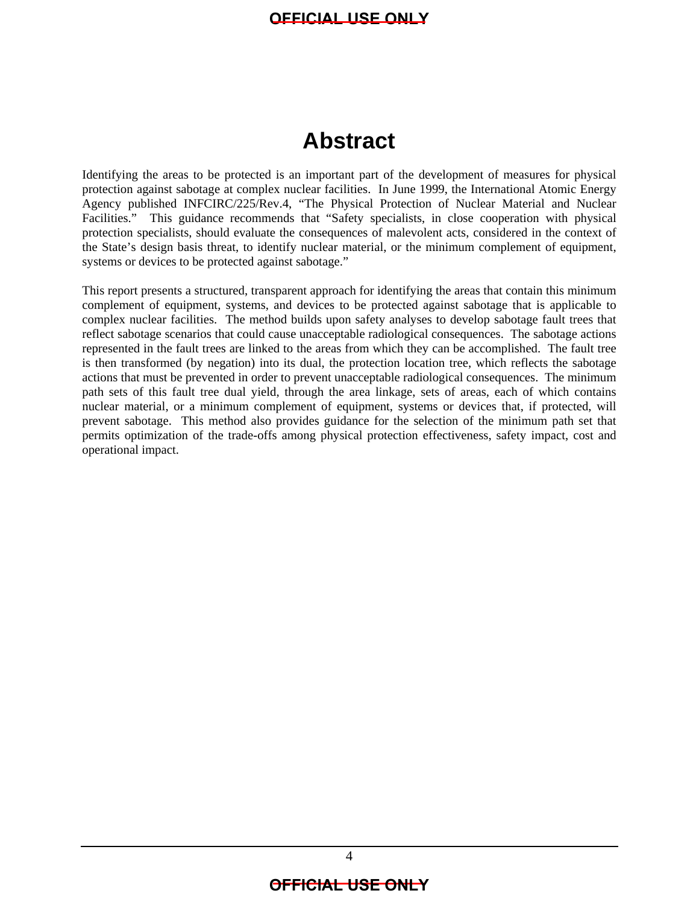# Abstract

Identifying the areas to be protected is an important part of the development of measures for physical protection against sabotage at complex nuclear facilities. In June 1999, the International Atomic Energy Agency published INFCIRC/225/Rev.4, "The Physical Protection of Nuclear Material and Nuclear Facilities." This guidance recommends that "Safety specialists, in close cooperation with physical protection specialists, should evaluate the consequences of malevolent acts, considered in the context of the State's design basis threat, to identify nuclear material, or the minimum complement of equipment, systems or devices to be protected against sabotage."

This report presents a structured, transparent approach for identifying the areas that contain this minimum complement of equipment, systems, and devices to be protected against sabotage that is applicable to complex nuclear facilities. The method builds upon safety analyses to develop sabotage fault trees that reflect sabotage scenarios that could cause unacceptable radiological consequences. The sabotage actions represented in the fault trees are linked to the areas from which they can be accomplished. The fault tree is then transformed (by negation) into its dual, the protection location tree, which reflects the sabotage actions that must be prevented in order to prevent unacceptable radiological consequences. The minimum path sets of this fault tree dual yield, through the area linkage, sets of areas, each of which contains nuclear material, or a minimum complement of equipment, systems or devices that, if protected, will prevent sabotage. This method also provides guidance for the selection of the minimum path set that permits optimization of the trade-offs among physical protection effectiveness, safety impact, cost and operational impact.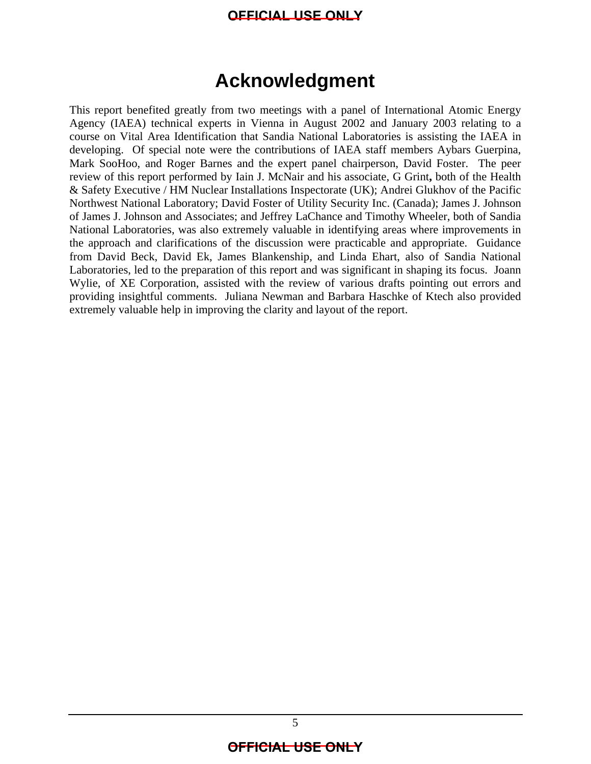# Acknowledgment

This report benefited greatly from two meetings with a panel of International Atomic Energy Agency (IAEA) technical experts in Vienna in August 2002 and January 2003 relating to a course on Vital Area Identification that Sandia National Laboratories is assisting the IAEA in developing. Of special note were the contributions of IAEA staff members Aybars Guerpina, Mark SooHoo, and Roger Barnes and the expert panel chairperson, David Foster. The peer review of this report performed by Iain J. McNair and his associate, G Grint**,** both of the Health & Safety Executive / HM Nuclear Installations Inspectorate (UK); Andrei Glukhov of the Pacific Northwest National Laboratory; David Foster of Utility Security Inc. (Canada); James J. Johnson of James J. Johnson and Associates; and Jeffrey LaChance and Timothy Wheeler, both of Sandia National Laboratories, was also extremely valuable in identifying areas where improvements in the approach and clarifications of the discussion were practicable and appropriate. Guidance from David Beck, David Ek, James Blankenship, and Linda Ehart, also of Sandia National Laboratories, led to the preparation of this report and was significant in shaping its focus. Joann Wylie, of XE Corporation, assisted with the review of various drafts pointing out errors and providing insightful comments. Juliana Newman and Barbara Haschke of Ktech also provided extremely valuable help in improving the clarity and layout of the report.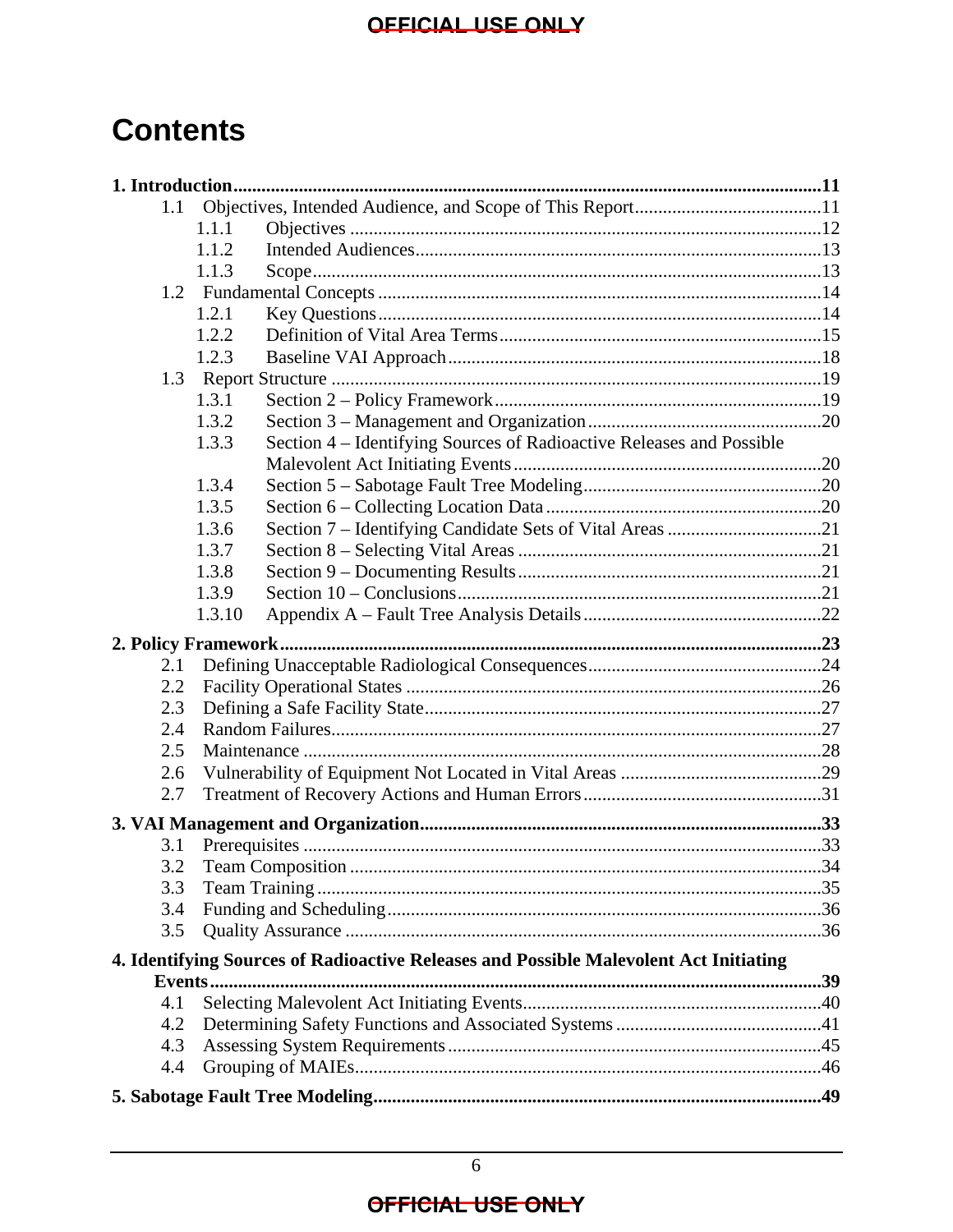# Contents

**1. Introduction** .......... **11**

- 1.1 Objectives, Intended Audience, and Scope of This Report .......... 11
  - 1.1.1 Objectives .......... 12
  - 1.1.2 Intended Audiences .......... 13
  - 1.1.3 Scope .......... 13
- 1.2 Fundamental Concepts .......... 14
  - 1.2.1 Key Questions .......... 14
  - 1.2.2 Definition of Vital Area Terms .......... 15
  - 1.2.3 Baseline VAI Approach .......... 18
- 1.3 Report Structure .......... 19
  - 1.3.1 Section 2 – Policy Framework .......... 19
  - 1.3.2 Section 3 – Management and Organization .......... 20
  - 1.3.3 Section 4 – Identifying Sources of Radioactive Releases and Possible Malevolent Act Initiating Events .......... 20
  - 1.3.4 Section 5 – Sabotage Fault Tree Modeling .......... 20
  - 1.3.5 Section 6 – Collecting Location Data .......... 20
  - 1.3.6 Section 7 – Identifying Candidate Sets of Vital Areas .......... 21
  - 1.3.7 Section 8 – Selecting Vital Areas .......... 21
  - 1.3.8 Section 9 – Documenting Results .......... 21
  - 1.3.9 Section 10 – Conclusions .......... 21
  - 1.3.10 Appendix A – Fault Tree Analysis Details .......... 22

**2. Policy Framework** .......... **23**

- 2.1 Defining Unacceptable Radiological Consequences .......... 24
- 2.2 Facility Operational States .......... 26
- 2.3 Defining a Safe Facility State .......... 27
- 2.4 Random Failures .......... 27
- 2.5 Maintenance .......... 28
- 2.6 Vulnerability of Equipment Not Located in Vital Areas .......... 29
- 2.7 Treatment of Recovery Actions and Human Errors .......... 31

**3. VAI Management and Organization** .......... **33**

- 3.1 Prerequisites .......... 33
- 3.2 Team Composition .......... 34
- 3.3 Team Training .......... 35
- 3.4 Funding and Scheduling .......... 36
- 3.5 Quality Assurance .......... 36

**4. Identifying Sources of Radioactive Releases and Possible Malevolent Act Initiating Events** .......... **39**

- 4.1 Selecting Malevolent Act Initiating Events .......... 40
- 4.2 Determining Safety Functions and Associated Systems .......... 41
- 4.3 Assessing System Requirements .......... 45
- 4.4 Grouping of MAIEs .......... 46

**5. Sabotage Fault Tree Modeling** .......... **49**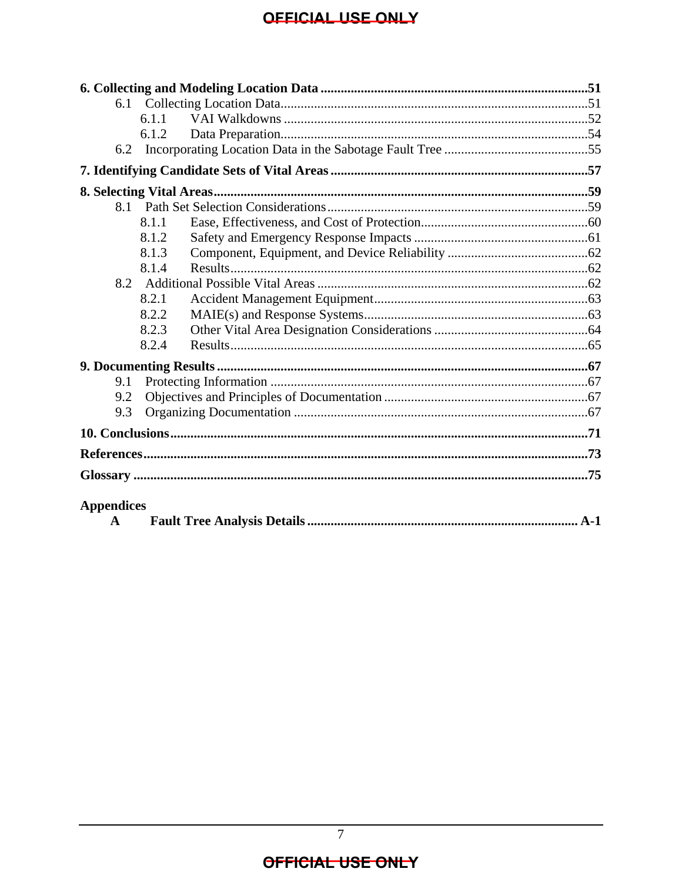**6. Collecting and Modeling Location Data** ............ **51**

- 6.1 Collecting Location Data ............ 51
  - 6.1.1 VAI Walkdowns ............ 52
  - 6.1.2 Data Preparation ............ 54
- 6.2 Incorporating Location Data in the Sabotage Fault Tree ............ 55

**7. Identifying Candidate Sets of Vital Areas** ............ **57**

**8. Selecting Vital Areas** ............ **59**

- 8.1 Path Set Selection Considerations ............ 59
  - 8.1.1 Ease, Effectiveness, and Cost of Protection ............ 60
  - 8.1.2 Safety and Emergency Response Impacts ............ 61
  - 8.1.3 Component, Equipment, and Device Reliability ............ 62
  - 8.1.4 Results ............ 62
- 8.2 Additional Possible Vital Areas ............ 62
  - 8.2.1 Accident Management Equipment ............ 63
  - 8.2.2 MAIE(s) and Response Systems ............ 63
  - 8.2.3 Other Vital Area Designation Considerations ............ 64
  - 8.2.4 Results ............ 65

**9. Documenting Results** ............ **67**

- 9.1 Protecting Information ............ 67
- 9.2 Objectives and Principles of Documentation ............ 67
- 9.3 Organizing Documentation ............ 67

**10. Conclusions** ............ **71**

**References** ............ **73**

**Glossary** ............ **75**

**Appendices**

**A Fault Tree Analysis Details** ............ **A-1**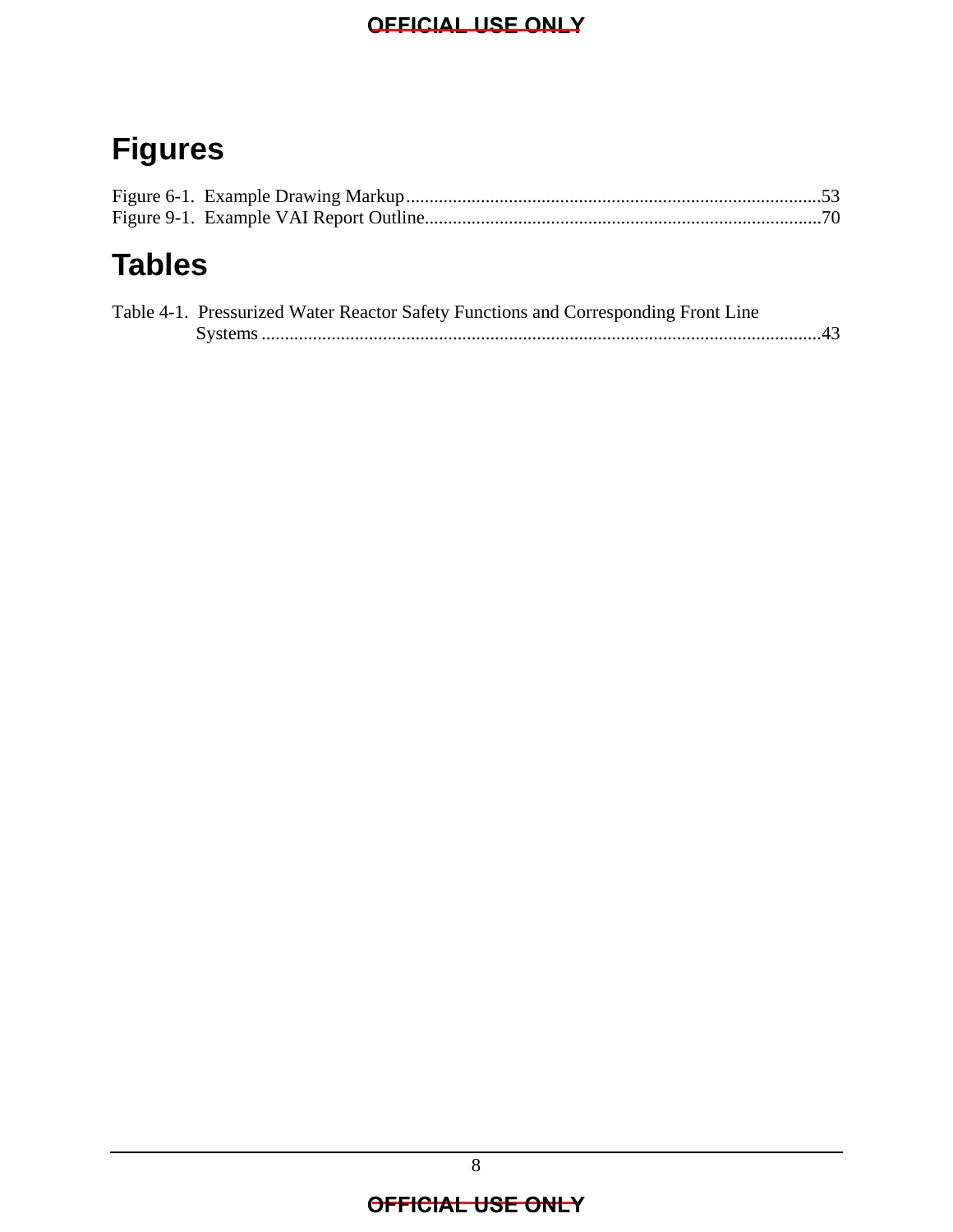# Figures

Figure 6-1. Example Drawing Markup........................................................................................53
Figure 9-1. Example VAI Report Outline....................................................................................70

# Tables

Table 4-1. Pressurized Water Reactor Safety Functions and Corresponding Front Line Systems.......................................................................................................................43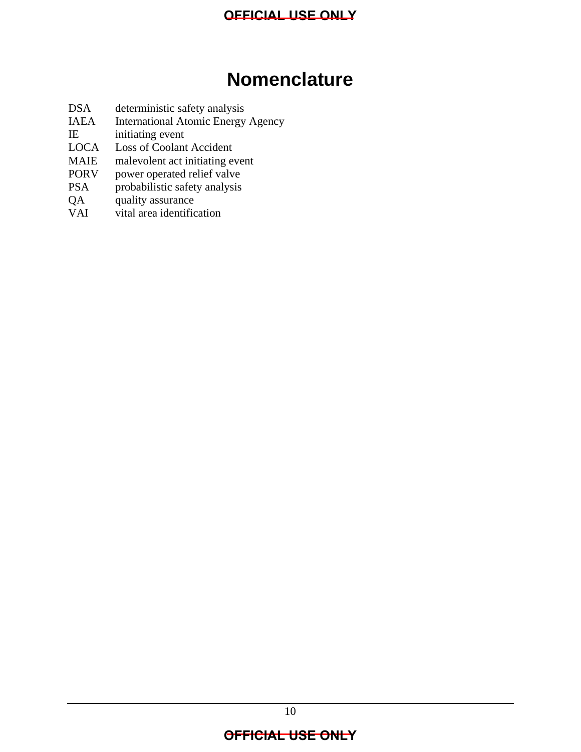# Nomenclature

| | |
|---|---|
| DSA | deterministic safety analysis |
| IAEA | International Atomic Energy Agency |
| IE | initiating event |
| LOCA | Loss of Coolant Accident |
| MAIE | malevolent act initiating event |
| PORV | power operated relief valve |
| PSA | probabilistic safety analysis |
| QA | quality assurance |
| VAI | vital area identification |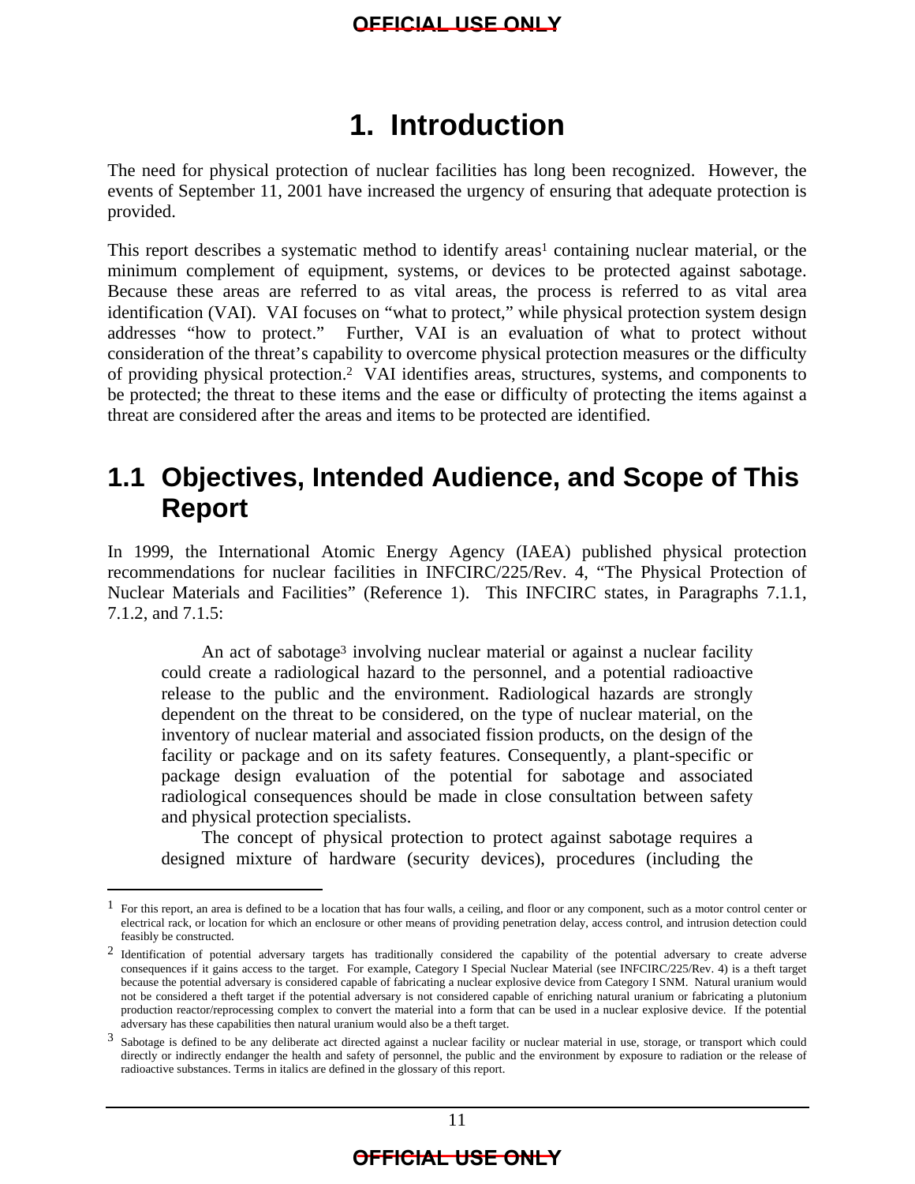# 1. Introduction

The need for physical protection of nuclear facilities has long been recognized. However, the events of September 11, 2001 have increased the urgency of ensuring that adequate protection is provided.

This report describes a systematic method to identify areas[1] containing nuclear material, or the minimum complement of equipment, systems, or devices to be protected against sabotage. Because these areas are referred to as vital areas, the process is referred to as vital area identification (VAI). VAI focuses on "what to protect," while physical protection system design addresses "how to protect." Further, VAI is an evaluation of what to protect without consideration of the threat's capability to overcome physical protection measures or the difficulty of providing physical protection.[2] VAI identifies areas, structures, systems, and components to be protected; the threat to these items and the ease or difficulty of protecting the items against a threat are considered after the areas and items to be protected are identified.

## 1.1 Objectives, Intended Audience, and Scope of This Report

In 1999, the International Atomic Energy Agency (IAEA) published physical protection recommendations for nuclear facilities in INFCIRC/225/Rev. 4, "The Physical Protection of Nuclear Materials and Facilities" (Reference 1). This INFCIRC states, in Paragraphs 7.1.1, 7.1.2, and 7.1.5:

> An act of sabotage[3] involving nuclear material or against a nuclear facility could create a radiological hazard to the personnel, and a potential radioactive release to the public and the environment. Radiological hazards are strongly dependent on the threat to be considered, on the type of nuclear material, on the inventory of nuclear material and associated fission products, on the design of the facility or package and on its safety features. Consequently, a plant-specific or package design evaluation of the potential for sabotage and associated radiological consequences should be made in close consultation between safety and physical protection specialists.
>
> The concept of physical protection to protect against sabotage requires a designed mixture of hardware (security devices), procedures (including the

---

[1] For this report, an area is defined to be a location that has four walls, a ceiling, and floor or any component, such as a motor control center or electrical rack, or location for which an enclosure or other means of providing penetration delay, access control, and intrusion detection could feasibly be constructed.

[2] Identification of potential adversary targets has traditionally considered the capability of the potential adversary to create adverse consequences if it gains access to the target. For example, Category I Special Nuclear Material (see INFCIRC/225/Rev. 4) is a theft target because the potential adversary is considered capable of fabricating a nuclear explosive device from Category I SNM. Natural uranium would not be considered a theft target if the potential adversary is not considered capable of enriching natural uranium or fabricating a plutonium production reactor/reprocessing complex to convert the material into a form that can be used in a nuclear explosive device. If the potential adversary has these capabilities then natural uranium would also be a theft target.

[3] Sabotage is defined to be any deliberate act directed against a nuclear facility or nuclear material in use, storage, or transport which could directly or indirectly endanger the health and safety of personnel, the public and the environment by exposure to radiation or the release of radioactive substances. Terms in italics are defined in the glossary of this report.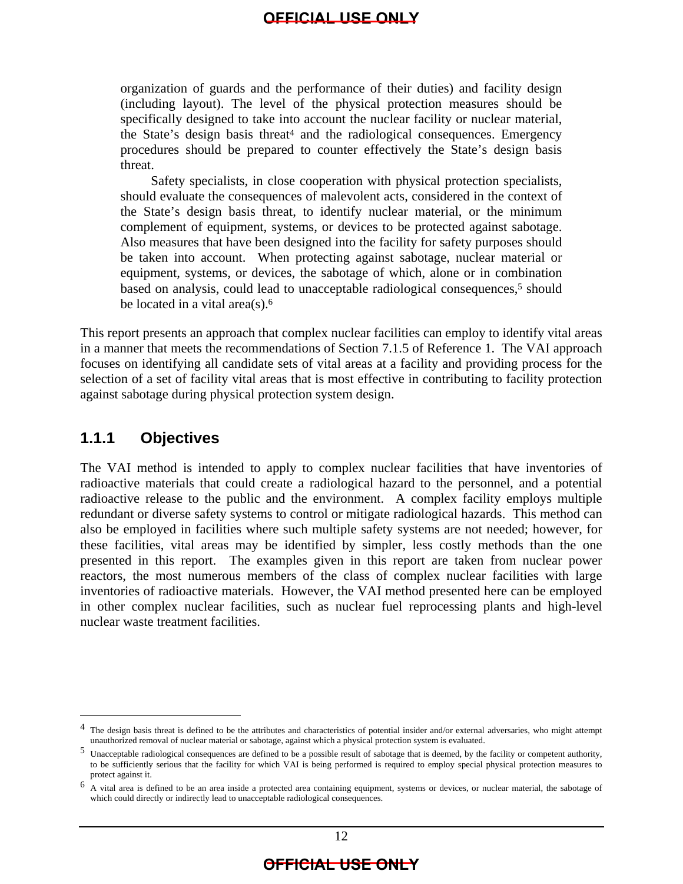> organization of guards and the performance of their duties) and facility design (including layout). The level of the physical protection measures should be specifically designed to take into account the nuclear facility or nuclear material, the State's design basis threat[4] and the radiological consequences. Emergency procedures should be prepared to counter effectively the State's design basis threat.
>
> Safety specialists, in close cooperation with physical protection specialists, should evaluate the consequences of malevolent acts, considered in the context of the State's design basis threat, to identify nuclear material, or the minimum complement of equipment, systems, or devices to be protected against sabotage. Also measures that have been designed into the facility for safety purposes should be taken into account. When protecting against sabotage, nuclear material or equipment, systems, or devices, the sabotage of which, alone or in combination based on analysis, could lead to unacceptable radiological consequences,[5] should be located in a vital area(s).[6]

This report presents an approach that complex nuclear facilities can employ to identify vital areas in a manner that meets the recommendations of Section 7.1.5 of Reference 1. The VAI approach focuses on identifying all candidate sets of vital areas at a facility and providing process for the selection of a set of facility vital areas that is most effective in contributing to facility protection against sabotage during physical protection system design.

### 1.1.1 Objectives

The VAI method is intended to apply to complex nuclear facilities that have inventories of radioactive materials that could create a radiological hazard to the personnel, and a potential radioactive release to the public and the environment. A complex facility employs multiple redundant or diverse safety systems to control or mitigate radiological hazards. This method can also be employed in facilities where such multiple safety systems are not needed; however, for these facilities, vital areas may be identified by simpler, less costly methods than the one presented in this report. The examples given in this report are taken from nuclear power reactors, the most numerous members of the class of complex nuclear facilities with large inventories of radioactive materials. However, the VAI method presented here can be employed in other complex nuclear facilities, such as nuclear fuel reprocessing plants and high-level nuclear waste treatment facilities.

---

[4] The design basis threat is defined to be the attributes and characteristics of potential insider and/or external adversaries, who might attempt unauthorized removal of nuclear material or sabotage, against which a physical protection system is evaluated.

[5] Unacceptable radiological consequences are defined to be a possible result of sabotage that is deemed, by the facility or competent authority, to be sufficiently serious that the facility for which VAI is being performed is required to employ special physical protection measures to protect against it.

[6] A vital area is defined to be an area inside a protected area containing equipment, systems or devices, or nuclear material, the sabotage of which could directly or indirectly lead to unacceptable radiological consequences.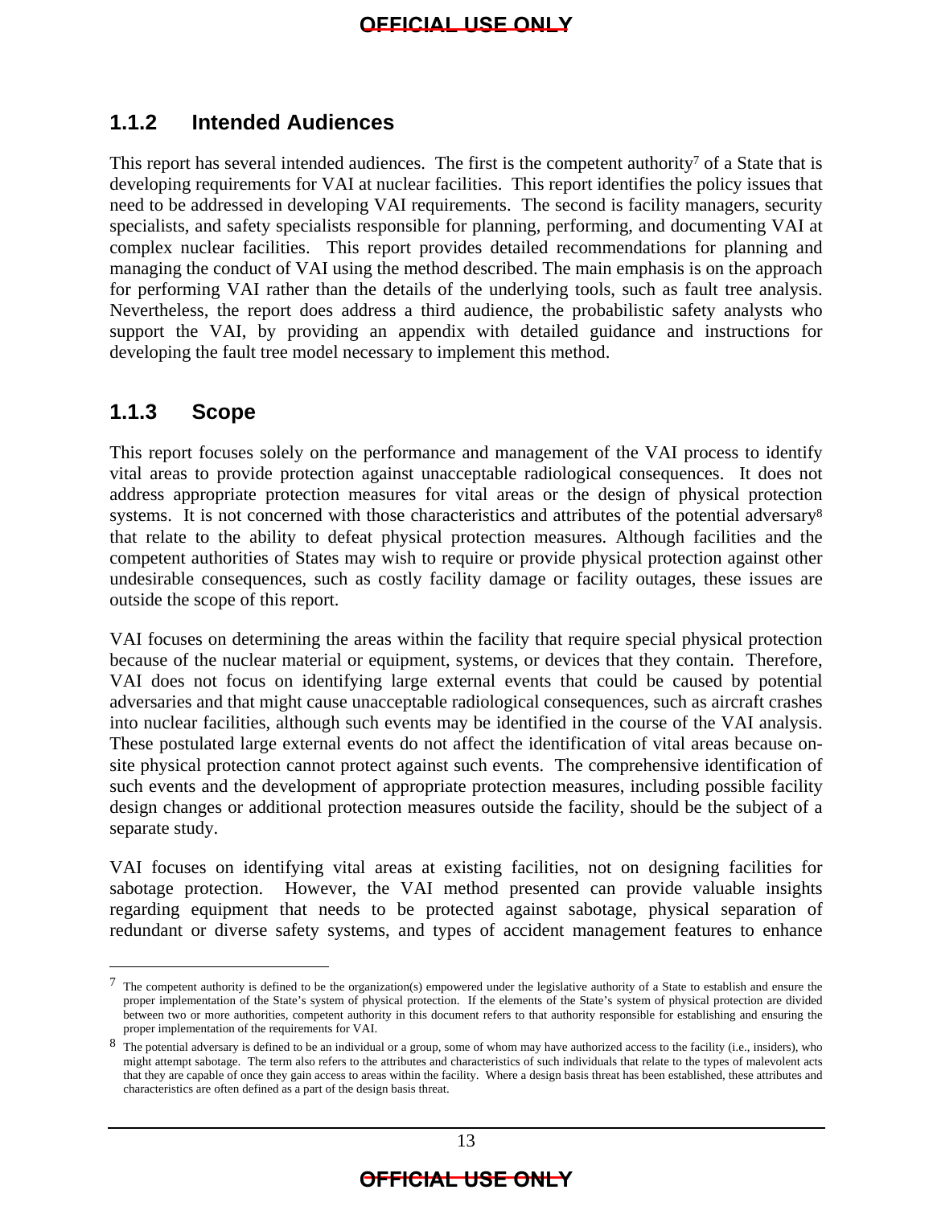### 1.1.2 Intended Audiences

This report has several intended audiences. The first is the competent authority[7] of a State that is developing requirements for VAI at nuclear facilities. This report identifies the policy issues that need to be addressed in developing VAI requirements. The second is facility managers, security specialists, and safety specialists responsible for planning, performing, and documenting VAI at complex nuclear facilities. This report provides detailed recommendations for planning and managing the conduct of VAI using the method described. The main emphasis is on the approach for performing VAI rather than the details of the underlying tools, such as fault tree analysis. Nevertheless, the report does address a third audience, the probabilistic safety analysts who support the VAI, by providing an appendix with detailed guidance and instructions for developing the fault tree model necessary to implement this method.

### 1.1.3 Scope

This report focuses solely on the performance and management of the VAI process to identify vital areas to provide protection against unacceptable radiological consequences. It does not address appropriate protection measures for vital areas or the design of physical protection systems. It is not concerned with those characteristics and attributes of the potential adversary[8] that relate to the ability to defeat physical protection measures. Although facilities and the competent authorities of States may wish to require or provide physical protection against other undesirable consequences, such as costly facility damage or facility outages, these issues are outside the scope of this report.

VAI focuses on determining the areas within the facility that require special physical protection because of the nuclear material or equipment, systems, or devices that they contain. Therefore, VAI does not focus on identifying large external events that could be caused by potential adversaries and that might cause unacceptable radiological consequences, such as aircraft crashes into nuclear facilities, although such events may be identified in the course of the VAI analysis. These postulated large external events do not affect the identification of vital areas because on-site physical protection cannot protect against such events. The comprehensive identification of such events and the development of appropriate protection measures, including possible facility design changes or additional protection measures outside the facility, should be the subject of a separate study.

VAI focuses on identifying vital areas at existing facilities, not on designing facilities for sabotage protection. However, the VAI method presented can provide valuable insights regarding equipment that needs to be protected against sabotage, physical separation of redundant or diverse safety systems, and types of accident management features to enhance

---

[7] The competent authority is defined to be the organization(s) empowered under the legislative authority of a State to establish and ensure the proper implementation of the State's system of physical protection. If the elements of the State's system of physical protection are divided between two or more authorities, competent authority in this document refers to that authority responsible for establishing and ensuring the proper implementation of the requirements for VAI.

[8] The potential adversary is defined to be an individual or a group, some of whom may have authorized access to the facility (i.e., insiders), who might attempt sabotage. The term also refers to the attributes and characteristics of such individuals that relate to the types of malevolent acts that they are capable of once they gain access to areas within the facility. Where a design basis threat has been established, these attributes and characteristics are often defined as a part of the design basis threat.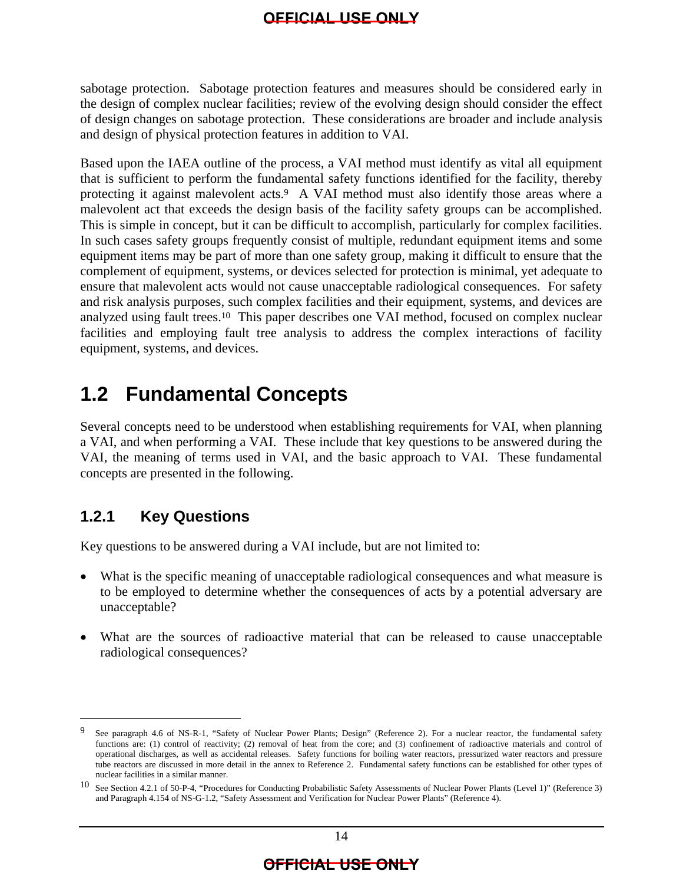sabotage protection. Sabotage protection features and measures should be considered early in the design of complex nuclear facilities; review of the evolving design should consider the effect of design changes on sabotage protection. These considerations are broader and include analysis and design of physical protection features in addition to VAI.

Based upon the IAEA outline of the process, a VAI method must identify as vital all equipment that is sufficient to perform the fundamental safety functions identified for the facility, thereby protecting it against malevolent acts.[9] A VAI method must also identify those areas where a malevolent act that exceeds the design basis of the facility safety groups can be accomplished. This is simple in concept, but it can be difficult to accomplish, particularly for complex facilities. In such cases safety groups frequently consist of multiple, redundant equipment items and some equipment items may be part of more than one safety group, making it difficult to ensure that the complement of equipment, systems, or devices selected for protection is minimal, yet adequate to ensure that malevolent acts would not cause unacceptable radiological consequences. For safety and risk analysis purposes, such complex facilities and their equipment, systems, and devices are analyzed using fault trees.[10] This paper describes one VAI method, focused on complex nuclear facilities and employing fault tree analysis to address the complex interactions of facility equipment, systems, and devices.

## 1.2 Fundamental Concepts

Several concepts need to be understood when establishing requirements for VAI, when planning a VAI, and when performing a VAI. These include that key questions to be answered during the VAI, the meaning of terms used in VAI, and the basic approach to VAI. These fundamental concepts are presented in the following.

### 1.2.1 Key Questions

Key questions to be answered during a VAI include, but are not limited to:

- What is the specific meaning of unacceptable radiological consequences and what measure is to be employed to determine whether the consequences of acts by a potential adversary are unacceptable?

- What are the sources of radioactive material that can be released to cause unacceptable radiological consequences?

---

[9] See paragraph 4.6 of NS-R-1, "Safety of Nuclear Power Plants; Design" (Reference 2). For a nuclear reactor, the fundamental safety functions are: (1) control of reactivity; (2) removal of heat from the core; and (3) confinement of radioactive materials and control of operational discharges, as well as accidental releases. Safety functions for boiling water reactors, pressurized water reactors and pressure tube reactors are discussed in more detail in the annex to Reference 2. Fundamental safety functions can be established for other types of nuclear facilities in a similar manner.

[10] See Section 4.2.1 of 50-P-4, "Procedures for Conducting Probabilistic Safety Assessments of Nuclear Power Plants (Level 1)" (Reference 3) and Paragraph 4.154 of NS-G-1.2, "Safety Assessment and Verification for Nuclear Power Plants" (Reference 4).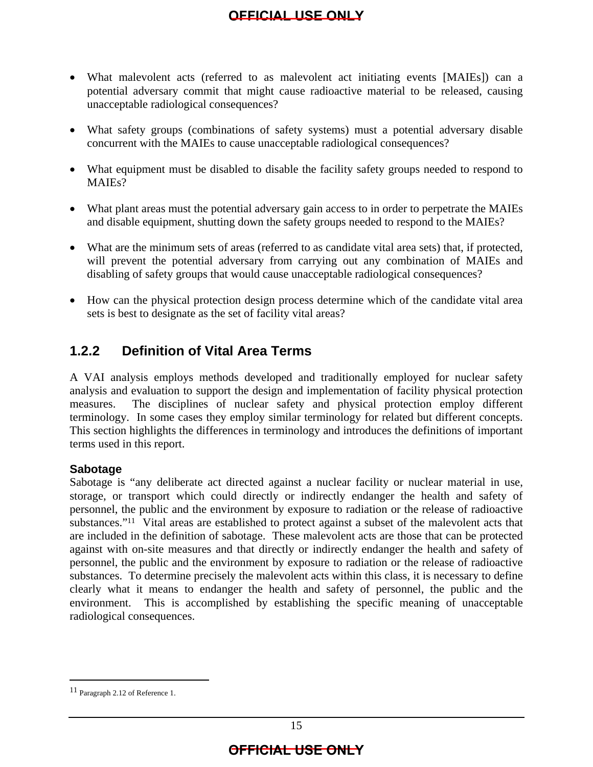- What malevolent acts (referred to as malevolent act initiating events [MAIEs]) can a potential adversary commit that might cause radioactive material to be released, causing unacceptable radiological consequences?

- What safety groups (combinations of safety systems) must a potential adversary disable concurrent with the MAIEs to cause unacceptable radiological consequences?

- What equipment must be disabled to disable the facility safety groups needed to respond to MAIEs?

- What plant areas must the potential adversary gain access to in order to perpetrate the MAIEs and disable equipment, shutting down the safety groups needed to respond to the MAIEs?

- What are the minimum sets of areas (referred to as candidate vital area sets) that, if protected, will prevent the potential adversary from carrying out any combination of MAIEs and disabling of safety groups that would cause unacceptable radiological consequences?

- How can the physical protection design process determine which of the candidate vital area sets is best to designate as the set of facility vital areas?

### 1.2.2 Definition of Vital Area Terms

A VAI analysis employs methods developed and traditionally employed for nuclear safety analysis and evaluation to support the design and implementation of facility physical protection measures. The disciplines of nuclear safety and physical protection employ different terminology. In some cases they employ similar terminology for related but different concepts. This section highlights the differences in terminology and introduces the definitions of important terms used in this report.

**Sabotage**

Sabotage is "any deliberate act directed against a nuclear facility or nuclear material in use, storage, or transport which could directly or indirectly endanger the health and safety of personnel, the public and the environment by exposure to radiation or the release of radioactive substances."[11] Vital areas are established to protect against a subset of the malevolent acts that are included in the definition of sabotage. These malevolent acts are those that can be protected against with on-site measures and that directly or indirectly endanger the health and safety of personnel, the public and the environment by exposure to radiation or the release of radioactive substances. To determine precisely the malevolent acts within this class, it is necessary to define clearly what it means to endanger the health and safety of personnel, the public and the environment. This is accomplished by establishing the specific meaning of unacceptable radiological consequences.

[11] Paragraph 2.12 of Reference 1.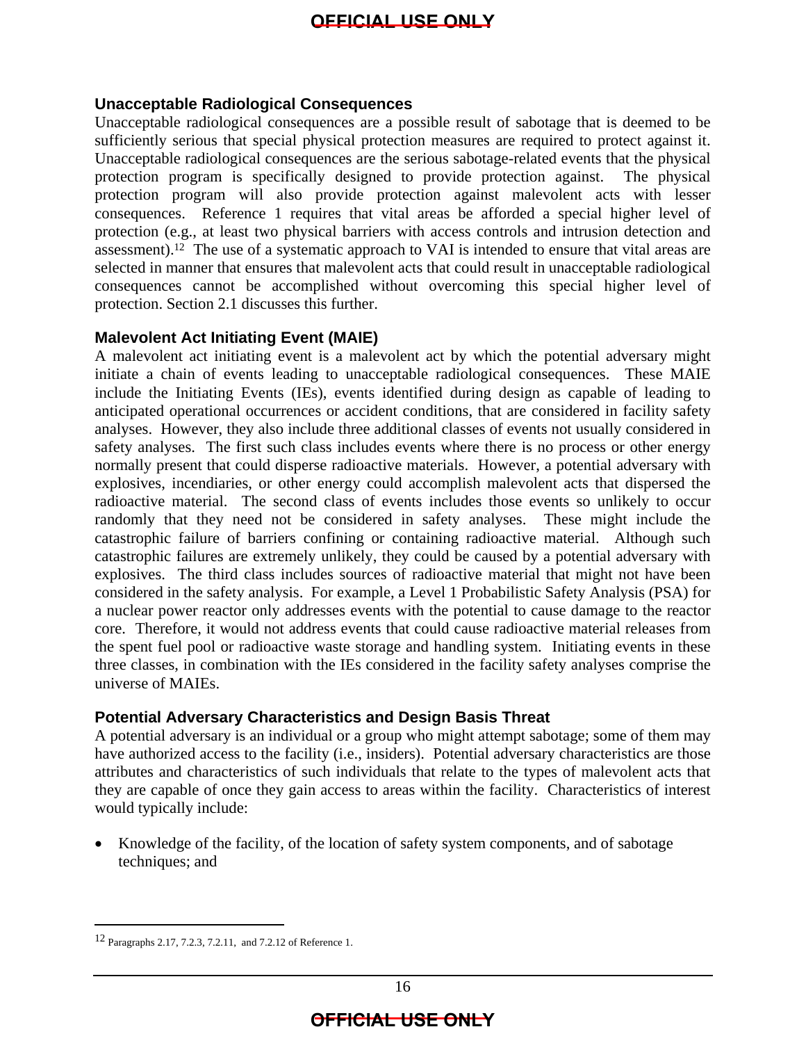### Unacceptable Radiological Consequences

Unacceptable radiological consequences are a possible result of sabotage that is deemed to be sufficiently serious that special physical protection measures are required to protect against it. Unacceptable radiological consequences are the serious sabotage-related events that the physical protection program is specifically designed to provide protection against. The physical protection program will also provide protection against malevolent acts with lesser consequences. Reference 1 requires that vital areas be afforded a special higher level of protection (e.g., at least two physical barriers with access controls and intrusion detection and assessment).[12] The use of a systematic approach to VAI is intended to ensure that vital areas are selected in manner that ensures that malevolent acts that could result in unacceptable radiological consequences cannot be accomplished without overcoming this special higher level of protection. Section 2.1 discusses this further.

### Malevolent Act Initiating Event (MAIE)

A malevolent act initiating event is a malevolent act by which the potential adversary might initiate a chain of events leading to unacceptable radiological consequences. These MAIE include the Initiating Events (IEs), events identified during design as capable of leading to anticipated operational occurrences or accident conditions, that are considered in facility safety analyses. However, they also include three additional classes of events not usually considered in safety analyses. The first such class includes events where there is no process or other energy normally present that could disperse radioactive materials. However, a potential adversary with explosives, incendiaries, or other energy could accomplish malevolent acts that dispersed the radioactive material. The second class of events includes those events so unlikely to occur randomly that they need not be considered in safety analyses. These might include the catastrophic failure of barriers confining or containing radioactive material. Although such catastrophic failures are extremely unlikely, they could be caused by a potential adversary with explosives. The third class includes sources of radioactive material that might not have been considered in the safety analysis. For example, a Level 1 Probabilistic Safety Analysis (PSA) for a nuclear power reactor only addresses events with the potential to cause damage to the reactor core. Therefore, it would not address events that could cause radioactive material releases from the spent fuel pool or radioactive waste storage and handling system. Initiating events in these three classes, in combination with the IEs considered in the facility safety analyses comprise the universe of MAIEs.

### Potential Adversary Characteristics and Design Basis Threat

A potential adversary is an individual or a group who might attempt sabotage; some of them may have authorized access to the facility (i.e., insiders). Potential adversary characteristics are those attributes and characteristics of such individuals that relate to the types of malevolent acts that they are capable of once they gain access to areas within the facility. Characteristics of interest would typically include:

- Knowledge of the facility, of the location of safety system components, and of sabotage techniques; and

---

[12] Paragraphs 2.17, 7.2.3, 7.2.11, and 7.2.12 of Reference 1.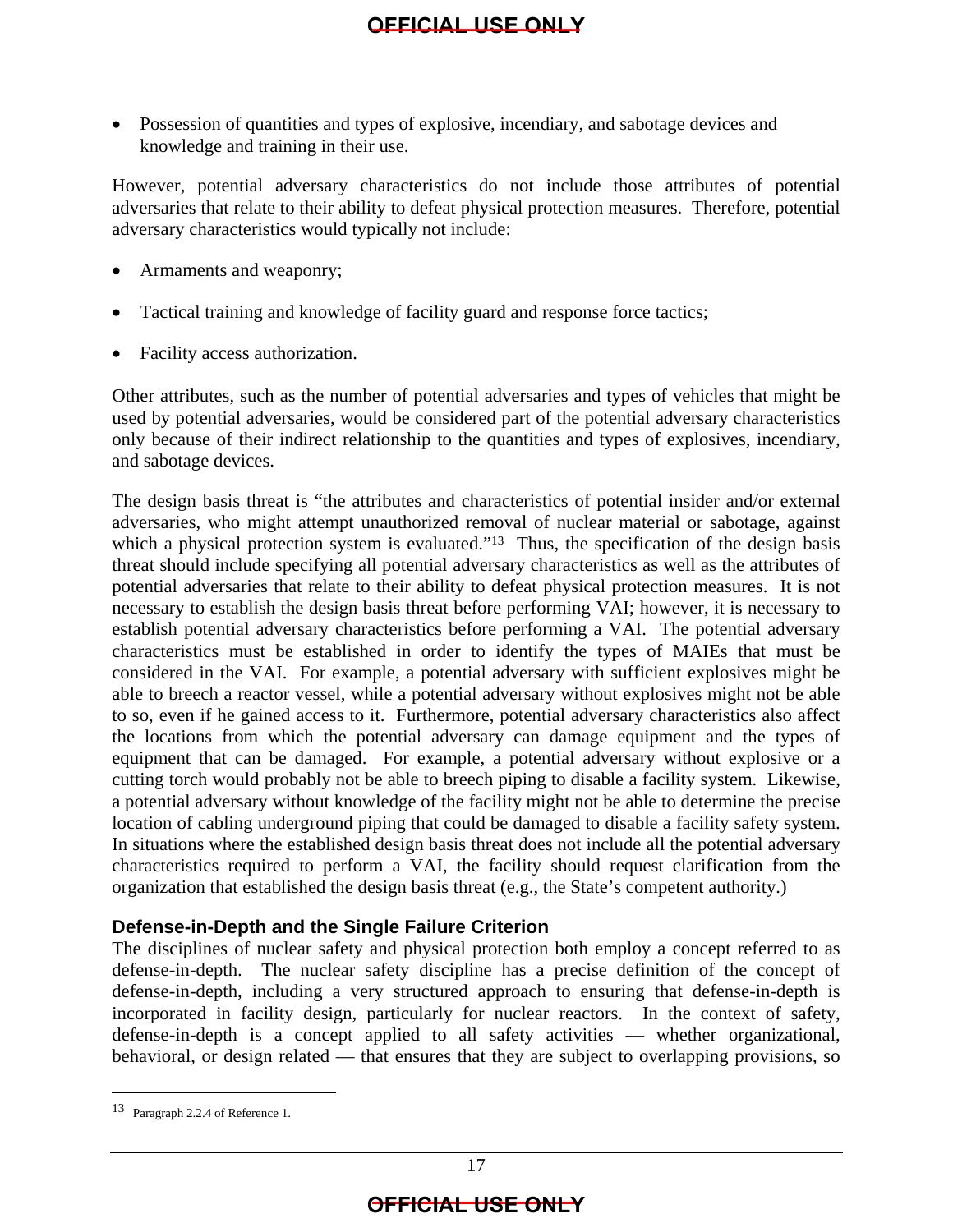- Possession of quantities and types of explosive, incendiary, and sabotage devices and knowledge and training in their use.

However, potential adversary characteristics do not include those attributes of potential adversaries that relate to their ability to defeat physical protection measures. Therefore, potential adversary characteristics would typically not include:

- Armaments and weaponry;
- Tactical training and knowledge of facility guard and response force tactics;
- Facility access authorization.

Other attributes, such as the number of potential adversaries and types of vehicles that might be used by potential adversaries, would be considered part of the potential adversary characteristics only because of their indirect relationship to the quantities and types of explosives, incendiary, and sabotage devices.

The design basis threat is "the attributes and characteristics of potential insider and/or external adversaries, who might attempt unauthorized removal of nuclear material or sabotage, against which a physical protection system is evaluated."[13] Thus, the specification of the design basis threat should include specifying all potential adversary characteristics as well as the attributes of potential adversaries that relate to their ability to defeat physical protection measures. It is not necessary to establish the design basis threat before performing VAI; however, it is necessary to establish potential adversary characteristics before performing a VAI. The potential adversary characteristics must be established in order to identify the types of MAIEs that must be considered in the VAI. For example, a potential adversary with sufficient explosives might be able to breech a reactor vessel, while a potential adversary without explosives might not be able to so, even if he gained access to it. Furthermore, potential adversary characteristics also affect the locations from which the potential adversary can damage equipment and the types of equipment that can be damaged. For example, a potential adversary without explosive or a cutting torch would probably not be able to breech piping to disable a facility system. Likewise, a potential adversary without knowledge of the facility might not be able to determine the precise location of cabling underground piping that could be damaged to disable a facility safety system. In situations where the established design basis threat does not include all the potential adversary characteristics required to perform a VAI, the facility should request clarification from the organization that established the design basis threat (e.g., the State's competent authority.)

### Defense-in-Depth and the Single Failure Criterion

The disciplines of nuclear safety and physical protection both employ a concept referred to as defense-in-depth. The nuclear safety discipline has a precise definition of the concept of defense-in-depth, including a very structured approach to ensuring that defense-in-depth is incorporated in facility design, particularly for nuclear reactors. In the context of safety, defense-in-depth is a concept applied to all safety activities — whether organizational, behavioral, or design related — that ensures that they are subject to overlapping provisions, so

[13] Paragraph 2.2.4 of Reference 1.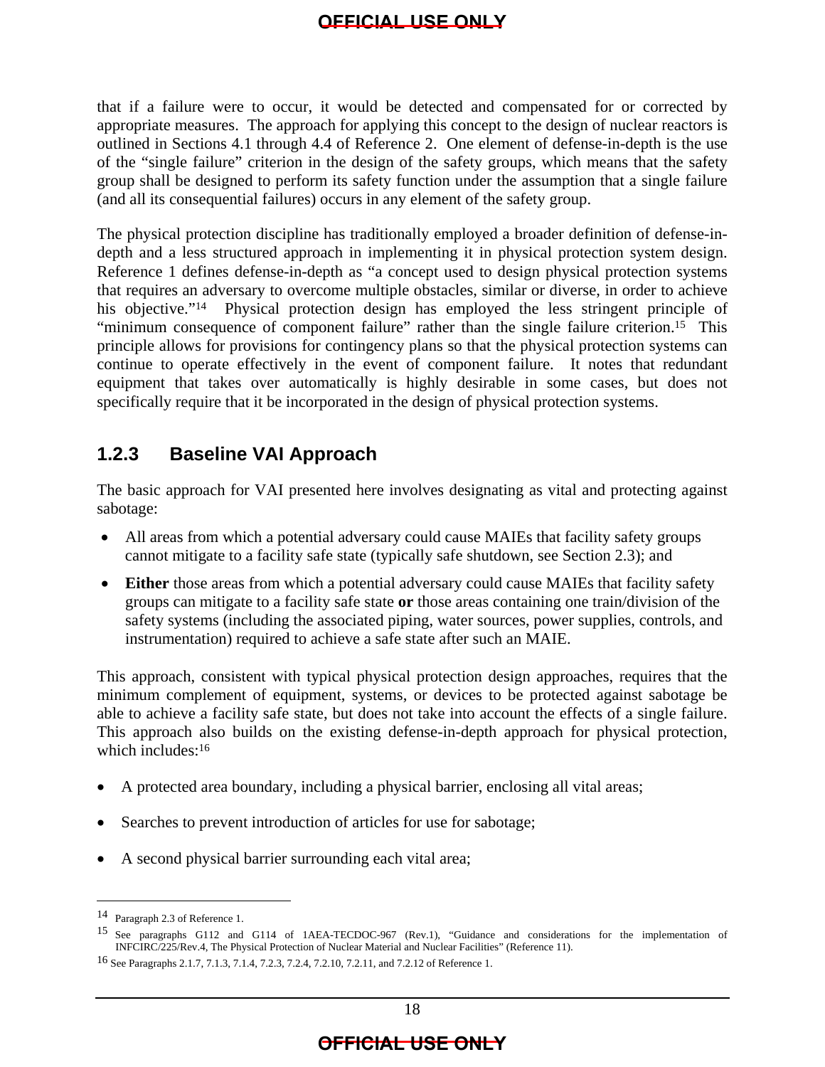that if a failure were to occur, it would be detected and compensated for or corrected by appropriate measures. The approach for applying this concept to the design of nuclear reactors is outlined in Sections 4.1 through 4.4 of Reference 2. One element of defense-in-depth is the use of the "single failure" criterion in the design of the safety groups, which means that the safety group shall be designed to perform its safety function under the assumption that a single failure (and all its consequential failures) occurs in any element of the safety group.

The physical protection discipline has traditionally employed a broader definition of defense-in-depth and a less structured approach in implementing it in physical protection system design. Reference 1 defines defense-in-depth as "a concept used to design physical protection systems that requires an adversary to overcome multiple obstacles, similar or diverse, in order to achieve his objective."[14] Physical protection design has employed the less stringent principle of "minimum consequence of component failure" rather than the single failure criterion.[15] This principle allows for provisions for contingency plans so that the physical protection systems can continue to operate effectively in the event of component failure. It notes that redundant equipment that takes over automatically is highly desirable in some cases, but does not specifically require that it be incorporated in the design of physical protection systems.

### 1.2.3 Baseline VAI Approach

The basic approach for VAI presented here involves designating as vital and protecting against sabotage:

- All areas from which a potential adversary could cause MAIEs that facility safety groups cannot mitigate to a facility safe state (typically safe shutdown, see Section 2.3); and
- **Either** those areas from which a potential adversary could cause MAIEs that facility safety groups can mitigate to a facility safe state **or** those areas containing one train/division of the safety systems (including the associated piping, water sources, power supplies, controls, and instrumentation) required to achieve a safe state after such an MAIE.

This approach, consistent with typical physical protection design approaches, requires that the minimum complement of equipment, systems, or devices to be protected against sabotage be able to achieve a facility safe state, but does not take into account the effects of a single failure. This approach also builds on the existing defense-in-depth approach for physical protection, which includes:[16]

- A protected area boundary, including a physical barrier, enclosing all vital areas;
- Searches to prevent introduction of articles for use for sabotage;
- A second physical barrier surrounding each vital area;

---

[14] Paragraph 2.3 of Reference 1.

[15] See paragraphs G112 and G114 of 1AEA-TECDOC-967 (Rev.1), "Guidance and considerations for the implementation of INFCIRC/225/Rev.4, The Physical Protection of Nuclear Material and Nuclear Facilities" (Reference 11).

[16] See Paragraphs 2.1.7, 7.1.3, 7.1.4, 7.2.3, 7.2.4, 7.2.10, 7.2.11, and 7.2.12 of Reference 1.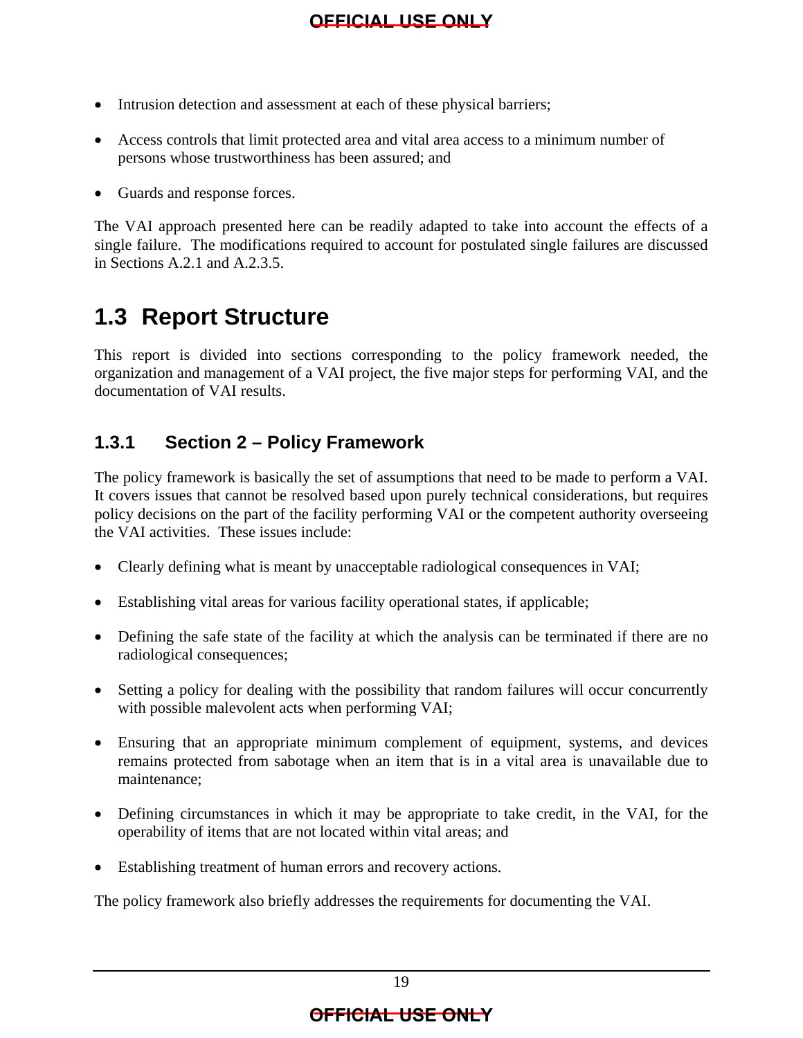- Intrusion detection and assessment at each of these physical barriers;

- Access controls that limit protected area and vital area access to a minimum number of persons whose trustworthiness has been assured; and

- Guards and response forces.

The VAI approach presented here can be readily adapted to take into account the effects of a single failure. The modifications required to account for postulated single failures are discussed in Sections A.2.1 and A.2.3.5.

## 1.3 Report Structure

This report is divided into sections corresponding to the policy framework needed, the organization and management of a VAI project, the five major steps for performing VAI, and the documentation of VAI results.

### 1.3.1 Section 2 – Policy Framework

The policy framework is basically the set of assumptions that need to be made to perform a VAI. It covers issues that cannot be resolved based upon purely technical considerations, but requires policy decisions on the part of the facility performing VAI or the competent authority overseeing the VAI activities. These issues include:

- Clearly defining what is meant by unacceptable radiological consequences in VAI;

- Establishing vital areas for various facility operational states, if applicable;

- Defining the safe state of the facility at which the analysis can be terminated if there are no radiological consequences;

- Setting a policy for dealing with the possibility that random failures will occur concurrently with possible malevolent acts when performing VAI;

- Ensuring that an appropriate minimum complement of equipment, systems, and devices remains protected from sabotage when an item that is in a vital area is unavailable due to maintenance;

- Defining circumstances in which it may be appropriate to take credit, in the VAI, for the operability of items that are not located within vital areas; and

- Establishing treatment of human errors and recovery actions.

The policy framework also briefly addresses the requirements for documenting the VAI.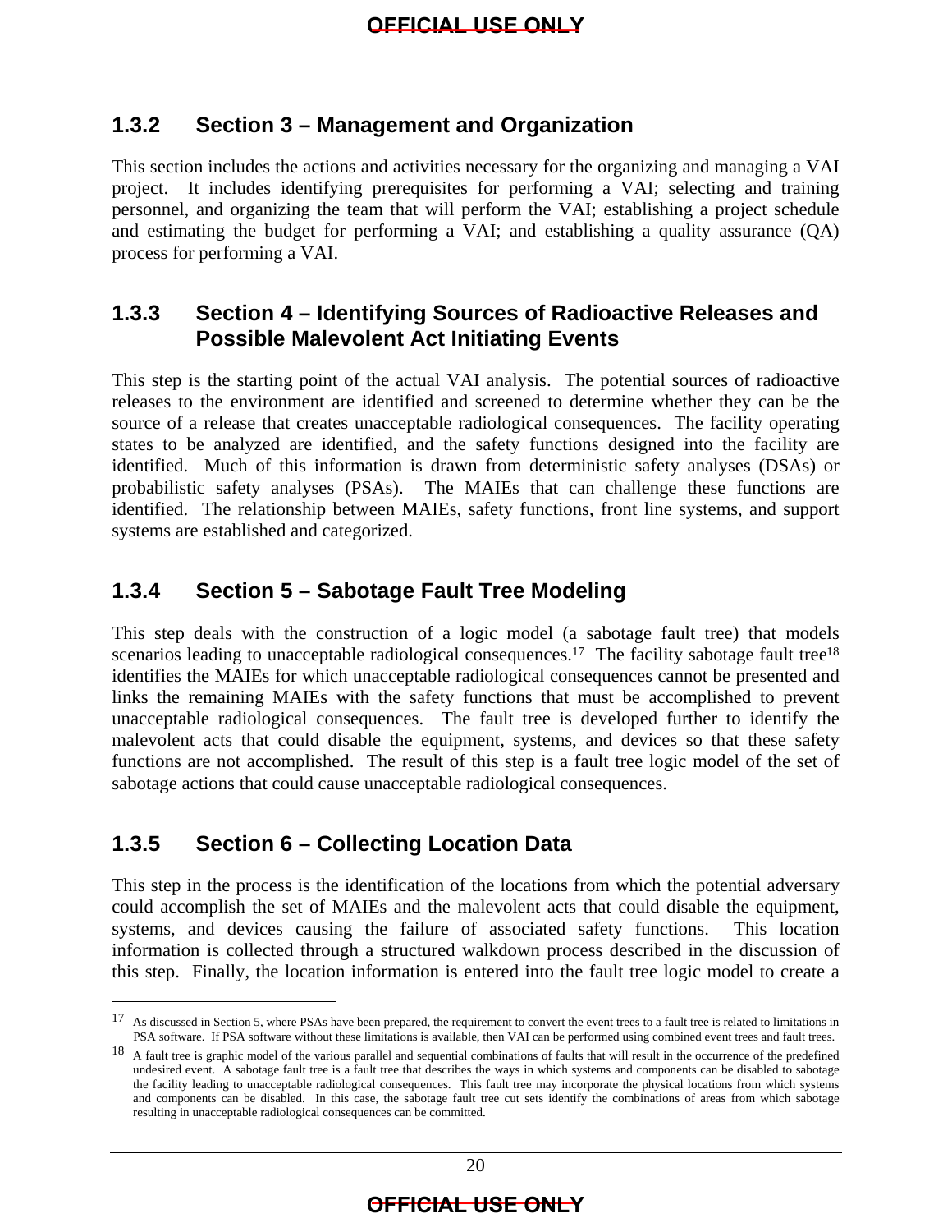### 1.3.2 Section 3 – Management and Organization

This section includes the actions and activities necessary for the organizing and managing a VAI project. It includes identifying prerequisites for performing a VAI; selecting and training personnel, and organizing the team that will perform the VAI; establishing a project schedule and estimating the budget for performing a VAI; and establishing a quality assurance (QA) process for performing a VAI.

### 1.3.3 Section 4 – Identifying Sources of Radioactive Releases and Possible Malevolent Act Initiating Events

This step is the starting point of the actual VAI analysis. The potential sources of radioactive releases to the environment are identified and screened to determine whether they can be the source of a release that creates unacceptable radiological consequences. The facility operating states to be analyzed are identified, and the safety functions designed into the facility are identified. Much of this information is drawn from deterministic safety analyses (DSAs) or probabilistic safety analyses (PSAs). The MAIEs that can challenge these functions are identified. The relationship between MAIEs, safety functions, front line systems, and support systems are established and categorized.

### 1.3.4 Section 5 – Sabotage Fault Tree Modeling

This step deals with the construction of a logic model (a sabotage fault tree) that models scenarios leading to unacceptable radiological consequences.[17] The facility sabotage fault tree[18] identifies the MAIEs for which unacceptable radiological consequences cannot be presented and links the remaining MAIEs with the safety functions that must be accomplished to prevent unacceptable radiological consequences. The fault tree is developed further to identify the malevolent acts that could disable the equipment, systems, and devices so that these safety functions are not accomplished. The result of this step is a fault tree logic model of the set of sabotage actions that could cause unacceptable radiological consequences.

### 1.3.5 Section 6 – Collecting Location Data

This step in the process is the identification of the locations from which the potential adversary could accomplish the set of MAIEs and the malevolent acts that could disable the equipment, systems, and devices causing the failure of associated safety functions. This location information is collected through a structured walkdown process described in the discussion of this step. Finally, the location information is entered into the fault tree logic model to create a

---

[17] As discussed in Section 5, where PSAs have been prepared, the requirement to convert the event trees to a fault tree is related to limitations in PSA software. If PSA software without these limitations is available, then VAI can be performed using combined event trees and fault trees.

[18] A fault tree is graphic model of the various parallel and sequential combinations of faults that will result in the occurrence of the predefined undesired event. A sabotage fault tree is a fault tree that describes the ways in which systems and components can be disabled to sabotage the facility leading to unacceptable radiological consequences. This fault tree may incorporate the physical locations from which systems and components can be disabled. In this case, the sabotage fault tree cut sets identify the combinations of areas from which sabotage resulting in unacceptable radiological consequences can be committed.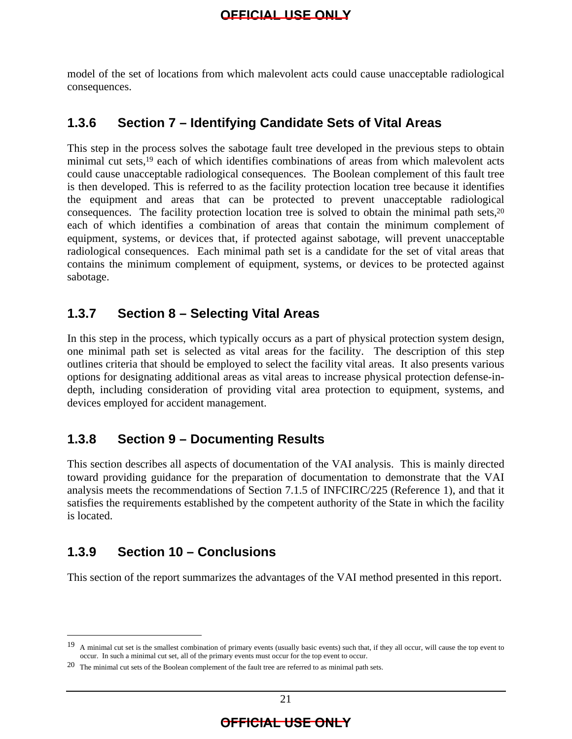model of the set of locations from which malevolent acts could cause unacceptable radiological consequences.

### 1.3.6 Section 7 – Identifying Candidate Sets of Vital Areas

This step in the process solves the sabotage fault tree developed in the previous steps to obtain minimal cut sets,[19] each of which identifies combinations of areas from which malevolent acts could cause unacceptable radiological consequences. The Boolean complement of this fault tree is then developed. This is referred to as the facility protection location tree because it identifies the equipment and areas that can be protected to prevent unacceptable radiological consequences. The facility protection location tree is solved to obtain the minimal path sets,[20] each of which identifies a combination of areas that contain the minimum complement of equipment, systems, or devices that, if protected against sabotage, will prevent unacceptable radiological consequences. Each minimal path set is a candidate for the set of vital areas that contains the minimum complement of equipment, systems, or devices to be protected against sabotage.

### 1.3.7 Section 8 – Selecting Vital Areas

In this step in the process, which typically occurs as a part of physical protection system design, one minimal path set is selected as vital areas for the facility. The description of this step outlines criteria that should be employed to select the facility vital areas. It also presents various options for designating additional areas as vital areas to increase physical protection defense-in-depth, including consideration of providing vital area protection to equipment, systems, and devices employed for accident management.

### 1.3.8 Section 9 – Documenting Results

This section describes all aspects of documentation of the VAI analysis. This is mainly directed toward providing guidance for the preparation of documentation to demonstrate that the VAI analysis meets the recommendations of Section 7.1.5 of INFCIRC/225 (Reference 1), and that it satisfies the requirements established by the competent authority of the State in which the facility is located.

### 1.3.9 Section 10 – Conclusions

This section of the report summarizes the advantages of the VAI method presented in this report.

---

[19] A minimal cut set is the smallest combination of primary events (usually basic events) such that, if they all occur, will cause the top event to occur. In such a minimal cut set, all of the primary events must occur for the top event to occur.

[20] The minimal cut sets of the Boolean complement of the fault tree are referred to as minimal path sets.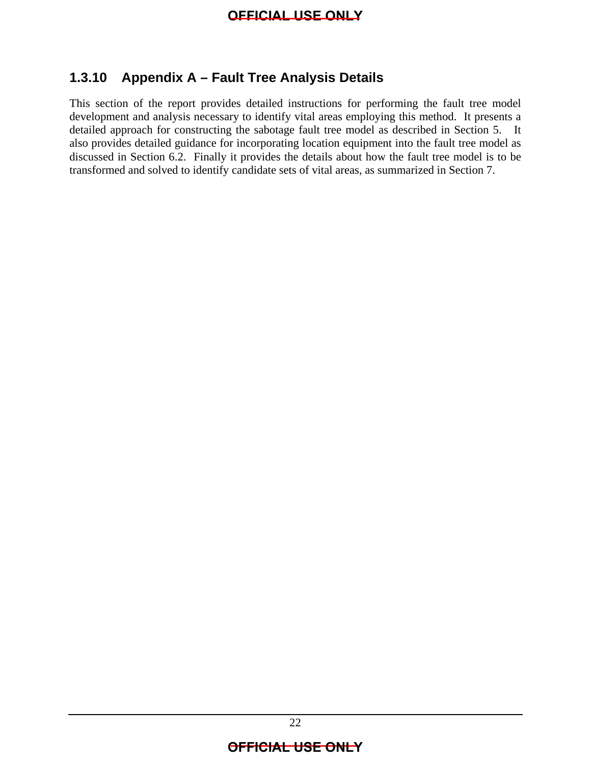### 1.3.10 Appendix A – Fault Tree Analysis Details

This section of the report provides detailed instructions for performing the fault tree model development and analysis necessary to identify vital areas employing this method. It presents a detailed approach for constructing the sabotage fault tree model as described in Section 5. It also provides detailed guidance for incorporating location equipment into the fault tree model as discussed in Section 6.2. Finally it provides the details about how the fault tree model is to be transformed and solved to identify candidate sets of vital areas, as summarized in Section 7.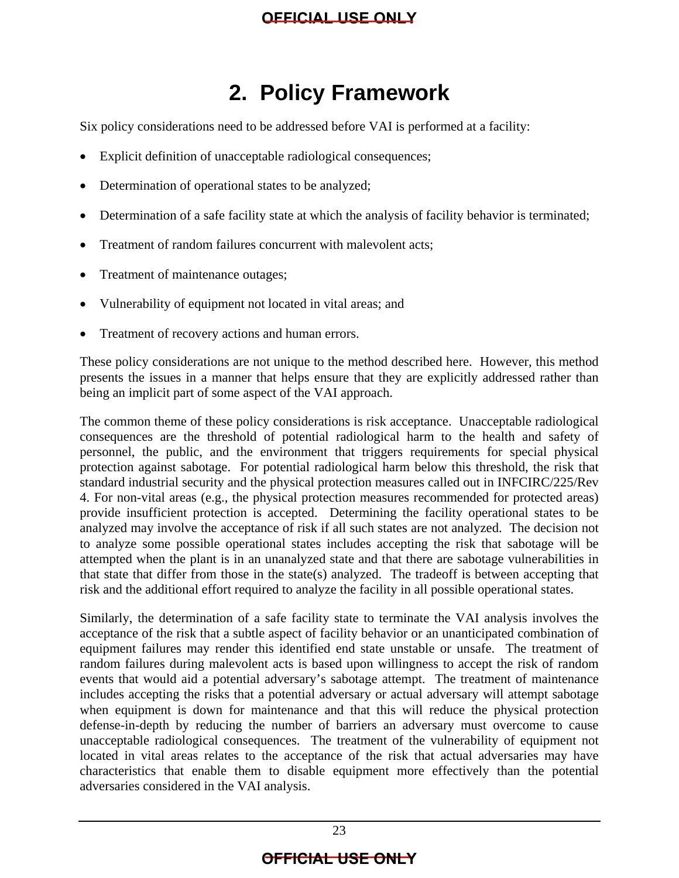# 2. Policy Framework

Six policy considerations need to be addressed before VAI is performed at a facility:

- Explicit definition of unacceptable radiological consequences;
- Determination of operational states to be analyzed;
- Determination of a safe facility state at which the analysis of facility behavior is terminated;
- Treatment of random failures concurrent with malevolent acts;
- Treatment of maintenance outages;
- Vulnerability of equipment not located in vital areas; and
- Treatment of recovery actions and human errors.

These policy considerations are not unique to the method described here. However, this method presents the issues in a manner that helps ensure that they are explicitly addressed rather than being an implicit part of some aspect of the VAI approach.

The common theme of these policy considerations is risk acceptance. Unacceptable radiological consequences are the threshold of potential radiological harm to the health and safety of personnel, the public, and the environment that triggers requirements for special physical protection against sabotage. For potential radiological harm below this threshold, the risk that standard industrial security and the physical protection measures called out in INFCIRC/225/Rev 4. For non-vital areas (e.g., the physical protection measures recommended for protected areas) provide insufficient protection is accepted. Determining the facility operational states to be analyzed may involve the acceptance of risk if all such states are not analyzed. The decision not to analyze some possible operational states includes accepting the risk that sabotage will be attempted when the plant is in an unanalyzed state and that there are sabotage vulnerabilities in that state that differ from those in the state(s) analyzed. The tradeoff is between accepting that risk and the additional effort required to analyze the facility in all possible operational states.

Similarly, the determination of a safe facility state to terminate the VAI analysis involves the acceptance of the risk that a subtle aspect of facility behavior or an unanticipated combination of equipment failures may render this identified end state unstable or unsafe. The treatment of random failures during malevolent acts is based upon willingness to accept the risk of random events that would aid a potential adversary's sabotage attempt. The treatment of maintenance includes accepting the risks that a potential adversary or actual adversary will attempt sabotage when equipment is down for maintenance and that this will reduce the physical protection defense-in-depth by reducing the number of barriers an adversary must overcome to cause unacceptable radiological consequences. The treatment of the vulnerability of equipment not located in vital areas relates to the acceptance of the risk that actual adversaries may have characteristics that enable them to disable equipment more effectively than the potential adversaries considered in the VAI analysis.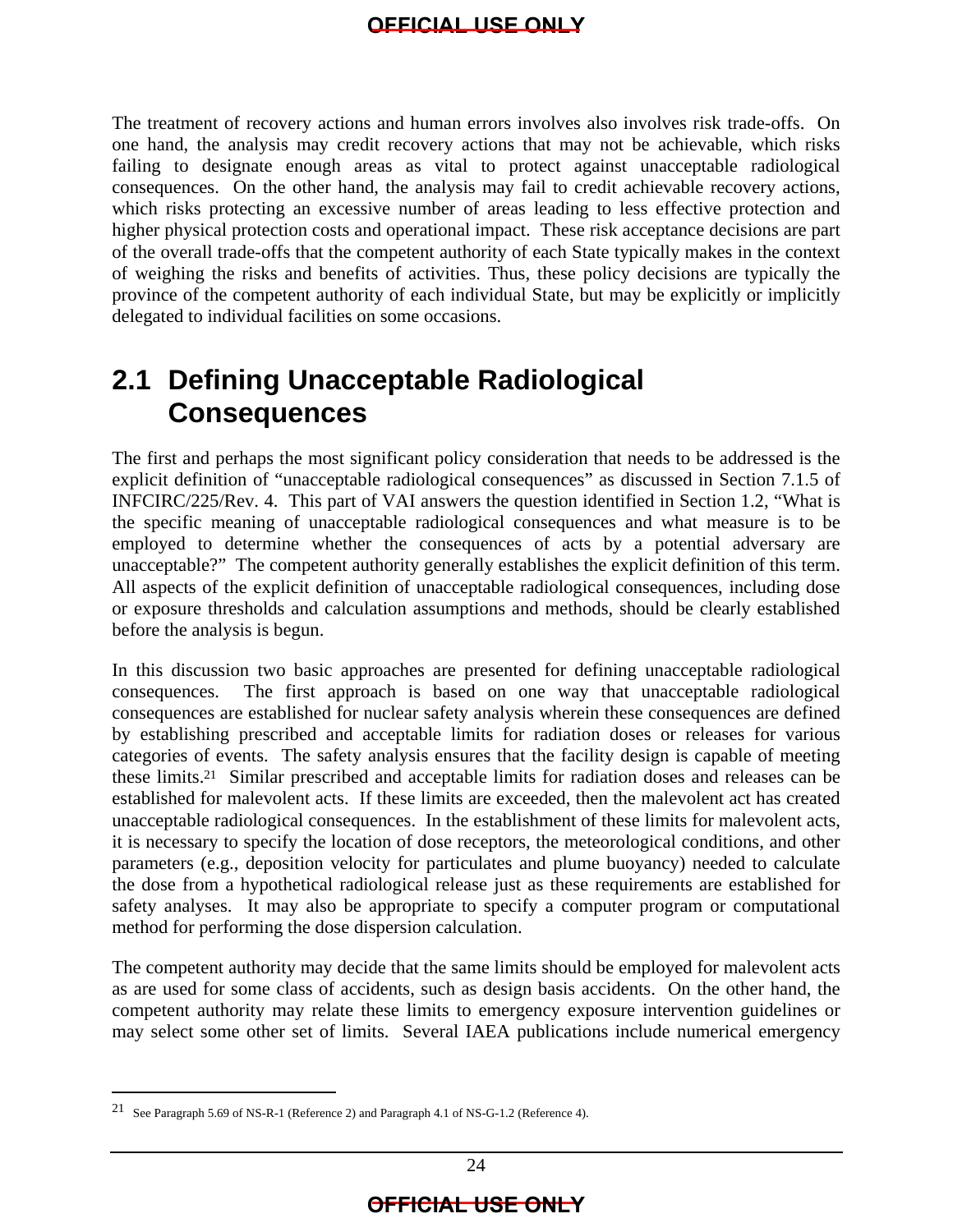The treatment of recovery actions and human errors involves also involves risk trade-offs. On one hand, the analysis may credit recovery actions that may not be achievable, which risks failing to designate enough areas as vital to protect against unacceptable radiological consequences. On the other hand, the analysis may fail to credit achievable recovery actions, which risks protecting an excessive number of areas leading to less effective protection and higher physical protection costs and operational impact. These risk acceptance decisions are part of the overall trade-offs that the competent authority of each State typically makes in the context of weighing the risks and benefits of activities. Thus, these policy decisions are typically the province of the competent authority of each individual State, but may be explicitly or implicitly delegated to individual facilities on some occasions.

## 2.1 Defining Unacceptable Radiological Consequences

The first and perhaps the most significant policy consideration that needs to be addressed is the explicit definition of "unacceptable radiological consequences" as discussed in Section 7.1.5 of INFCIRC/225/Rev. 4. This part of VAI answers the question identified in Section 1.2, "What is the specific meaning of unacceptable radiological consequences and what measure is to be employed to determine whether the consequences of acts by a potential adversary are unacceptable?" The competent authority generally establishes the explicit definition of this term. All aspects of the explicit definition of unacceptable radiological consequences, including dose or exposure thresholds and calculation assumptions and methods, should be clearly established before the analysis is begun.

In this discussion two basic approaches are presented for defining unacceptable radiological consequences. The first approach is based on one way that unacceptable radiological consequences are established for nuclear safety analysis wherein these consequences are defined by establishing prescribed and acceptable limits for radiation doses or releases for various categories of events. The safety analysis ensures that the facility design is capable of meeting these limits.[21] Similar prescribed and acceptable limits for radiation doses and releases can be established for malevolent acts. If these limits are exceeded, then the malevolent act has created unacceptable radiological consequences. In the establishment of these limits for malevolent acts, it is necessary to specify the location of dose receptors, the meteorological conditions, and other parameters (e.g., deposition velocity for particulates and plume buoyancy) needed to calculate the dose from a hypothetical radiological release just as these requirements are established for safety analyses. It may also be appropriate to specify a computer program or computational method for performing the dose dispersion calculation.

The competent authority may decide that the same limits should be employed for malevolent acts as are used for some class of accidents, such as design basis accidents. On the other hand, the competent authority may relate these limits to emergency exposure intervention guidelines or may select some other set of limits. Several IAEA publications include numerical emergency

---

[21] See Paragraph 5.69 of NS-R-1 (Reference 2) and Paragraph 4.1 of NS-G-1.2 (Reference 4).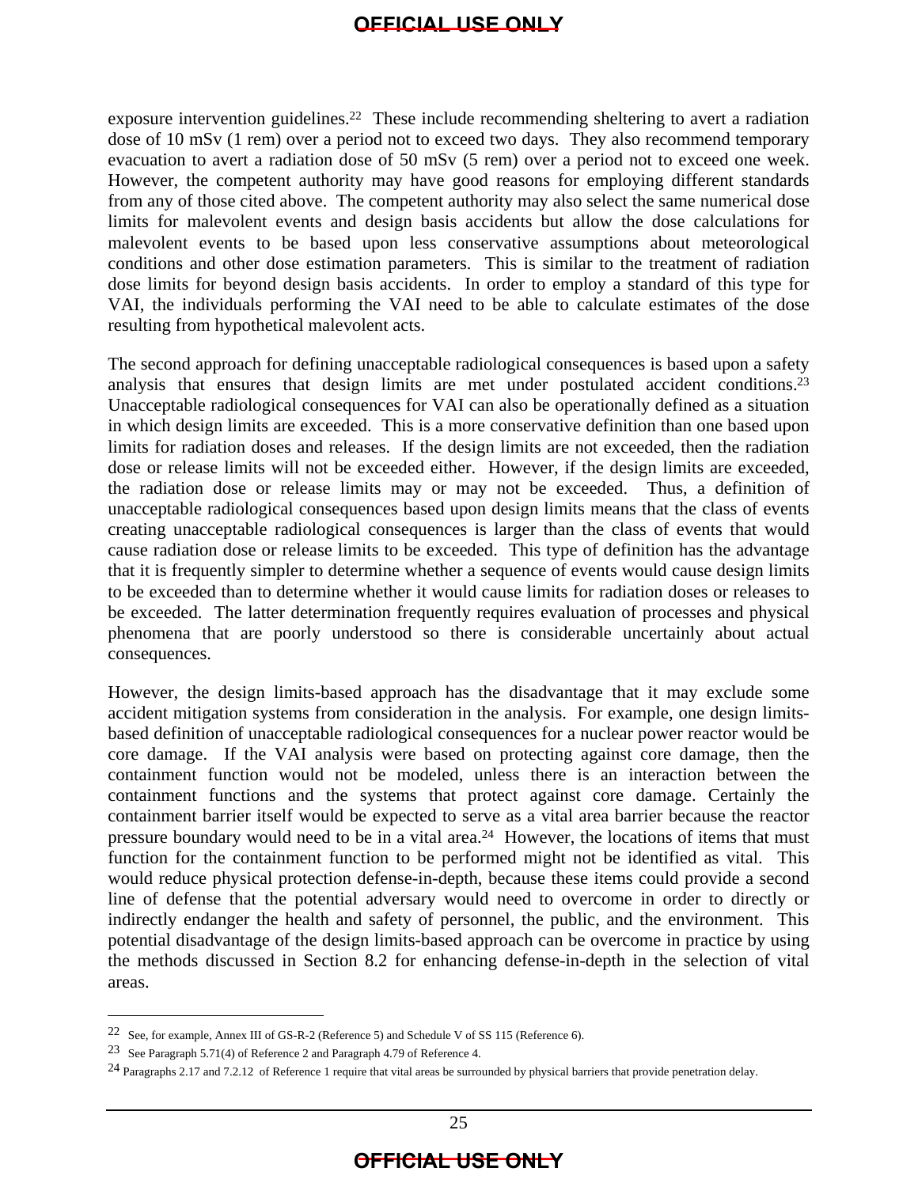exposure intervention guidelines.[22] These include recommending sheltering to avert a radiation dose of 10 mSv (1 rem) over a period not to exceed two days. They also recommend temporary evacuation to avert a radiation dose of 50 mSv (5 rem) over a period not to exceed one week. However, the competent authority may have good reasons for employing different standards from any of those cited above. The competent authority may also select the same numerical dose limits for malevolent events and design basis accidents but allow the dose calculations for malevolent events to be based upon less conservative assumptions about meteorological conditions and other dose estimation parameters. This is similar to the treatment of radiation dose limits for beyond design basis accidents. In order to employ a standard of this type for VAI, the individuals performing the VAI need to be able to calculate estimates of the dose resulting from hypothetical malevolent acts.

The second approach for defining unacceptable radiological consequences is based upon a safety analysis that ensures that design limits are met under postulated accident conditions.[23] Unacceptable radiological consequences for VAI can also be operationally defined as a situation in which design limits are exceeded. This is a more conservative definition than one based upon limits for radiation doses and releases. If the design limits are not exceeded, then the radiation dose or release limits will not be exceeded either. However, if the design limits are exceeded, the radiation dose or release limits may or may not be exceeded. Thus, a definition of unacceptable radiological consequences based upon design limits means that the class of events creating unacceptable radiological consequences is larger than the class of events that would cause radiation dose or release limits to be exceeded. This type of definition has the advantage that it is frequently simpler to determine whether a sequence of events would cause design limits to be exceeded than to determine whether it would cause limits for radiation doses or releases to be exceeded. The latter determination frequently requires evaluation of processes and physical phenomena that are poorly understood so there is considerable uncertainly about actual consequences.

However, the design limits-based approach has the disadvantage that it may exclude some accident mitigation systems from consideration in the analysis. For example, one design limits-based definition of unacceptable radiological consequences for a nuclear power reactor would be core damage. If the VAI analysis were based on protecting against core damage, then the containment function would not be modeled, unless there is an interaction between the containment functions and the systems that protect against core damage. Certainly the containment barrier itself would be expected to serve as a vital area barrier because the reactor pressure boundary would need to be in a vital area.[24] However, the locations of items that must function for the containment function to be performed might not be identified as vital. This would reduce physical protection defense-in-depth, because these items could provide a second line of defense that the potential adversary would need to overcome in order to directly or indirectly endanger the health and safety of personnel, the public, and the environment. This potential disadvantage of the design limits-based approach can be overcome in practice by using the methods discussed in Section 8.2 for enhancing defense-in-depth in the selection of vital areas.

---

[22] See, for example, Annex III of GS-R-2 (Reference 5) and Schedule V of SS 115 (Reference 6).

[23] See Paragraph 5.71(4) of Reference 2 and Paragraph 4.79 of Reference 4.

[24] Paragraphs 2.17 and 7.2.12 of Reference 1 require that vital areas be surrounded by physical barriers that provide penetration delay.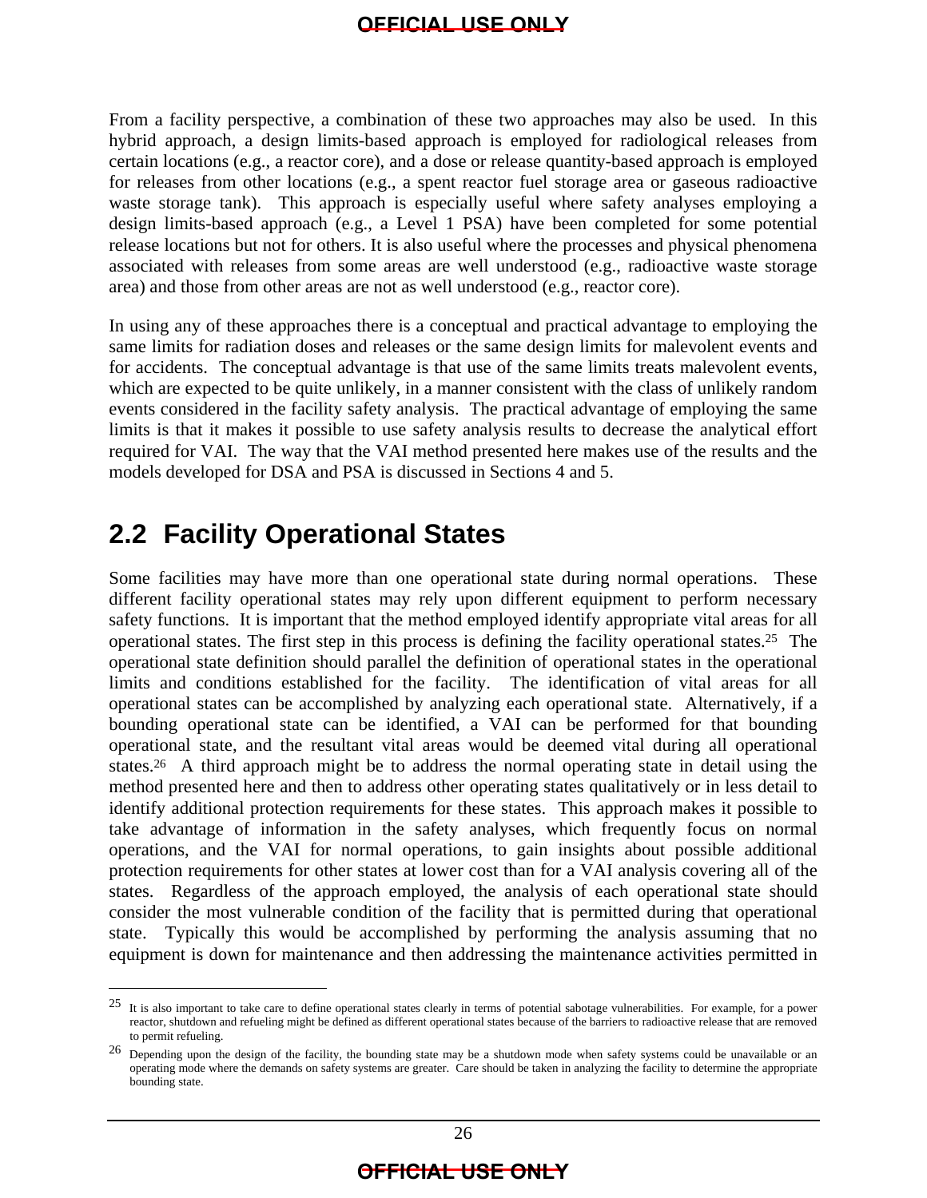From a facility perspective, a combination of these two approaches may also be used. In this hybrid approach, a design limits-based approach is employed for radiological releases from certain locations (e.g., a reactor core), and a dose or release quantity-based approach is employed for releases from other locations (e.g., a spent reactor fuel storage area or gaseous radioactive waste storage tank). This approach is especially useful where safety analyses employing a design limits-based approach (e.g., a Level 1 PSA) have been completed for some potential release locations but not for others. It is also useful where the processes and physical phenomena associated with releases from some areas are well understood (e.g., radioactive waste storage area) and those from other areas are not as well understood (e.g., reactor core).

In using any of these approaches there is a conceptual and practical advantage to employing the same limits for radiation doses and releases or the same design limits for malevolent events and for accidents. The conceptual advantage is that use of the same limits treats malevolent events, which are expected to be quite unlikely, in a manner consistent with the class of unlikely random events considered in the facility safety analysis. The practical advantage of employing the same limits is that it makes it possible to use safety analysis results to decrease the analytical effort required for VAI. The way that the VAI method presented here makes use of the results and the models developed for DSA and PSA is discussed in Sections 4 and 5.

## 2.2 Facility Operational States

Some facilities may have more than one operational state during normal operations. These different facility operational states may rely upon different equipment to perform necessary safety functions. It is important that the method employed identify appropriate vital areas for all operational states. The first step in this process is defining the facility operational states.[25] The operational state definition should parallel the definition of operational states in the operational limits and conditions established for the facility. The identification of vital areas for all operational states can be accomplished by analyzing each operational state. Alternatively, if a bounding operational state can be identified, a VAI can be performed for that bounding operational state, and the resultant vital areas would be deemed vital during all operational states.[26] A third approach might be to address the normal operating state in detail using the method presented here and then to address other operating states qualitatively or in less detail to identify additional protection requirements for these states. This approach makes it possible to take advantage of information in the safety analyses, which frequently focus on normal operations, and the VAI for normal operations, to gain insights about possible additional protection requirements for other states at lower cost than for a VAI analysis covering all of the states. Regardless of the approach employed, the analysis of each operational state should consider the most vulnerable condition of the facility that is permitted during that operational state. Typically this would be accomplished by performing the analysis assuming that no equipment is down for maintenance and then addressing the maintenance activities permitted in

---

[25] It is also important to take care to define operational states clearly in terms of potential sabotage vulnerabilities. For example, for a power reactor, shutdown and refueling might be defined as different operational states because of the barriers to radioactive release that are removed to permit refueling.

[26] Depending upon the design of the facility, the bounding state may be a shutdown mode when safety systems could be unavailable or an operating mode where the demands on safety systems are greater. Care should be taken in analyzing the facility to determine the appropriate bounding state.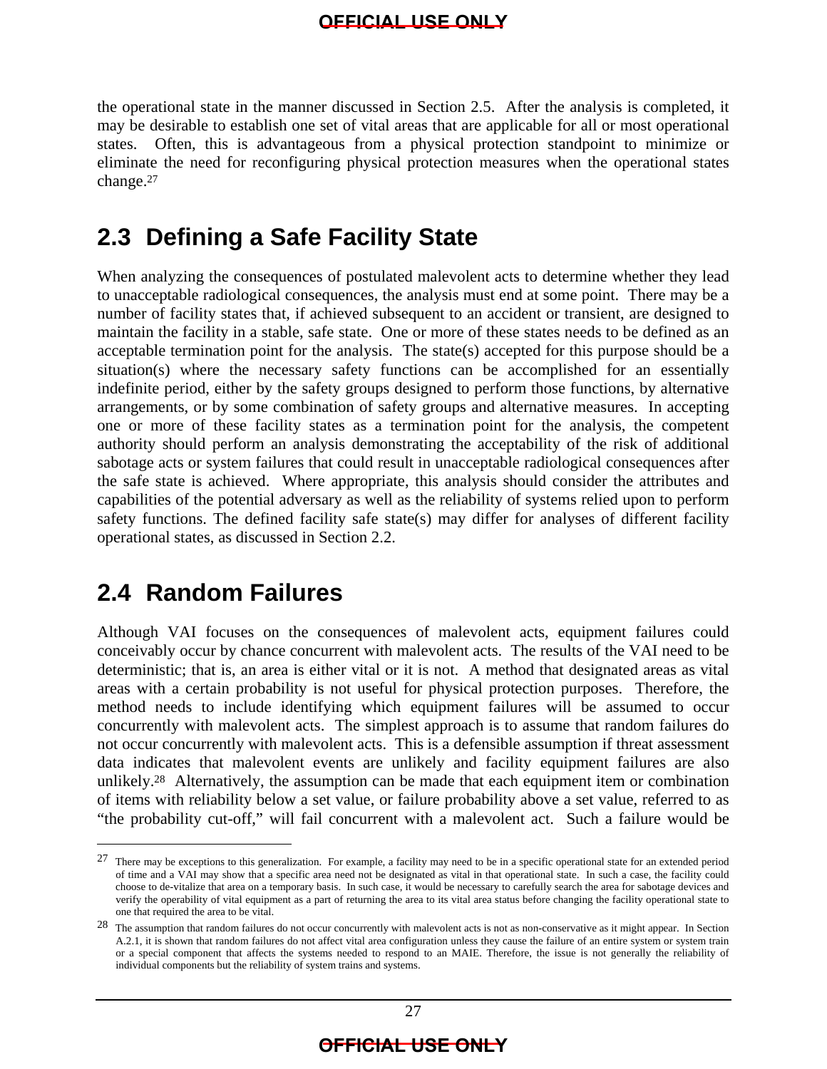the operational state in the manner discussed in Section 2.5. After the analysis is completed, it may be desirable to establish one set of vital areas that are applicable for all or most operational states. Often, this is advantageous from a physical protection standpoint to minimize or eliminate the need for reconfiguring physical protection measures when the operational states change.[27]

## 2.3 Defining a Safe Facility State

When analyzing the consequences of postulated malevolent acts to determine whether they lead to unacceptable radiological consequences, the analysis must end at some point. There may be a number of facility states that, if achieved subsequent to an accident or transient, are designed to maintain the facility in a stable, safe state. One or more of these states needs to be defined as an acceptable termination point for the analysis. The state(s) accepted for this purpose should be a situation(s) where the necessary safety functions can be accomplished for an essentially indefinite period, either by the safety groups designed to perform those functions, by alternative arrangements, or by some combination of safety groups and alternative measures. In accepting one or more of these facility states as a termination point for the analysis, the competent authority should perform an analysis demonstrating the acceptability of the risk of additional sabotage acts or system failures that could result in unacceptable radiological consequences after the safe state is achieved. Where appropriate, this analysis should consider the attributes and capabilities of the potential adversary as well as the reliability of systems relied upon to perform safety functions. The defined facility safe state(s) may differ for analyses of different facility operational states, as discussed in Section 2.2.

## 2.4 Random Failures

Although VAI focuses on the consequences of malevolent acts, equipment failures could conceivably occur by chance concurrent with malevolent acts. The results of the VAI need to be deterministic; that is, an area is either vital or it is not. A method that designated areas as vital areas with a certain probability is not useful for physical protection purposes. Therefore, the method needs to include identifying which equipment failures will be assumed to occur concurrently with malevolent acts. The simplest approach is to assume that random failures do not occur concurrently with malevolent acts. This is a defensible assumption if threat assessment data indicates that malevolent events are unlikely and facility equipment failures are also unlikely.[28] Alternatively, the assumption can be made that each equipment item or combination of items with reliability below a set value, or failure probability above a set value, referred to as "the probability cut-off," will fail concurrent with a malevolent act. Such a failure would be

---

[27] There may be exceptions to this generalization. For example, a facility may need to be in a specific operational state for an extended period of time and a VAI may show that a specific area need not be designated as vital in that operational state. In such a case, the facility could choose to de-vitalize that area on a temporary basis. In such case, it would be necessary to carefully search the area for sabotage devices and verify the operability of vital equipment as a part of returning the area to its vital area status before changing the facility operational state to one that required the area to be vital.

[28] The assumption that random failures do not occur concurrently with malevolent acts is not as non-conservative as it might appear. In Section A.2.1, it is shown that random failures do not affect vital area configuration unless they cause the failure of an entire system or system train or a special component that affects the systems needed to respond to an MAIE. Therefore, the issue is not generally the reliability of individual components but the reliability of system trains and systems.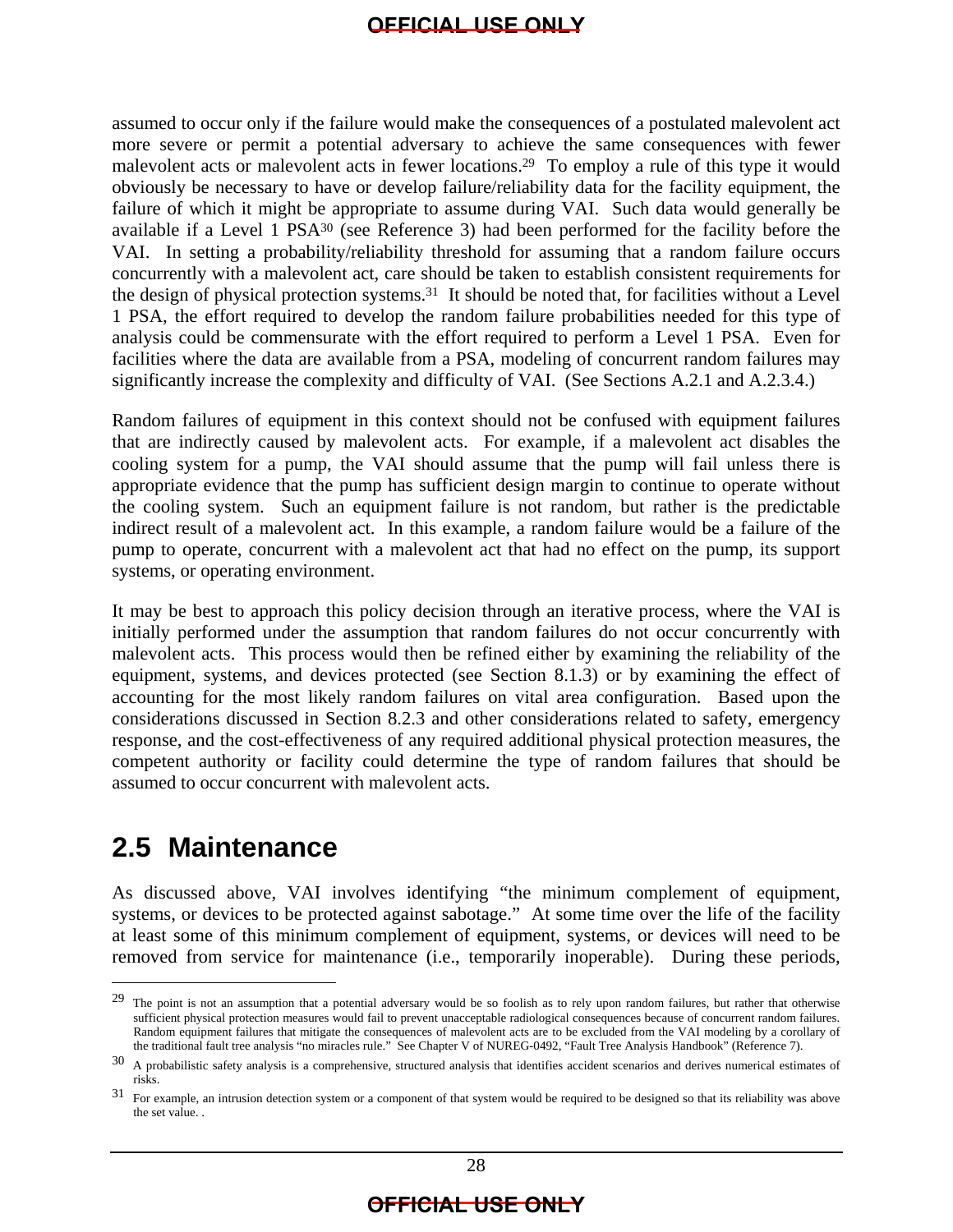assumed to occur only if the failure would make the consequences of a postulated malevolent act more severe or permit a potential adversary to achieve the same consequences with fewer malevolent acts or malevolent acts in fewer locations.[29] To employ a rule of this type it would obviously be necessary to have or develop failure/reliability data for the facility equipment, the failure of which it might be appropriate to assume during VAI. Such data would generally be available if a Level 1 PSA[30] (see Reference 3) had been performed for the facility before the VAI. In setting a probability/reliability threshold for assuming that a random failure occurs concurrently with a malevolent act, care should be taken to establish consistent requirements for the design of physical protection systems.[31] It should be noted that, for facilities without a Level 1 PSA, the effort required to develop the random failure probabilities needed for this type of analysis could be commensurate with the effort required to perform a Level 1 PSA. Even for facilities where the data are available from a PSA, modeling of concurrent random failures may significantly increase the complexity and difficulty of VAI. (See Sections A.2.1 and A.2.3.4.)

Random failures of equipment in this context should not be confused with equipment failures that are indirectly caused by malevolent acts. For example, if a malevolent act disables the cooling system for a pump, the VAI should assume that the pump will fail unless there is appropriate evidence that the pump has sufficient design margin to continue to operate without the cooling system. Such an equipment failure is not random, but rather is the predictable indirect result of a malevolent act. In this example, a random failure would be a failure of the pump to operate, concurrent with a malevolent act that had no effect on the pump, its support systems, or operating environment.

It may be best to approach this policy decision through an iterative process, where the VAI is initially performed under the assumption that random failures do not occur concurrently with malevolent acts. This process would then be refined either by examining the reliability of the equipment, systems, and devices protected (see Section 8.1.3) or by examining the effect of accounting for the most likely random failures on vital area configuration. Based upon the considerations discussed in Section 8.2.3 and other considerations related to safety, emergency response, and the cost-effectiveness of any required additional physical protection measures, the competent authority or facility could determine the type of random failures that should be assumed to occur concurrent with malevolent acts.

## 2.5 Maintenance

As discussed above, VAI involves identifying "the minimum complement of equipment, systems, or devices to be protected against sabotage." At some time over the life of the facility at least some of this minimum complement of equipment, systems, or devices will need to be removed from service for maintenance (i.e., temporarily inoperable). During these periods,

---

[29] The point is not an assumption that a potential adversary would be so foolish as to rely upon random failures, but rather that otherwise sufficient physical protection measures would fail to prevent unacceptable radiological consequences because of concurrent random failures. Random equipment failures that mitigate the consequences of malevolent acts are to be excluded from the VAI modeling by a corollary of the traditional fault tree analysis "no miracles rule." See Chapter V of NUREG-0492, "Fault Tree Analysis Handbook" (Reference 7).

[30] A probabilistic safety analysis is a comprehensive, structured analysis that identifies accident scenarios and derives numerical estimates of risks.

[31] For example, an intrusion detection system or a component of that system would be required to be designed so that its reliability was above the set value. .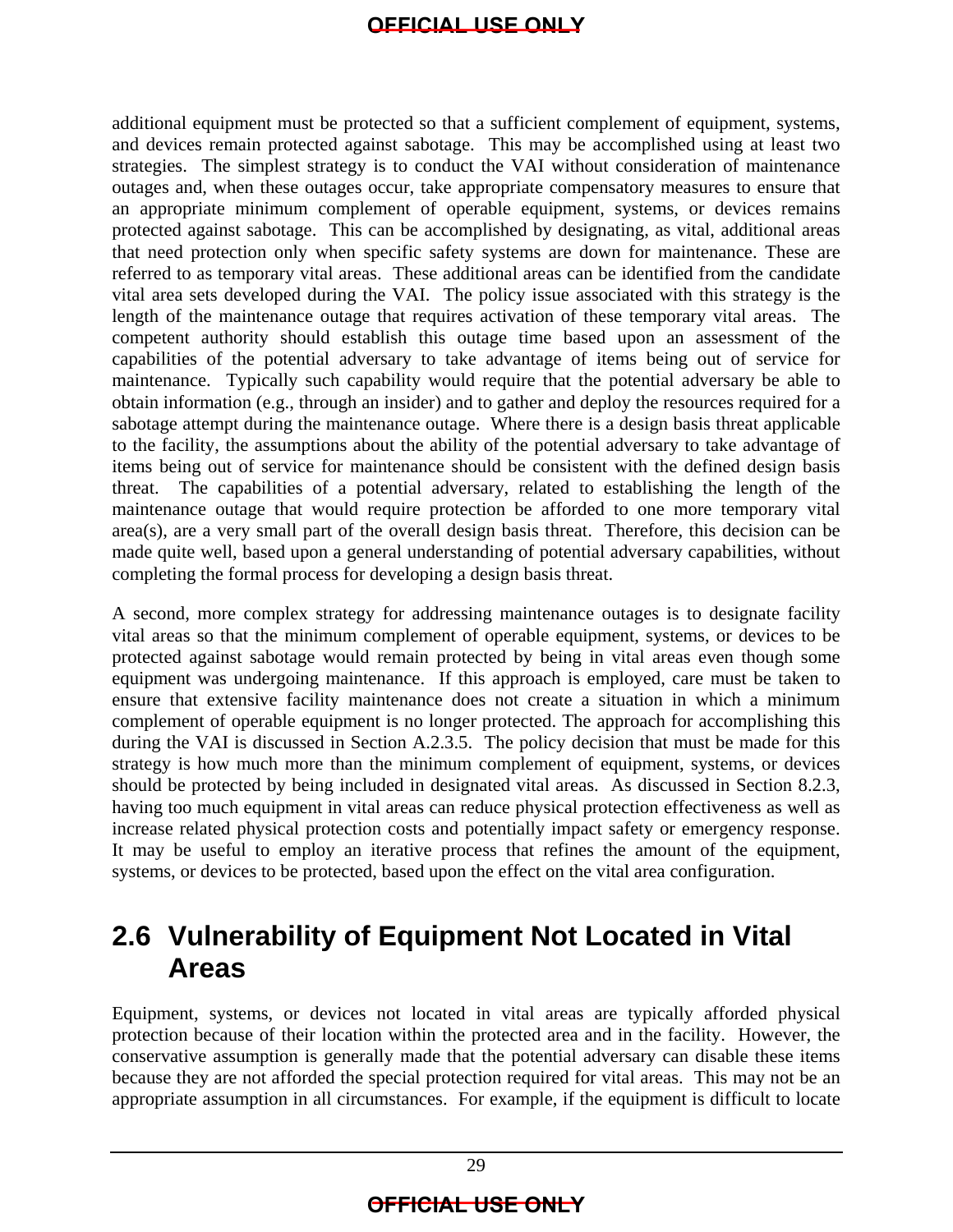additional equipment must be protected so that a sufficient complement of equipment, systems, and devices remain protected against sabotage. This may be accomplished using at least two strategies. The simplest strategy is to conduct the VAI without consideration of maintenance outages and, when these outages occur, take appropriate compensatory measures to ensure that an appropriate minimum complement of operable equipment, systems, or devices remains protected against sabotage. This can be accomplished by designating, as vital, additional areas that need protection only when specific safety systems are down for maintenance. These are referred to as temporary vital areas. These additional areas can be identified from the candidate vital area sets developed during the VAI. The policy issue associated with this strategy is the length of the maintenance outage that requires activation of these temporary vital areas. The competent authority should establish this outage time based upon an assessment of the capabilities of the potential adversary to take advantage of items being out of service for maintenance. Typically such capability would require that the potential adversary be able to obtain information (e.g., through an insider) and to gather and deploy the resources required for a sabotage attempt during the maintenance outage. Where there is a design basis threat applicable to the facility, the assumptions about the ability of the potential adversary to take advantage of items being out of service for maintenance should be consistent with the defined design basis threat. The capabilities of a potential adversary, related to establishing the length of the maintenance outage that would require protection be afforded to one more temporary vital area(s), are a very small part of the overall design basis threat. Therefore, this decision can be made quite well, based upon a general understanding of potential adversary capabilities, without completing the formal process for developing a design basis threat.

A second, more complex strategy for addressing maintenance outages is to designate facility vital areas so that the minimum complement of operable equipment, systems, or devices to be protected against sabotage would remain protected by being in vital areas even though some equipment was undergoing maintenance. If this approach is employed, care must be taken to ensure that extensive facility maintenance does not create a situation in which a minimum complement of operable equipment is no longer protected. The approach for accomplishing this during the VAI is discussed in Section A.2.3.5. The policy decision that must be made for this strategy is how much more than the minimum complement of equipment, systems, or devices should be protected by being included in designated vital areas. As discussed in Section 8.2.3, having too much equipment in vital areas can reduce physical protection effectiveness as well as increase related physical protection costs and potentially impact safety or emergency response. It may be useful to employ an iterative process that refines the amount of the equipment, systems, or devices to be protected, based upon the effect on the vital area configuration.

## 2.6 Vulnerability of Equipment Not Located in Vital Areas

Equipment, systems, or devices not located in vital areas are typically afforded physical protection because of their location within the protected area and in the facility. However, the conservative assumption is generally made that the potential adversary can disable these items because they are not afforded the special protection required for vital areas. This may not be an appropriate assumption in all circumstances. For example, if the equipment is difficult to locate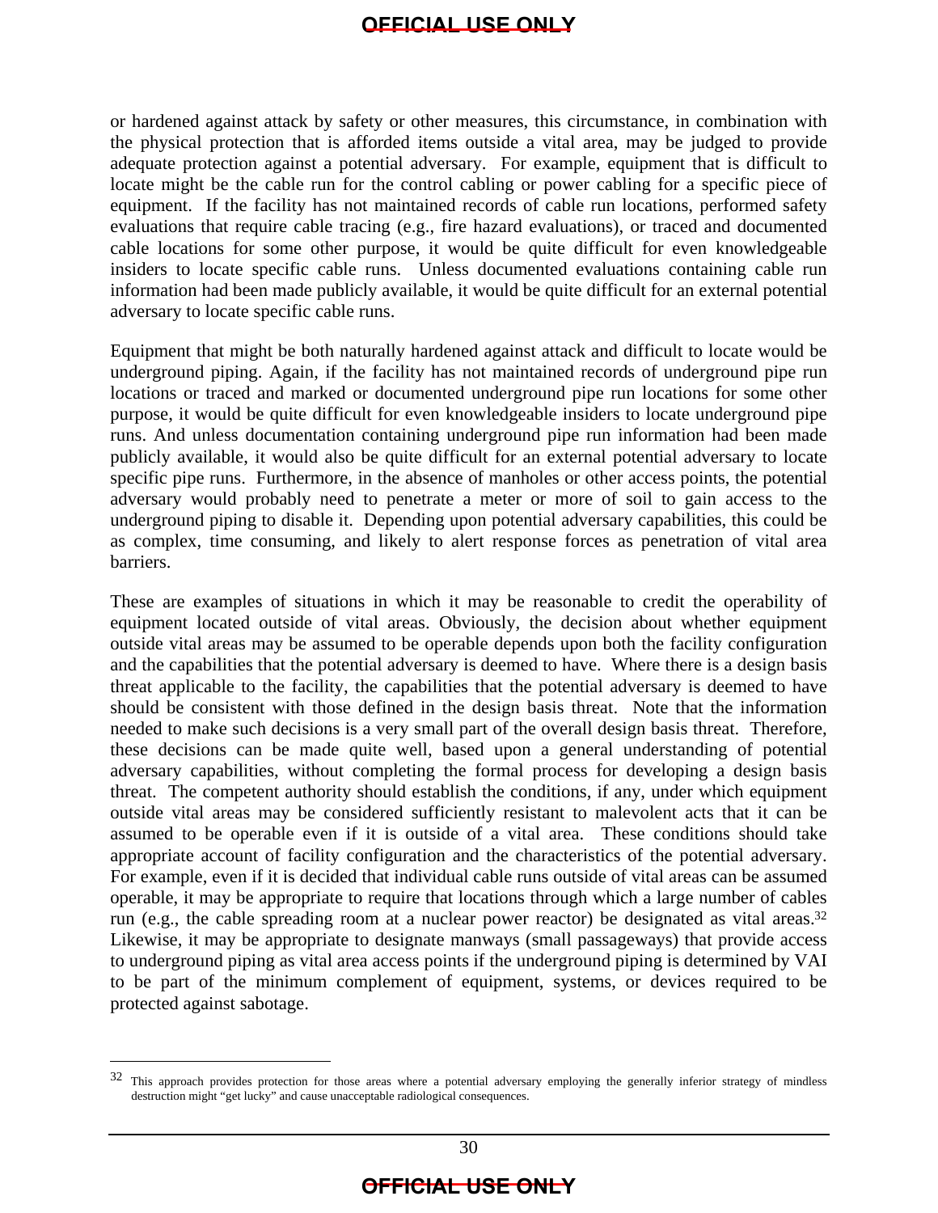or hardened against attack by safety or other measures, this circumstance, in combination with the physical protection that is afforded items outside a vital area, may be judged to provide adequate protection against a potential adversary. For example, equipment that is difficult to locate might be the cable run for the control cabling or power cabling for a specific piece of equipment. If the facility has not maintained records of cable run locations, performed safety evaluations that require cable tracing (e.g., fire hazard evaluations), or traced and documented cable locations for some other purpose, it would be quite difficult for even knowledgeable insiders to locate specific cable runs. Unless documented evaluations containing cable run information had been made publicly available, it would be quite difficult for an external potential adversary to locate specific cable runs.

Equipment that might be both naturally hardened against attack and difficult to locate would be underground piping. Again, if the facility has not maintained records of underground pipe run locations or traced and marked or documented underground pipe run locations for some other purpose, it would be quite difficult for even knowledgeable insiders to locate underground pipe runs. And unless documentation containing underground pipe run information had been made publicly available, it would also be quite difficult for an external potential adversary to locate specific pipe runs. Furthermore, in the absence of manholes or other access points, the potential adversary would probably need to penetrate a meter or more of soil to gain access to the underground piping to disable it. Depending upon potential adversary capabilities, this could be as complex, time consuming, and likely to alert response forces as penetration of vital area barriers.

These are examples of situations in which it may be reasonable to credit the operability of equipment located outside of vital areas. Obviously, the decision about whether equipment outside vital areas may be assumed to be operable depends upon both the facility configuration and the capabilities that the potential adversary is deemed to have. Where there is a design basis threat applicable to the facility, the capabilities that the potential adversary is deemed to have should be consistent with those defined in the design basis threat. Note that the information needed to make such decisions is a very small part of the overall design basis threat. Therefore, these decisions can be made quite well, based upon a general understanding of potential adversary capabilities, without completing the formal process for developing a design basis threat. The competent authority should establish the conditions, if any, under which equipment outside vital areas may be considered sufficiently resistant to malevolent acts that it can be assumed to be operable even if it is outside of a vital area. These conditions should take appropriate account of facility configuration and the characteristics of the potential adversary. For example, even if it is decided that individual cable runs outside of vital areas can be assumed operable, it may be appropriate to require that locations through which a large number of cables run (e.g., the cable spreading room at a nuclear power reactor) be designated as vital areas.[32] Likewise, it may be appropriate to designate manways (small passageways) that provide access to underground piping as vital area access points if the underground piping is determined by VAI to be part of the minimum complement of equipment, systems, or devices required to be protected against sabotage.

[32] This approach provides protection for those areas where a potential adversary employing the generally inferior strategy of mindless destruction might "get lucky" and cause unacceptable radiological consequences.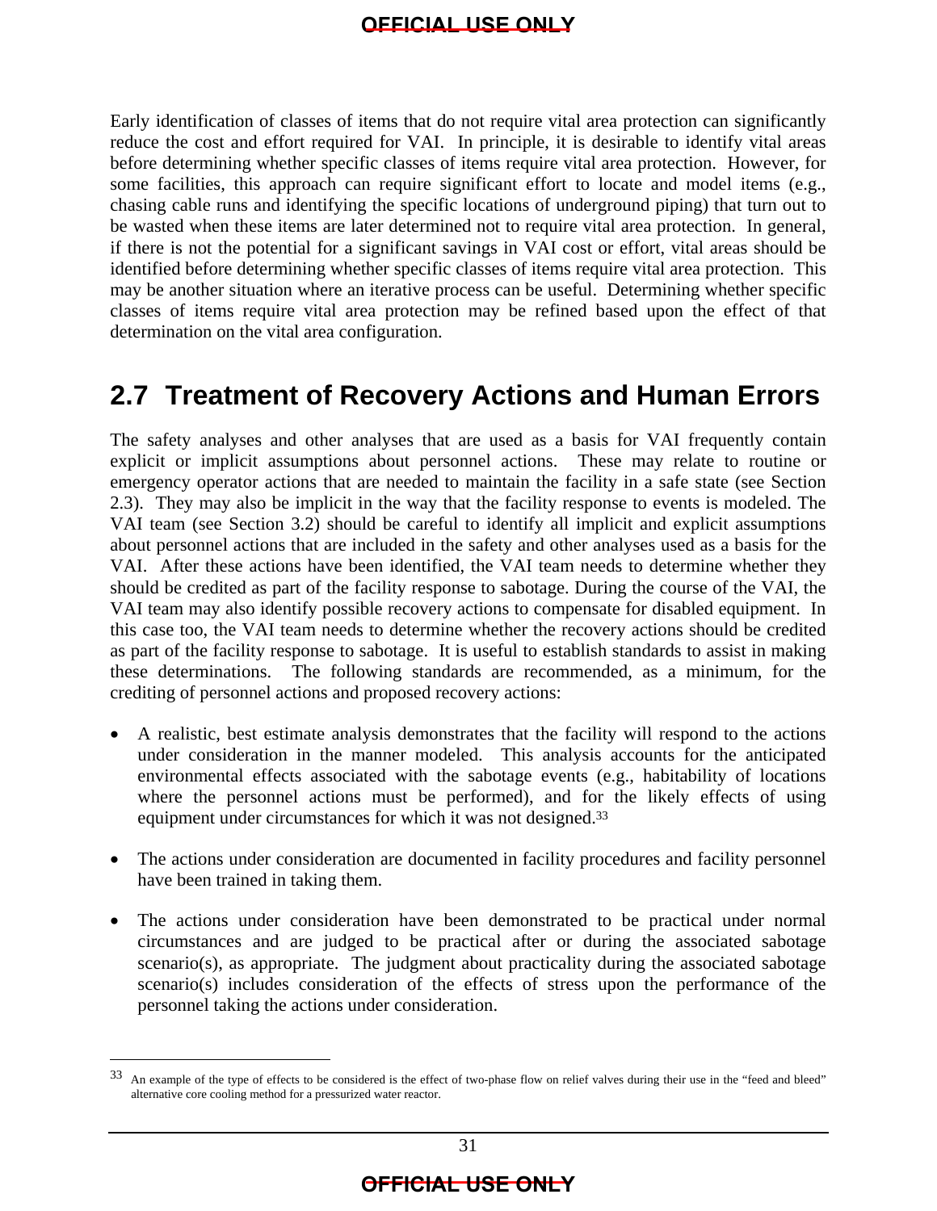Early identification of classes of items that do not require vital area protection can significantly reduce the cost and effort required for VAI. In principle, it is desirable to identify vital areas before determining whether specific classes of items require vital area protection. However, for some facilities, this approach can require significant effort to locate and model items (e.g., chasing cable runs and identifying the specific locations of underground piping) that turn out to be wasted when these items are later determined not to require vital area protection. In general, if there is not the potential for a significant savings in VAI cost or effort, vital areas should be identified before determining whether specific classes of items require vital area protection. This may be another situation where an iterative process can be useful. Determining whether specific classes of items require vital area protection may be refined based upon the effect of that determination on the vital area configuration.

## 2.7 Treatment of Recovery Actions and Human Errors

The safety analyses and other analyses that are used as a basis for VAI frequently contain explicit or implicit assumptions about personnel actions. These may relate to routine or emergency operator actions that are needed to maintain the facility in a safe state (see Section 2.3). They may also be implicit in the way that the facility response to events is modeled. The VAI team (see Section 3.2) should be careful to identify all implicit and explicit assumptions about personnel actions that are included in the safety and other analyses used as a basis for the VAI. After these actions have been identified, the VAI team needs to determine whether they should be credited as part of the facility response to sabotage. During the course of the VAI, the VAI team may also identify possible recovery actions to compensate for disabled equipment. In this case too, the VAI team needs to determine whether the recovery actions should be credited as part of the facility response to sabotage. It is useful to establish standards to assist in making these determinations. The following standards are recommended, as a minimum, for the crediting of personnel actions and proposed recovery actions:

- A realistic, best estimate analysis demonstrates that the facility will respond to the actions under consideration in the manner modeled. This analysis accounts for the anticipated environmental effects associated with the sabotage events (e.g., habitability of locations where the personnel actions must be performed), and for the likely effects of using equipment under circumstances for which it was not designed.[33]

- The actions under consideration are documented in facility procedures and facility personnel have been trained in taking them.

- The actions under consideration have been demonstrated to be practical under normal circumstances and are judged to be practical after or during the associated sabotage scenario(s), as appropriate. The judgment about practicality during the associated sabotage scenario(s) includes consideration of the effects of stress upon the performance of the personnel taking the actions under consideration.

[33] An example of the type of effects to be considered is the effect of two-phase flow on relief valves during their use in the "feed and bleed" alternative core cooling method for a pressurized water reactor.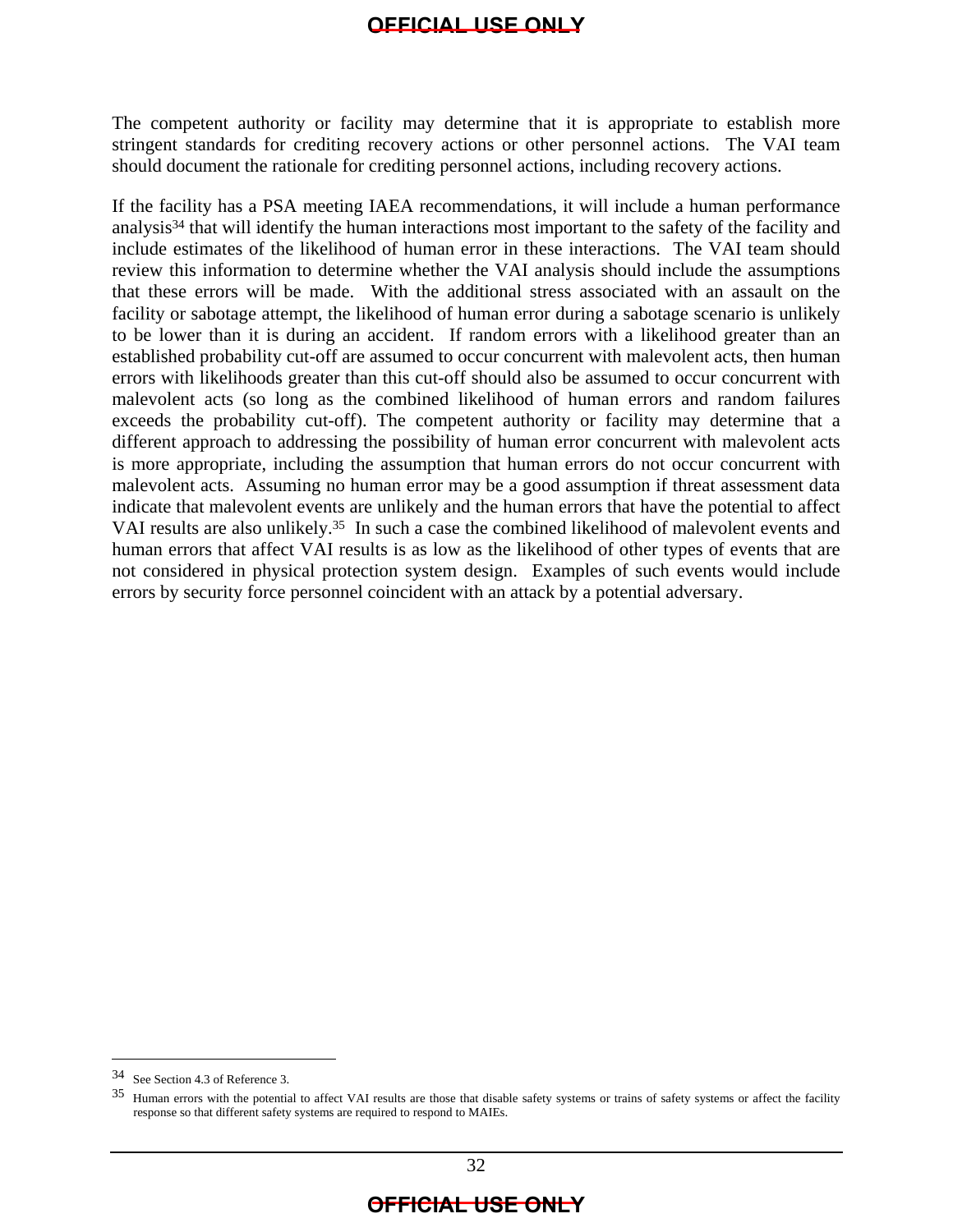The competent authority or facility may determine that it is appropriate to establish more stringent standards for crediting recovery actions or other personnel actions. The VAI team should document the rationale for crediting personnel actions, including recovery actions.

If the facility has a PSA meeting IAEA recommendations, it will include a human performance analysis[34] that will identify the human interactions most important to the safety of the facility and include estimates of the likelihood of human error in these interactions. The VAI team should review this information to determine whether the VAI analysis should include the assumptions that these errors will be made. With the additional stress associated with an assault on the facility or sabotage attempt, the likelihood of human error during a sabotage scenario is unlikely to be lower than it is during an accident. If random errors with a likelihood greater than an established probability cut-off are assumed to occur concurrent with malevolent acts, then human errors with likelihoods greater than this cut-off should also be assumed to occur concurrent with malevolent acts (so long as the combined likelihood of human errors and random failures exceeds the probability cut-off). The competent authority or facility may determine that a different approach to addressing the possibility of human error concurrent with malevolent acts is more appropriate, including the assumption that human errors do not occur concurrent with malevolent acts. Assuming no human error may be a good assumption if threat assessment data indicate that malevolent events are unlikely and the human errors that have the potential to affect VAI results are also unlikely.[35] In such a case the combined likelihood of malevolent events and human errors that affect VAI results is as low as the likelihood of other types of events that are not considered in physical protection system design. Examples of such events would include errors by security force personnel coincident with an attack by a potential adversary.

---

[34] See Section 4.3 of Reference 3.

[35] Human errors with the potential to affect VAI results are those that disable safety systems or trains of safety systems or affect the facility response so that different safety systems are required to respond to MAIEs.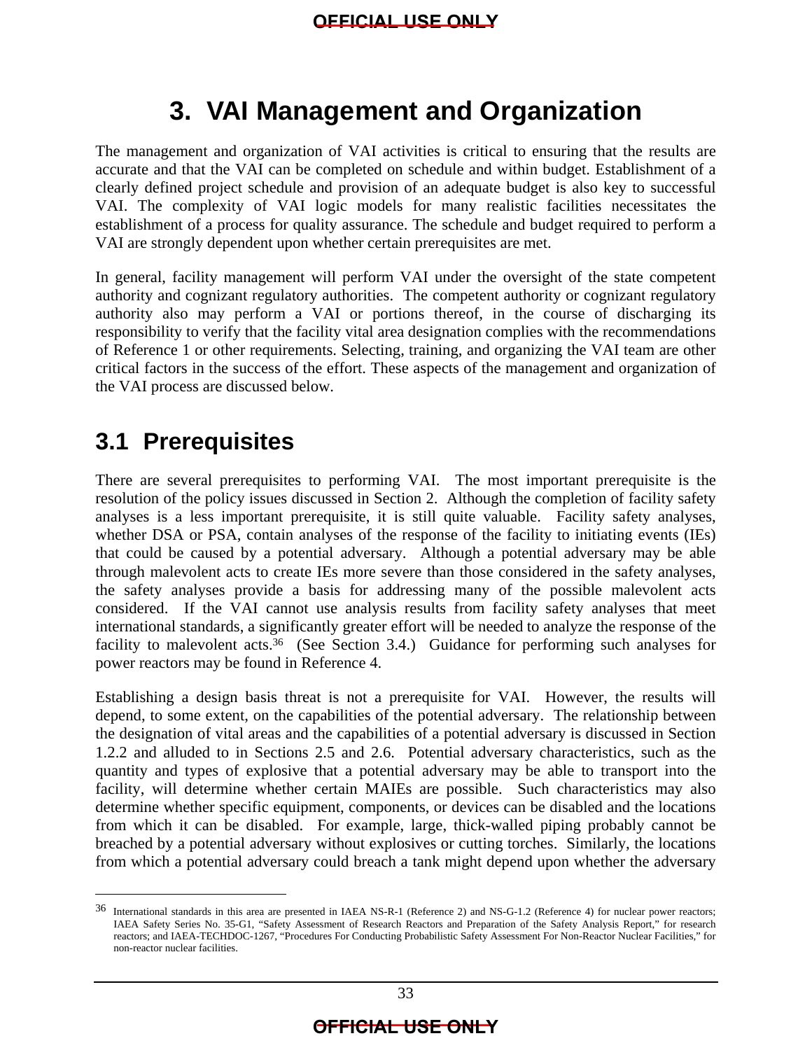# 3. VAI Management and Organization

The management and organization of VAI activities is critical to ensuring that the results are accurate and that the VAI can be completed on schedule and within budget. Establishment of a clearly defined project schedule and provision of an adequate budget is also key to successful VAI. The complexity of VAI logic models for many realistic facilities necessitates the establishment of a process for quality assurance. The schedule and budget required to perform a VAI are strongly dependent upon whether certain prerequisites are met.

In general, facility management will perform VAI under the oversight of the state competent authority and cognizant regulatory authorities. The competent authority or cognizant regulatory authority also may perform a VAI or portions thereof, in the course of discharging its responsibility to verify that the facility vital area designation complies with the recommendations of Reference 1 or other requirements. Selecting, training, and organizing the VAI team are other critical factors in the success of the effort. These aspects of the management and organization of the VAI process are discussed below.

## 3.1 Prerequisites

There are several prerequisites to performing VAI. The most important prerequisite is the resolution of the policy issues discussed in Section 2. Although the completion of facility safety analyses is a less important prerequisite, it is still quite valuable. Facility safety analyses, whether DSA or PSA, contain analyses of the response of the facility to initiating events (IEs) that could be caused by a potential adversary. Although a potential adversary may be able through malevolent acts to create IEs more severe than those considered in the safety analyses, the safety analyses provide a basis for addressing many of the possible malevolent acts considered. If the VAI cannot use analysis results from facility safety analyses that meet international standards, a significantly greater effort will be needed to analyze the response of the facility to malevolent acts.[36] (See Section 3.4.) Guidance for performing such analyses for power reactors may be found in Reference 4.

Establishing a design basis threat is not a prerequisite for VAI. However, the results will depend, to some extent, on the capabilities of the potential adversary. The relationship between the designation of vital areas and the capabilities of a potential adversary is discussed in Section 1.2.2 and alluded to in Sections 2.5 and 2.6. Potential adversary characteristics, such as the quantity and types of explosive that a potential adversary may be able to transport into the facility, will determine whether certain MAIEs are possible. Such characteristics may also determine whether specific equipment, components, or devices can be disabled and the locations from which it can be disabled. For example, large, thick-walled piping probably cannot be breached by a potential adversary without explosives or cutting torches. Similarly, the locations from which a potential adversary could breach a tank might depend upon whether the adversary

---

[36] International standards in this area are presented in IAEA NS-R-1 (Reference 2) and NS-G-1.2 (Reference 4) for nuclear power reactors; IAEA Safety Series No. 35-G1, "Safety Assessment of Research Reactors and Preparation of the Safety Analysis Report," for research reactors; and IAEA-TECHDOC-1267, "Procedures For Conducting Probabilistic Safety Assessment For Non-Reactor Nuclear Facilities," for non-reactor nuclear facilities.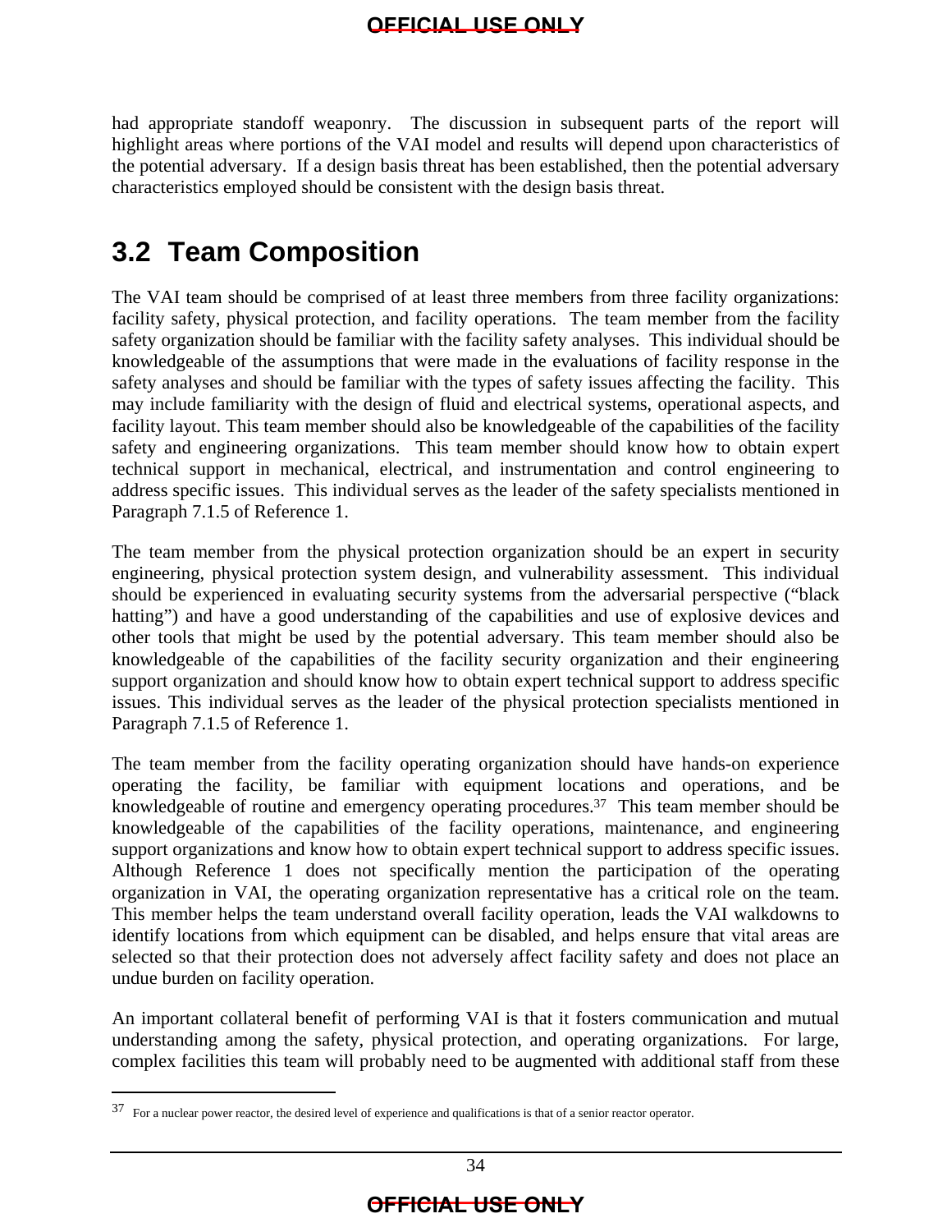had appropriate standoff weaponry. The discussion in subsequent parts of the report will highlight areas where portions of the VAI model and results will depend upon characteristics of the potential adversary. If a design basis threat has been established, then the potential adversary characteristics employed should be consistent with the design basis threat.

## 3.2 Team Composition

The VAI team should be comprised of at least three members from three facility organizations: facility safety, physical protection, and facility operations. The team member from the facility safety organization should be familiar with the facility safety analyses. This individual should be knowledgeable of the assumptions that were made in the evaluations of facility response in the safety analyses and should be familiar with the types of safety issues affecting the facility. This may include familiarity with the design of fluid and electrical systems, operational aspects, and facility layout. This team member should also be knowledgeable of the capabilities of the facility safety and engineering organizations. This team member should know how to obtain expert technical support in mechanical, electrical, and instrumentation and control engineering to address specific issues. This individual serves as the leader of the safety specialists mentioned in Paragraph 7.1.5 of Reference 1.

The team member from the physical protection organization should be an expert in security engineering, physical protection system design, and vulnerability assessment. This individual should be experienced in evaluating security systems from the adversarial perspective ("black hatting") and have a good understanding of the capabilities and use of explosive devices and other tools that might be used by the potential adversary. This team member should also be knowledgeable of the capabilities of the facility security organization and their engineering support organization and should know how to obtain expert technical support to address specific issues. This individual serves as the leader of the physical protection specialists mentioned in Paragraph 7.1.5 of Reference 1.

The team member from the facility operating organization should have hands-on experience operating the facility, be familiar with equipment locations and operations, and be knowledgeable of routine and emergency operating procedures.[37] This team member should be knowledgeable of the capabilities of the facility operations, maintenance, and engineering support organizations and know how to obtain expert technical support to address specific issues. Although Reference 1 does not specifically mention the participation of the operating organization in VAI, the operating organization representative has a critical role on the team. This member helps the team understand overall facility operation, leads the VAI walkdowns to identify locations from which equipment can be disabled, and helps ensure that vital areas are selected so that their protection does not adversely affect facility safety and does not place an undue burden on facility operation.

An important collateral benefit of performing VAI is that it fosters communication and mutual understanding among the safety, physical protection, and operating organizations. For large, complex facilities this team will probably need to be augmented with additional staff from these

[37] For a nuclear power reactor, the desired level of experience and qualifications is that of a senior reactor operator.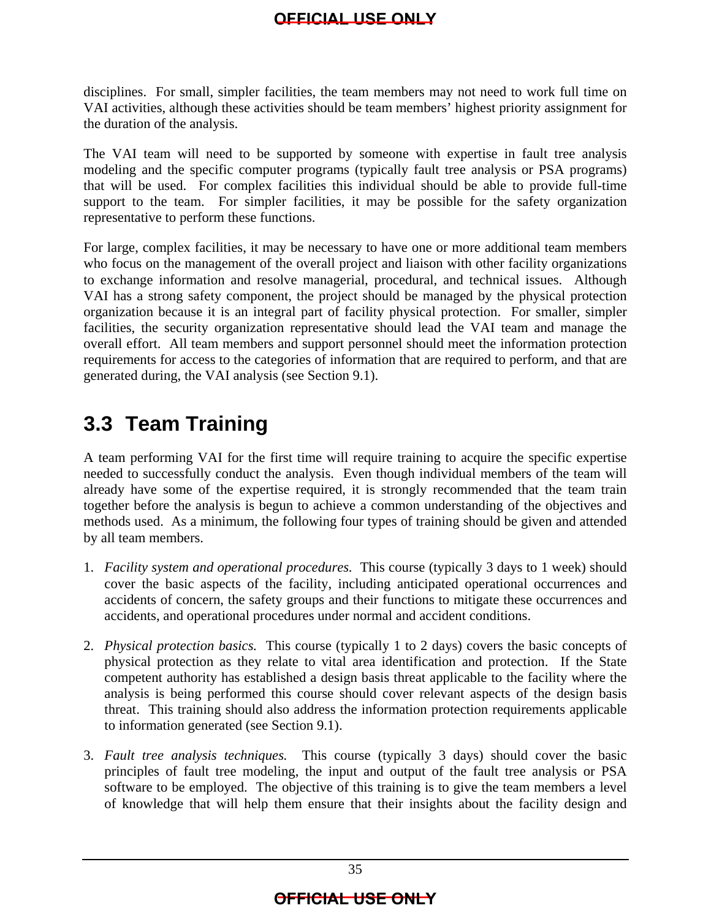disciplines. For small, simpler facilities, the team members may not need to work full time on VAI activities, although these activities should be team members' highest priority assignment for the duration of the analysis.

The VAI team will need to be supported by someone with expertise in fault tree analysis modeling and the specific computer programs (typically fault tree analysis or PSA programs) that will be used. For complex facilities this individual should be able to provide full-time support to the team. For simpler facilities, it may be possible for the safety organization representative to perform these functions.

For large, complex facilities, it may be necessary to have one or more additional team members who focus on the management of the overall project and liaison with other facility organizations to exchange information and resolve managerial, procedural, and technical issues. Although VAI has a strong safety component, the project should be managed by the physical protection organization because it is an integral part of facility physical protection. For smaller, simpler facilities, the security organization representative should lead the VAI team and manage the overall effort. All team members and support personnel should meet the information protection requirements for access to the categories of information that are required to perform, and that are generated during, the VAI analysis (see Section 9.1).

## 3.3 Team Training

A team performing VAI for the first time will require training to acquire the specific expertise needed to successfully conduct the analysis. Even though individual members of the team will already have some of the expertise required, it is strongly recommended that the team train together before the analysis is begun to achieve a common understanding of the objectives and methods used. As a minimum, the following four types of training should be given and attended by all team members.

1. *Facility system and operational procedures.* This course (typically 3 days to 1 week) should cover the basic aspects of the facility, including anticipated operational occurrences and accidents of concern, the safety groups and their functions to mitigate these occurrences and accidents, and operational procedures under normal and accident conditions.

2. *Physical protection basics.* This course (typically 1 to 2 days) covers the basic concepts of physical protection as they relate to vital area identification and protection. If the State competent authority has established a design basis threat applicable to the facility where the analysis is being performed this course should cover relevant aspects of the design basis threat. This training should also address the information protection requirements applicable to information generated (see Section 9.1).

3. *Fault tree analysis techniques.* This course (typically 3 days) should cover the basic principles of fault tree modeling, the input and output of the fault tree analysis or PSA software to be employed. The objective of this training is to give the team members a level of knowledge that will help them ensure that their insights about the facility design and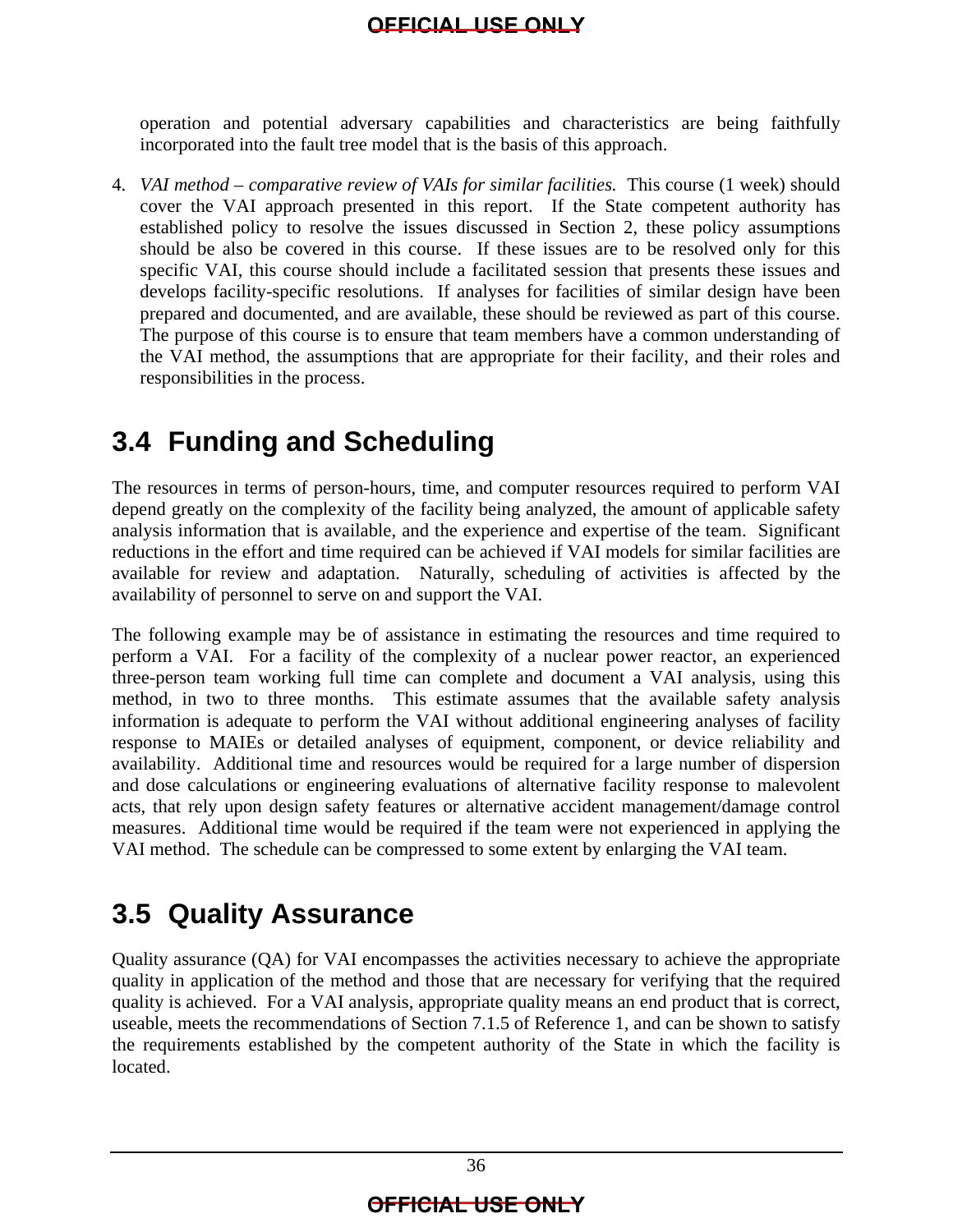operation and potential adversary capabilities and characteristics are being faithfully incorporated into the fault tree model that is the basis of this approach.

4. *VAI method – comparative review of VAIs for similar facilities.* This course (1 week) should cover the VAI approach presented in this report. If the State competent authority has established policy to resolve the issues discussed in Section 2, these policy assumptions should be also be covered in this course. If these issues are to be resolved only for this specific VAI, this course should include a facilitated session that presents these issues and develops facility-specific resolutions. If analyses for facilities of similar design have been prepared and documented, and are available, these should be reviewed as part of this course. The purpose of this course is to ensure that team members have a common understanding of the VAI method, the assumptions that are appropriate for their facility, and their roles and responsibilities in the process.

## 3.4 Funding and Scheduling

The resources in terms of person-hours, time, and computer resources required to perform VAI depend greatly on the complexity of the facility being analyzed, the amount of applicable safety analysis information that is available, and the experience and expertise of the team. Significant reductions in the effort and time required can be achieved if VAI models for similar facilities are available for review and adaptation. Naturally, scheduling of activities is affected by the availability of personnel to serve on and support the VAI.

The following example may be of assistance in estimating the resources and time required to perform a VAI. For a facility of the complexity of a nuclear power reactor, an experienced three-person team working full time can complete and document a VAI analysis, using this method, in two to three months. This estimate assumes that the available safety analysis information is adequate to perform the VAI without additional engineering analyses of facility response to MAIEs or detailed analyses of equipment, component, or device reliability and availability. Additional time and resources would be required for a large number of dispersion and dose calculations or engineering evaluations of alternative facility response to malevolent acts, that rely upon design safety features or alternative accident management/damage control measures. Additional time would be required if the team were not experienced in applying the VAI method. The schedule can be compressed to some extent by enlarging the VAI team.

## 3.5 Quality Assurance

Quality assurance (QA) for VAI encompasses the activities necessary to achieve the appropriate quality in application of the method and those that are necessary for verifying that the required quality is achieved. For a VAI analysis, appropriate quality means an end product that is correct, useable, meets the recommendations of Section 7.1.5 of Reference 1, and can be shown to satisfy the requirements established by the competent authority of the State in which the facility is located.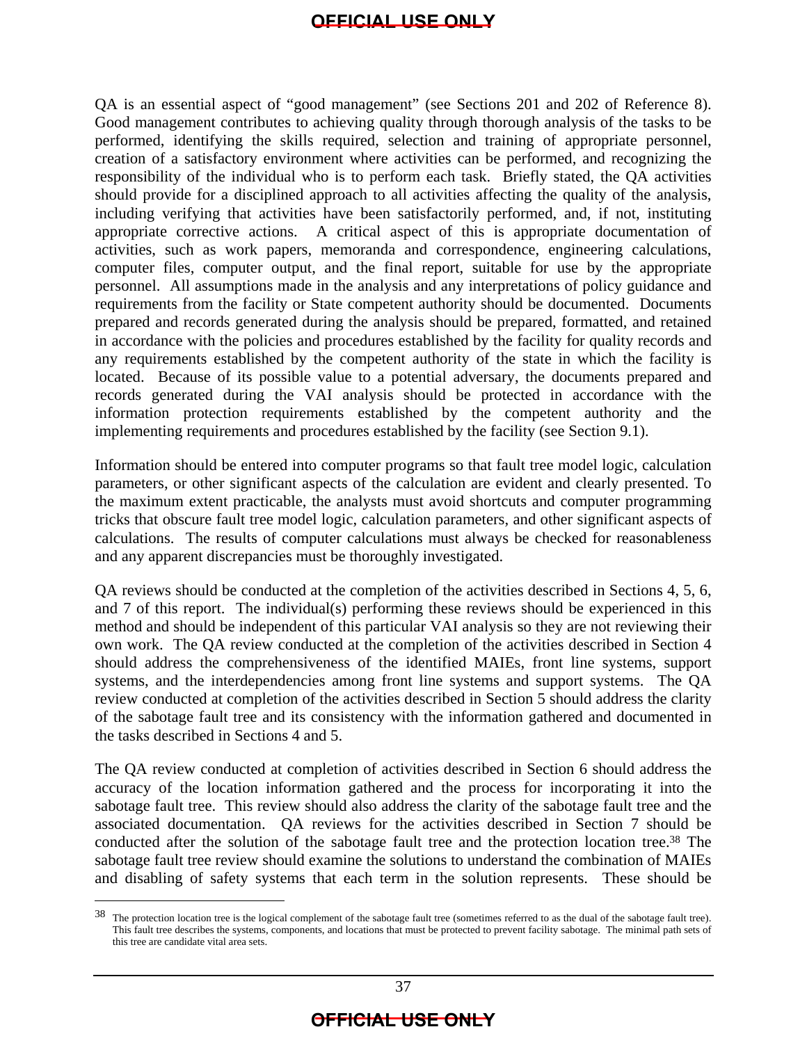QA is an essential aspect of "good management" (see Sections 201 and 202 of Reference 8). Good management contributes to achieving quality through thorough analysis of the tasks to be performed, identifying the skills required, selection and training of appropriate personnel, creation of a satisfactory environment where activities can be performed, and recognizing the responsibility of the individual who is to perform each task. Briefly stated, the QA activities should provide for a disciplined approach to all activities affecting the quality of the analysis, including verifying that activities have been satisfactorily performed, and, if not, instituting appropriate corrective actions. A critical aspect of this is appropriate documentation of activities, such as work papers, memoranda and correspondence, engineering calculations, computer files, computer output, and the final report, suitable for use by the appropriate personnel. All assumptions made in the analysis and any interpretations of policy guidance and requirements from the facility or State competent authority should be documented. Documents prepared and records generated during the analysis should be prepared, formatted, and retained in accordance with the policies and procedures established by the facility for quality records and any requirements established by the competent authority of the state in which the facility is located. Because of its possible value to a potential adversary, the documents prepared and records generated during the VAI analysis should be protected in accordance with the information protection requirements established by the competent authority and the implementing requirements and procedures established by the facility (see Section 9.1).

Information should be entered into computer programs so that fault tree model logic, calculation parameters, or other significant aspects of the calculation are evident and clearly presented. To the maximum extent practicable, the analysts must avoid shortcuts and computer programming tricks that obscure fault tree model logic, calculation parameters, and other significant aspects of calculations. The results of computer calculations must always be checked for reasonableness and any apparent discrepancies must be thoroughly investigated.

QA reviews should be conducted at the completion of the activities described in Sections 4, 5, 6, and 7 of this report. The individual(s) performing these reviews should be experienced in this method and should be independent of this particular VAI analysis so they are not reviewing their own work. The QA review conducted at the completion of the activities described in Section 4 should address the comprehensiveness of the identified MAIEs, front line systems, support systems, and the interdependencies among front line systems and support systems. The QA review conducted at completion of the activities described in Section 5 should address the clarity of the sabotage fault tree and its consistency with the information gathered and documented in the tasks described in Sections 4 and 5.

The QA review conducted at completion of activities described in Section 6 should address the accuracy of the location information gathered and the process for incorporating it into the sabotage fault tree. This review should also address the clarity of the sabotage fault tree and the associated documentation. QA reviews for the activities described in Section 7 should be conducted after the solution of the sabotage fault tree and the protection location tree.[38] The sabotage fault tree review should examine the solutions to understand the combination of MAIEs and disabling of safety systems that each term in the solution represents. These should be

[38] The protection location tree is the logical complement of the sabotage fault tree (sometimes referred to as the dual of the sabotage fault tree). This fault tree describes the systems, components, and locations that must be protected to prevent facility sabotage. The minimal path sets of this tree are candidate vital area sets.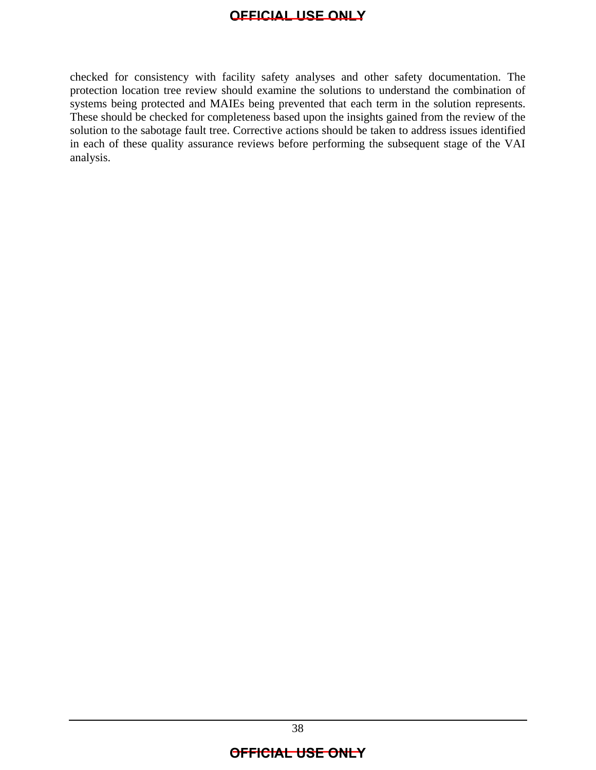checked for consistency with facility safety analyses and other safety documentation. The protection location tree review should examine the solutions to understand the combination of systems being protected and MAIEs being prevented that each term in the solution represents. These should be checked for completeness based upon the insights gained from the review of the solution to the sabotage fault tree. Corrective actions should be taken to address issues identified in each of these quality assurance reviews before performing the subsequent stage of the VAI analysis.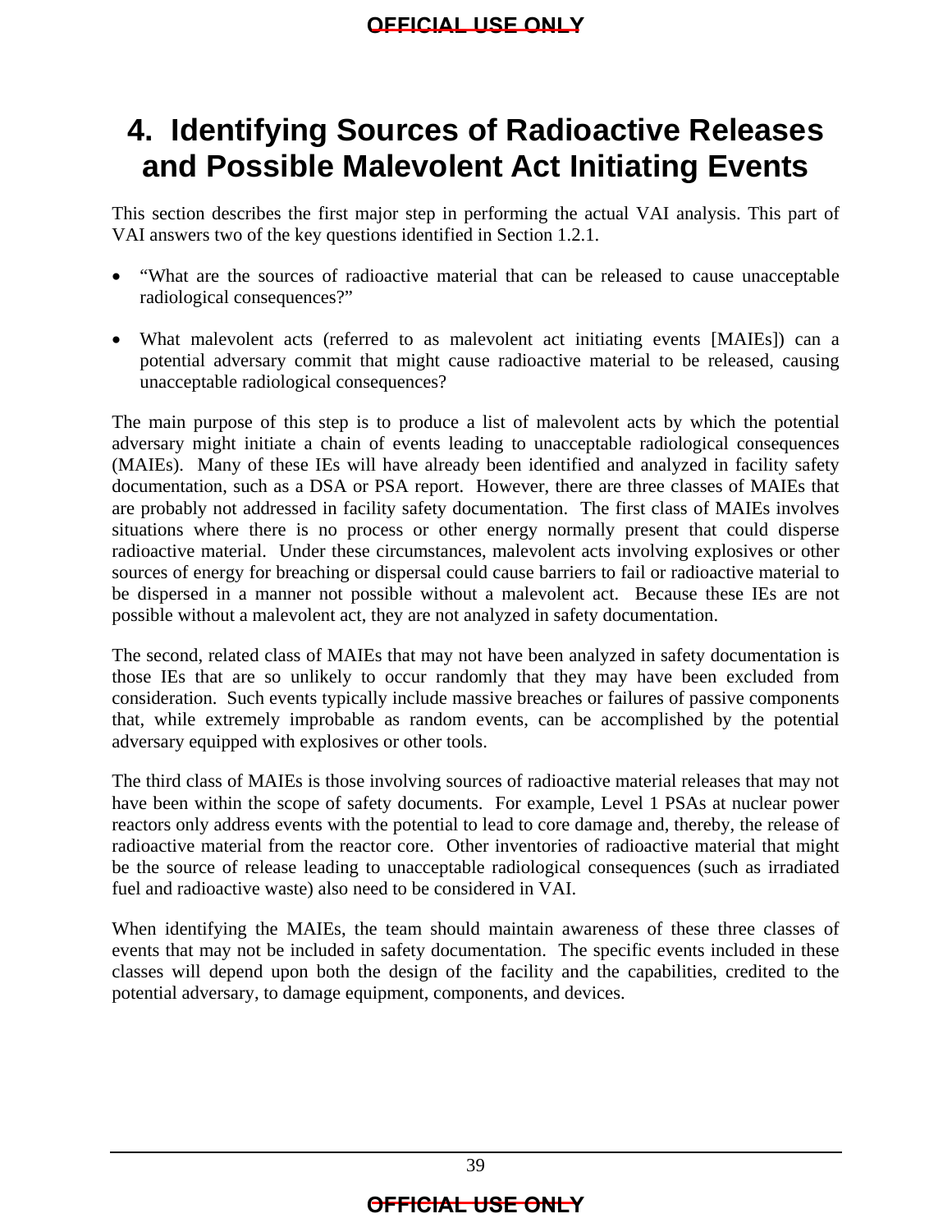# 4. Identifying Sources of Radioactive Releases and Possible Malevolent Act Initiating Events

This section describes the first major step in performing the actual VAI analysis. This part of VAI answers two of the key questions identified in Section 1.2.1.

- "What are the sources of radioactive material that can be released to cause unacceptable radiological consequences?"
- What malevolent acts (referred to as malevolent act initiating events [MAIEs]) can a potential adversary commit that might cause radioactive material to be released, causing unacceptable radiological consequences?

The main purpose of this step is to produce a list of malevolent acts by which the potential adversary might initiate a chain of events leading to unacceptable radiological consequences (MAIEs). Many of these IEs will have already been identified and analyzed in facility safety documentation, such as a DSA or PSA report. However, there are three classes of MAIEs that are probably not addressed in facility safety documentation. The first class of MAIEs involves situations where there is no process or other energy normally present that could disperse radioactive material. Under these circumstances, malevolent acts involving explosives or other sources of energy for breaching or dispersal could cause barriers to fail or radioactive material to be dispersed in a manner not possible without a malevolent act. Because these IEs are not possible without a malevolent act, they are not analyzed in safety documentation.

The second, related class of MAIEs that may not have been analyzed in safety documentation is those IEs that are so unlikely to occur randomly that they may have been excluded from consideration. Such events typically include massive breaches or failures of passive components that, while extremely improbable as random events, can be accomplished by the potential adversary equipped with explosives or other tools.

The third class of MAIEs is those involving sources of radioactive material releases that may not have been within the scope of safety documents. For example, Level 1 PSAs at nuclear power reactors only address events with the potential to lead to core damage and, thereby, the release of radioactive material from the reactor core. Other inventories of radioactive material that might be the source of release leading to unacceptable radiological consequences (such as irradiated fuel and radioactive waste) also need to be considered in VAI.

When identifying the MAIEs, the team should maintain awareness of these three classes of events that may not be included in safety documentation. The specific events included in these classes will depend upon both the design of the facility and the capabilities, credited to the potential adversary, to damage equipment, components, and devices.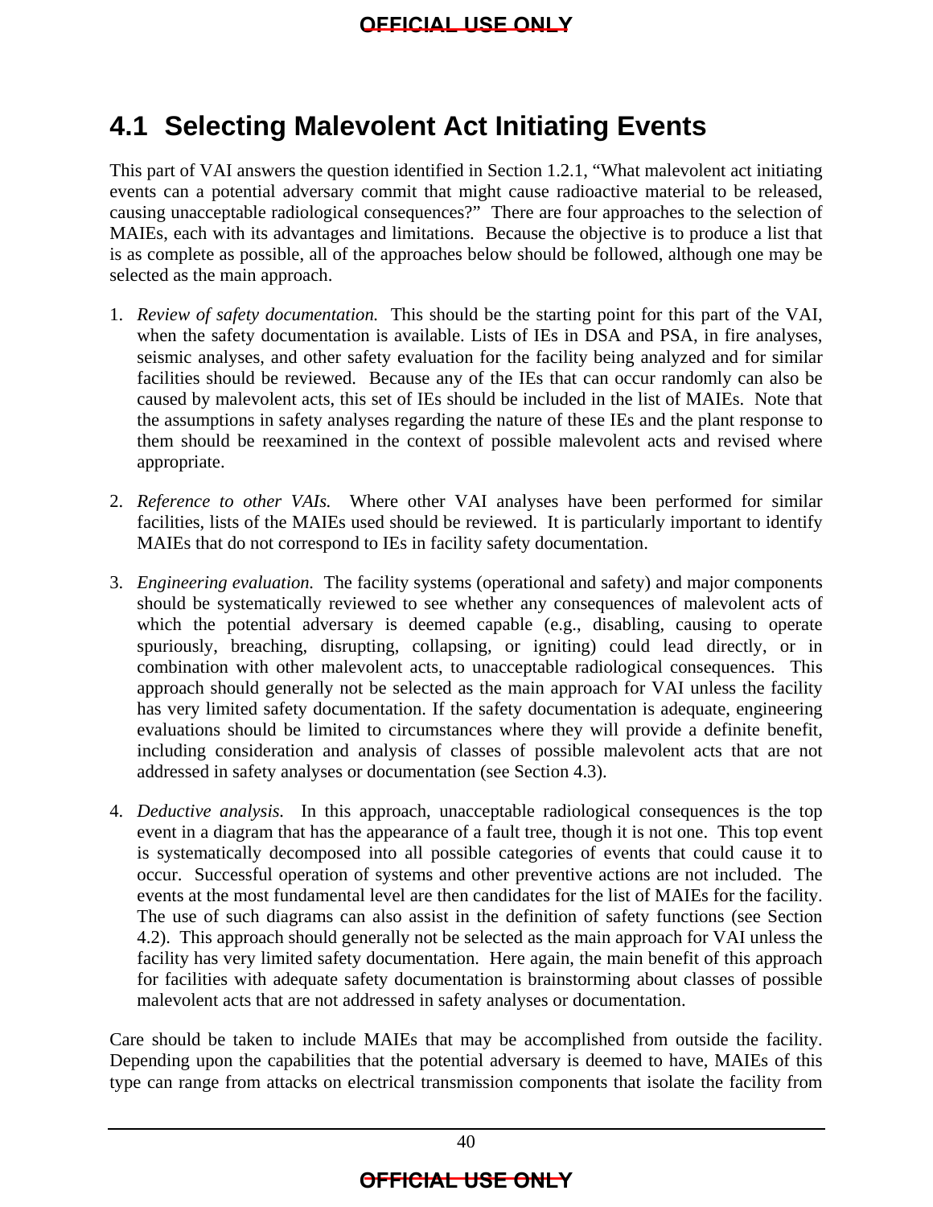## 4.1 Selecting Malevolent Act Initiating Events

This part of VAI answers the question identified in Section 1.2.1, "What malevolent act initiating events can a potential adversary commit that might cause radioactive material to be released, causing unacceptable radiological consequences?" There are four approaches to the selection of MAIEs, each with its advantages and limitations. Because the objective is to produce a list that is as complete as possible, all of the approaches below should be followed, although one may be selected as the main approach.

1. *Review of safety documentation.* This should be the starting point for this part of the VAI, when the safety documentation is available. Lists of IEs in DSA and PSA, in fire analyses, seismic analyses, and other safety evaluation for the facility being analyzed and for similar facilities should be reviewed. Because any of the IEs that can occur randomly can also be caused by malevolent acts, this set of IEs should be included in the list of MAIEs. Note that the assumptions in safety analyses regarding the nature of these IEs and the plant response to them should be reexamined in the context of possible malevolent acts and revised where appropriate.

2. *Reference to other VAIs.* Where other VAI analyses have been performed for similar facilities, lists of the MAIEs used should be reviewed. It is particularly important to identify MAIEs that do not correspond to IEs in facility safety documentation.

3. *Engineering evaluation.* The facility systems (operational and safety) and major components should be systematically reviewed to see whether any consequences of malevolent acts of which the potential adversary is deemed capable (e.g., disabling, causing to operate spuriously, breaching, disrupting, collapsing, or igniting) could lead directly, or in combination with other malevolent acts, to unacceptable radiological consequences. This approach should generally not be selected as the main approach for VAI unless the facility has very limited safety documentation. If the safety documentation is adequate, engineering evaluations should be limited to circumstances where they will provide a definite benefit, including consideration and analysis of classes of possible malevolent acts that are not addressed in safety analyses or documentation (see Section 4.3).

4. *Deductive analysis.* In this approach, unacceptable radiological consequences is the top event in a diagram that has the appearance of a fault tree, though it is not one. This top event is systematically decomposed into all possible categories of events that could cause it to occur. Successful operation of systems and other preventive actions are not included. The events at the most fundamental level are then candidates for the list of MAIEs for the facility. The use of such diagrams can also assist in the definition of safety functions (see Section 4.2). This approach should generally not be selected as the main approach for VAI unless the facility has very limited safety documentation. Here again, the main benefit of this approach for facilities with adequate safety documentation is brainstorming about classes of possible malevolent acts that are not addressed in safety analyses or documentation.

Care should be taken to include MAIEs that may be accomplished from outside the facility. Depending upon the capabilities that the potential adversary is deemed to have, MAIEs of this type can range from attacks on electrical transmission components that isolate the facility from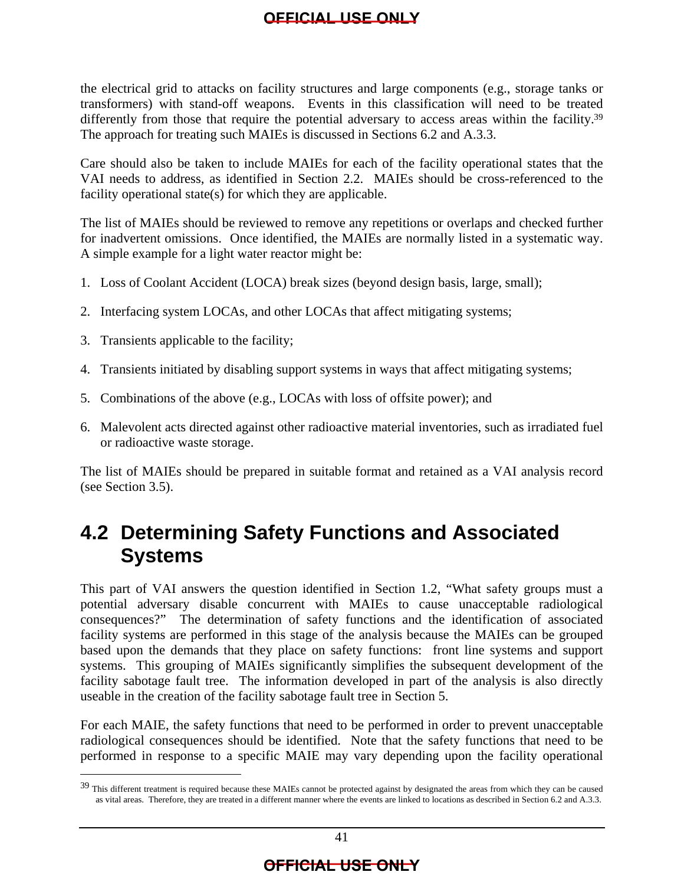the electrical grid to attacks on facility structures and large components (e.g., storage tanks or transformers) with stand-off weapons. Events in this classification will need to be treated differently from those that require the potential adversary to access areas within the facility.[39] The approach for treating such MAIEs is discussed in Sections 6.2 and A.3.3.

Care should also be taken to include MAIEs for each of the facility operational states that the VAI needs to address, as identified in Section 2.2. MAIEs should be cross-referenced to the facility operational state(s) for which they are applicable.

The list of MAIEs should be reviewed to remove any repetitions or overlaps and checked further for inadvertent omissions. Once identified, the MAIEs are normally listed in a systematic way. A simple example for a light water reactor might be:

1. Loss of Coolant Accident (LOCA) break sizes (beyond design basis, large, small);
2. Interfacing system LOCAs, and other LOCAs that affect mitigating systems;
3. Transients applicable to the facility;
4. Transients initiated by disabling support systems in ways that affect mitigating systems;
5. Combinations of the above (e.g., LOCAs with loss of offsite power); and
6. Malevolent acts directed against other radioactive material inventories, such as irradiated fuel or radioactive waste storage.

The list of MAIEs should be prepared in suitable format and retained as a VAI analysis record (see Section 3.5).

## 4.2 Determining Safety Functions and Associated Systems

This part of VAI answers the question identified in Section 1.2, "What safety groups must a potential adversary disable concurrent with MAIEs to cause unacceptable radiological consequences?" The determination of safety functions and the identification of associated facility systems are performed in this stage of the analysis because the MAIEs can be grouped based upon the demands that they place on safety functions: front line systems and support systems. This grouping of MAIEs significantly simplifies the subsequent development of the facility sabotage fault tree. The information developed in part of the analysis is also directly useable in the creation of the facility sabotage fault tree in Section 5.

For each MAIE, the safety functions that need to be performed in order to prevent unacceptable radiological consequences should be identified. Note that the safety functions that need to be performed in response to a specific MAIE may vary depending upon the facility operational

[39] This different treatment is required because these MAIEs cannot be protected against by designated the areas from which they can be caused as vital areas. Therefore, they are treated in a different manner where the events are linked to locations as described in Section 6.2 and A.3.3.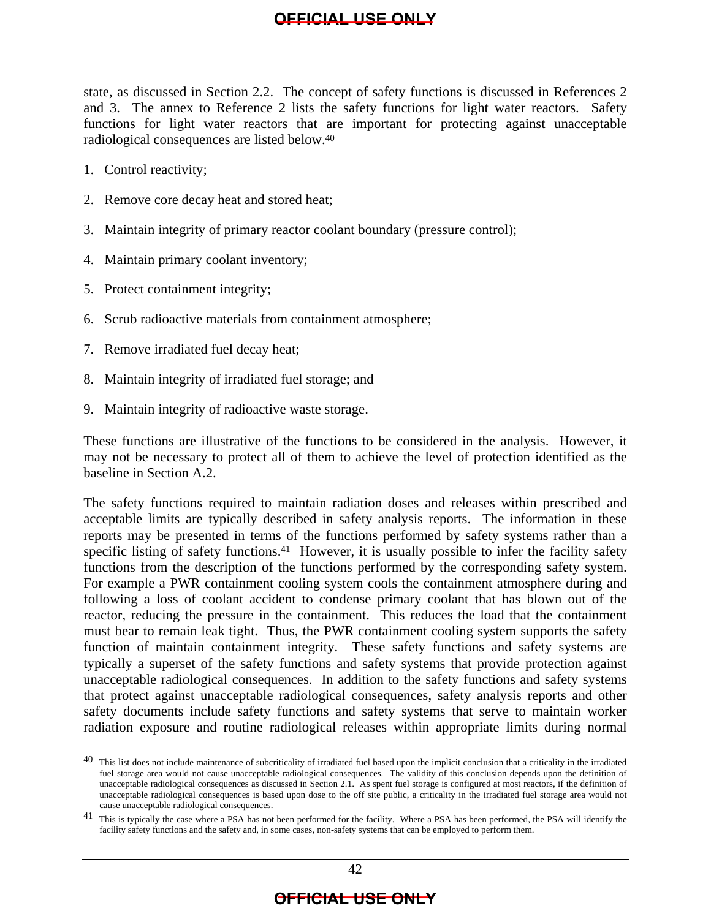state, as discussed in Section 2.2. The concept of safety functions is discussed in References 2 and 3. The annex to Reference 2 lists the safety functions for light water reactors. Safety functions for light water reactors that are important for protecting against unacceptable radiological consequences are listed below.[40]

1. Control reactivity;

2. Remove core decay heat and stored heat;

3. Maintain integrity of primary reactor coolant boundary (pressure control);

4. Maintain primary coolant inventory;

5. Protect containment integrity;

6. Scrub radioactive materials from containment atmosphere;

7. Remove irradiated fuel decay heat;

8. Maintain integrity of irradiated fuel storage; and

9. Maintain integrity of radioactive waste storage.

These functions are illustrative of the functions to be considered in the analysis. However, it may not be necessary to protect all of them to achieve the level of protection identified as the baseline in Section A.2.

The safety functions required to maintain radiation doses and releases within prescribed and acceptable limits are typically described in safety analysis reports. The information in these reports may be presented in terms of the functions performed by safety systems rather than a specific listing of safety functions.[41] However, it is usually possible to infer the facility safety functions from the description of the functions performed by the corresponding safety system. For example a PWR containment cooling system cools the containment atmosphere during and following a loss of coolant accident to condense primary coolant that has blown out of the reactor, reducing the pressure in the containment. This reduces the load that the containment must bear to remain leak tight. Thus, the PWR containment cooling system supports the safety function of maintain containment integrity. These safety functions and safety systems are typically a superset of the safety functions and safety systems that provide protection against unacceptable radiological consequences. In addition to the safety functions and safety systems that protect against unacceptable radiological consequences, safety analysis reports and other safety documents include safety functions and safety systems that serve to maintain worker radiation exposure and routine radiological releases within appropriate limits during normal

---

[40] This list does not include maintenance of subcriticality of irradiated fuel based upon the implicit conclusion that a criticality in the irradiated fuel storage area would not cause unacceptable radiological consequences. The validity of this conclusion depends upon the definition of unacceptable radiological consequences as discussed in Section 2.1. As spent fuel storage is configured at most reactors, if the definition of unacceptable radiological consequences is based upon dose to the off site public, a criticality in the irradiated fuel storage area would not cause unacceptable radiological consequences.

[41] This is typically the case where a PSA has not been performed for the facility. Where a PSA has been performed, the PSA will identify the facility safety functions and the safety and, in some cases, non-safety systems that can be employed to perform them.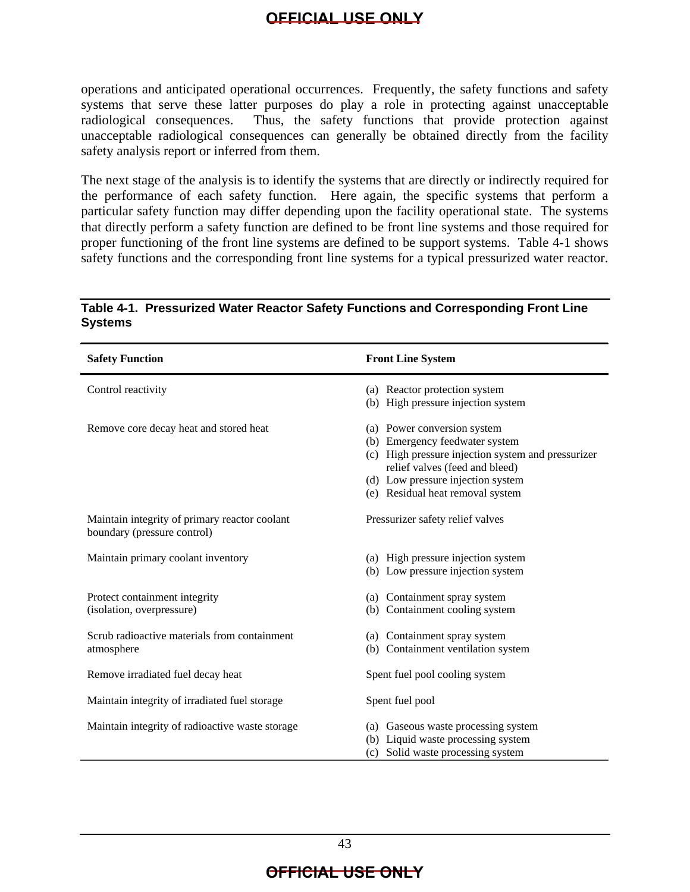operations and anticipated operational occurrences. Frequently, the safety functions and safety systems that serve these latter purposes do play a role in protecting against unacceptable radiological consequences. Thus, the safety functions that provide protection against unacceptable radiological consequences can generally be obtained directly from the facility safety analysis report or inferred from them.

The next stage of the analysis is to identify the systems that are directly or indirectly required for the performance of each safety function. Here again, the specific systems that perform a particular safety function may differ depending upon the facility operational state. The systems that directly perform a safety function are defined to be front line systems and those required for proper functioning of the front line systems are defined to be support systems. Table 4-1 shows safety functions and the corresponding front line systems for a typical pressurized water reactor.

**Table 4-1. Pressurized Water Reactor Safety Functions and Corresponding Front Line Systems**

| Safety Function | Front Line System |
|---|---|
| Control reactivity | (a) Reactor protection system<br>(b) High pressure injection system |
| Remove core decay heat and stored heat | (a) Power conversion system<br>(b) Emergency feedwater system<br>(c) High pressure injection system and pressurizer relief valves (feed and bleed)<br>(d) Low pressure injection system<br>(e) Residual heat removal system |
| Maintain integrity of primary reactor coolant boundary (pressure control) | Pressurizer safety relief valves |
| Maintain primary coolant inventory | (a) High pressure injection system<br>(b) Low pressure injection system |
| Protect containment integrity (isolation, overpressure) | (a) Containment spray system<br>(b) Containment cooling system |
| Scrub radioactive materials from containment atmosphere | (a) Containment spray system<br>(b) Containment ventilation system |
| Remove irradiated fuel decay heat | Spent fuel pool cooling system |
| Maintain integrity of irradiated fuel storage | Spent fuel pool |
| Maintain integrity of radioactive waste storage | (a) Gaseous waste processing system<br>(b) Liquid waste processing system<br>(c) Solid waste processing system |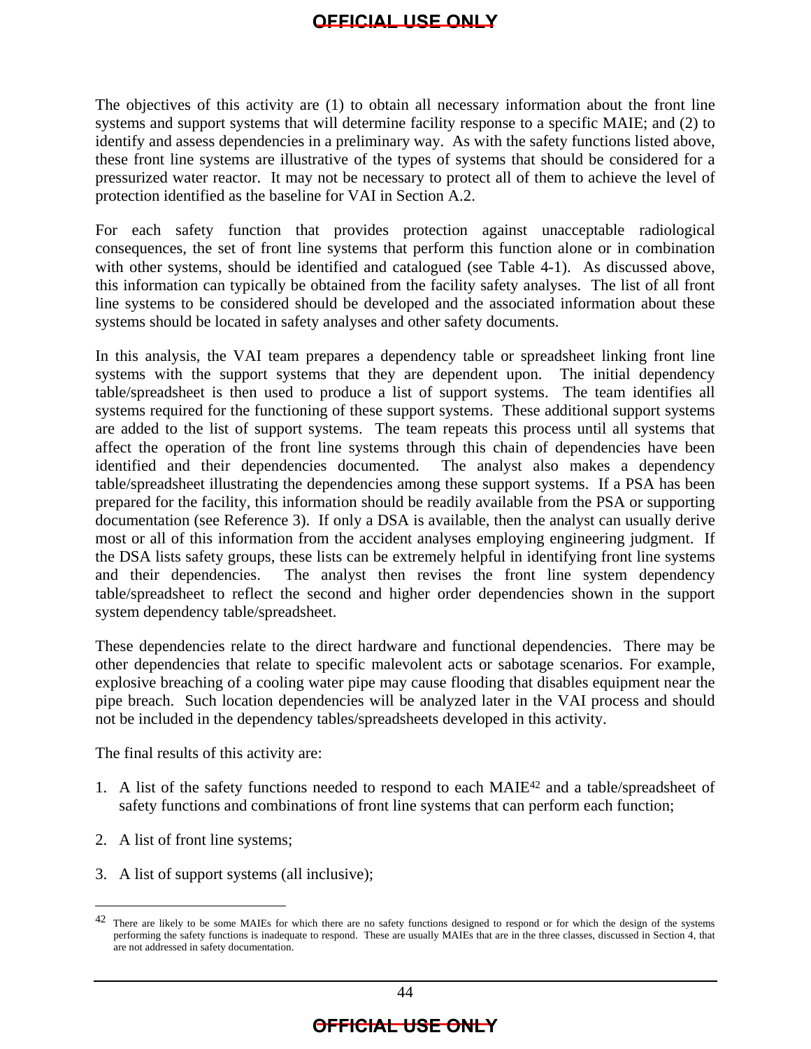The objectives of this activity are (1) to obtain all necessary information about the front line systems and support systems that will determine facility response to a specific MAIE; and (2) to identify and assess dependencies in a preliminary way. As with the safety functions listed above, these front line systems are illustrative of the types of systems that should be considered for a pressurized water reactor. It may not be necessary to protect all of them to achieve the level of protection identified as the baseline for VAI in Section A.2.

For each safety function that provides protection against unacceptable radiological consequences, the set of front line systems that perform this function alone or in combination with other systems, should be identified and catalogued (see Table 4-1). As discussed above, this information can typically be obtained from the facility safety analyses. The list of all front line systems to be considered should be developed and the associated information about these systems should be located in safety analyses and other safety documents.

In this analysis, the VAI team prepares a dependency table or spreadsheet linking front line systems with the support systems that they are dependent upon. The initial dependency table/spreadsheet is then used to produce a list of support systems. The team identifies all systems required for the functioning of these support systems. These additional support systems are added to the list of support systems. The team repeats this process until all systems that affect the operation of the front line systems through this chain of dependencies have been identified and their dependencies documented. The analyst also makes a dependency table/spreadsheet illustrating the dependencies among these support systems. If a PSA has been prepared for the facility, this information should be readily available from the PSA or supporting documentation (see Reference 3). If only a DSA is available, then the analyst can usually derive most or all of this information from the accident analyses employing engineering judgment. If the DSA lists safety groups, these lists can be extremely helpful in identifying front line systems and their dependencies. The analyst then revises the front line system dependency table/spreadsheet to reflect the second and higher order dependencies shown in the support system dependency table/spreadsheet.

These dependencies relate to the direct hardware and functional dependencies. There may be other dependencies that relate to specific malevolent acts or sabotage scenarios. For example, explosive breaching of a cooling water pipe may cause flooding that disables equipment near the pipe breach. Such location dependencies will be analyzed later in the VAI process and should not be included in the dependency tables/spreadsheets developed in this activity.

The final results of this activity are:

1. A list of the safety functions needed to respond to each MAIE[42] and a table/spreadsheet of safety functions and combinations of front line systems that can perform each function;

2. A list of front line systems;

3. A list of support systems (all inclusive);

---

[42] There are likely to be some MAIEs for which there are no safety functions designed to respond or for which the design of the systems performing the safety functions is inadequate to respond. These are usually MAIEs that are in the three classes, discussed in Section 4, that are not addressed in safety documentation.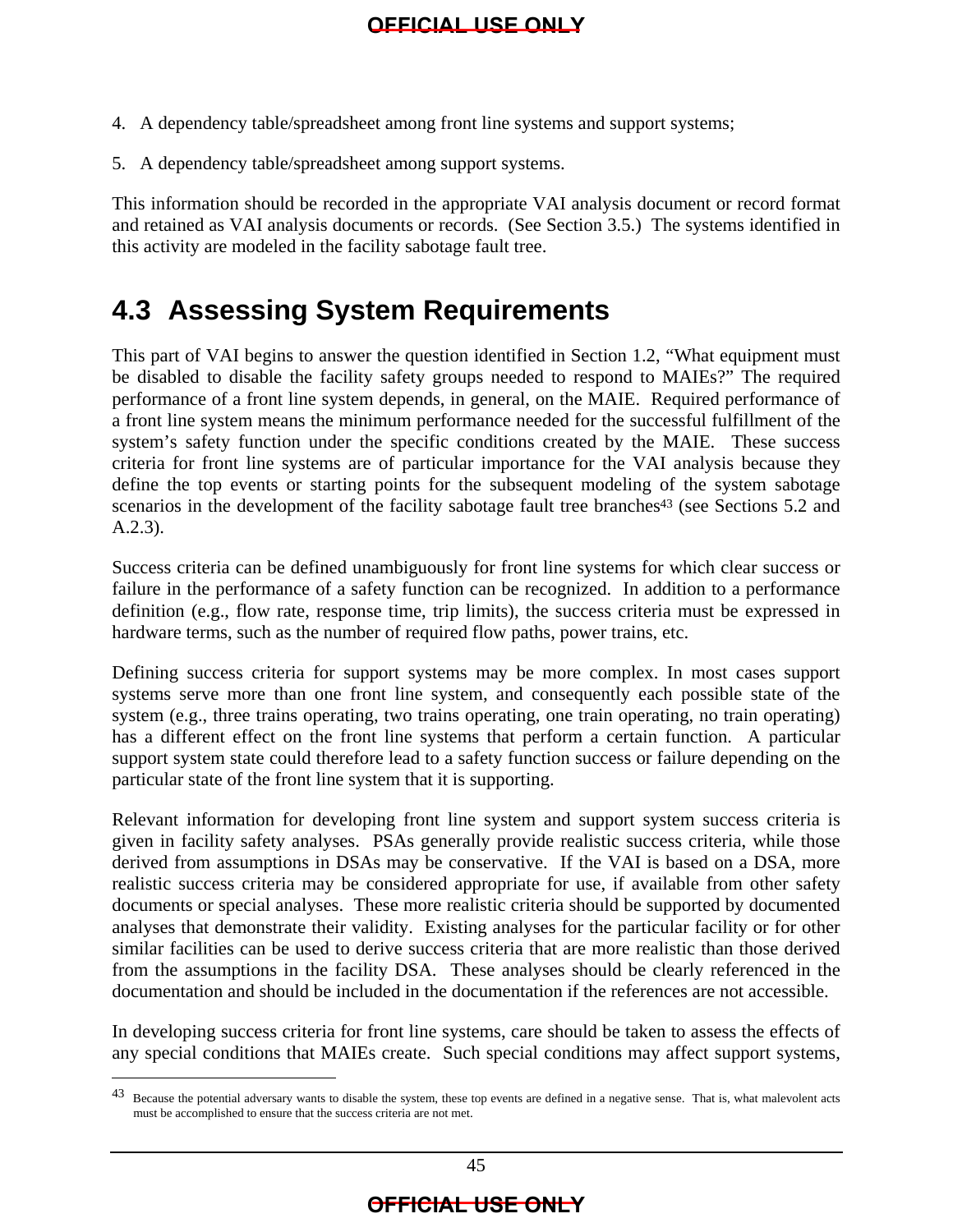4. A dependency table/spreadsheet among front line systems and support systems;

5. A dependency table/spreadsheet among support systems.

This information should be recorded in the appropriate VAI analysis document or record format and retained as VAI analysis documents or records. (See Section 3.5.) The systems identified in this activity are modeled in the facility sabotage fault tree.

## 4.3 Assessing System Requirements

This part of VAI begins to answer the question identified in Section 1.2, "What equipment must be disabled to disable the facility safety groups needed to respond to MAIEs?" The required performance of a front line system depends, in general, on the MAIE. Required performance of a front line system means the minimum performance needed for the successful fulfillment of the system's safety function under the specific conditions created by the MAIE. These success criteria for front line systems are of particular importance for the VAI analysis because they define the top events or starting points for the subsequent modeling of the system sabotage scenarios in the development of the facility sabotage fault tree branches[43] (see Sections 5.2 and A.2.3).

Success criteria can be defined unambiguously for front line systems for which clear success or failure in the performance of a safety function can be recognized. In addition to a performance definition (e.g., flow rate, response time, trip limits), the success criteria must be expressed in hardware terms, such as the number of required flow paths, power trains, etc.

Defining success criteria for support systems may be more complex. In most cases support systems serve more than one front line system, and consequently each possible state of the system (e.g., three trains operating, two trains operating, one train operating, no train operating) has a different effect on the front line systems that perform a certain function. A particular support system state could therefore lead to a safety function success or failure depending on the particular state of the front line system that it is supporting.

Relevant information for developing front line system and support system success criteria is given in facility safety analyses. PSAs generally provide realistic success criteria, while those derived from assumptions in DSAs may be conservative. If the VAI is based on a DSA, more realistic success criteria may be considered appropriate for use, if available from other safety documents or special analyses. These more realistic criteria should be supported by documented analyses that demonstrate their validity. Existing analyses for the particular facility or for other similar facilities can be used to derive success criteria that are more realistic than those derived from the assumptions in the facility DSA. These analyses should be clearly referenced in the documentation and should be included in the documentation if the references are not accessible.

In developing success criteria for front line systems, care should be taken to assess the effects of any special conditions that MAIEs create. Such special conditions may affect support systems,

[43] Because the potential adversary wants to disable the system, these top events are defined in a negative sense. That is, what malevolent acts must be accomplished to ensure that the success criteria are not met.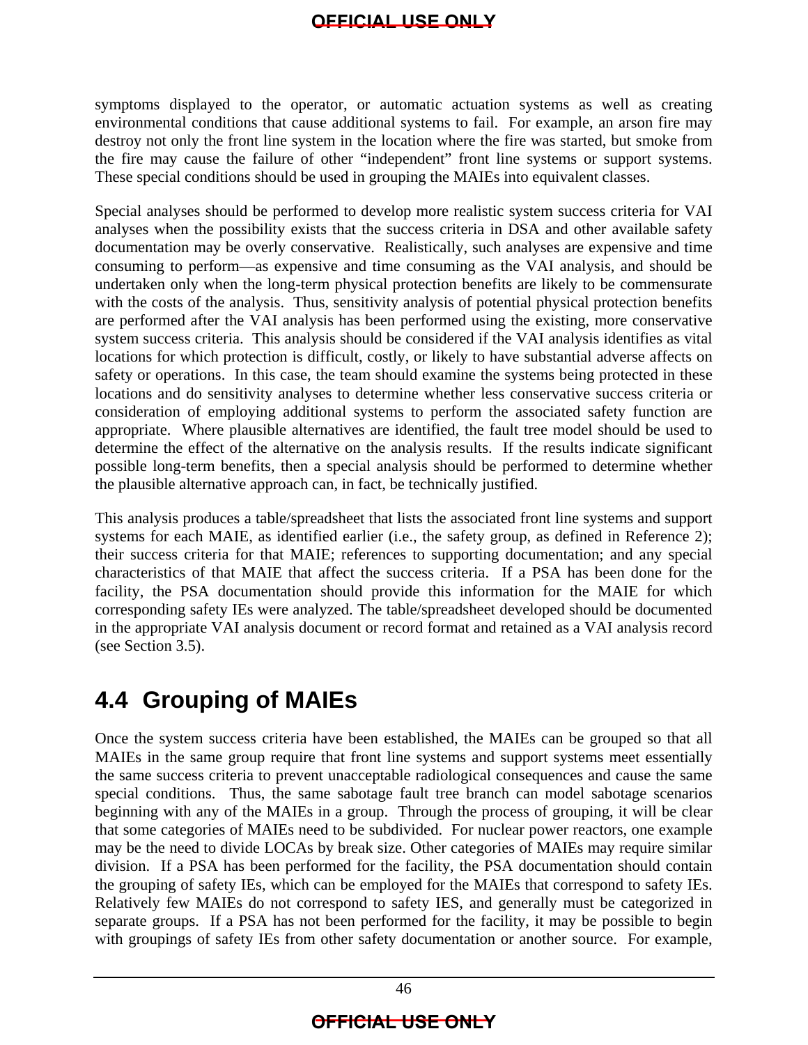symptoms displayed to the operator, or automatic actuation systems as well as creating environmental conditions that cause additional systems to fail. For example, an arson fire may destroy not only the front line system in the location where the fire was started, but smoke from the fire may cause the failure of other "independent" front line systems or support systems. These special conditions should be used in grouping the MAIEs into equivalent classes.

Special analyses should be performed to develop more realistic system success criteria for VAI analyses when the possibility exists that the success criteria in DSA and other available safety documentation may be overly conservative. Realistically, such analyses are expensive and time consuming to perform—as expensive and time consuming as the VAI analysis, and should be undertaken only when the long-term physical protection benefits are likely to be commensurate with the costs of the analysis. Thus, sensitivity analysis of potential physical protection benefits are performed after the VAI analysis has been performed using the existing, more conservative system success criteria. This analysis should be considered if the VAI analysis identifies as vital locations for which protection is difficult, costly, or likely to have substantial adverse affects on safety or operations. In this case, the team should examine the systems being protected in these locations and do sensitivity analyses to determine whether less conservative success criteria or consideration of employing additional systems to perform the associated safety function are appropriate. Where plausible alternatives are identified, the fault tree model should be used to determine the effect of the alternative on the analysis results. If the results indicate significant possible long-term benefits, then a special analysis should be performed to determine whether the plausible alternative approach can, in fact, be technically justified.

This analysis produces a table/spreadsheet that lists the associated front line systems and support systems for each MAIE, as identified earlier (i.e., the safety group, as defined in Reference 2); their success criteria for that MAIE; references to supporting documentation; and any special characteristics of that MAIE that affect the success criteria. If a PSA has been done for the facility, the PSA documentation should provide this information for the MAIE for which corresponding safety IEs were analyzed. The table/spreadsheet developed should be documented in the appropriate VAI analysis document or record format and retained as a VAI analysis record (see Section 3.5).

## 4.4 Grouping of MAIEs

Once the system success criteria have been established, the MAIEs can be grouped so that all MAIEs in the same group require that front line systems and support systems meet essentially the same success criteria to prevent unacceptable radiological consequences and cause the same special conditions. Thus, the same sabotage fault tree branch can model sabotage scenarios beginning with any of the MAIEs in a group. Through the process of grouping, it will be clear that some categories of MAIEs need to be subdivided. For nuclear power reactors, one example may be the need to divide LOCAs by break size. Other categories of MAIEs may require similar division. If a PSA has been performed for the facility, the PSA documentation should contain the grouping of safety IEs, which can be employed for the MAIEs that correspond to safety IEs. Relatively few MAIEs do not correspond to safety IES, and generally must be categorized in separate groups. If a PSA has not been performed for the facility, it may be possible to begin with groupings of safety IEs from other safety documentation or another source. For example,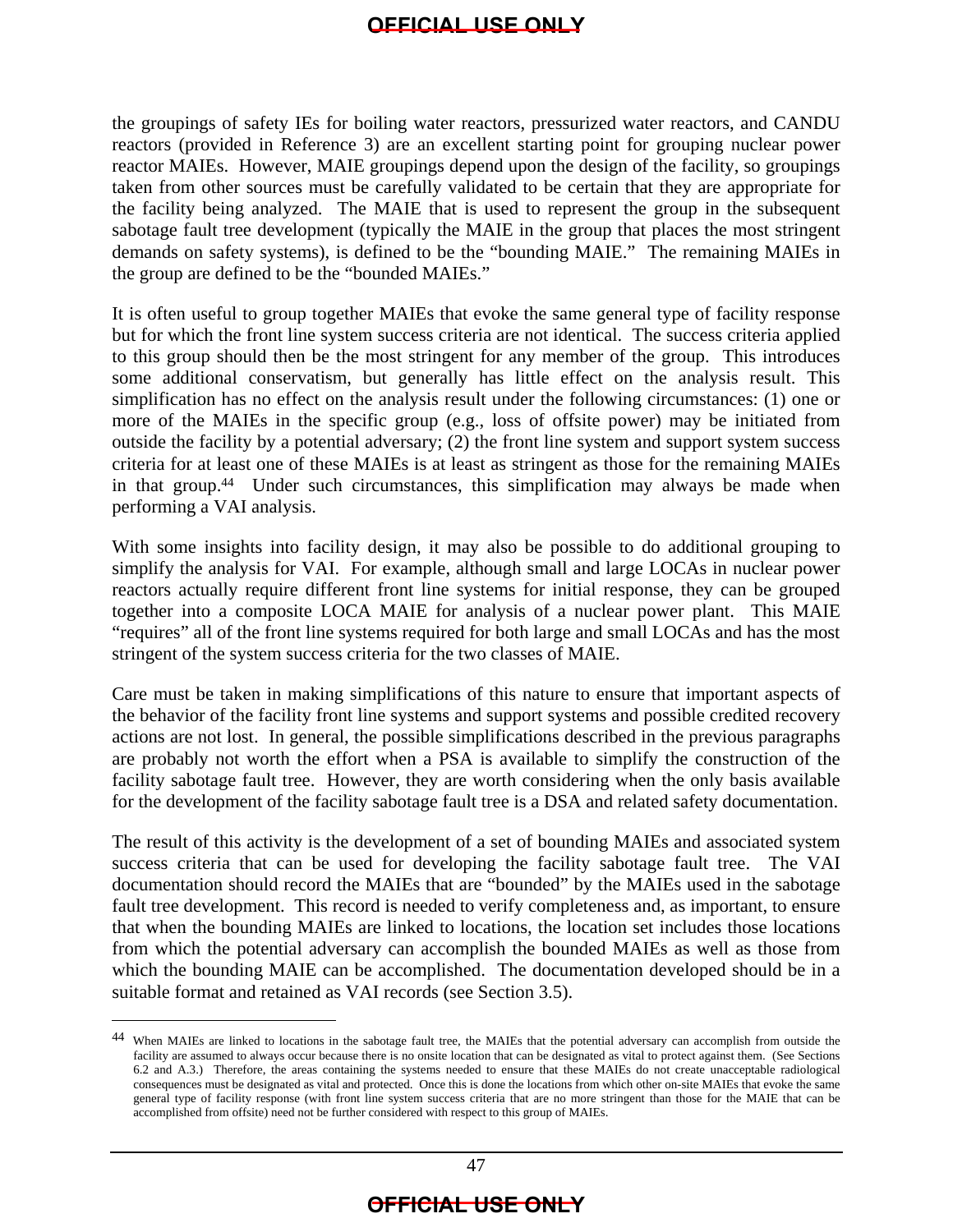the groupings of safety IEs for boiling water reactors, pressurized water reactors, and CANDU reactors (provided in Reference 3) are an excellent starting point for grouping nuclear power reactor MAIEs. However, MAIE groupings depend upon the design of the facility, so groupings taken from other sources must be carefully validated to be certain that they are appropriate for the facility being analyzed. The MAIE that is used to represent the group in the subsequent sabotage fault tree development (typically the MAIE in the group that places the most stringent demands on safety systems), is defined to be the "bounding MAIE." The remaining MAIEs in the group are defined to be the "bounded MAIEs."

It is often useful to group together MAIEs that evoke the same general type of facility response but for which the front line system success criteria are not identical. The success criteria applied to this group should then be the most stringent for any member of the group. This introduces some additional conservatism, but generally has little effect on the analysis result. This simplification has no effect on the analysis result under the following circumstances: (1) one or more of the MAIEs in the specific group (e.g., loss of offsite power) may be initiated from outside the facility by a potential adversary; (2) the front line system and support system success criteria for at least one of these MAIEs is at least as stringent as those for the remaining MAIEs in that group.[44] Under such circumstances, this simplification may always be made when performing a VAI analysis.

With some insights into facility design, it may also be possible to do additional grouping to simplify the analysis for VAI. For example, although small and large LOCAs in nuclear power reactors actually require different front line systems for initial response, they can be grouped together into a composite LOCA MAIE for analysis of a nuclear power plant. This MAIE "requires" all of the front line systems required for both large and small LOCAs and has the most stringent of the system success criteria for the two classes of MAIE.

Care must be taken in making simplifications of this nature to ensure that important aspects of the behavior of the facility front line systems and support systems and possible credited recovery actions are not lost. In general, the possible simplifications described in the previous paragraphs are probably not worth the effort when a PSA is available to simplify the construction of the facility sabotage fault tree. However, they are worth considering when the only basis available for the development of the facility sabotage fault tree is a DSA and related safety documentation.

The result of this activity is the development of a set of bounding MAIEs and associated system success criteria that can be used for developing the facility sabotage fault tree. The VAI documentation should record the MAIEs that are "bounded" by the MAIEs used in the sabotage fault tree development. This record is needed to verify completeness and, as important, to ensure that when the bounding MAIEs are linked to locations, the location set includes those locations from which the potential adversary can accomplish the bounded MAIEs as well as those from which the bounding MAIE can be accomplished. The documentation developed should be in a suitable format and retained as VAI records (see Section 3.5).

---

[44] When MAIEs are linked to locations in the sabotage fault tree, the MAIEs that the potential adversary can accomplish from outside the facility are assumed to always occur because there is no onsite location that can be designated as vital to protect against them. (See Sections 6.2 and A.3.) Therefore, the areas containing the systems needed to ensure that these MAIEs do not create unacceptable radiological consequences must be designated as vital and protected. Once this is done the locations from which other on-site MAIEs that evoke the same general type of facility response (with front line system success criteria that are no more stringent than those for the MAIE that can be accomplished from offsite) need not be further considered with respect to this group of MAIEs.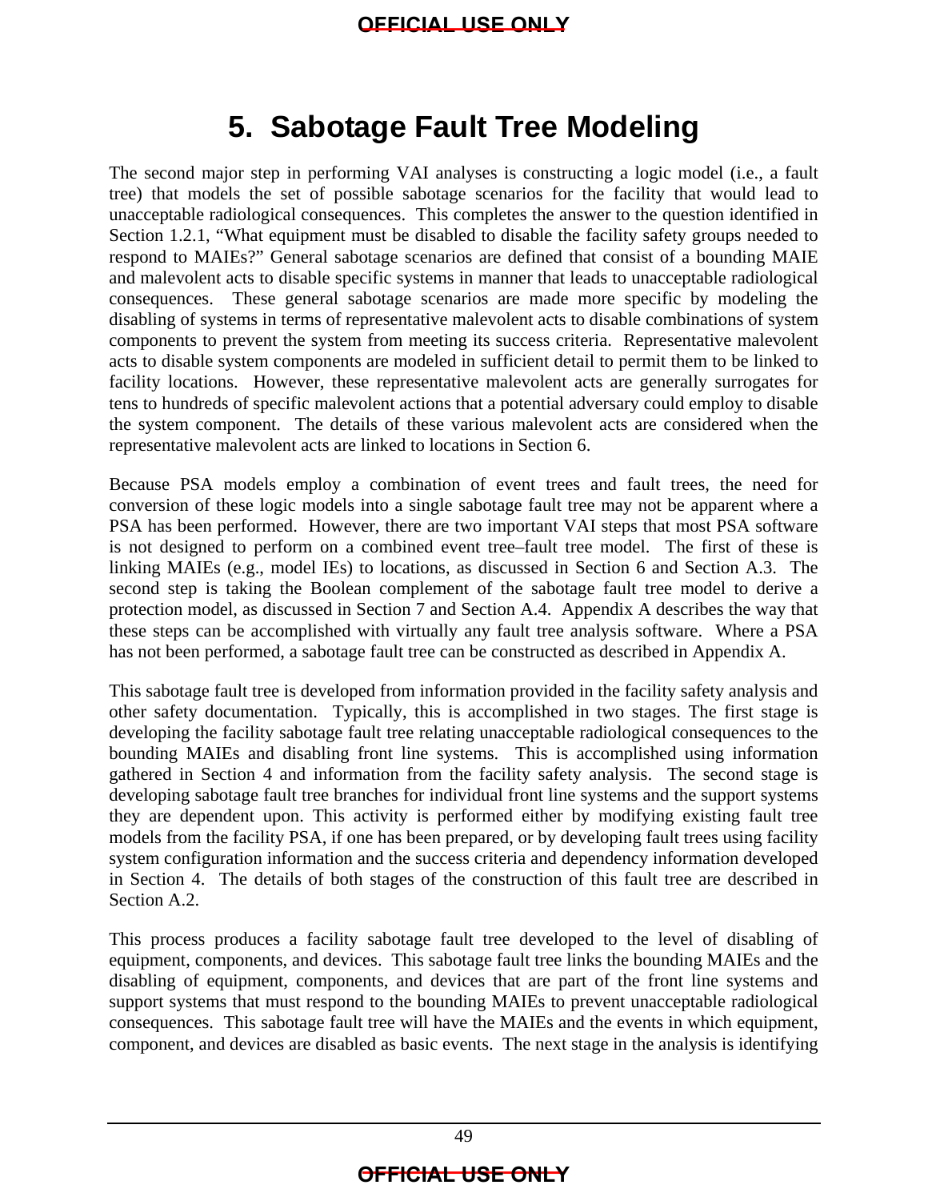# 5. Sabotage Fault Tree Modeling

The second major step in performing VAI analyses is constructing a logic model (i.e., a fault tree) that models the set of possible sabotage scenarios for the facility that would lead to unacceptable radiological consequences. This completes the answer to the question identified in Section 1.2.1, "What equipment must be disabled to disable the facility safety groups needed to respond to MAIEs?" General sabotage scenarios are defined that consist of a bounding MAIE and malevolent acts to disable specific systems in manner that leads to unacceptable radiological consequences. These general sabotage scenarios are made more specific by modeling the disabling of systems in terms of representative malevolent acts to disable combinations of system components to prevent the system from meeting its success criteria. Representative malevolent acts to disable system components are modeled in sufficient detail to permit them to be linked to facility locations. However, these representative malevolent acts are generally surrogates for tens to hundreds of specific malevolent actions that a potential adversary could employ to disable the system component. The details of these various malevolent acts are considered when the representative malevolent acts are linked to locations in Section 6.

Because PSA models employ a combination of event trees and fault trees, the need for conversion of these logic models into a single sabotage fault tree may not be apparent where a PSA has been performed. However, there are two important VAI steps that most PSA software is not designed to perform on a combined event tree–fault tree model. The first of these is linking MAIEs (e.g., model IEs) to locations, as discussed in Section 6 and Section A.3. The second step is taking the Boolean complement of the sabotage fault tree model to derive a protection model, as discussed in Section 7 and Section A.4. Appendix A describes the way that these steps can be accomplished with virtually any fault tree analysis software. Where a PSA has not been performed, a sabotage fault tree can be constructed as described in Appendix A.

This sabotage fault tree is developed from information provided in the facility safety analysis and other safety documentation. Typically, this is accomplished in two stages. The first stage is developing the facility sabotage fault tree relating unacceptable radiological consequences to the bounding MAIEs and disabling front line systems. This is accomplished using information gathered in Section 4 and information from the facility safety analysis. The second stage is developing sabotage fault tree branches for individual front line systems and the support systems they are dependent upon. This activity is performed either by modifying existing fault tree models from the facility PSA, if one has been prepared, or by developing fault trees using facility system configuration information and the success criteria and dependency information developed in Section 4. The details of both stages of the construction of this fault tree are described in Section A.2.

This process produces a facility sabotage fault tree developed to the level of disabling of equipment, components, and devices. This sabotage fault tree links the bounding MAIEs and the disabling of equipment, components, and devices that are part of the front line systems and support systems that must respond to the bounding MAIEs to prevent unacceptable radiological consequences. This sabotage fault tree will have the MAIEs and the events in which equipment, component, and devices are disabled as basic events. The next stage in the analysis is identifying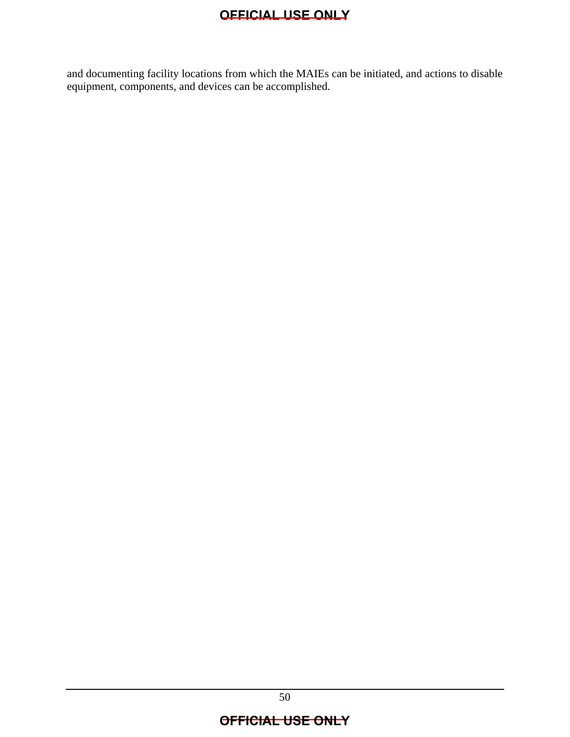and documenting facility locations from which the MAIEs can be initiated, and actions to disable equipment, components, and devices can be accomplished.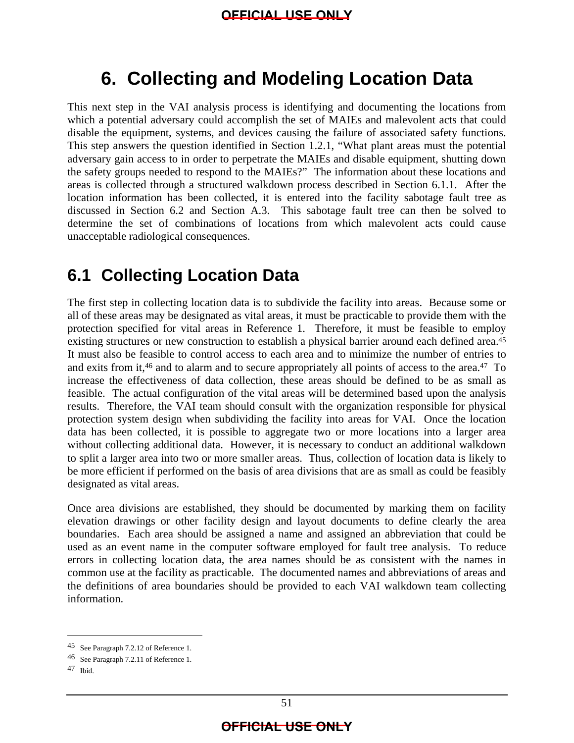# 6. Collecting and Modeling Location Data

This next step in the VAI analysis process is identifying and documenting the locations from which a potential adversary could accomplish the set of MAIEs and malevolent acts that could disable the equipment, systems, and devices causing the failure of associated safety functions. This step answers the question identified in Section 1.2.1, "What plant areas must the potential adversary gain access to in order to perpetrate the MAIEs and disable equipment, shutting down the safety groups needed to respond to the MAIEs?" The information about these locations and areas is collected through a structured walkdown process described in Section 6.1.1. After the location information has been collected, it is entered into the facility sabotage fault tree as discussed in Section 6.2 and Section A.3. This sabotage fault tree can then be solved to determine the set of combinations of locations from which malevolent acts could cause unacceptable radiological consequences.

## 6.1 Collecting Location Data

The first step in collecting location data is to subdivide the facility into areas. Because some or all of these areas may be designated as vital areas, it must be practicable to provide them with the protection specified for vital areas in Reference 1. Therefore, it must be feasible to employ existing structures or new construction to establish a physical barrier around each defined area.[45] It must also be feasible to control access to each area and to minimize the number of entries to and exits from it,[46] and to alarm and to secure appropriately all points of access to the area.[47] To increase the effectiveness of data collection, these areas should be defined to be as small as feasible. The actual configuration of the vital areas will be determined based upon the analysis results. Therefore, the VAI team should consult with the organization responsible for physical protection system design when subdividing the facility into areas for VAI. Once the location data has been collected, it is possible to aggregate two or more locations into a larger area without collecting additional data. However, it is necessary to conduct an additional walkdown to split a larger area into two or more smaller areas. Thus, collection of location data is likely to be more efficient if performed on the basis of area divisions that are as small as could be feasibly designated as vital areas.

Once area divisions are established, they should be documented by marking them on facility elevation drawings or other facility design and layout documents to define clearly the area boundaries. Each area should be assigned a name and assigned an abbreviation that could be used as an event name in the computer software employed for fault tree analysis. To reduce errors in collecting location data, the area names should be as consistent with the names in common use at the facility as practicable. The documented names and abbreviations of areas and the definitions of area boundaries should be provided to each VAI walkdown team collecting information.

---

[45] See Paragraph 7.2.12 of Reference 1.

[46] See Paragraph 7.2.11 of Reference 1.

[47] Ibid.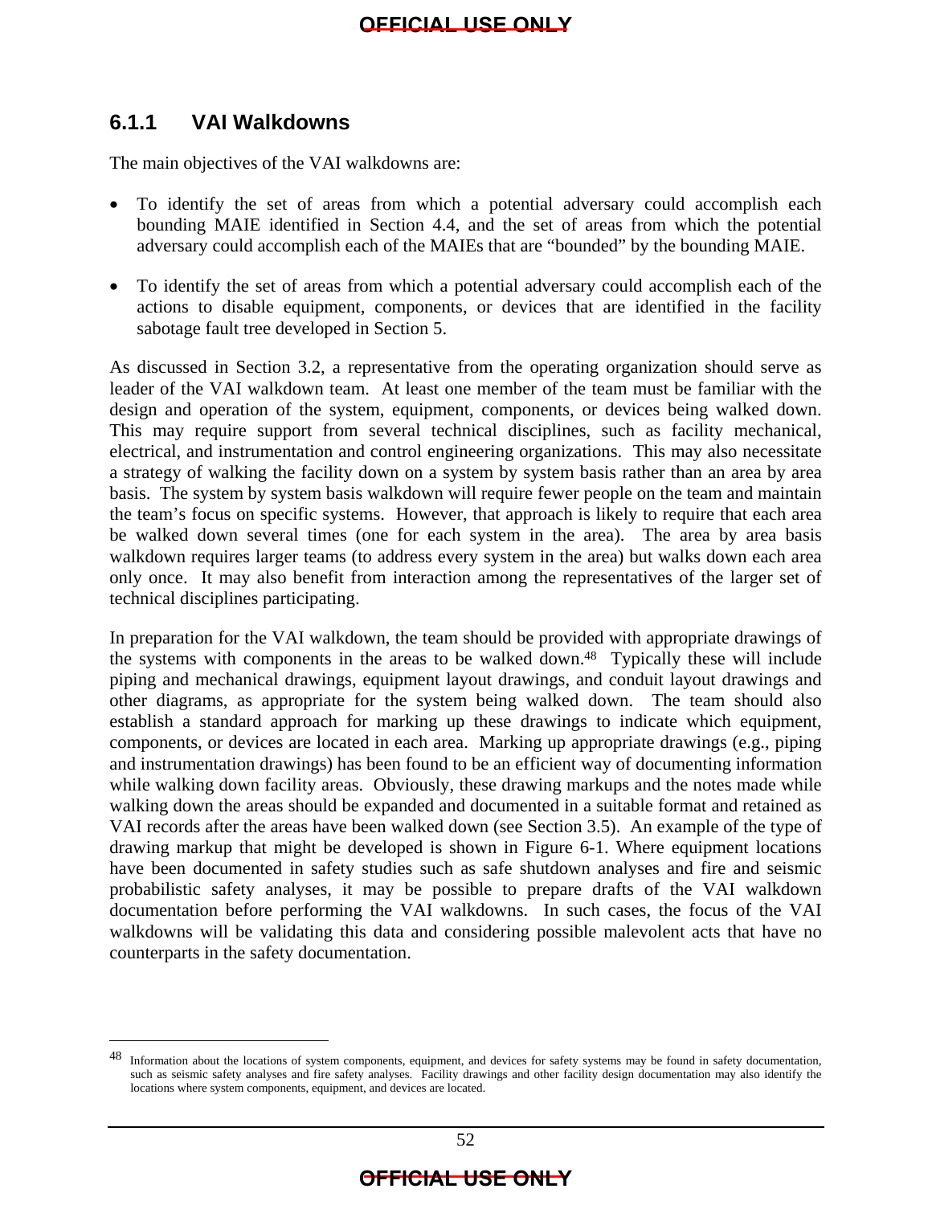### 6.1.1 VAI Walkdowns

The main objectives of the VAI walkdowns are:

- To identify the set of areas from which a potential adversary could accomplish each bounding MAIE identified in Section 4.4, and the set of areas from which the potential adversary could accomplish each of the MAIEs that are "bounded" by the bounding MAIE.
- To identify the set of areas from which a potential adversary could accomplish each of the actions to disable equipment, components, or devices that are identified in the facility sabotage fault tree developed in Section 5.

As discussed in Section 3.2, a representative from the operating organization should serve as leader of the VAI walkdown team. At least one member of the team must be familiar with the design and operation of the system, equipment, components, or devices being walked down. This may require support from several technical disciplines, such as facility mechanical, electrical, and instrumentation and control engineering organizations. This may also necessitate a strategy of walking the facility down on a system by system basis rather than an area by area basis. The system by system basis walkdown will require fewer people on the team and maintain the team's focus on specific systems. However, that approach is likely to require that each area be walked down several times (one for each system in the area). The area by area basis walkdown requires larger teams (to address every system in the area) but walks down each area only once. It may also benefit from interaction among the representatives of the larger set of technical disciplines participating.

In preparation for the VAI walkdown, the team should be provided with appropriate drawings of the systems with components in the areas to be walked down.[48] Typically these will include piping and mechanical drawings, equipment layout drawings, and conduit layout drawings and other diagrams, as appropriate for the system being walked down. The team should also establish a standard approach for marking up these drawings to indicate which equipment, components, or devices are located in each area. Marking up appropriate drawings (e.g., piping and instrumentation drawings) has been found to be an efficient way of documenting information while walking down facility areas. Obviously, these drawing markups and the notes made while walking down the areas should be expanded and documented in a suitable format and retained as VAI records after the areas have been walked down (see Section 3.5). An example of the type of drawing markup that might be developed is shown in Figure 6-1. Where equipment locations have been documented in safety studies such as safe shutdown analyses and fire and seismic probabilistic safety analyses, it may be possible to prepare drafts of the VAI walkdown documentation before performing the VAI walkdowns. In such cases, the focus of the VAI walkdowns will be validating this data and considering possible malevolent acts that have no counterparts in the safety documentation.

---

[48] Information about the locations of system components, equipment, and devices for safety systems may be found in safety documentation, such as seismic safety analyses and fire safety analyses. Facility drawings and other facility design documentation may also identify the locations where system components, equipment, and devices are located.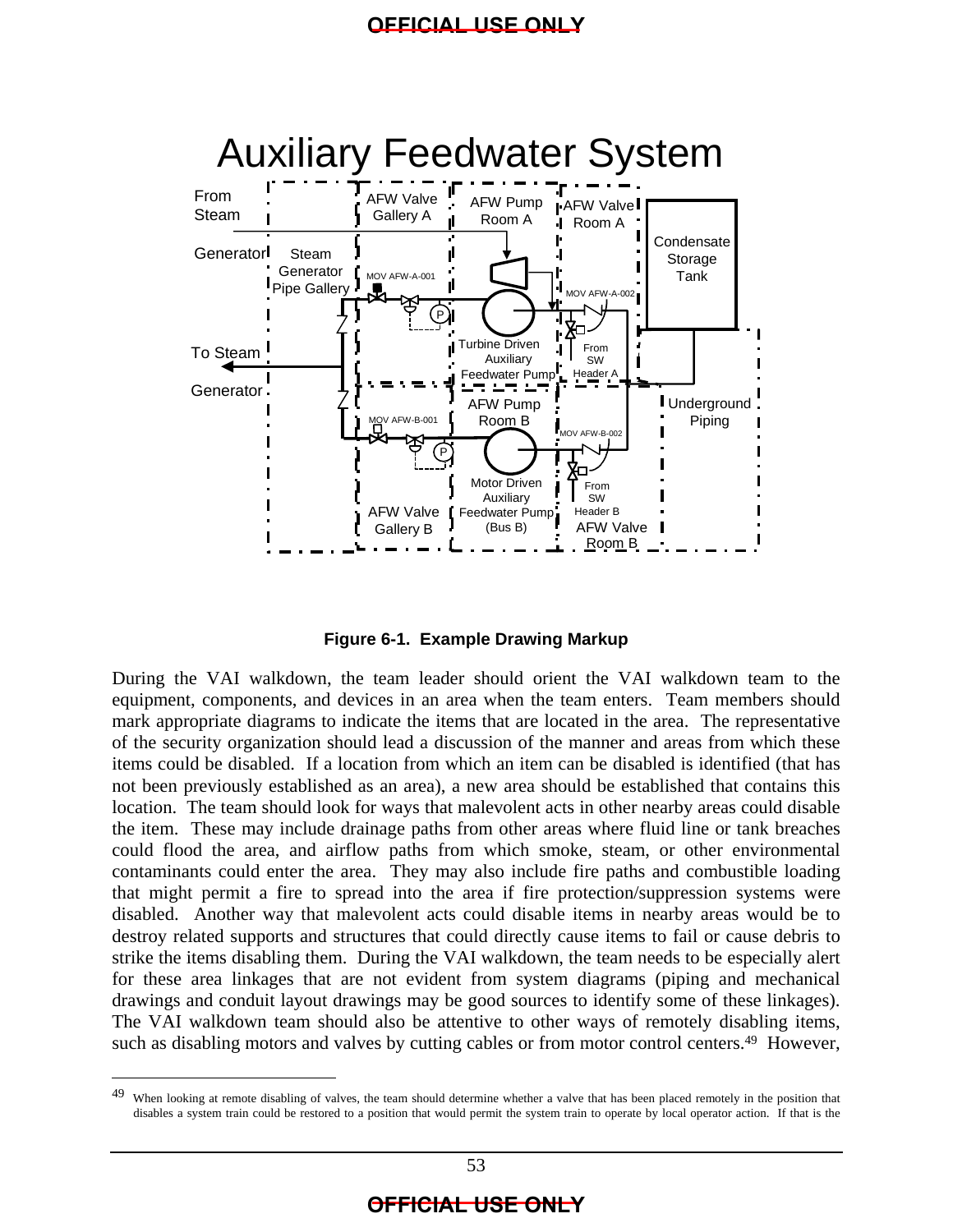# Auxiliary Feedwater System

From Steam Generator

Steam Generator Pipe Gallery

To Steam Generator

AFW Valve Gallery A

MOV AFW-A-001

AFW Pump Room A

Turbine Driven Auxiliary Feedwater Pump

AFW Valve Room A

MOV AFW-A-002

From SW Header A

Condensate Storage Tank

Underground Piping

MOV AFW-B-001

AFW Valve Gallery B

AFW Pump Room B

Motor Driven Auxiliary Feedwater Pump (Bus B)

MOV AFW-B-002

From SW Header B

AFW Valve Room B

**Figure 6-1. Example Drawing Markup**

During the VAI walkdown, the team leader should orient the VAI walkdown team to the equipment, components, and devices in an area when the team enters. Team members should mark appropriate diagrams to indicate the items that are located in the area. The representative of the security organization should lead a discussion of the manner and areas from which these items could be disabled. If a location from which an item can be disabled is identified (that has not been previously established as an area), a new area should be established that contains this location. The team should look for ways that malevolent acts in other nearby areas could disable the item. These may include drainage paths from other areas where fluid line or tank breaches could flood the area, and airflow paths from which smoke, steam, or other environmental contaminants could enter the area. They may also include fire paths and combustible loading that might permit a fire to spread into the area if fire protection/suppression systems were disabled. Another way that malevolent acts could disable items in nearby areas would be to destroy related supports and structures that could directly cause items to fail or cause debris to strike the items disabling them. During the VAI walkdown, the team needs to be especially alert for these area linkages that are not evident from system diagrams (piping and mechanical drawings and conduit layout drawings may be good sources to identify some of these linkages). The VAI walkdown team should also be attentive to other ways of remotely disabling items, such as disabling motors and valves by cutting cables or from motor control centers.[49] However,

[49] When looking at remote disabling of valves, the team should determine whether a valve that has been placed remotely in the position that disables a system train could be restored to a position that would permit the system train to operate by local operator action. If that is the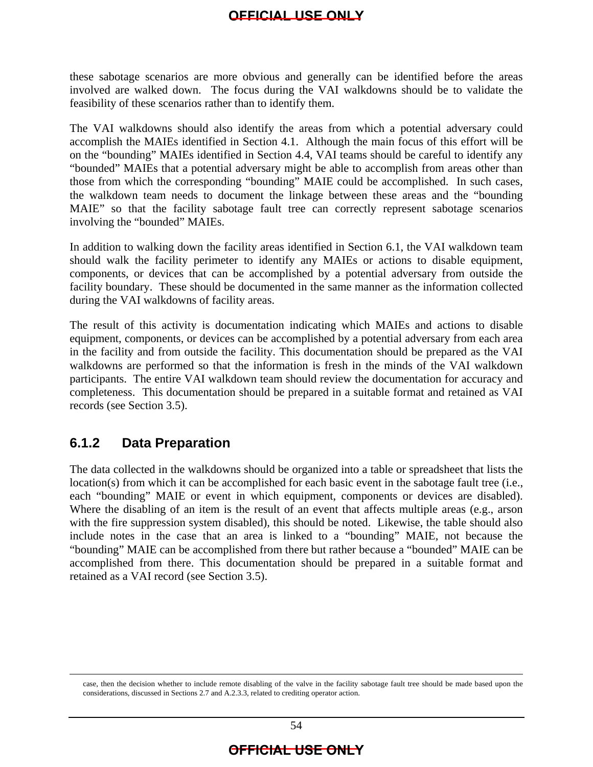these sabotage scenarios are more obvious and generally can be identified before the areas involved are walked down. The focus during the VAI walkdowns should be to validate the feasibility of these scenarios rather than to identify them.

The VAI walkdowns should also identify the areas from which a potential adversary could accomplish the MAIEs identified in Section 4.1. Although the main focus of this effort will be on the "bounding" MAIEs identified in Section 4.4, VAI teams should be careful to identify any "bounded" MAIEs that a potential adversary might be able to accomplish from areas other than those from which the corresponding "bounding" MAIE could be accomplished. In such cases, the walkdown team needs to document the linkage between these areas and the "bounding MAIE" so that the facility sabotage fault tree can correctly represent sabotage scenarios involving the "bounded" MAIEs.

In addition to walking down the facility areas identified in Section 6.1, the VAI walkdown team should walk the facility perimeter to identify any MAIEs or actions to disable equipment, components, or devices that can be accomplished by a potential adversary from outside the facility boundary. These should be documented in the same manner as the information collected during the VAI walkdowns of facility areas.

The result of this activity is documentation indicating which MAIEs and actions to disable equipment, components, or devices can be accomplished by a potential adversary from each area in the facility and from outside the facility. This documentation should be prepared as the VAI walkdowns are performed so that the information is fresh in the minds of the VAI walkdown participants. The entire VAI walkdown team should review the documentation for accuracy and completeness. This documentation should be prepared in a suitable format and retained as VAI records (see Section 3.5).

### 6.1.2 Data Preparation

The data collected in the walkdowns should be organized into a table or spreadsheet that lists the location(s) from which it can be accomplished for each basic event in the sabotage fault tree (i.e., each "bounding" MAIE or event in which equipment, components or devices are disabled). Where the disabling of an item is the result of an event that affects multiple areas (e.g., arson with the fire suppression system disabled), this should be noted. Likewise, the table should also include notes in the case that an area is linked to a "bounding" MAIE, not because the "bounding" MAIE can be accomplished from there but rather because a "bounded" MAIE can be accomplished from there. This documentation should be prepared in a suitable format and retained as a VAI record (see Section 3.5).

---

case, then the decision whether to include remote disabling of the valve in the facility sabotage fault tree should be made based upon the considerations, discussed in Sections 2.7 and A.2.3.3, related to crediting operator action.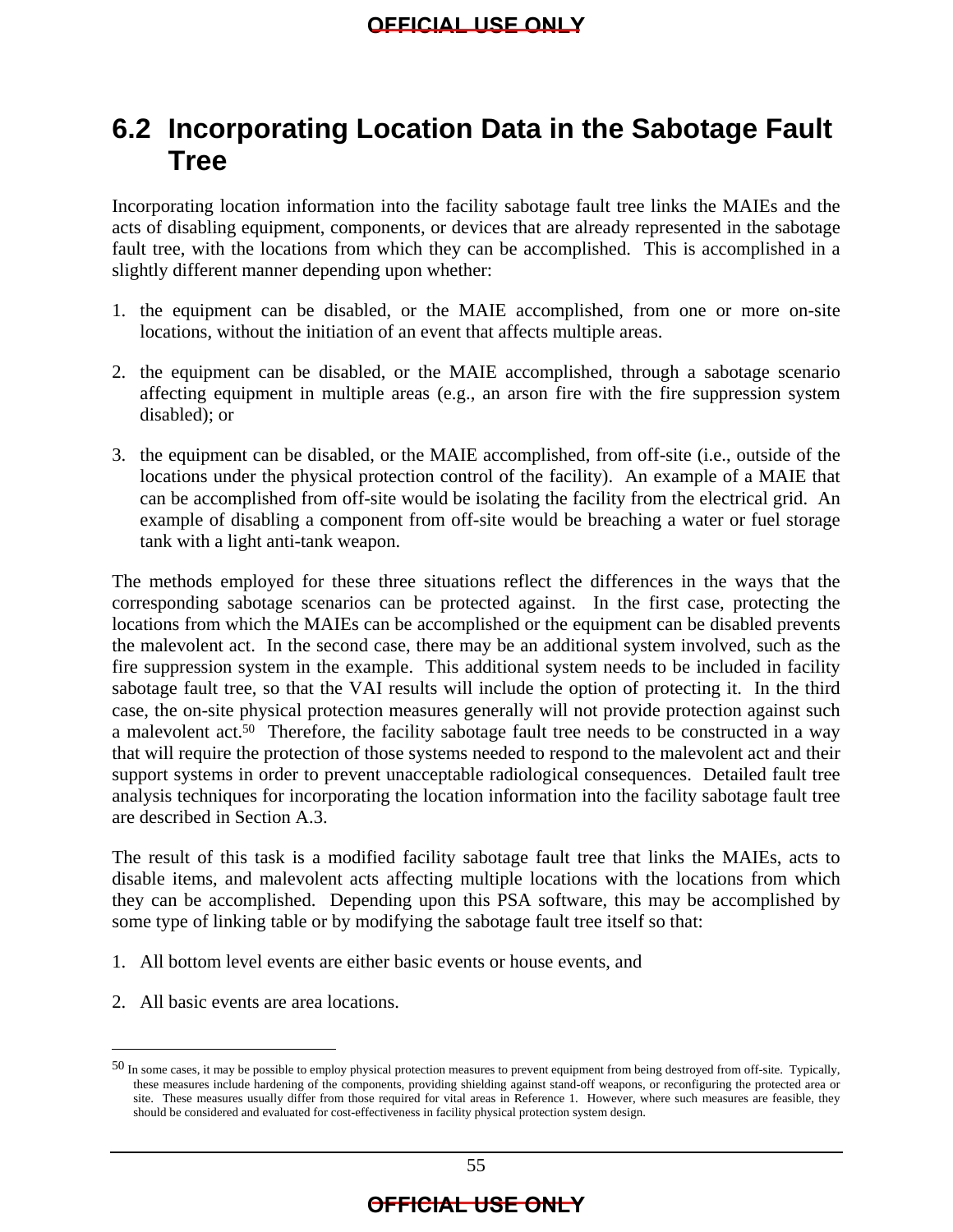## 6.2 Incorporating Location Data in the Sabotage Fault Tree

Incorporating location information into the facility sabotage fault tree links the MAIEs and the acts of disabling equipment, components, or devices that are already represented in the sabotage fault tree, with the locations from which they can be accomplished. This is accomplished in a slightly different manner depending upon whether:

1. the equipment can be disabled, or the MAIE accomplished, from one or more on-site locations, without the initiation of an event that affects multiple areas.

2. the equipment can be disabled, or the MAIE accomplished, through a sabotage scenario affecting equipment in multiple areas (e.g., an arson fire with the fire suppression system disabled); or

3. the equipment can be disabled, or the MAIE accomplished, from off-site (i.e., outside of the locations under the physical protection control of the facility). An example of a MAIE that can be accomplished from off-site would be isolating the facility from the electrical grid. An example of disabling a component from off-site would be breaching a water or fuel storage tank with a light anti-tank weapon.

The methods employed for these three situations reflect the differences in the ways that the corresponding sabotage scenarios can be protected against. In the first case, protecting the locations from which the MAIEs can be accomplished or the equipment can be disabled prevents the malevolent act. In the second case, there may be an additional system involved, such as the fire suppression system in the example. This additional system needs to be included in facility sabotage fault tree, so that the VAI results will include the option of protecting it. In the third case, the on-site physical protection measures generally will not provide protection against such a malevolent act.[50] Therefore, the facility sabotage fault tree needs to be constructed in a way that will require the protection of those systems needed to respond to the malevolent act and their support systems in order to prevent unacceptable radiological consequences. Detailed fault tree analysis techniques for incorporating the location information into the facility sabotage fault tree are described in Section A.3.

The result of this task is a modified facility sabotage fault tree that links the MAIEs, acts to disable items, and malevolent acts affecting multiple locations with the locations from which they can be accomplished. Depending upon this PSA software, this may be accomplished by some type of linking table or by modifying the sabotage fault tree itself so that:

1. All bottom level events are either basic events or house events, and

2. All basic events are area locations.

---

[50] In some cases, it may be possible to employ physical protection measures to prevent equipment from being destroyed from off-site. Typically, these measures include hardening of the components, providing shielding against stand-off weapons, or reconfiguring the protected area or site. These measures usually differ from those required for vital areas in Reference 1. However, where such measures are feasible, they should be considered and evaluated for cost-effectiveness in facility physical protection system design.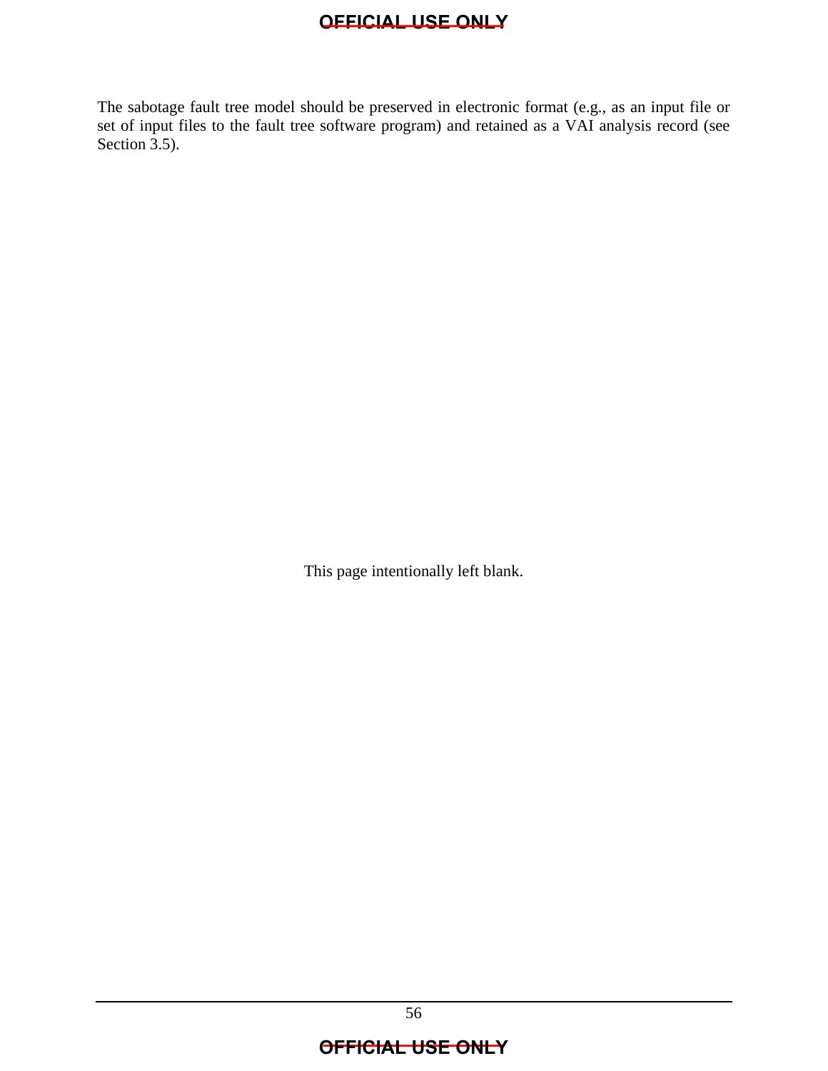The sabotage fault tree model should be preserved in electronic format (e.g., as an input file or set of input files to the fault tree software program) and retained as a VAI analysis record (see Section 3.5).

This page intentionally left blank.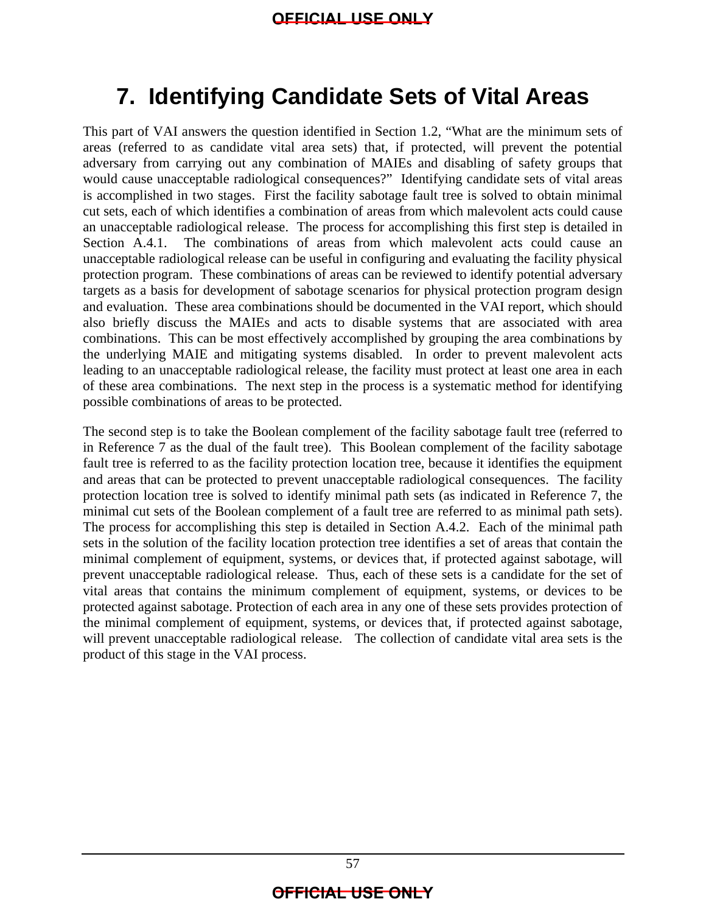# 7. Identifying Candidate Sets of Vital Areas

This part of VAI answers the question identified in Section 1.2, "What are the minimum sets of areas (referred to as candidate vital area sets) that, if protected, will prevent the potential adversary from carrying out any combination of MAIEs and disabling of safety groups that would cause unacceptable radiological consequences?" Identifying candidate sets of vital areas is accomplished in two stages. First the facility sabotage fault tree is solved to obtain minimal cut sets, each of which identifies a combination of areas from which malevolent acts could cause an unacceptable radiological release. The process for accomplishing this first step is detailed in Section A.4.1. The combinations of areas from which malevolent acts could cause an unacceptable radiological release can be useful in configuring and evaluating the facility physical protection program. These combinations of areas can be reviewed to identify potential adversary targets as a basis for development of sabotage scenarios for physical protection program design and evaluation. These area combinations should be documented in the VAI report, which should also briefly discuss the MAIEs and acts to disable systems that are associated with area combinations. This can be most effectively accomplished by grouping the area combinations by the underlying MAIE and mitigating systems disabled. In order to prevent malevolent acts leading to an unacceptable radiological release, the facility must protect at least one area in each of these area combinations. The next step in the process is a systematic method for identifying possible combinations of areas to be protected.

The second step is to take the Boolean complement of the facility sabotage fault tree (referred to in Reference 7 as the dual of the fault tree). This Boolean complement of the facility sabotage fault tree is referred to as the facility protection location tree, because it identifies the equipment and areas that can be protected to prevent unacceptable radiological consequences. The facility protection location tree is solved to identify minimal path sets (as indicated in Reference 7, the minimal cut sets of the Boolean complement of a fault tree are referred to as minimal path sets). The process for accomplishing this step is detailed in Section A.4.2. Each of the minimal path sets in the solution of the facility location protection tree identifies a set of areas that contain the minimal complement of equipment, systems, or devices that, if protected against sabotage, will prevent unacceptable radiological release. Thus, each of these sets is a candidate for the set of vital areas that contains the minimum complement of equipment, systems, or devices to be protected against sabotage. Protection of each area in any one of these sets provides protection of the minimal complement of equipment, systems, or devices that, if protected against sabotage, will prevent unacceptable radiological release. The collection of candidate vital area sets is the product of this stage in the VAI process.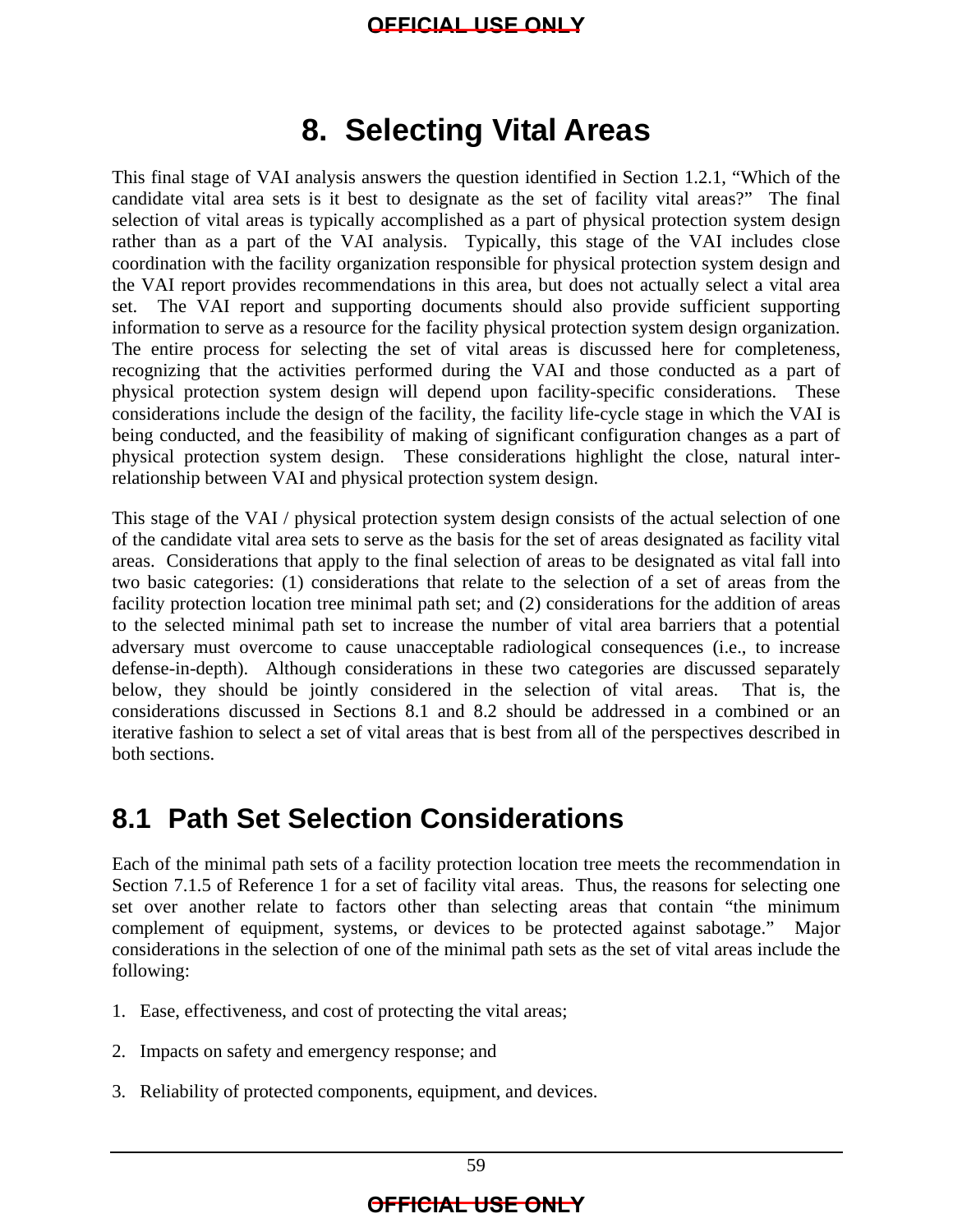# 8. Selecting Vital Areas

This final stage of VAI analysis answers the question identified in Section 1.2.1, "Which of the candidate vital area sets is it best to designate as the set of facility vital areas?" The final selection of vital areas is typically accomplished as a part of physical protection system design rather than as a part of the VAI analysis. Typically, this stage of the VAI includes close coordination with the facility organization responsible for physical protection system design and the VAI report provides recommendations in this area, but does not actually select a vital area set. The VAI report and supporting documents should also provide sufficient supporting information to serve as a resource for the facility physical protection system design organization. The entire process for selecting the set of vital areas is discussed here for completeness, recognizing that the activities performed during the VAI and those conducted as a part of physical protection system design will depend upon facility-specific considerations. These considerations include the design of the facility, the facility life-cycle stage in which the VAI is being conducted, and the feasibility of making of significant configuration changes as a part of physical protection system design. These considerations highlight the close, natural inter-relationship between VAI and physical protection system design.

This stage of the VAI / physical protection system design consists of the actual selection of one of the candidate vital area sets to serve as the basis for the set of areas designated as facility vital areas. Considerations that apply to the final selection of areas to be designated as vital fall into two basic categories: (1) considerations that relate to the selection of a set of areas from the facility protection location tree minimal path set; and (2) considerations for the addition of areas to the selected minimal path set to increase the number of vital area barriers that a potential adversary must overcome to cause unacceptable radiological consequences (i.e., to increase defense-in-depth). Although considerations in these two categories are discussed separately below, they should be jointly considered in the selection of vital areas. That is, the considerations discussed in Sections 8.1 and 8.2 should be addressed in a combined or an iterative fashion to select a set of vital areas that is best from all of the perspectives described in both sections.

## 8.1 Path Set Selection Considerations

Each of the minimal path sets of a facility protection location tree meets the recommendation in Section 7.1.5 of Reference 1 for a set of facility vital areas. Thus, the reasons for selecting one set over another relate to factors other than selecting areas that contain "the minimum complement of equipment, systems, or devices to be protected against sabotage." Major considerations in the selection of one of the minimal path sets as the set of vital areas include the following:

1. Ease, effectiveness, and cost of protecting the vital areas;
2. Impacts on safety and emergency response; and
3. Reliability of protected components, equipment, and devices.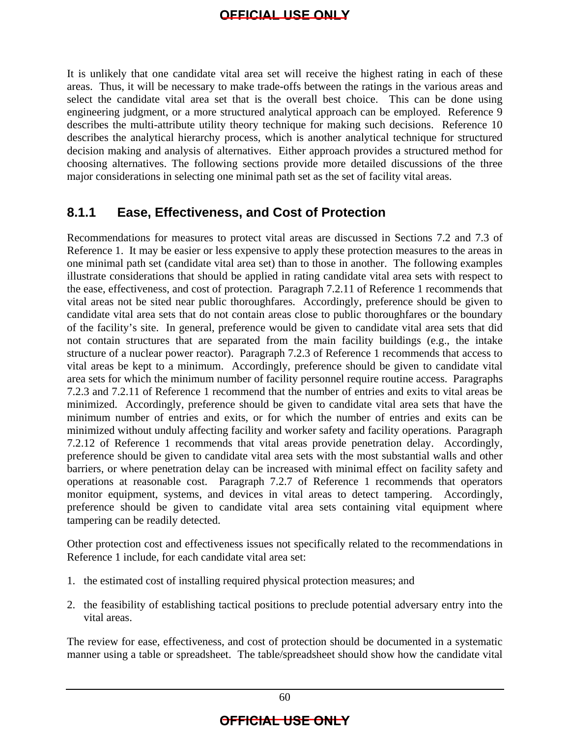It is unlikely that one candidate vital area set will receive the highest rating in each of these areas. Thus, it will be necessary to make trade-offs between the ratings in the various areas and select the candidate vital area set that is the overall best choice. This can be done using engineering judgment, or a more structured analytical approach can be employed. Reference 9 describes the multi-attribute utility theory technique for making such decisions. Reference 10 describes the analytical hierarchy process, which is another analytical technique for structured decision making and analysis of alternatives. Either approach provides a structured method for choosing alternatives. The following sections provide more detailed discussions of the three major considerations in selecting one minimal path set as the set of facility vital areas.

### 8.1.1 Ease, Effectiveness, and Cost of Protection

Recommendations for measures to protect vital areas are discussed in Sections 7.2 and 7.3 of Reference 1. It may be easier or less expensive to apply these protection measures to the areas in one minimal path set (candidate vital area set) than to those in another. The following examples illustrate considerations that should be applied in rating candidate vital area sets with respect to the ease, effectiveness, and cost of protection. Paragraph 7.2.11 of Reference 1 recommends that vital areas not be sited near public thoroughfares. Accordingly, preference should be given to candidate vital area sets that do not contain areas close to public thoroughfares or the boundary of the facility's site. In general, preference would be given to candidate vital area sets that did not contain structures that are separated from the main facility buildings (e.g., the intake structure of a nuclear power reactor). Paragraph 7.2.3 of Reference 1 recommends that access to vital areas be kept to a minimum. Accordingly, preference should be given to candidate vital area sets for which the minimum number of facility personnel require routine access. Paragraphs 7.2.3 and 7.2.11 of Reference 1 recommend that the number of entries and exits to vital areas be minimized. Accordingly, preference should be given to candidate vital area sets that have the minimum number of entries and exits, or for which the number of entries and exits can be minimized without unduly affecting facility and worker safety and facility operations. Paragraph 7.2.12 of Reference 1 recommends that vital areas provide penetration delay. Accordingly, preference should be given to candidate vital area sets with the most substantial walls and other barriers, or where penetration delay can be increased with minimal effect on facility safety and operations at reasonable cost. Paragraph 7.2.7 of Reference 1 recommends that operators monitor equipment, systems, and devices in vital areas to detect tampering. Accordingly, preference should be given to candidate vital area sets containing vital equipment where tampering can be readily detected.

Other protection cost and effectiveness issues not specifically related to the recommendations in Reference 1 include, for each candidate vital area set:

1. the estimated cost of installing required physical protection measures; and
2. the feasibility of establishing tactical positions to preclude potential adversary entry into the vital areas.

The review for ease, effectiveness, and cost of protection should be documented in a systematic manner using a table or spreadsheet. The table/spreadsheet should show how the candidate vital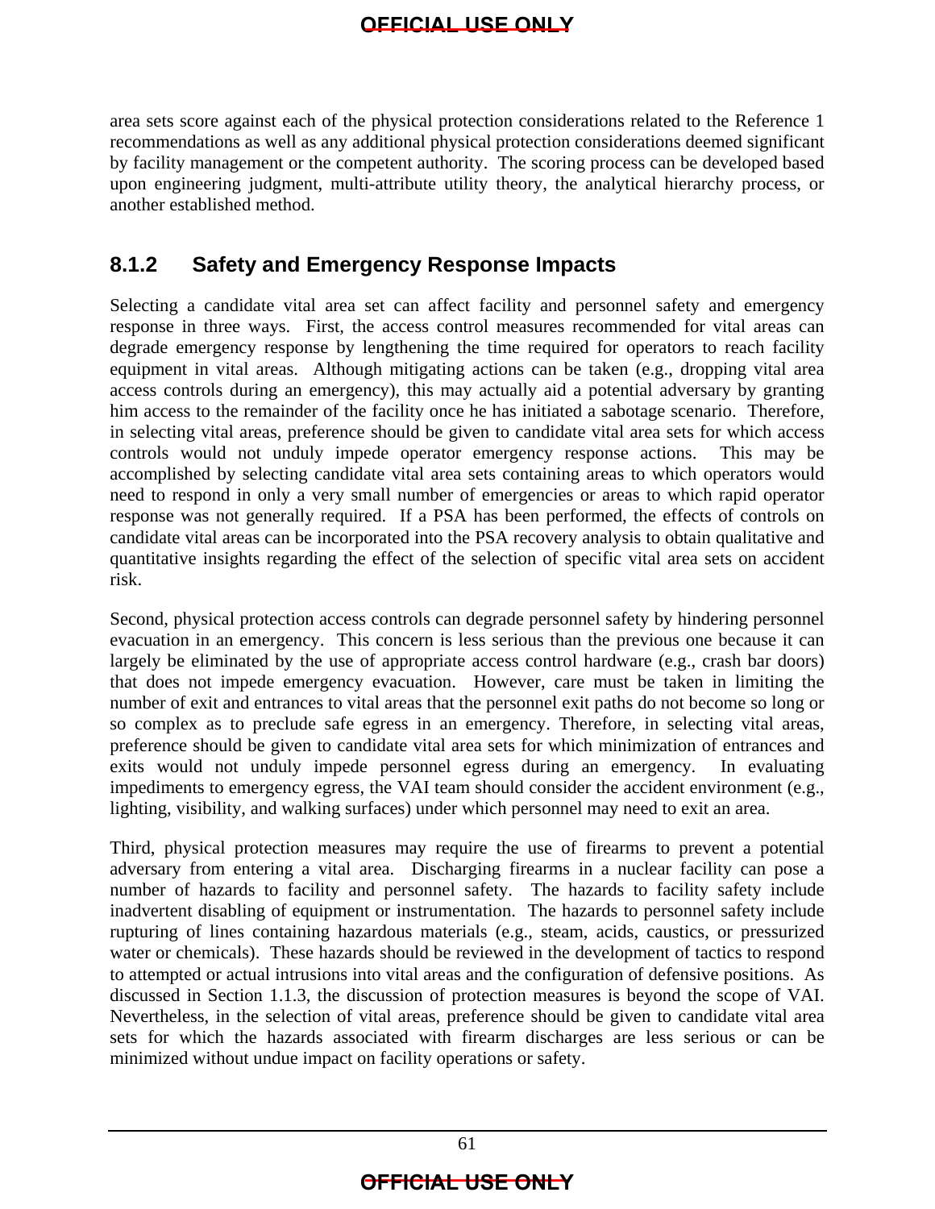area sets score against each of the physical protection considerations related to the Reference 1 recommendations as well as any additional physical protection considerations deemed significant by facility management or the competent authority. The scoring process can be developed based upon engineering judgment, multi-attribute utility theory, the analytical hierarchy process, or another established method.

### 8.1.2 Safety and Emergency Response Impacts

Selecting a candidate vital area set can affect facility and personnel safety and emergency response in three ways. First, the access control measures recommended for vital areas can degrade emergency response by lengthening the time required for operators to reach facility equipment in vital areas. Although mitigating actions can be taken (e.g., dropping vital area access controls during an emergency), this may actually aid a potential adversary by granting him access to the remainder of the facility once he has initiated a sabotage scenario. Therefore, in selecting vital areas, preference should be given to candidate vital area sets for which access controls would not unduly impede operator emergency response actions. This may be accomplished by selecting candidate vital area sets containing areas to which operators would need to respond in only a very small number of emergencies or areas to which rapid operator response was not generally required. If a PSA has been performed, the effects of controls on candidate vital areas can be incorporated into the PSA recovery analysis to obtain qualitative and quantitative insights regarding the effect of the selection of specific vital area sets on accident risk.

Second, physical protection access controls can degrade personnel safety by hindering personnel evacuation in an emergency. This concern is less serious than the previous one because it can largely be eliminated by the use of appropriate access control hardware (e.g., crash bar doors) that does not impede emergency evacuation. However, care must be taken in limiting the number of exit and entrances to vital areas that the personnel exit paths do not become so long or so complex as to preclude safe egress in an emergency. Therefore, in selecting vital areas, preference should be given to candidate vital area sets for which minimization of entrances and exits would not unduly impede personnel egress during an emergency. In evaluating impediments to emergency egress, the VAI team should consider the accident environment (e.g., lighting, visibility, and walking surfaces) under which personnel may need to exit an area.

Third, physical protection measures may require the use of firearms to prevent a potential adversary from entering a vital area. Discharging firearms in a nuclear facility can pose a number of hazards to facility and personnel safety. The hazards to facility safety include inadvertent disabling of equipment or instrumentation. The hazards to personnel safety include rupturing of lines containing hazardous materials (e.g., steam, acids, caustics, or pressurized water or chemicals). These hazards should be reviewed in the development of tactics to respond to attempted or actual intrusions into vital areas and the configuration of defensive positions. As discussed in Section 1.1.3, the discussion of protection measures is beyond the scope of VAI. Nevertheless, in the selection of vital areas, preference should be given to candidate vital area sets for which the hazards associated with firearm discharges are less serious or can be minimized without undue impact on facility operations or safety.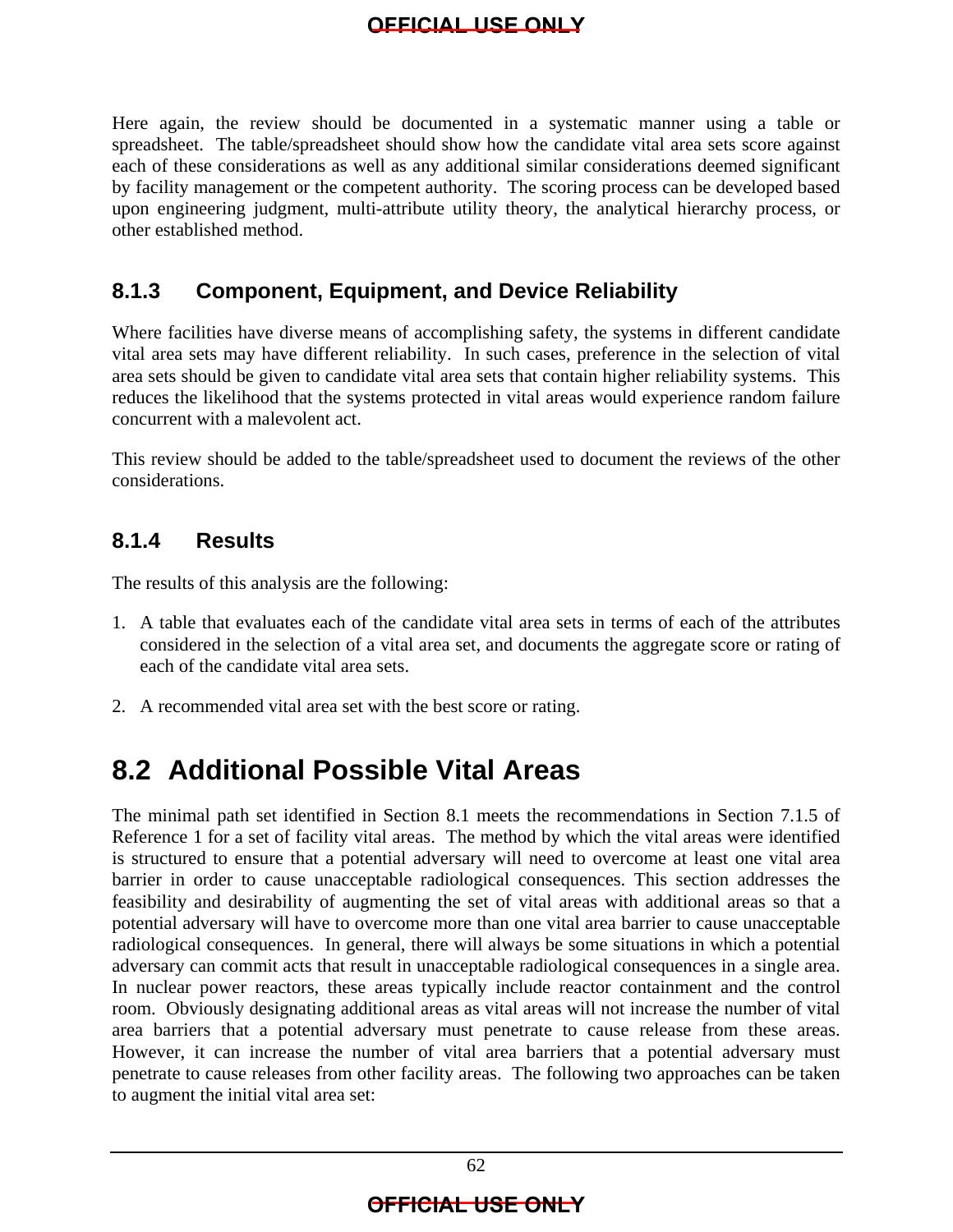Here again, the review should be documented in a systematic manner using a table or spreadsheet. The table/spreadsheet should show how the candidate vital area sets score against each of these considerations as well as any additional similar considerations deemed significant by facility management or the competent authority. The scoring process can be developed based upon engineering judgment, multi-attribute utility theory, the analytical hierarchy process, or other established method.

### 8.1.3 Component, Equipment, and Device Reliability

Where facilities have diverse means of accomplishing safety, the systems in different candidate vital area sets may have different reliability. In such cases, preference in the selection of vital area sets should be given to candidate vital area sets that contain higher reliability systems. This reduces the likelihood that the systems protected in vital areas would experience random failure concurrent with a malevolent act.

This review should be added to the table/spreadsheet used to document the reviews of the other considerations.

### 8.1.4 Results

The results of this analysis are the following:

1. A table that evaluates each of the candidate vital area sets in terms of each of the attributes considered in the selection of a vital area set, and documents the aggregate score or rating of each of the candidate vital area sets.

2. A recommended vital area set with the best score or rating.

## 8.2 Additional Possible Vital Areas

The minimal path set identified in Section 8.1 meets the recommendations in Section 7.1.5 of Reference 1 for a set of facility vital areas. The method by which the vital areas were identified is structured to ensure that a potential adversary will need to overcome at least one vital area barrier in order to cause unacceptable radiological consequences. This section addresses the feasibility and desirability of augmenting the set of vital areas with additional areas so that a potential adversary will have to overcome more than one vital area barrier to cause unacceptable radiological consequences. In general, there will always be some situations in which a potential adversary can commit acts that result in unacceptable radiological consequences in a single area. In nuclear power reactors, these areas typically include reactor containment and the control room. Obviously designating additional areas as vital areas will not increase the number of vital area barriers that a potential adversary must penetrate to cause release from these areas. However, it can increase the number of vital area barriers that a potential adversary must penetrate to cause releases from other facility areas. The following two approaches can be taken to augment the initial vital area set: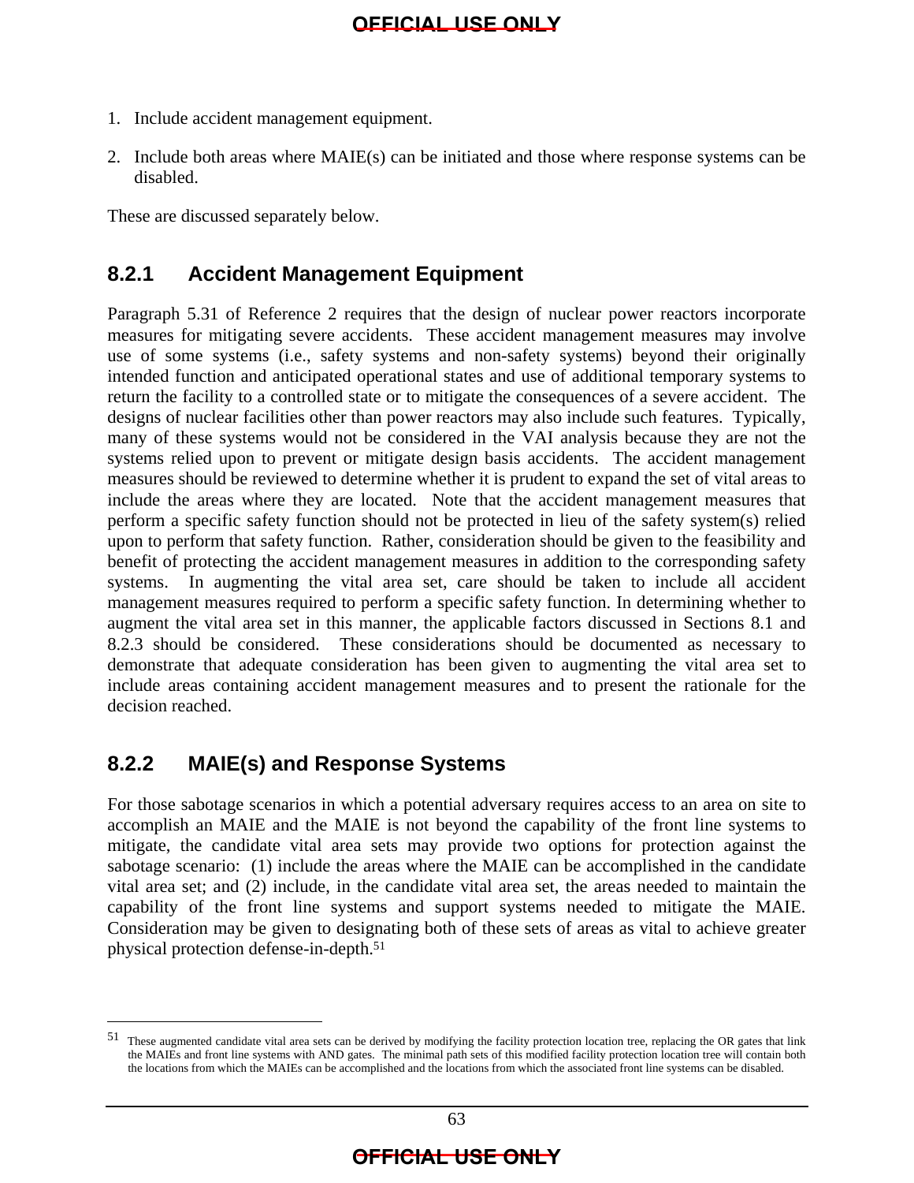1. Include accident management equipment.
2. Include both areas where MAIE(s) can be initiated and those where response systems can be disabled.

These are discussed separately below.

### 8.2.1 Accident Management Equipment

Paragraph 5.31 of Reference 2 requires that the design of nuclear power reactors incorporate measures for mitigating severe accidents. These accident management measures may involve use of some systems (i.e., safety systems and non-safety systems) beyond their originally intended function and anticipated operational states and use of additional temporary systems to return the facility to a controlled state or to mitigate the consequences of a severe accident. The designs of nuclear facilities other than power reactors may also include such features. Typically, many of these systems would not be considered in the VAI analysis because they are not the systems relied upon to prevent or mitigate design basis accidents. The accident management measures should be reviewed to determine whether it is prudent to expand the set of vital areas to include the areas where they are located. Note that the accident management measures that perform a specific safety function should not be protected in lieu of the safety system(s) relied upon to perform that safety function. Rather, consideration should be given to the feasibility and benefit of protecting the accident management measures in addition to the corresponding safety systems. In augmenting the vital area set, care should be taken to include all accident management measures required to perform a specific safety function. In determining whether to augment the vital area set in this manner, the applicable factors discussed in Sections 8.1 and 8.2.3 should be considered. These considerations should be documented as necessary to demonstrate that adequate consideration has been given to augmenting the vital area set to include areas containing accident management measures and to present the rationale for the decision reached.

### 8.2.2 MAIE(s) and Response Systems

For those sabotage scenarios in which a potential adversary requires access to an area on site to accomplish an MAIE and the MAIE is not beyond the capability of the front line systems to mitigate, the candidate vital area sets may provide two options for protection against the sabotage scenario: (1) include the areas where the MAIE can be accomplished in the candidate vital area set; and (2) include, in the candidate vital area set, the areas needed to maintain the capability of the front line systems and support systems needed to mitigate the MAIE. Consideration may be given to designating both of these sets of areas as vital to achieve greater physical protection defense-in-depth.[51]

---

[51] These augmented candidate vital area sets can be derived by modifying the facility protection location tree, replacing the OR gates that link the MAIEs and front line systems with AND gates. The minimal path sets of this modified facility protection location tree will contain both the locations from which the MAIEs can be accomplished and the locations from which the associated front line systems can be disabled.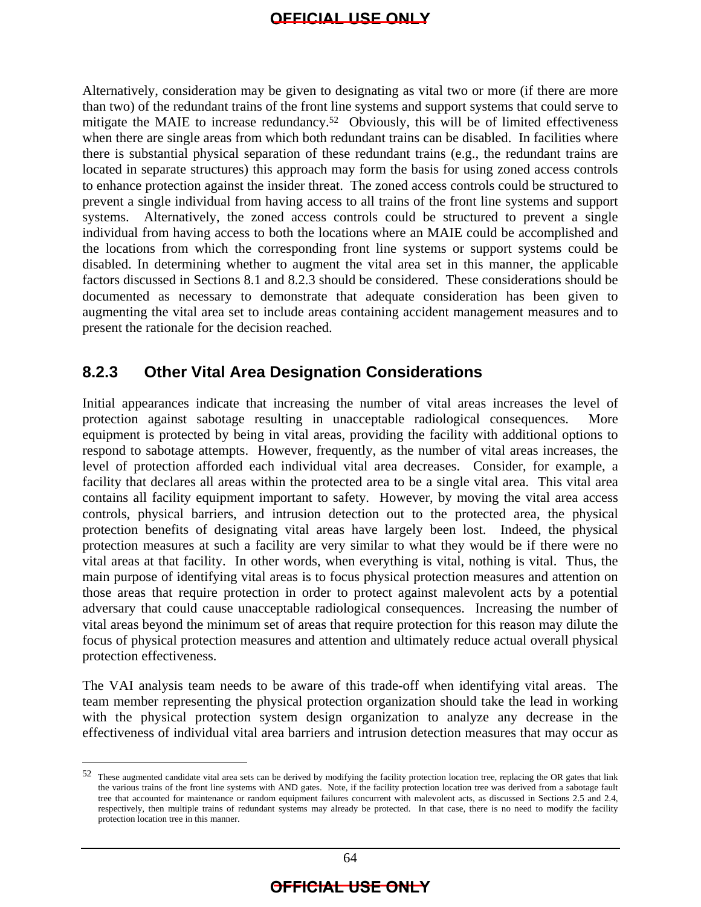Alternatively, consideration may be given to designating as vital two or more (if there are more than two) of the redundant trains of the front line systems and support systems that could serve to mitigate the MAIE to increase redundancy.[52] Obviously, this will be of limited effectiveness when there are single areas from which both redundant trains can be disabled. In facilities where there is substantial physical separation of these redundant trains (e.g., the redundant trains are located in separate structures) this approach may form the basis for using zoned access controls to enhance protection against the insider threat. The zoned access controls could be structured to prevent a single individual from having access to all trains of the front line systems and support systems. Alternatively, the zoned access controls could be structured to prevent a single individual from having access to both the locations where an MAIE could be accomplished and the locations from which the corresponding front line systems or support systems could be disabled. In determining whether to augment the vital area set in this manner, the applicable factors discussed in Sections 8.1 and 8.2.3 should be considered. These considerations should be documented as necessary to demonstrate that adequate consideration has been given to augmenting the vital area set to include areas containing accident management measures and to present the rationale for the decision reached.

### 8.2.3 Other Vital Area Designation Considerations

Initial appearances indicate that increasing the number of vital areas increases the level of protection against sabotage resulting in unacceptable radiological consequences. More equipment is protected by being in vital areas, providing the facility with additional options to respond to sabotage attempts. However, frequently, as the number of vital areas increases, the level of protection afforded each individual vital area decreases. Consider, for example, a facility that declares all areas within the protected area to be a single vital area. This vital area contains all facility equipment important to safety. However, by moving the vital area access controls, physical barriers, and intrusion detection out to the protected area, the physical protection benefits of designating vital areas have largely been lost. Indeed, the physical protection measures at such a facility are very similar to what they would be if there were no vital areas at that facility. In other words, when everything is vital, nothing is vital. Thus, the main purpose of identifying vital areas is to focus physical protection measures and attention on those areas that require protection in order to protect against malevolent acts by a potential adversary that could cause unacceptable radiological consequences. Increasing the number of vital areas beyond the minimum set of areas that require protection for this reason may dilute the focus of physical protection measures and attention and ultimately reduce actual overall physical protection effectiveness.

The VAI analysis team needs to be aware of this trade-off when identifying vital areas. The team member representing the physical protection organization should take the lead in working with the physical protection system design organization to analyze any decrease in the effectiveness of individual vital area barriers and intrusion detection measures that may occur as

---

[52] These augmented candidate vital area sets can be derived by modifying the facility protection location tree, replacing the OR gates that link the various trains of the front line systems with AND gates. Note, if the facility protection location tree was derived from a sabotage fault tree that accounted for maintenance or random equipment failures concurrent with malevolent acts, as discussed in Sections 2.5 and 2.4, respectively, then multiple trains of redundant systems may already be protected. In that case, there is no need to modify the facility protection location tree in this manner.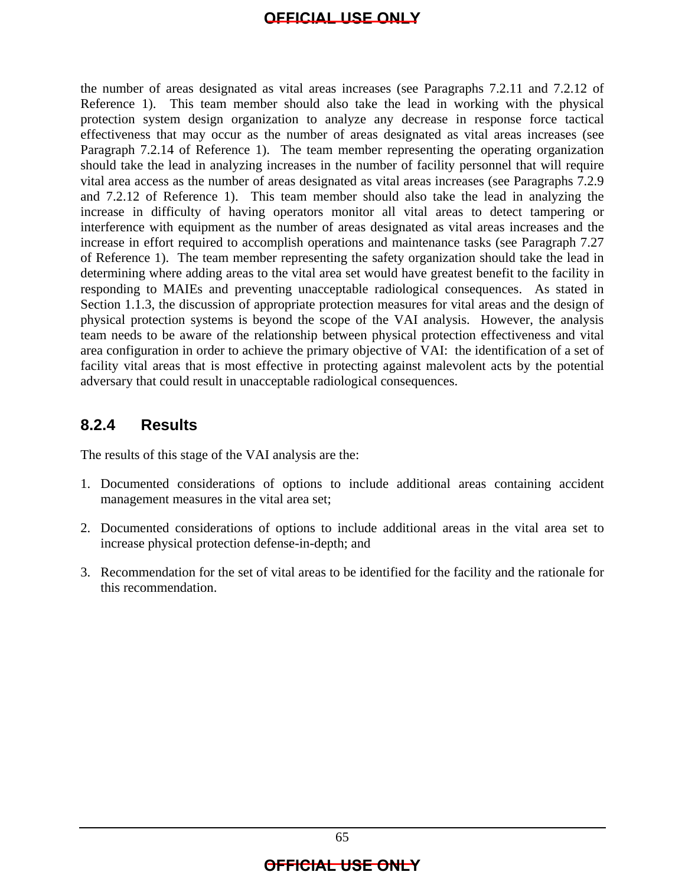the number of areas designated as vital areas increases (see Paragraphs 7.2.11 and 7.2.12 of Reference 1). This team member should also take the lead in working with the physical protection system design organization to analyze any decrease in response force tactical effectiveness that may occur as the number of areas designated as vital areas increases (see Paragraph 7.2.14 of Reference 1). The team member representing the operating organization should take the lead in analyzing increases in the number of facility personnel that will require vital area access as the number of areas designated as vital areas increases (see Paragraphs 7.2.9 and 7.2.12 of Reference 1). This team member should also take the lead in analyzing the increase in difficulty of having operators monitor all vital areas to detect tampering or interference with equipment as the number of areas designated as vital areas increases and the increase in effort required to accomplish operations and maintenance tasks (see Paragraph 7.27 of Reference 1). The team member representing the safety organization should take the lead in determining where adding areas to the vital area set would have greatest benefit to the facility in responding to MAIEs and preventing unacceptable radiological consequences. As stated in Section 1.1.3, the discussion of appropriate protection measures for vital areas and the design of physical protection systems is beyond the scope of the VAI analysis. However, the analysis team needs to be aware of the relationship between physical protection effectiveness and vital area configuration in order to achieve the primary objective of VAI: the identification of a set of facility vital areas that is most effective in protecting against malevolent acts by the potential adversary that could result in unacceptable radiological consequences.

### 8.2.4 Results

The results of this stage of the VAI analysis are the:

1. Documented considerations of options to include additional areas containing accident management measures in the vital area set;

2. Documented considerations of options to include additional areas in the vital area set to increase physical protection defense-in-depth; and

3. Recommendation for the set of vital areas to be identified for the facility and the rationale for this recommendation.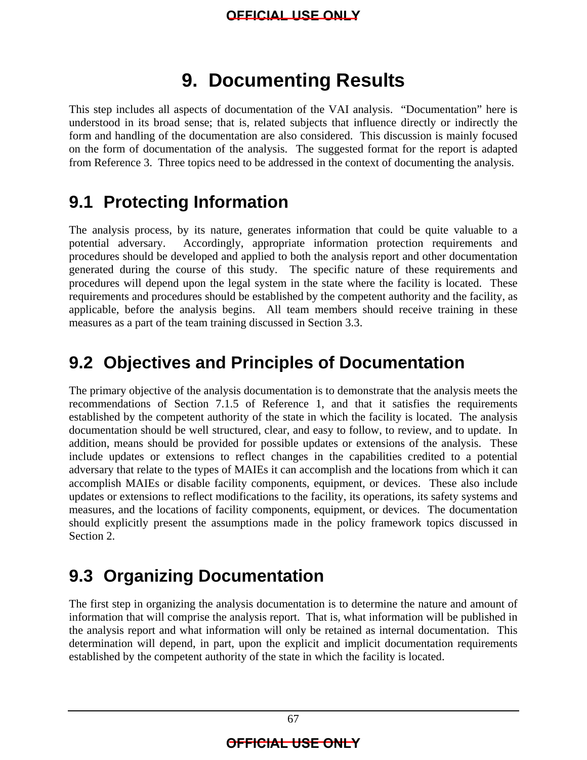# 9. Documenting Results

This step includes all aspects of documentation of the VAI analysis. "Documentation" here is understood in its broad sense; that is, related subjects that influence directly or indirectly the form and handling of the documentation are also considered. This discussion is mainly focused on the form of documentation of the analysis. The suggested format for the report is adapted from Reference 3. Three topics need to be addressed in the context of documenting the analysis.

## 9.1 Protecting Information

The analysis process, by its nature, generates information that could be quite valuable to a potential adversary. Accordingly, appropriate information protection requirements and procedures should be developed and applied to both the analysis report and other documentation generated during the course of this study. The specific nature of these requirements and procedures will depend upon the legal system in the state where the facility is located. These requirements and procedures should be established by the competent authority and the facility, as applicable, before the analysis begins. All team members should receive training in these measures as a part of the team training discussed in Section 3.3.

## 9.2 Objectives and Principles of Documentation

The primary objective of the analysis documentation is to demonstrate that the analysis meets the recommendations of Section 7.1.5 of Reference 1, and that it satisfies the requirements established by the competent authority of the state in which the facility is located. The analysis documentation should be well structured, clear, and easy to follow, to review, and to update. In addition, means should be provided for possible updates or extensions of the analysis. These include updates or extensions to reflect changes in the capabilities credited to a potential adversary that relate to the types of MAIEs it can accomplish and the locations from which it can accomplish MAIEs or disable facility components, equipment, or devices. These also include updates or extensions to reflect modifications to the facility, its operations, its safety systems and measures, and the locations of facility components, equipment, or devices. The documentation should explicitly present the assumptions made in the policy framework topics discussed in Section 2.

## 9.3 Organizing Documentation

The first step in organizing the analysis documentation is to determine the nature and amount of information that will comprise the analysis report. That is, what information will be published in the analysis report and what information will only be retained as internal documentation. This determination will depend, in part, upon the explicit and implicit documentation requirements established by the competent authority of the state in which the facility is located.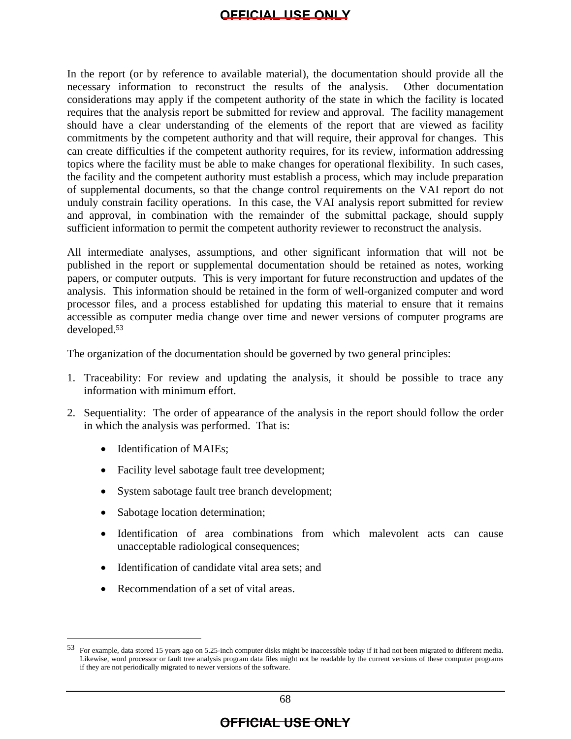In the report (or by reference to available material), the documentation should provide all the necessary information to reconstruct the results of the analysis. Other documentation considerations may apply if the competent authority of the state in which the facility is located requires that the analysis report be submitted for review and approval. The facility management should have a clear understanding of the elements of the report that are viewed as facility commitments by the competent authority and that will require, their approval for changes. This can create difficulties if the competent authority requires, for its review, information addressing topics where the facility must be able to make changes for operational flexibility. In such cases, the facility and the competent authority must establish a process, which may include preparation of supplemental documents, so that the change control requirements on the VAI report do not unduly constrain facility operations. In this case, the VAI analysis report submitted for review and approval, in combination with the remainder of the submittal package, should supply sufficient information to permit the competent authority reviewer to reconstruct the analysis.

All intermediate analyses, assumptions, and other significant information that will not be published in the report or supplemental documentation should be retained as notes, working papers, or computer outputs. This is very important for future reconstruction and updates of the analysis. This information should be retained in the form of well-organized computer and word processor files, and a process established for updating this material to ensure that it remains accessible as computer media change over time and newer versions of computer programs are developed.[53]

The organization of the documentation should be governed by two general principles:

1. Traceability: For review and updating the analysis, it should be possible to trace any information with minimum effort.
2. Sequentiality: The order of appearance of the analysis in the report should follow the order in which the analysis was performed. That is:
   - Identification of MAIEs;
   - Facility level sabotage fault tree development;
   - System sabotage fault tree branch development;
   - Sabotage location determination;
   - Identification of area combinations from which malevolent acts can cause unacceptable radiological consequences;
   - Identification of candidate vital area sets; and
   - Recommendation of a set of vital areas.

[53] For example, data stored 15 years ago on 5.25-inch computer disks might be inaccessible today if it had not been migrated to different media. Likewise, word processor or fault tree analysis program data files might not be readable by the current versions of these computer programs if they are not periodically migrated to newer versions of the software.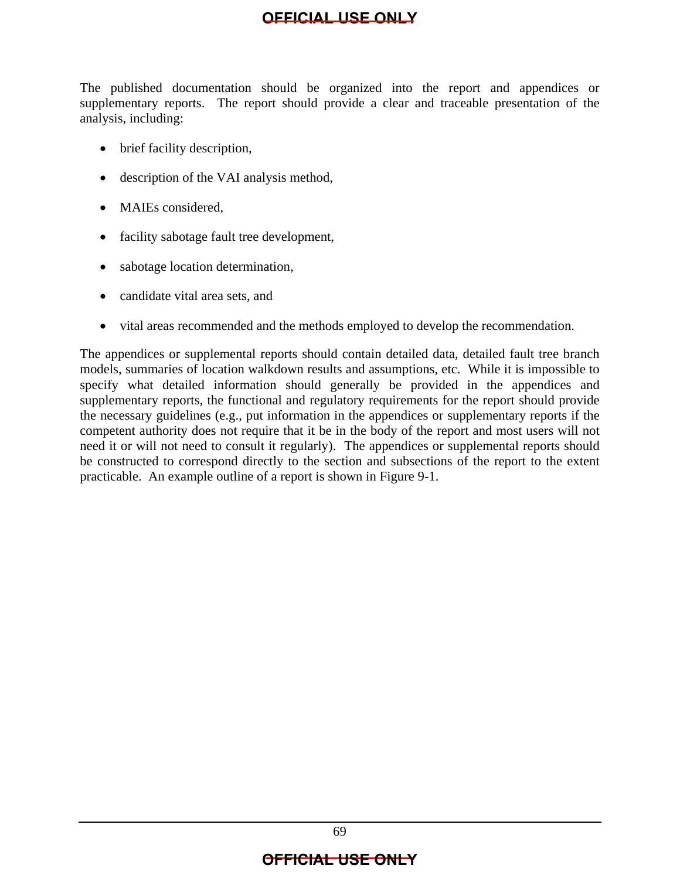The published documentation should be organized into the report and appendices or supplementary reports. The report should provide a clear and traceable presentation of the analysis, including:

- brief facility description,
- description of the VAI analysis method,
- MAIEs considered,
- facility sabotage fault tree development,
- sabotage location determination,
- candidate vital area sets, and
- vital areas recommended and the methods employed to develop the recommendation.

The appendices or supplemental reports should contain detailed data, detailed fault tree branch models, summaries of location walkdown results and assumptions, etc. While it is impossible to specify what detailed information should generally be provided in the appendices and supplementary reports, the functional and regulatory requirements for the report should provide the necessary guidelines (e.g., put information in the appendices or supplementary reports if the competent authority does not require that it be in the body of the report and most users will not need it or will not need to consult it regularly). The appendices or supplemental reports should be constructed to correspond directly to the section and subsections of the report to the extent practicable. An example outline of a report is shown in Figure 9-1.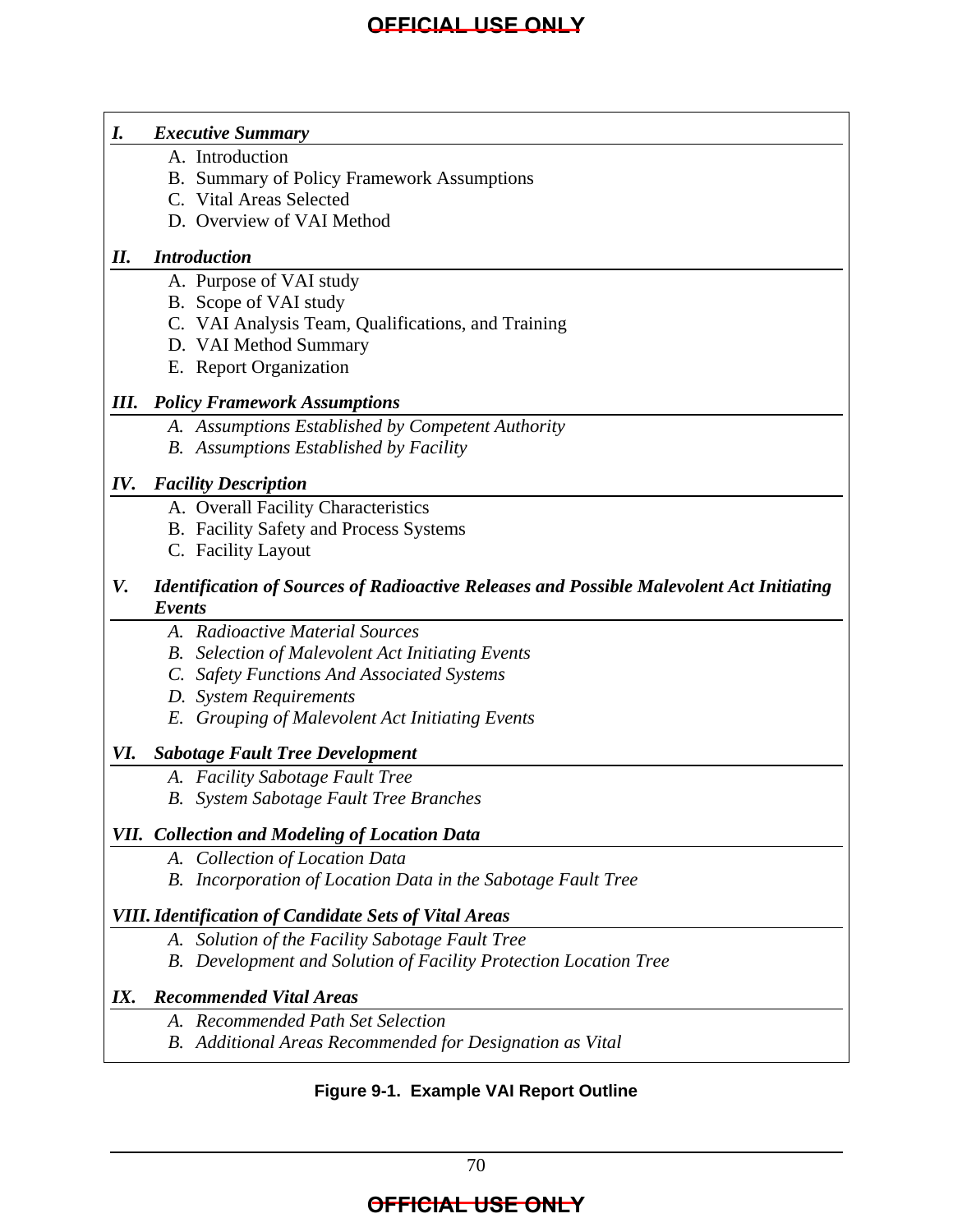***I. Executive Summary***

A. Introduction
B. Summary of Policy Framework Assumptions
C. Vital Areas Selected
D. Overview of VAI Method

***II. Introduction***

A. Purpose of VAI study
B. Scope of VAI study
C. VAI Analysis Team, Qualifications, and Training
D. VAI Method Summary
E. Report Organization

***III. Policy Framework Assumptions***

*A. Assumptions Established by Competent Authority*
*B. Assumptions Established by Facility*

***IV. Facility Description***

A. Overall Facility Characteristics
B. Facility Safety and Process Systems
C. Facility Layout

***V. Identification of Sources of Radioactive Releases and Possible Malevolent Act Initiating Events***

*A. Radioactive Material Sources*
*B. Selection of Malevolent Act Initiating Events*
*C. Safety Functions And Associated Systems*
*D. System Requirements*
*E. Grouping of Malevolent Act Initiating Events*

***VI. Sabotage Fault Tree Development***

*A. Facility Sabotage Fault Tree*
*B. System Sabotage Fault Tree Branches*

***VII. Collection and Modeling of Location Data***

*A. Collection of Location Data*
*B. Incorporation of Location Data in the Sabotage Fault Tree*

***VIII. Identification of Candidate Sets of Vital Areas***

*A. Solution of the Facility Sabotage Fault Tree*
*B. Development and Solution of Facility Protection Location Tree*

***IX. Recommended Vital Areas***

*A. Recommended Path Set Selection*
*B. Additional Areas Recommended for Designation as Vital*

**Figure 9-1. Example VAI Report Outline**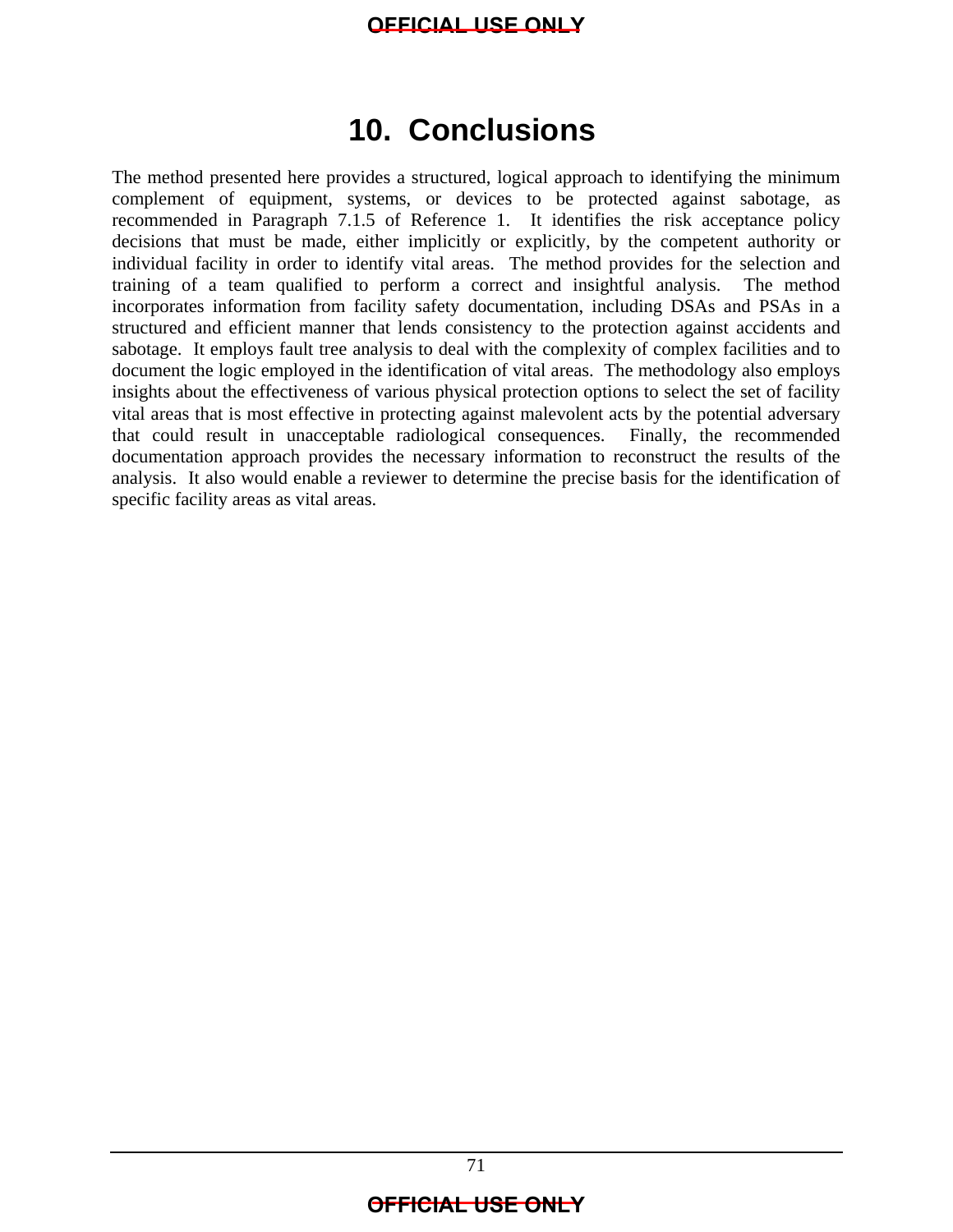# 10. Conclusions

The method presented here provides a structured, logical approach to identifying the minimum complement of equipment, systems, or devices to be protected against sabotage, as recommended in Paragraph 7.1.5 of Reference 1. It identifies the risk acceptance policy decisions that must be made, either implicitly or explicitly, by the competent authority or individual facility in order to identify vital areas. The method provides for the selection and training of a team qualified to perform a correct and insightful analysis. The method incorporates information from facility safety documentation, including DSAs and PSAs in a structured and efficient manner that lends consistency to the protection against accidents and sabotage. It employs fault tree analysis to deal with the complexity of complex facilities and to document the logic employed in the identification of vital areas. The methodology also employs insights about the effectiveness of various physical protection options to select the set of facility vital areas that is most effective in protecting against malevolent acts by the potential adversary that could result in unacceptable radiological consequences. Finally, the recommended documentation approach provides the necessary information to reconstruct the results of the analysis. It also would enable a reviewer to determine the precise basis for the identification of specific facility areas as vital areas.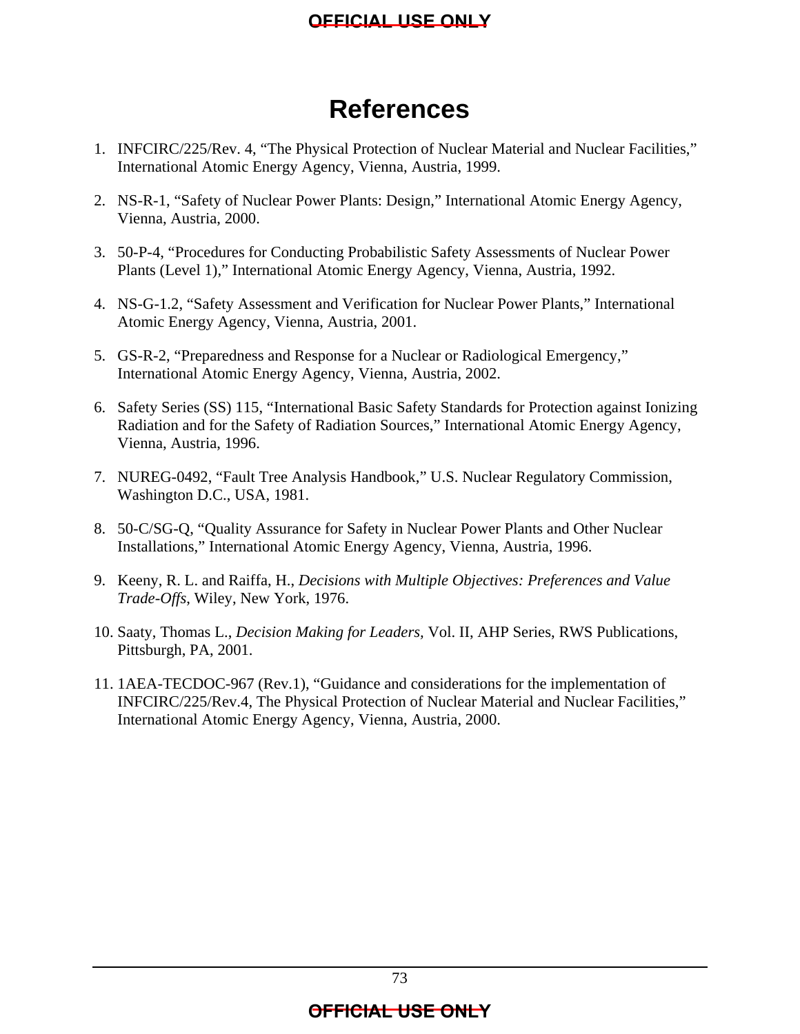# References

1. INFCIRC/225/Rev. 4, "The Physical Protection of Nuclear Material and Nuclear Facilities," International Atomic Energy Agency, Vienna, Austria, 1999.

2. NS-R-1, "Safety of Nuclear Power Plants: Design," International Atomic Energy Agency, Vienna, Austria, 2000.

3. 50-P-4, "Procedures for Conducting Probabilistic Safety Assessments of Nuclear Power Plants (Level 1)," International Atomic Energy Agency, Vienna, Austria, 1992.

4. NS-G-1.2, "Safety Assessment and Verification for Nuclear Power Plants," International Atomic Energy Agency, Vienna, Austria, 2001.

5. GS-R-2, "Preparedness and Response for a Nuclear or Radiological Emergency," International Atomic Energy Agency, Vienna, Austria, 2002.

6. Safety Series (SS) 115, "International Basic Safety Standards for Protection against Ionizing Radiation and for the Safety of Radiation Sources," International Atomic Energy Agency, Vienna, Austria, 1996.

7. NUREG-0492, "Fault Tree Analysis Handbook," U.S. Nuclear Regulatory Commission, Washington D.C., USA, 1981.

8. 50-C/SG-Q, "Quality Assurance for Safety in Nuclear Power Plants and Other Nuclear Installations," International Atomic Energy Agency, Vienna, Austria, 1996.

9. Keeny, R. L. and Raiffa, H., *Decisions with Multiple Objectives: Preferences and Value Trade-Offs*, Wiley, New York, 1976.

10. Saaty, Thomas L., *Decision Making for Leaders,* Vol. II, AHP Series, RWS Publications, Pittsburgh, PA, 2001.

11. 1AEA-TECDOC-967 (Rev.1), "Guidance and considerations for the implementation of INFCIRC/225/Rev.4, The Physical Protection of Nuclear Material and Nuclear Facilities," International Atomic Energy Agency, Vienna, Austria, 2000.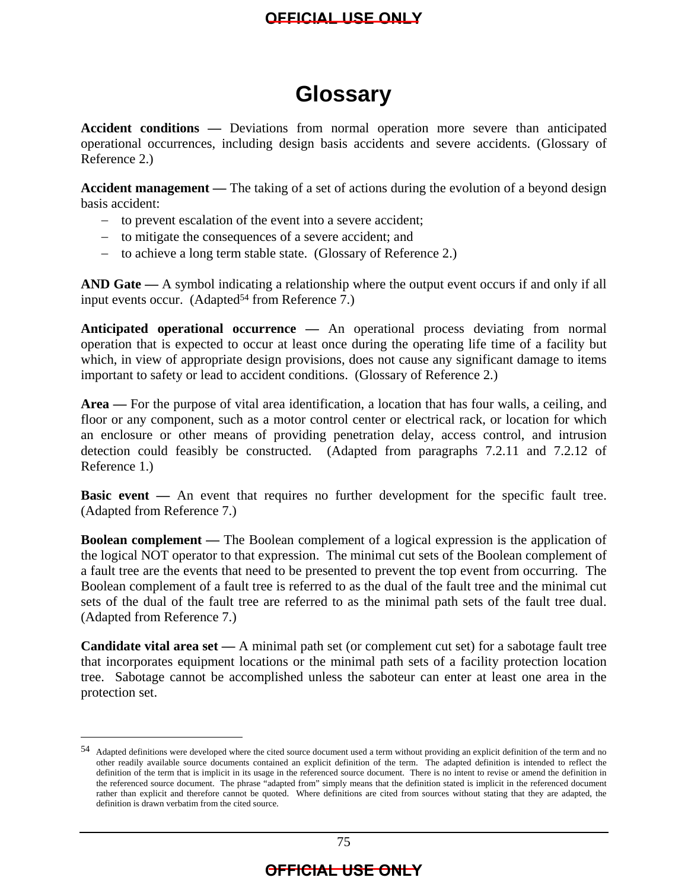# Glossary

**Accident conditions —** Deviations from normal operation more severe than anticipated operational occurrences, including design basis accidents and severe accidents. (Glossary of Reference 2.)

**Accident management —** The taking of a set of actions during the evolution of a beyond design basis accident:

- to prevent escalation of the event into a severe accident;
- to mitigate the consequences of a severe accident; and
- to achieve a long term stable state. (Glossary of Reference 2.)

**AND Gate —** A symbol indicating a relationship where the output event occurs if and only if all input events occur. (Adapted[54] from Reference 7.)

**Anticipated operational occurrence —** An operational process deviating from normal operation that is expected to occur at least once during the operating life time of a facility but which, in view of appropriate design provisions, does not cause any significant damage to items important to safety or lead to accident conditions. (Glossary of Reference 2.)

**Area —** For the purpose of vital area identification, a location that has four walls, a ceiling, and floor or any component, such as a motor control center or electrical rack, or location for which an enclosure or other means of providing penetration delay, access control, and intrusion detection could feasibly be constructed. (Adapted from paragraphs 7.2.11 and 7.2.12 of Reference 1.)

**Basic event —** An event that requires no further development for the specific fault tree. (Adapted from Reference 7.)

**Boolean complement —** The Boolean complement of a logical expression is the application of the logical NOT operator to that expression. The minimal cut sets of the Boolean complement of a fault tree are the events that need to be presented to prevent the top event from occurring. The Boolean complement of a fault tree is referred to as the dual of the fault tree and the minimal cut sets of the dual of the fault tree are referred to as the minimal path sets of the fault tree dual. (Adapted from Reference 7.)

**Candidate vital area set —** A minimal path set (or complement cut set) for a sabotage fault tree that incorporates equipment locations or the minimal path sets of a facility protection location tree. Sabotage cannot be accomplished unless the saboteur can enter at least one area in the protection set.

---

[54] Adapted definitions were developed where the cited source document used a term without providing an explicit definition of the term and no other readily available source documents contained an explicit definition of the term. The adapted definition is intended to reflect the definition of the term that is implicit in its usage in the referenced source document. There is no intent to revise or amend the definition in the referenced source document. The phrase "adapted from" simply means that the definition stated is implicit in the referenced document rather than explicit and therefore cannot be quoted. Where definitions are cited from sources without stating that they are adapted, the definition is drawn verbatim from the cited source.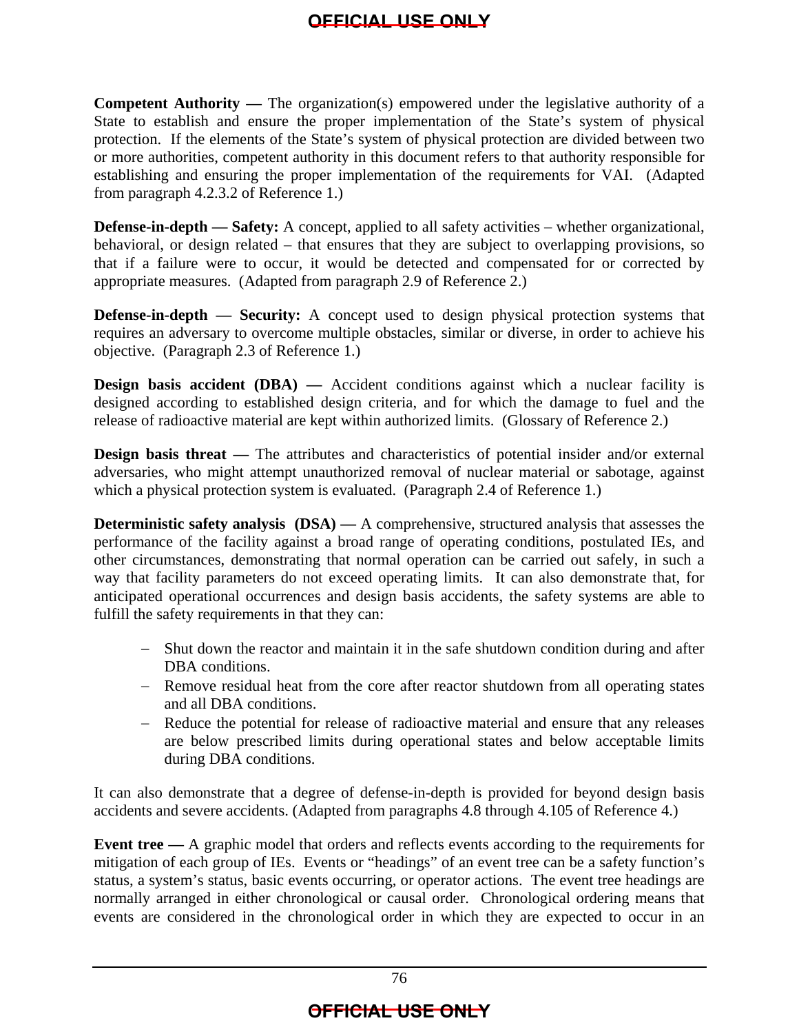**Competent Authority —** The organization(s) empowered under the legislative authority of a State to establish and ensure the proper implementation of the State's system of physical protection. If the elements of the State's system of physical protection are divided between two or more authorities, competent authority in this document refers to that authority responsible for establishing and ensuring the proper implementation of the requirements for VAI. (Adapted from paragraph 4.2.3.2 of Reference 1.)

**Defense-in-depth — Safety:** A concept, applied to all safety activities – whether organizational, behavioral, or design related – that ensures that they are subject to overlapping provisions, so that if a failure were to occur, it would be detected and compensated for or corrected by appropriate measures. (Adapted from paragraph 2.9 of Reference 2.)

**Defense-in-depth — Security:** A concept used to design physical protection systems that requires an adversary to overcome multiple obstacles, similar or diverse, in order to achieve his objective. (Paragraph 2.3 of Reference 1.)

**Design basis accident (DBA) —** Accident conditions against which a nuclear facility is designed according to established design criteria, and for which the damage to fuel and the release of radioactive material are kept within authorized limits. (Glossary of Reference 2.)

**Design basis threat —** The attributes and characteristics of potential insider and/or external adversaries, who might attempt unauthorized removal of nuclear material or sabotage, against which a physical protection system is evaluated. (Paragraph 2.4 of Reference 1.)

**Deterministic safety analysis (DSA) —** A comprehensive, structured analysis that assesses the performance of the facility against a broad range of operating conditions, postulated IEs, and other circumstances, demonstrating that normal operation can be carried out safely, in such a way that facility parameters do not exceed operating limits. It can also demonstrate that, for anticipated operational occurrences and design basis accidents, the safety systems are able to fulfill the safety requirements in that they can:

- Shut down the reactor and maintain it in the safe shutdown condition during and after DBA conditions.
- Remove residual heat from the core after reactor shutdown from all operating states and all DBA conditions.
- Reduce the potential for release of radioactive material and ensure that any releases are below prescribed limits during operational states and below acceptable limits during DBA conditions.

It can also demonstrate that a degree of defense-in-depth is provided for beyond design basis accidents and severe accidents. (Adapted from paragraphs 4.8 through 4.105 of Reference 4.)

**Event tree —** A graphic model that orders and reflects events according to the requirements for mitigation of each group of IEs. Events or "headings" of an event tree can be a safety function's status, a system's status, basic events occurring, or operator actions. The event tree headings are normally arranged in either chronological or causal order. Chronological ordering means that events are considered in the chronological order in which they are expected to occur in an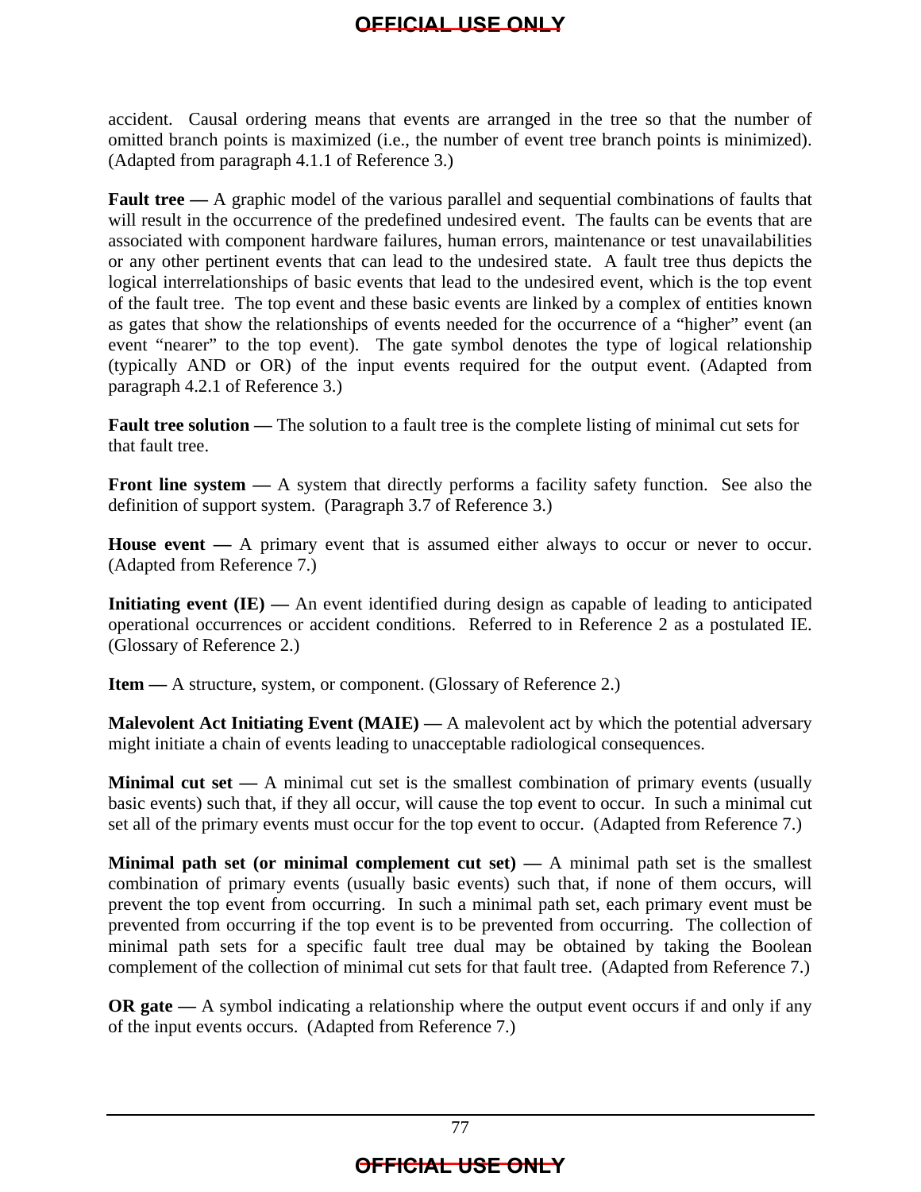accident. Causal ordering means that events are arranged in the tree so that the number of omitted branch points is maximized (i.e., the number of event tree branch points is minimized). (Adapted from paragraph 4.1.1 of Reference 3.)

**Fault tree —** A graphic model of the various parallel and sequential combinations of faults that will result in the occurrence of the predefined undesired event. The faults can be events that are associated with component hardware failures, human errors, maintenance or test unavailabilities or any other pertinent events that can lead to the undesired state. A fault tree thus depicts the logical interrelationships of basic events that lead to the undesired event, which is the top event of the fault tree. The top event and these basic events are linked by a complex of entities known as gates that show the relationships of events needed for the occurrence of a "higher" event (an event "nearer" to the top event). The gate symbol denotes the type of logical relationship (typically AND or OR) of the input events required for the output event. (Adapted from paragraph 4.2.1 of Reference 3.)

**Fault tree solution —** The solution to a fault tree is the complete listing of minimal cut sets for that fault tree.

**Front line system —** A system that directly performs a facility safety function. See also the definition of support system. (Paragraph 3.7 of Reference 3.)

**House event —** A primary event that is assumed either always to occur or never to occur. (Adapted from Reference 7.)

**Initiating event (IE) —** An event identified during design as capable of leading to anticipated operational occurrences or accident conditions. Referred to in Reference 2 as a postulated IE. (Glossary of Reference 2.)

**Item —** A structure, system, or component. (Glossary of Reference 2.)

**Malevolent Act Initiating Event (MAIE) —** A malevolent act by which the potential adversary might initiate a chain of events leading to unacceptable radiological consequences.

**Minimal cut set —** A minimal cut set is the smallest combination of primary events (usually basic events) such that, if they all occur, will cause the top event to occur. In such a minimal cut set all of the primary events must occur for the top event to occur. (Adapted from Reference 7.)

**Minimal path set (or minimal complement cut set) —** A minimal path set is the smallest combination of primary events (usually basic events) such that, if none of them occurs, will prevent the top event from occurring. In such a minimal path set, each primary event must be prevented from occurring if the top event is to be prevented from occurring. The collection of minimal path sets for a specific fault tree dual may be obtained by taking the Boolean complement of the collection of minimal cut sets for that fault tree. (Adapted from Reference 7.)

**OR gate —** A symbol indicating a relationship where the output event occurs if and only if any of the input events occurs. (Adapted from Reference 7.)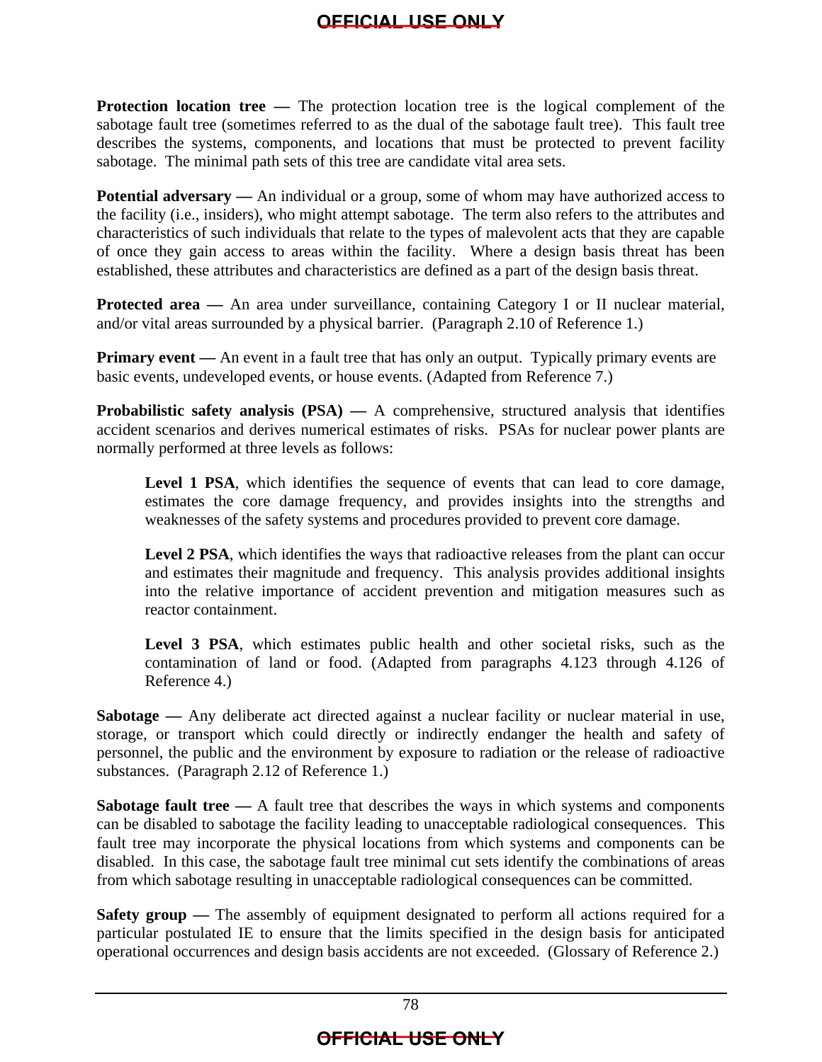**Protection location tree —** The protection location tree is the logical complement of the sabotage fault tree (sometimes referred to as the dual of the sabotage fault tree). This fault tree describes the systems, components, and locations that must be protected to prevent facility sabotage. The minimal path sets of this tree are candidate vital area sets.

**Potential adversary —** An individual or a group, some of whom may have authorized access to the facility (i.e., insiders), who might attempt sabotage. The term also refers to the attributes and characteristics of such individuals that relate to the types of malevolent acts that they are capable of once they gain access to areas within the facility. Where a design basis threat has been established, these attributes and characteristics are defined as a part of the design basis threat.

**Protected area —** An area under surveillance, containing Category I or II nuclear material, and/or vital areas surrounded by a physical barrier. (Paragraph 2.10 of Reference 1.)

**Primary event —** An event in a fault tree that has only an output. Typically primary events are basic events, undeveloped events, or house events. (Adapted from Reference 7.)

**Probabilistic safety analysis (PSA) —** A comprehensive, structured analysis that identifies accident scenarios and derives numerical estimates of risks. PSAs for nuclear power plants are normally performed at three levels as follows:

> **Level 1 PSA**, which identifies the sequence of events that can lead to core damage, estimates the core damage frequency, and provides insights into the strengths and weaknesses of the safety systems and procedures provided to prevent core damage.
>
> **Level 2 PSA**, which identifies the ways that radioactive releases from the plant can occur and estimates their magnitude and frequency. This analysis provides additional insights into the relative importance of accident prevention and mitigation measures such as reactor containment.
>
> **Level 3 PSA**, which estimates public health and other societal risks, such as the contamination of land or food. (Adapted from paragraphs 4.123 through 4.126 of Reference 4.)

**Sabotage —** Any deliberate act directed against a nuclear facility or nuclear material in use, storage, or transport which could directly or indirectly endanger the health and safety of personnel, the public and the environment by exposure to radiation or the release of radioactive substances. (Paragraph 2.12 of Reference 1.)

**Sabotage fault tree —** A fault tree that describes the ways in which systems and components can be disabled to sabotage the facility leading to unacceptable radiological consequences. This fault tree may incorporate the physical locations from which systems and components can be disabled. In this case, the sabotage fault tree minimal cut sets identify the combinations of areas from which sabotage resulting in unacceptable radiological consequences can be committed.

**Safety group —** The assembly of equipment designated to perform all actions required for a particular postulated IE to ensure that the limits specified in the design basis for anticipated operational occurrences and design basis accidents are not exceeded. (Glossary of Reference 2.)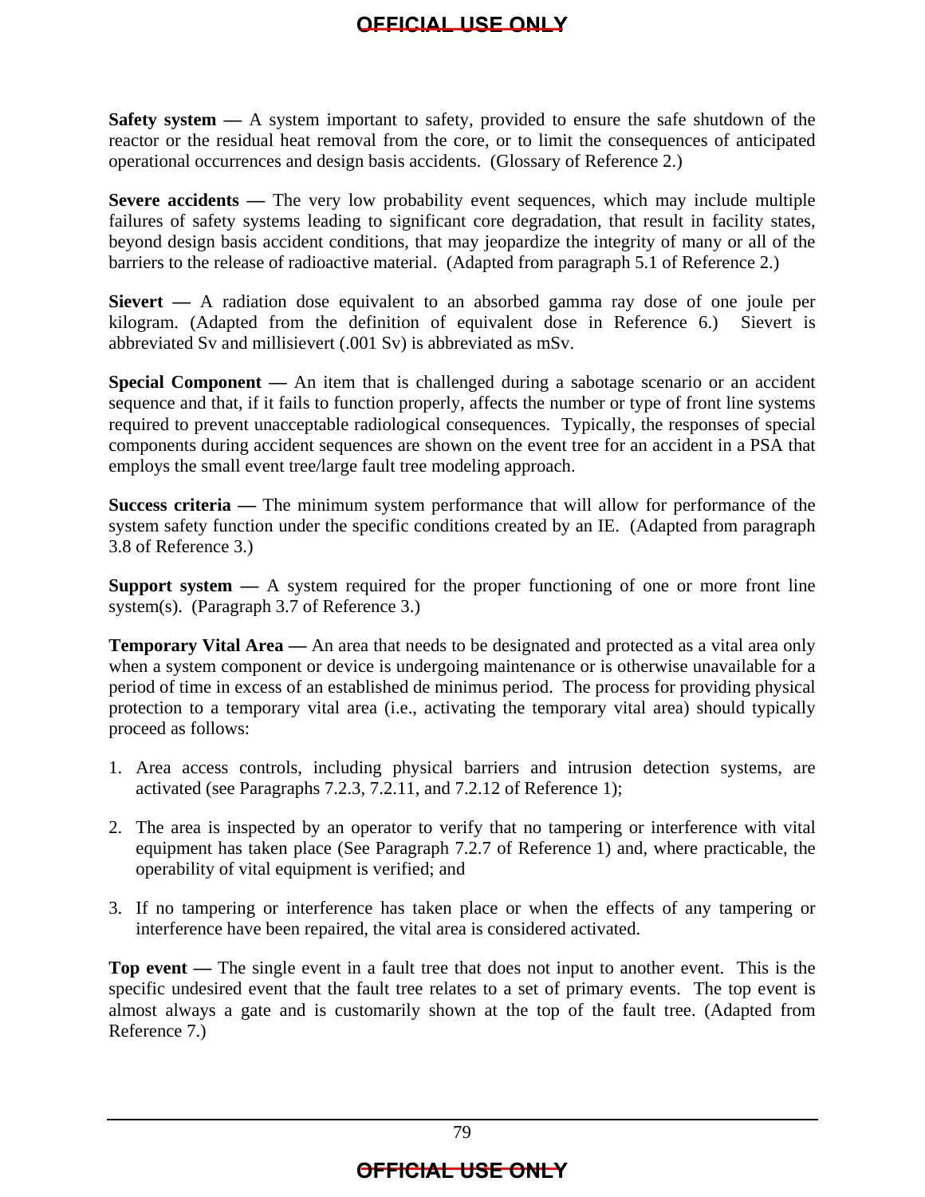**Safety system —** A system important to safety, provided to ensure the safe shutdown of the reactor or the residual heat removal from the core, or to limit the consequences of anticipated operational occurrences and design basis accidents. (Glossary of Reference 2.)

**Severe accidents —** The very low probability event sequences, which may include multiple failures of safety systems leading to significant core degradation, that result in facility states, beyond design basis accident conditions, that may jeopardize the integrity of many or all of the barriers to the release of radioactive material. (Adapted from paragraph 5.1 of Reference 2.)

**Sievert —** A radiation dose equivalent to an absorbed gamma ray dose of one joule per kilogram. (Adapted from the definition of equivalent dose in Reference 6.) Sievert is abbreviated Sv and millisievert (.001 Sv) is abbreviated as mSv.

**Special Component —** An item that is challenged during a sabotage scenario or an accident sequence and that, if it fails to function properly, affects the number or type of front line systems required to prevent unacceptable radiological consequences. Typically, the responses of special components during accident sequences are shown on the event tree for an accident in a PSA that employs the small event tree/large fault tree modeling approach.

**Success criteria —** The minimum system performance that will allow for performance of the system safety function under the specific conditions created by an IE. (Adapted from paragraph 3.8 of Reference 3.)

**Support system —** A system required for the proper functioning of one or more front line system(s). (Paragraph 3.7 of Reference 3.)

**Temporary Vital Area —** An area that needs to be designated and protected as a vital area only when a system component or device is undergoing maintenance or is otherwise unavailable for a period of time in excess of an established de minimus period. The process for providing physical protection to a temporary vital area (i.e., activating the temporary vital area) should typically proceed as follows:

1. Area access controls, including physical barriers and intrusion detection systems, are activated (see Paragraphs 7.2.3, 7.2.11, and 7.2.12 of Reference 1);

2. The area is inspected by an operator to verify that no tampering or interference with vital equipment has taken place (See Paragraph 7.2.7 of Reference 1) and, where practicable, the operability of vital equipment is verified; and

3. If no tampering or interference has taken place or when the effects of any tampering or interference have been repaired, the vital area is considered activated.

**Top event —** The single event in a fault tree that does not input to another event. This is the specific undesired event that the fault tree relates to a set of primary events. The top event is almost always a gate and is customarily shown at the top of the fault tree. (Adapted from Reference 7.)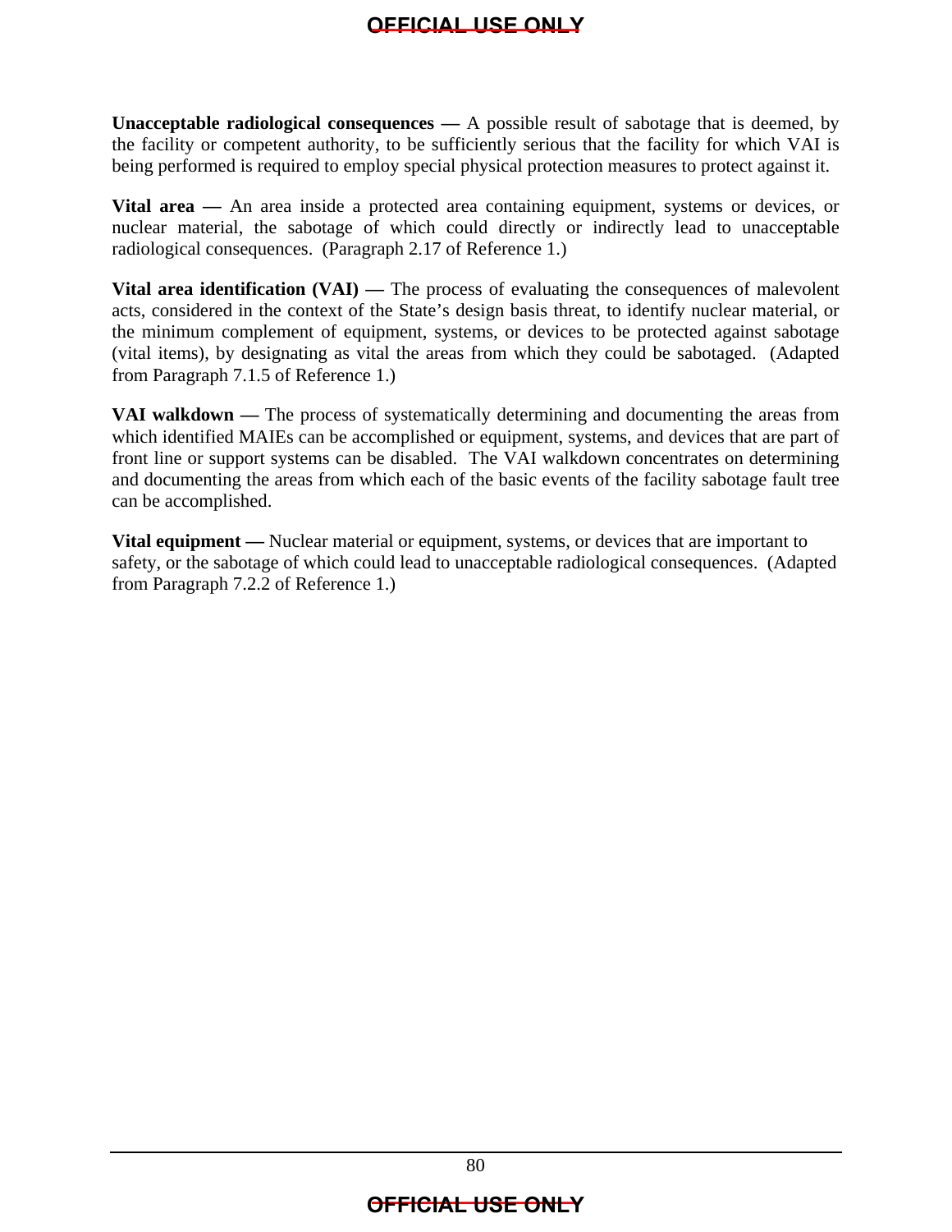**Unacceptable radiological consequences —** A possible result of sabotage that is deemed, by the facility or competent authority, to be sufficiently serious that the facility for which VAI is being performed is required to employ special physical protection measures to protect against it.

**Vital area —** An area inside a protected area containing equipment, systems or devices, or nuclear material, the sabotage of which could directly or indirectly lead to unacceptable radiological consequences. (Paragraph 2.17 of Reference 1.)

**Vital area identification (VAI) —** The process of evaluating the consequences of malevolent acts, considered in the context of the State's design basis threat, to identify nuclear material, or the minimum complement of equipment, systems, or devices to be protected against sabotage (vital items), by designating as vital the areas from which they could be sabotaged. (Adapted from Paragraph 7.1.5 of Reference 1.)

**VAI walkdown —** The process of systematically determining and documenting the areas from which identified MAIEs can be accomplished or equipment, systems, and devices that are part of front line or support systems can be disabled. The VAI walkdown concentrates on determining and documenting the areas from which each of the basic events of the facility sabotage fault tree can be accomplished.

**Vital equipment —** Nuclear material or equipment, systems, or devices that are important to safety, or the sabotage of which could lead to unacceptable radiological consequences. (Adapted from Paragraph 7.2.2 of Reference 1.)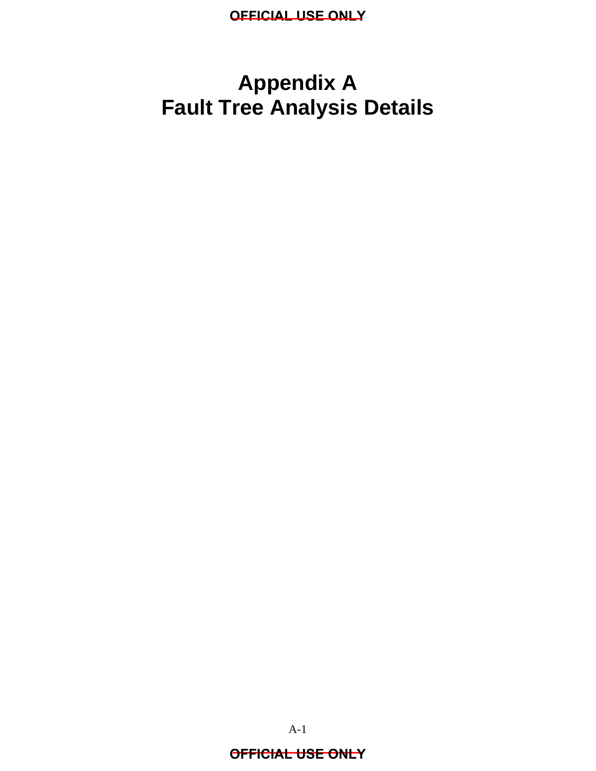# Appendix A
# Fault Tree Analysis Details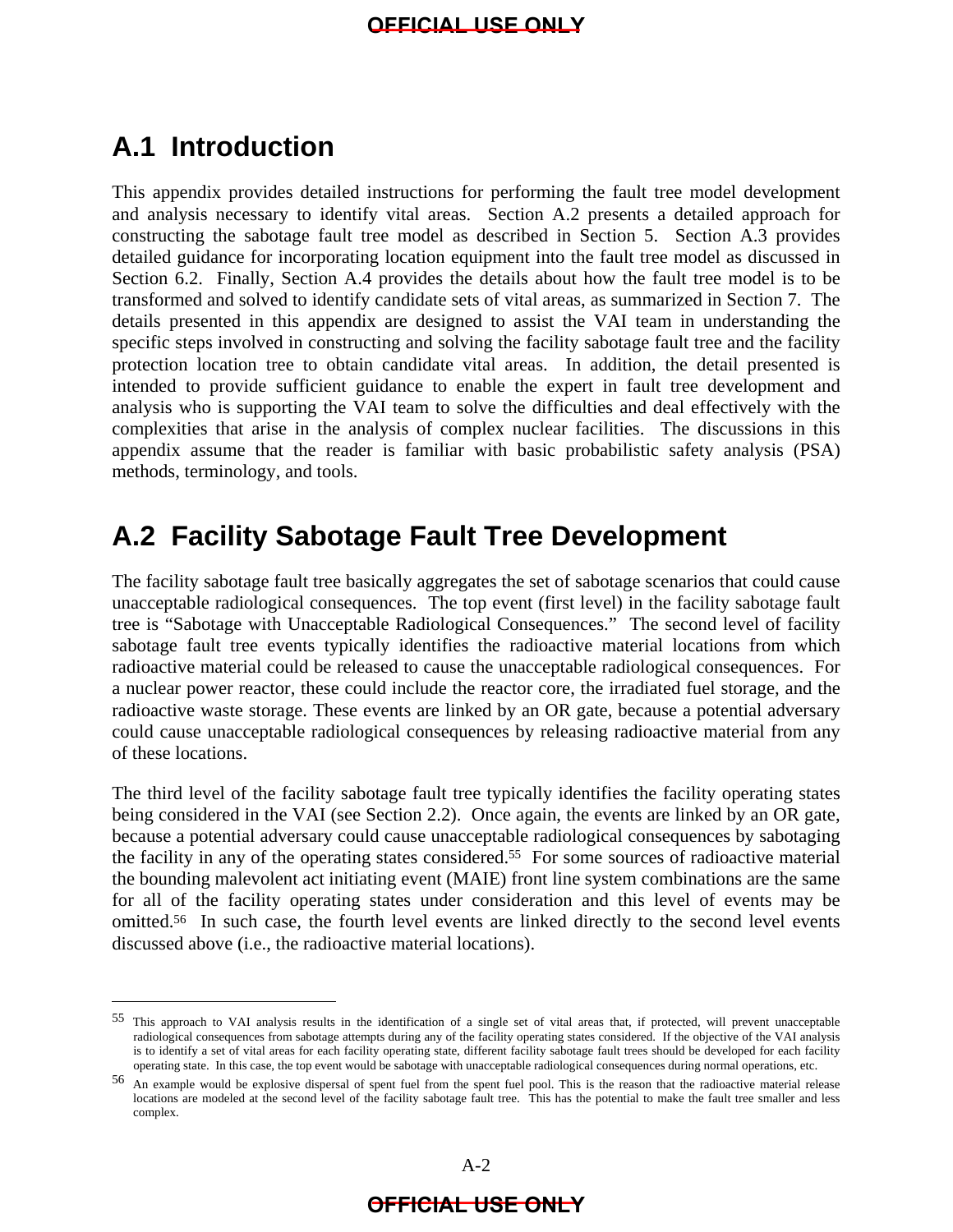## A.1 Introduction

This appendix provides detailed instructions for performing the fault tree model development and analysis necessary to identify vital areas. Section A.2 presents a detailed approach for constructing the sabotage fault tree model as described in Section 5. Section A.3 provides detailed guidance for incorporating location equipment into the fault tree model as discussed in Section 6.2. Finally, Section A.4 provides the details about how the fault tree model is to be transformed and solved to identify candidate sets of vital areas, as summarized in Section 7. The details presented in this appendix are designed to assist the VAI team in understanding the specific steps involved in constructing and solving the facility sabotage fault tree and the facility protection location tree to obtain candidate vital areas. In addition, the detail presented is intended to provide sufficient guidance to enable the expert in fault tree development and analysis who is supporting the VAI team to solve the difficulties and deal effectively with the complexities that arise in the analysis of complex nuclear facilities. The discussions in this appendix assume that the reader is familiar with basic probabilistic safety analysis (PSA) methods, terminology, and tools.

## A.2 Facility Sabotage Fault Tree Development

The facility sabotage fault tree basically aggregates the set of sabotage scenarios that could cause unacceptable radiological consequences. The top event (first level) in the facility sabotage fault tree is "Sabotage with Unacceptable Radiological Consequences." The second level of facility sabotage fault tree events typically identifies the radioactive material locations from which radioactive material could be released to cause the unacceptable radiological consequences. For a nuclear power reactor, these could include the reactor core, the irradiated fuel storage, and the radioactive waste storage. These events are linked by an OR gate, because a potential adversary could cause unacceptable radiological consequences by releasing radioactive material from any of these locations.

The third level of the facility sabotage fault tree typically identifies the facility operating states being considered in the VAI (see Section 2.2). Once again, the events are linked by an OR gate, because a potential adversary could cause unacceptable radiological consequences by sabotaging the facility in any of the operating states considered.[55] For some sources of radioactive material the bounding malevolent act initiating event (MAIE) front line system combinations are the same for all of the facility operating states under consideration and this level of events may be omitted.[56] In such case, the fourth level events are linked directly to the second level events discussed above (i.e., the radioactive material locations).

---

[55] This approach to VAI analysis results in the identification of a single set of vital areas that, if protected, will prevent unacceptable radiological consequences from sabotage attempts during any of the facility operating states considered. If the objective of the VAI analysis is to identify a set of vital areas for each facility operating state, different facility sabotage fault trees should be developed for each facility operating state. In this case, the top event would be sabotage with unacceptable radiological consequences during normal operations, etc.

[56] An example would be explosive dispersal of spent fuel from the spent fuel pool. This is the reason that the radioactive material release locations are modeled at the second level of the facility sabotage fault tree. This has the potential to make the fault tree smaller and less complex.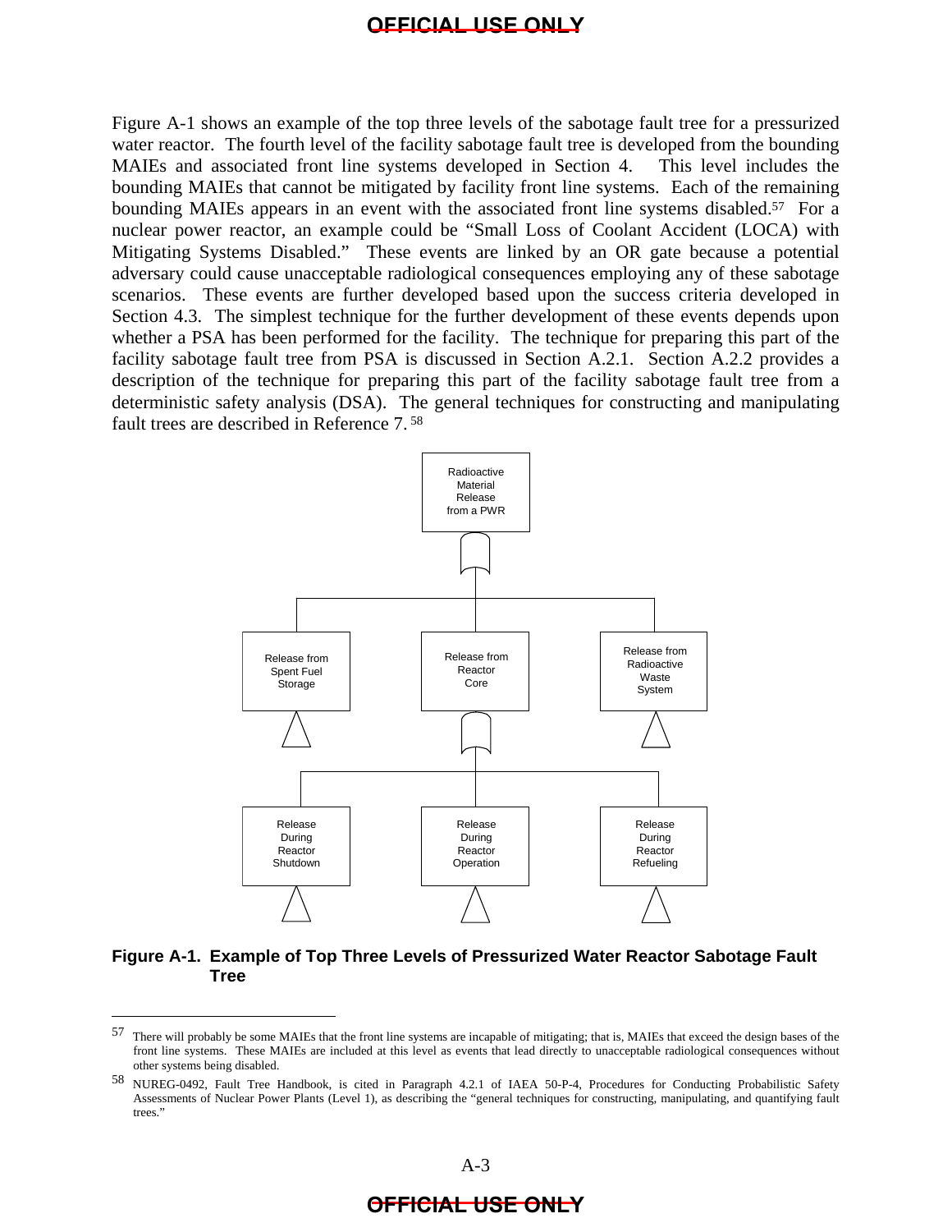Figure A-1 shows an example of the top three levels of the sabotage fault tree for a pressurized water reactor. The fourth level of the facility sabotage fault tree is developed from the bounding MAIEs and associated front line systems developed in Section 4. This level includes the bounding MAIEs that cannot be mitigated by facility front line systems. Each of the remaining bounding MAIEs appears in an event with the associated front line systems disabled.[57] For a nuclear power reactor, an example could be "Small Loss of Coolant Accident (LOCA) with Mitigating Systems Disabled." These events are linked by an OR gate because a potential adversary could cause unacceptable radiological consequences employing any of these sabotage scenarios. These events are further developed based upon the success criteria developed in Section 4.3. The simplest technique for the further development of these events depends upon whether a PSA has been performed for the facility. The technique for preparing this part of the facility sabotage fault tree from PSA is discussed in Section A.2.1. Section A.2.2 provides a description of the technique for preparing this part of the facility sabotage fault tree from a deterministic safety analysis (DSA). The general techniques for constructing and manipulating fault trees are described in Reference 7.[58]

Radioactive Material Release from a PWR

Release from Spent Fuel Storage | Release from Reactor Core | Release from Radioactive Waste System

Release During Reactor Shutdown | Release During Reactor Operation | Release During Reactor Refueling

**Figure A-1. Example of Top Three Levels of Pressurized Water Reactor Sabotage Fault Tree**

[57] There will probably be some MAIEs that the front line systems are incapable of mitigating; that is, MAIEs that exceed the design bases of the front line systems. These MAIEs are included at this level as events that lead directly to unacceptable radiological consequences without other systems being disabled.

[58] NUREG-0492, Fault Tree Handbook, is cited in Paragraph 4.2.1 of IAEA 50-P-4, Procedures for Conducting Probabilistic Safety Assessments of Nuclear Power Plants (Level 1), as describing the "general techniques for constructing, manipulating, and quantifying fault trees."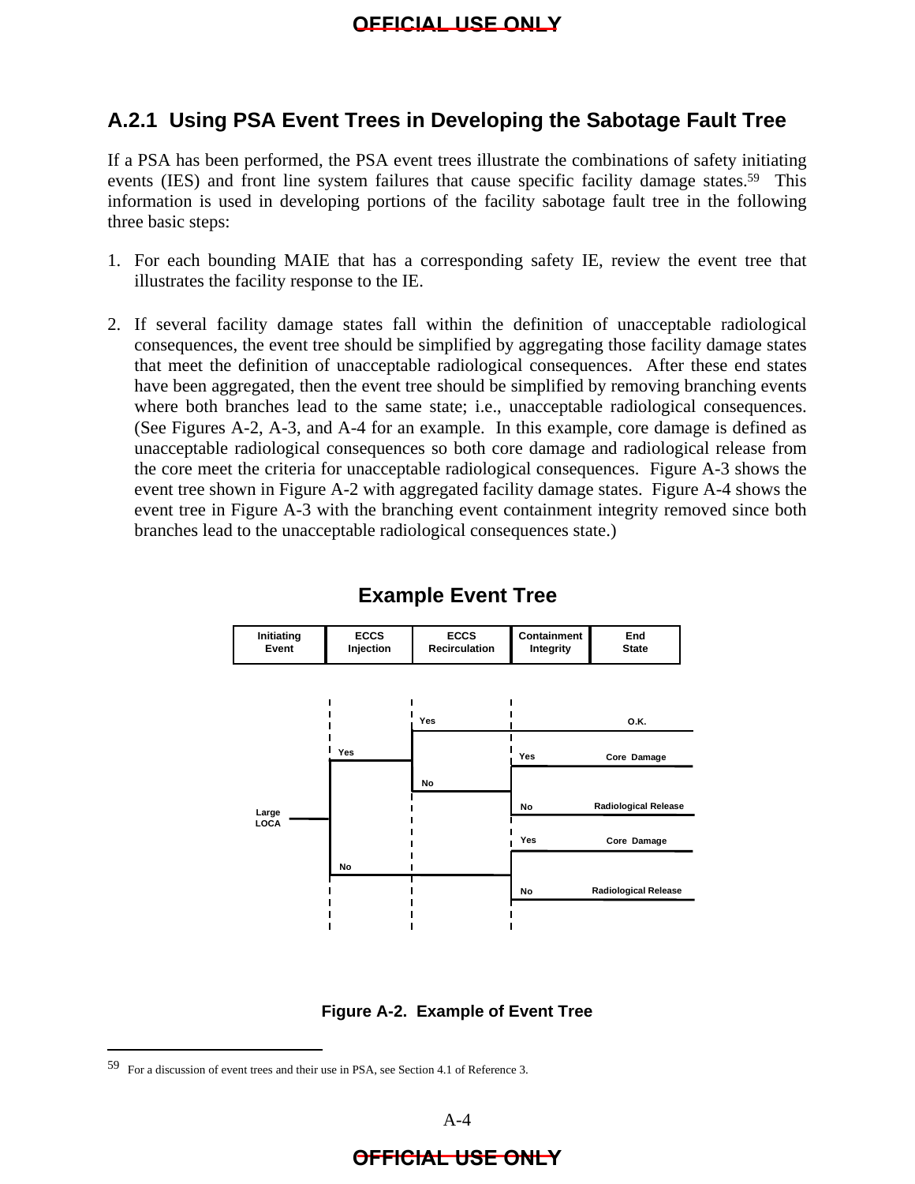## A.2.1 Using PSA Event Trees in Developing the Sabotage Fault Tree

If a PSA has been performed, the PSA event trees illustrate the combinations of safety initiating events (IES) and front line system failures that cause specific facility damage states.[59] This information is used in developing portions of the facility sabotage fault tree in the following three basic steps:

1. For each bounding MAIE that has a corresponding safety IE, review the event tree that illustrates the facility response to the IE.

2. If several facility damage states fall within the definition of unacceptable radiological consequences, the event tree should be simplified by aggregating those facility damage states that meet the definition of unacceptable radiological consequences. After these end states have been aggregated, then the event tree should be simplified by removing branching events where both branches lead to the same state; i.e., unacceptable radiological consequences. (See Figures A-2, A-3, and A-4 for an example. In this example, core damage is defined as unacceptable radiological consequences so both core damage and radiological release from the core meet the criteria for unacceptable radiological consequences. Figure A-3 shows the event tree shown in Figure A-2 with aggregated facility damage states. Figure A-4 shows the event tree in Figure A-3 with the branching event containment integrity removed since both branches lead to the unacceptable radiological consequences state.)

**Example Event Tree**

| Initiating Event | ECCS Injection | ECCS Recirculation | Containment Integrity | End State |
|---|---|---|---|---|
| Large LOCA | Yes | Yes | | O.K. |
| | Yes | No | Yes | Core Damage |
| | Yes | No | No | Radiological Release |
| | No | | Yes | Core Damage |
| | No | | No | Radiological Release |

**Figure A-2. Example of Event Tree**

---

[59] For a discussion of event trees and their use in PSA, see Section 4.1 of Reference 3.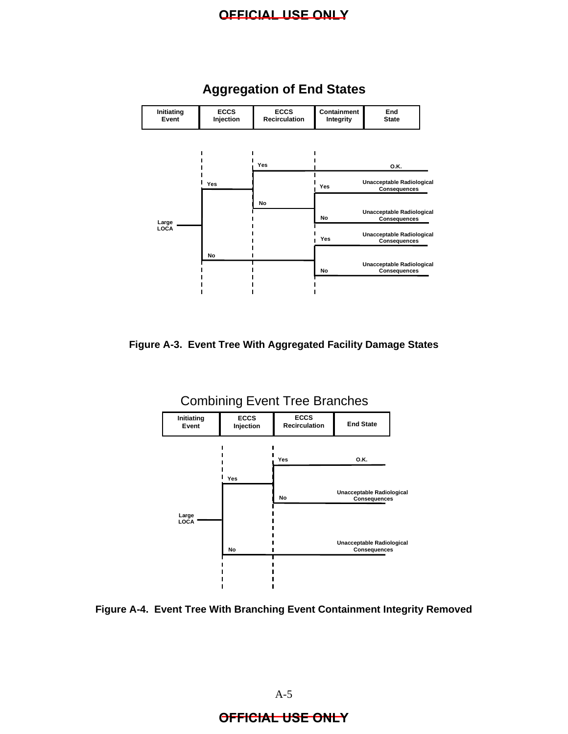## Aggregation of End States

| Initiating Event | ECCS Injection | ECCS Recirculation | Containment Integrity | End State |
|---|---|---|---|---|
| Large LOCA | Yes | Yes | | O.K. |
| | Yes | No | Yes | Unacceptable Radiological Consequences |
| | Yes | No | No | Unacceptable Radiological Consequences |
| | No | | Yes | Unacceptable Radiological Consequences |
| | No | | No | Unacceptable Radiological Consequences |

**Figure A-3. Event Tree With Aggregated Facility Damage States**

## Combining Event Tree Branches

| Initiating Event | ECCS Injection | ECCS Recirculation | End State |
|---|---|---|---|
| Large LOCA | Yes | Yes | O.K. |
| | Yes | No | Unacceptable Radiological Consequences |
| | No | | Unacceptable Radiological Consequences |

**Figure A-4. Event Tree With Branching Event Containment Integrity Removed**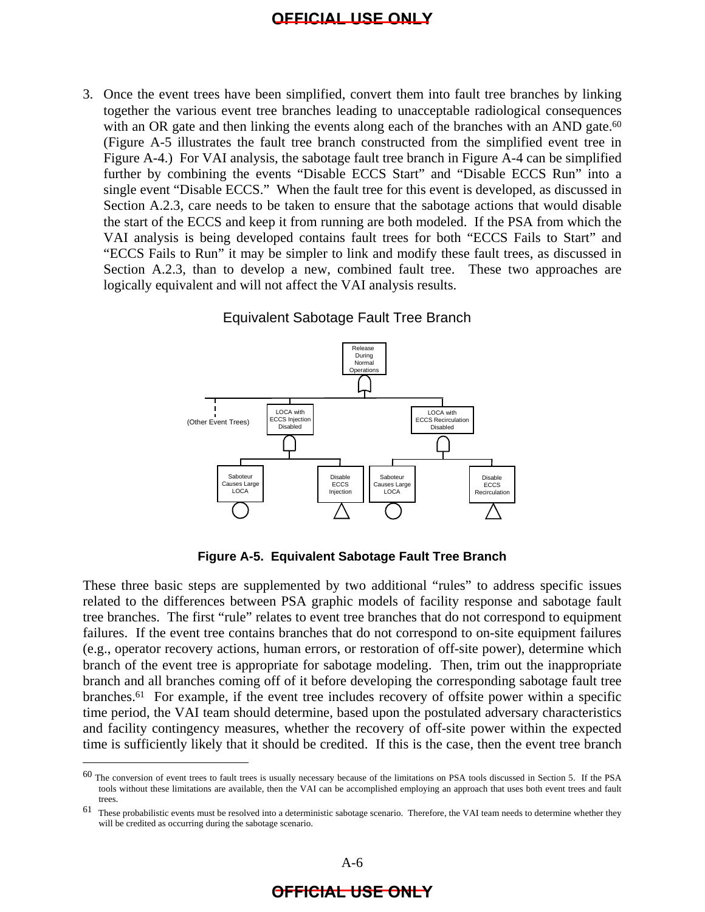3. Once the event trees have been simplified, convert them into fault tree branches by linking together the various event tree branches leading to unacceptable radiological consequences with an OR gate and then linking the events along each of the branches with an AND gate.[60] (Figure A-5 illustrates the fault tree branch constructed from the simplified event tree in Figure A-4.) For VAI analysis, the sabotage fault tree branch in Figure A-4 can be simplified further by combining the events "Disable ECCS Start" and "Disable ECCS Run" into a single event "Disable ECCS." When the fault tree for this event is developed, as discussed in Section A.2.3, care needs to be taken to ensure that the sabotage actions that would disable the start of the ECCS and keep it from running are both modeled. If the PSA from which the VAI analysis is being developed contains fault trees for both "ECCS Fails to Start" and "ECCS Fails to Run" it may be simpler to link and modify these fault trees, as discussed in Section A.2.3, than to develop a new, combined fault tree. These two approaches are logically equivalent and will not affect the VAI analysis results.

Equivalent Sabotage Fault Tree Branch

Release During Normal Operations

(Other Event Trees)

LOCA with ECCS Injection Disabled

LOCA with ECCS Recirculation Disabled

Saboteur Causes Large LOCA

Disable ECCS Injection

Saboteur Causes Large LOCA

Disable ECCS Recirculation

**Figure A-5. Equivalent Sabotage Fault Tree Branch**

These three basic steps are supplemented by two additional "rules" to address specific issues related to the differences between PSA graphic models of facility response and sabotage fault tree branches. The first "rule" relates to event tree branches that do not correspond to equipment failures. If the event tree contains branches that do not correspond to on-site equipment failures (e.g., operator recovery actions, human errors, or restoration of off-site power), determine which branch of the event tree is appropriate for sabotage modeling. Then, trim out the inappropriate branch and all branches coming off of it before developing the corresponding sabotage fault tree branches.[61] For example, if the event tree includes recovery of offsite power within a specific time period, the VAI team should determine, based upon the postulated adversary characteristics and facility contingency measures, whether the recovery of off-site power within the expected time is sufficiently likely that it should be credited. If this is the case, then the event tree branch

---

[60] The conversion of event trees to fault trees is usually necessary because of the limitations on PSA tools discussed in Section 5. If the PSA tools without these limitations are available, then the VAI can be accomplished employing an approach that uses both event trees and fault trees.

[61] These probabilistic events must be resolved into a deterministic sabotage scenario. Therefore, the VAI team needs to determine whether they will be credited as occurring during the sabotage scenario.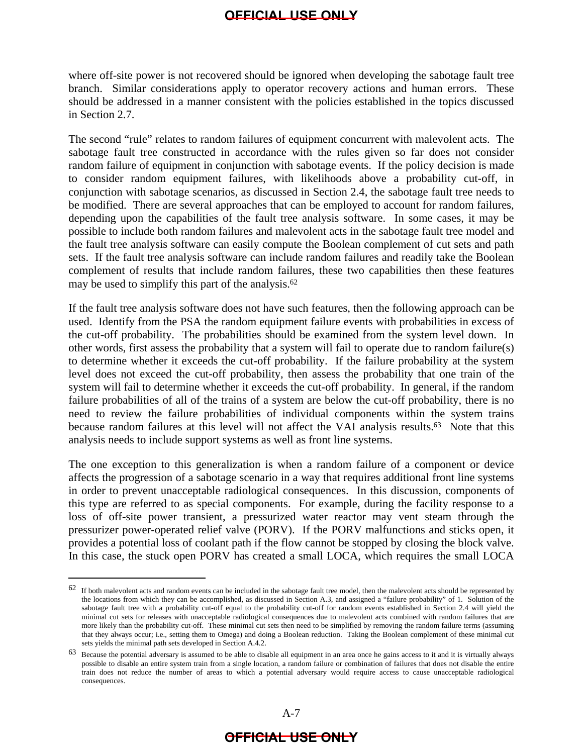where off-site power is not recovered should be ignored when developing the sabotage fault tree branch. Similar considerations apply to operator recovery actions and human errors. These should be addressed in a manner consistent with the policies established in the topics discussed in Section 2.7.

The second "rule" relates to random failures of equipment concurrent with malevolent acts. The sabotage fault tree constructed in accordance with the rules given so far does not consider random failure of equipment in conjunction with sabotage events. If the policy decision is made to consider random equipment failures, with likelihoods above a probability cut-off, in conjunction with sabotage scenarios, as discussed in Section 2.4, the sabotage fault tree needs to be modified. There are several approaches that can be employed to account for random failures, depending upon the capabilities of the fault tree analysis software. In some cases, it may be possible to include both random failures and malevolent acts in the sabotage fault tree model and the fault tree analysis software can easily compute the Boolean complement of cut sets and path sets. If the fault tree analysis software can include random failures and readily take the Boolean complement of results that include random failures, these two capabilities then these features may be used to simplify this part of the analysis.[62]

If the fault tree analysis software does not have such features, then the following approach can be used. Identify from the PSA the random equipment failure events with probabilities in excess of the cut-off probability. The probabilities should be examined from the system level down. In other words, first assess the probability that a system will fail to operate due to random failure(s) to determine whether it exceeds the cut-off probability. If the failure probability at the system level does not exceed the cut-off probability, then assess the probability that one train of the system will fail to determine whether it exceeds the cut-off probability. In general, if the random failure probabilities of all of the trains of a system are below the cut-off probability, there is no need to review the failure probabilities of individual components within the system trains because random failures at this level will not affect the VAI analysis results.[63] Note that this analysis needs to include support systems as well as front line systems.

The one exception to this generalization is when a random failure of a component or device affects the progression of a sabotage scenario in a way that requires additional front line systems in order to prevent unacceptable radiological consequences. In this discussion, components of this type are referred to as special components. For example, during the facility response to a loss of off-site power transient, a pressurized water reactor may vent steam through the pressurizer power-operated relief valve (PORV). If the PORV malfunctions and sticks open, it provides a potential loss of coolant path if the flow cannot be stopped by closing the block valve. In this case, the stuck open PORV has created a small LOCA, which requires the small LOCA

---

[62] If both malevolent acts and random events can be included in the sabotage fault tree model, then the malevolent acts should be represented by the locations from which they can be accomplished, as discussed in Section A.3, and assigned a "failure probability" of 1. Solution of the sabotage fault tree with a probability cut-off equal to the probability cut-off for random events established in Section 2.4 will yield the minimal cut sets for releases with unacceptable radiological consequences due to malevolent acts combined with random failures that are more likely than the probability cut-off. These minimal cut sets then need to be simplified by removing the random failure terms (assuming that they always occur; i.e., setting them to Omega) and doing a Boolean reduction. Taking the Boolean complement of these minimal cut sets yields the minimal path sets developed in Section A.4.2.

[63] Because the potential adversary is assumed to be able to disable all equipment in an area once he gains access to it and it is virtually always possible to disable an entire system train from a single location, a random failure or combination of failures that does not disable the entire train does not reduce the number of areas to which a potential adversary would require access to cause unacceptable radiological consequences.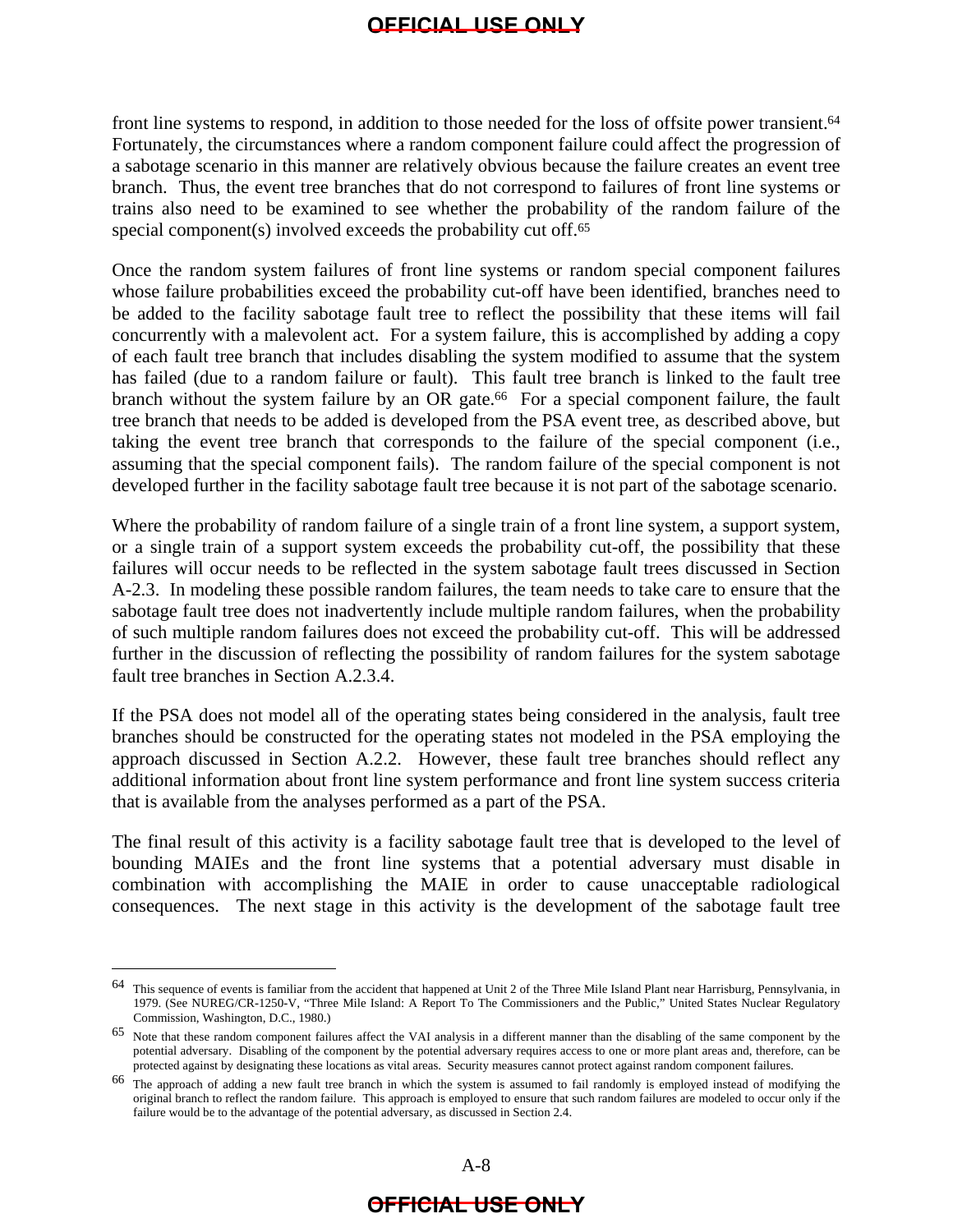front line systems to respond, in addition to those needed for the loss of offsite power transient.[64] Fortunately, the circumstances where a random component failure could affect the progression of a sabotage scenario in this manner are relatively obvious because the failure creates an event tree branch. Thus, the event tree branches that do not correspond to failures of front line systems or trains also need to be examined to see whether the probability of the random failure of the special component(s) involved exceeds the probability cut off.[65]

Once the random system failures of front line systems or random special component failures whose failure probabilities exceed the probability cut-off have been identified, branches need to be added to the facility sabotage fault tree to reflect the possibility that these items will fail concurrently with a malevolent act. For a system failure, this is accomplished by adding a copy of each fault tree branch that includes disabling the system modified to assume that the system has failed (due to a random failure or fault). This fault tree branch is linked to the fault tree branch without the system failure by an OR gate.[66] For a special component failure, the fault tree branch that needs to be added is developed from the PSA event tree, as described above, but taking the event tree branch that corresponds to the failure of the special component (i.e., assuming that the special component fails). The random failure of the special component is not developed further in the facility sabotage fault tree because it is not part of the sabotage scenario.

Where the probability of random failure of a single train of a front line system, a support system, or a single train of a support system exceeds the probability cut-off, the possibility that these failures will occur needs to be reflected in the system sabotage fault trees discussed in Section A-2.3. In modeling these possible random failures, the team needs to take care to ensure that the sabotage fault tree does not inadvertently include multiple random failures, when the probability of such multiple random failures does not exceed the probability cut-off. This will be addressed further in the discussion of reflecting the possibility of random failures for the system sabotage fault tree branches in Section A.2.3.4.

If the PSA does not model all of the operating states being considered in the analysis, fault tree branches should be constructed for the operating states not modeled in the PSA employing the approach discussed in Section A.2.2. However, these fault tree branches should reflect any additional information about front line system performance and front line system success criteria that is available from the analyses performed as a part of the PSA.

The final result of this activity is a facility sabotage fault tree that is developed to the level of bounding MAIEs and the front line systems that a potential adversary must disable in combination with accomplishing the MAIE in order to cause unacceptable radiological consequences. The next stage in this activity is the development of the sabotage fault tree

---

[64] This sequence of events is familiar from the accident that happened at Unit 2 of the Three Mile Island Plant near Harrisburg, Pennsylvania, in 1979. (See NUREG/CR-1250-V, "Three Mile Island: A Report To The Commissioners and The Public," United States Nuclear Regulatory Commission, Washington, D.C., 1980.)

[65] Note that these random component failures affect the VAI analysis in a different manner than the disabling of the same component by the potential adversary. Disabling of the component by the potential adversary requires access to one or more plant areas and, therefore, can be protected against by designating these locations as vital areas. Security measures cannot protect against random component failures.

[66] The approach of adding a new fault tree branch in which the system is assumed to fail randomly is employed instead of modifying the original branch to reflect the random failure. This approach is employed to ensure that such random failures are modeled to occur only if the failure would be to the advantage of the potential adversary, as discussed in Section 2.4.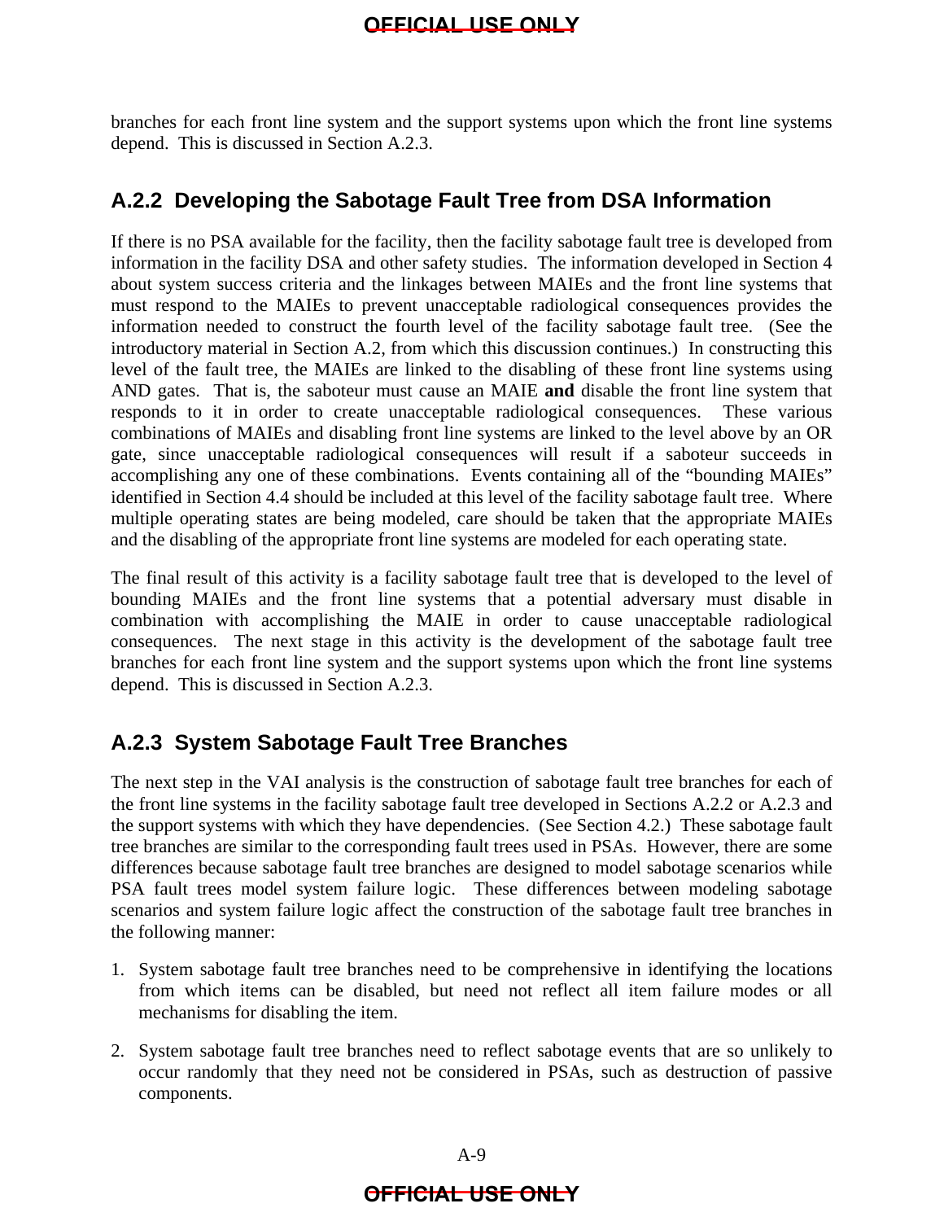branches for each front line system and the support systems upon which the front line systems depend. This is discussed in Section A.2.3.

### A.2.2 Developing the Sabotage Fault Tree from DSA Information

If there is no PSA available for the facility, then the facility sabotage fault tree is developed from information in the facility DSA and other safety studies. The information developed in Section 4 about system success criteria and the linkages between MAIEs and the front line systems that must respond to the MAIEs to prevent unacceptable radiological consequences provides the information needed to construct the fourth level of the facility sabotage fault tree. (See the introductory material in Section A.2, from which this discussion continues.) In constructing this level of the fault tree, the MAIEs are linked to the disabling of these front line systems using AND gates. That is, the saboteur must cause an MAIE **and** disable the front line system that responds to it in order to create unacceptable radiological consequences. These various combinations of MAIEs and disabling front line systems are linked to the level above by an OR gate, since unacceptable radiological consequences will result if a saboteur succeeds in accomplishing any one of these combinations. Events containing all of the "bounding MAIEs" identified in Section 4.4 should be included at this level of the facility sabotage fault tree. Where multiple operating states are being modeled, care should be taken that the appropriate MAIEs and the disabling of the appropriate front line systems are modeled for each operating state.

The final result of this activity is a facility sabotage fault tree that is developed to the level of bounding MAIEs and the front line systems that a potential adversary must disable in combination with accomplishing the MAIE in order to cause unacceptable radiological consequences. The next stage in this activity is the development of the sabotage fault tree branches for each front line system and the support systems upon which the front line systems depend. This is discussed in Section A.2.3.

### A.2.3 System Sabotage Fault Tree Branches

The next step in the VAI analysis is the construction of sabotage fault tree branches for each of the front line systems in the facility sabotage fault tree developed in Sections A.2.2 or A.2.3 and the support systems with which they have dependencies. (See Section 4.2.) These sabotage fault tree branches are similar to the corresponding fault trees used in PSAs. However, there are some differences because sabotage fault tree branches are designed to model sabotage scenarios while PSA fault trees model system failure logic. These differences between modeling sabotage scenarios and system failure logic affect the construction of the sabotage fault tree branches in the following manner:

1. System sabotage fault tree branches need to be comprehensive in identifying the locations from which items can be disabled, but need not reflect all item failure modes or all mechanisms for disabling the item.

2. System sabotage fault tree branches need to reflect sabotage events that are so unlikely to occur randomly that they need not be considered in PSAs, such as destruction of passive components.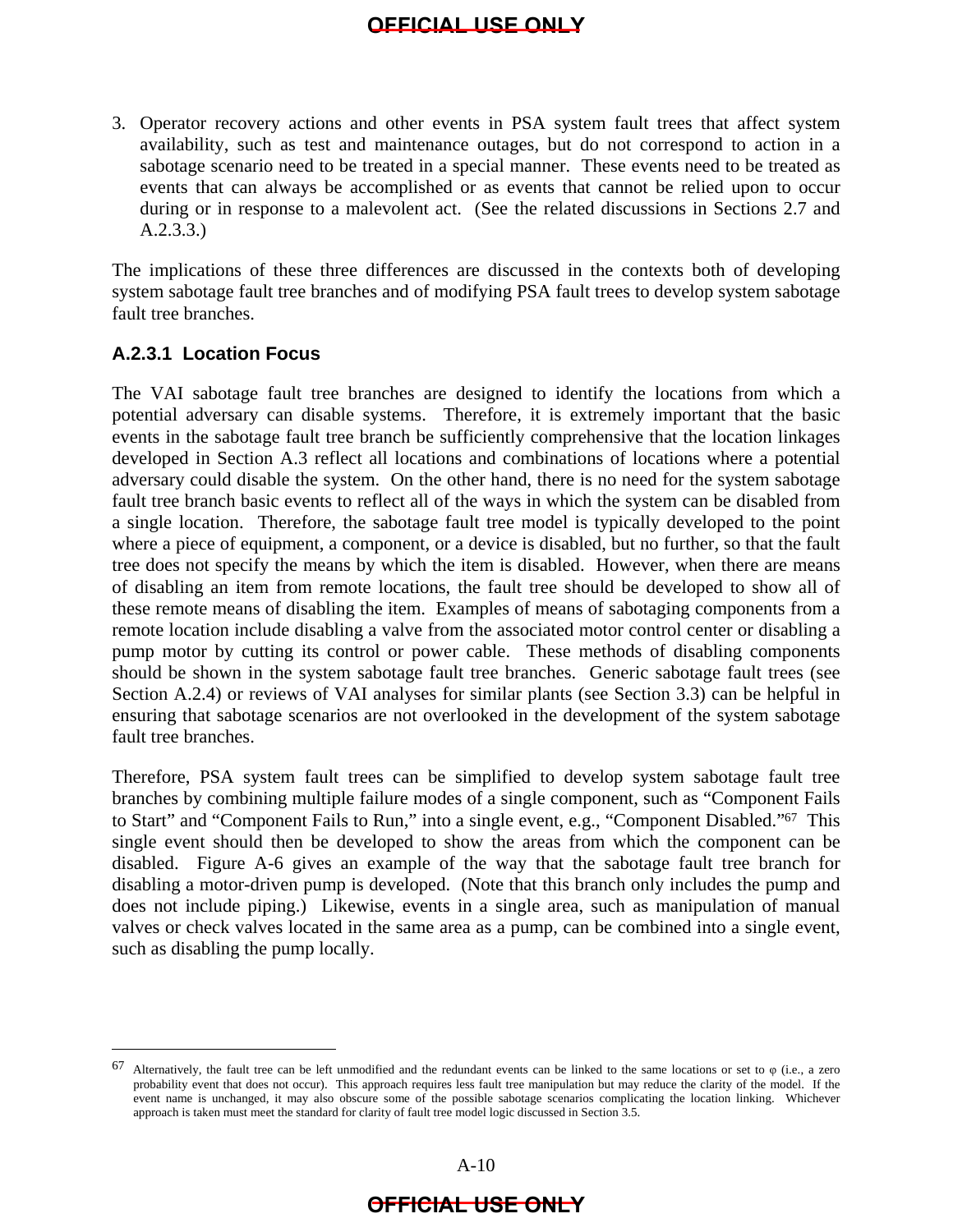3. Operator recovery actions and other events in PSA system fault trees that affect system availability, such as test and maintenance outages, but do not correspond to action in a sabotage scenario need to be treated in a special manner. These events need to be treated as events that can always be accomplished or as events that cannot be relied upon to occur during or in response to a malevolent act. (See the related discussions in Sections 2.7 and A.2.3.3.)

The implications of these three differences are discussed in the contexts both of developing system sabotage fault tree branches and of modifying PSA fault trees to develop system sabotage fault tree branches.

### A.2.3.1 Location Focus

The VAI sabotage fault tree branches are designed to identify the locations from which a potential adversary can disable systems. Therefore, it is extremely important that the basic events in the sabotage fault tree branch be sufficiently comprehensive that the location linkages developed in Section A.3 reflect all locations and combinations of locations where a potential adversary could disable the system. On the other hand, there is no need for the system sabotage fault tree branch basic events to reflect all of the ways in which the system can be disabled from a single location. Therefore, the sabotage fault tree model is typically developed to the point where a piece of equipment, a component, or a device is disabled, but no further, so that the fault tree does not specify the means by which the item is disabled. However, when there are means of disabling an item from remote locations, the fault tree should be developed to show all of these remote means of disabling the item. Examples of means of sabotaging components from a remote location include disabling a valve from the associated motor control center or disabling a pump motor by cutting its control or power cable. These methods of disabling components should be shown in the system sabotage fault tree branches. Generic sabotage fault trees (see Section A.2.4) or reviews of VAI analyses for similar plants (see Section 3.3) can be helpful in ensuring that sabotage scenarios are not overlooked in the development of the system sabotage fault tree branches.

Therefore, PSA system fault trees can be simplified to develop system sabotage fault tree branches by combining multiple failure modes of a single component, such as "Component Fails to Start" and "Component Fails to Run," into a single event, e.g., "Component Disabled."[67] This single event should then be developed to show the areas from which the component can be disabled. Figure A-6 gives an example of the way that the sabotage fault tree branch for disabling a motor-driven pump is developed. (Note that this branch only includes the pump and does not include piping.) Likewise, events in a single area, such as manipulation of manual valves or check valves located in the same area as a pump, can be combined into a single event, such as disabling the pump locally.

---

[67] Alternatively, the fault tree can be left unmodified and the redundant events can be linked to the same locations or set to φ (i.e., a zero probability event that does not occur). This approach requires less fault tree manipulation but may reduce the clarity of the model. If the event name is unchanged, it may also obscure some of the possible sabotage scenarios complicating the location linking. Whichever approach is taken must meet the standard for clarity of fault tree model logic discussed in Section 3.5.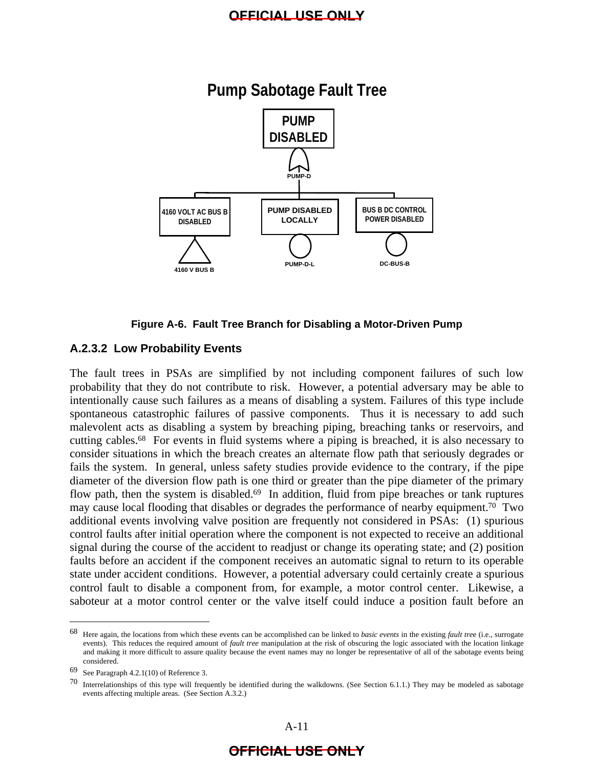**Pump Sabotage Fault Tree**

PUMP DISABLED

PUMP-D

4160 VOLT AC BUS B DISABLED

4160 V BUS B

PUMP DISABLED LOCALLY

PUMP-D-L

BUS B DC CONTROL POWER DISABLED

DC-BUS-B

**Figure A-6. Fault Tree Branch for Disabling a Motor-Driven Pump**

### A.2.3.2 Low Probability Events

The fault trees in PSAs are simplified by not including component failures of such low probability that they do not contribute to risk. However, a potential adversary may be able to intentionally cause such failures as a means of disabling a system. Failures of this type include spontaneous catastrophic failures of passive components. Thus it is necessary to add such malevolent acts as disabling a system by breaching piping, breaching tanks or reservoirs, and cutting cables.[68] For events in fluid systems where a piping is breached, it is also necessary to consider situations in which the breach creates an alternate flow path that seriously degrades or fails the system. In general, unless safety studies provide evidence to the contrary, if the pipe diameter of the diversion flow path is one third or greater than the pipe diameter of the primary flow path, then the system is disabled.[69] In addition, fluid from pipe breaches or tank ruptures may cause local flooding that disables or degrades the performance of nearby equipment.[70] Two additional events involving valve position are frequently not considered in PSAs: (1) spurious control faults after initial operation where the component is not expected to receive an additional signal during the course of the accident to readjust or change its operating state; and (2) position faults before an accident if the component receives an automatic signal to return to its operable state under accident conditions. However, a potential adversary could certainly create a spurious control fault to disable a component from, for example, a motor control center. Likewise, a saboteur at a motor control center or the valve itself could induce a position fault before an

---

[68] Here again, the locations from which these events can be accomplished can be linked to *basic events* in the existing *fault tree* (i.e., surrogate events). This reduces the required amount of *fault tree* manipulation at the risk of obscuring the logic associated with the location linkage and making it more difficult to assure quality because the event names may no longer be representative of all of the sabotage events being considered.

[69] See Paragraph 4.2.1(10) of Reference 3.

[70] Interrelationships of this type will frequently be identified during the walkdowns. (See Section 6.1.1.) They may be modeled as sabotage events affecting multiple areas. (See Section A.3.2.)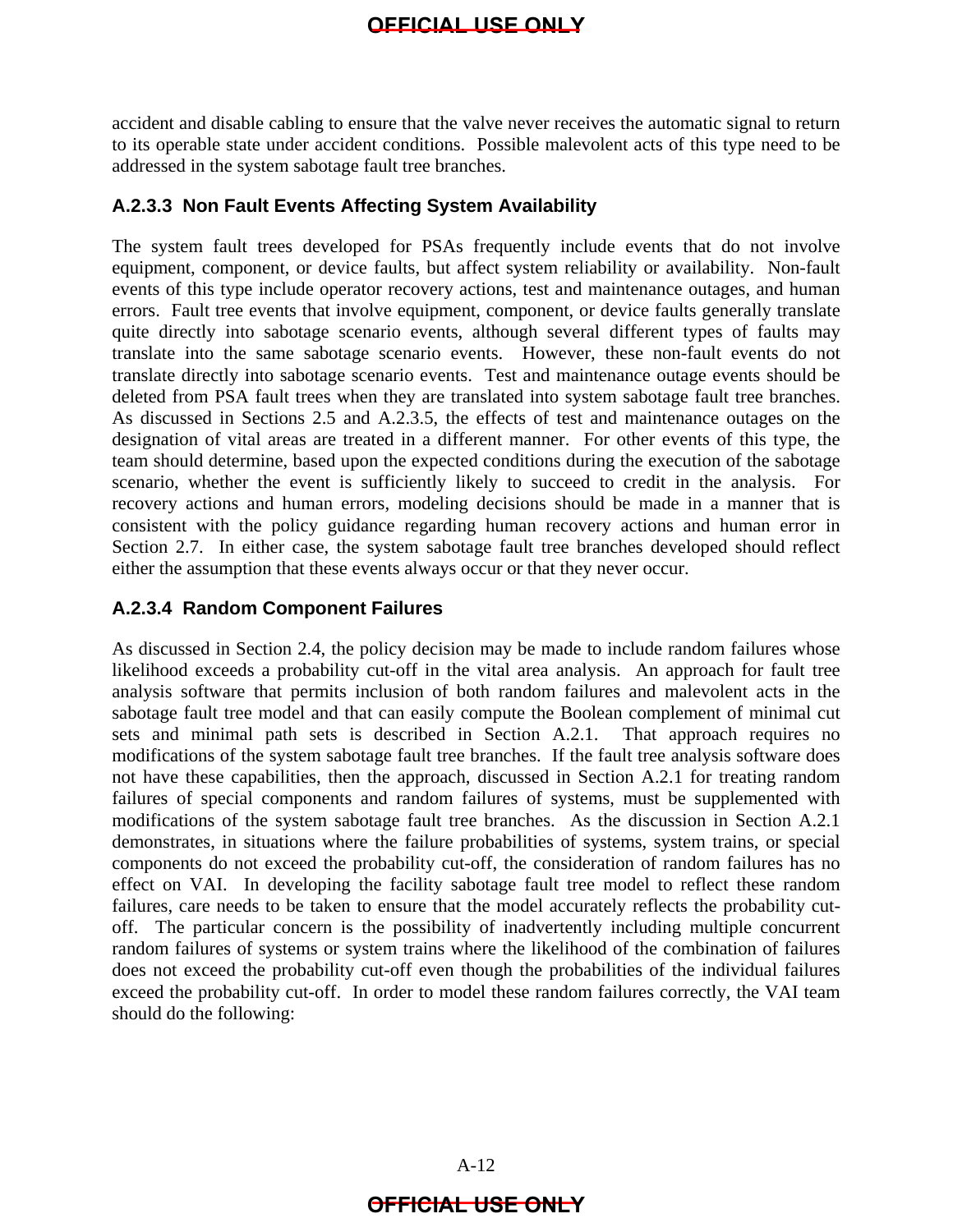accident and disable cabling to ensure that the valve never receives the automatic signal to return to its operable state under accident conditions. Possible malevolent acts of this type need to be addressed in the system sabotage fault tree branches.

### A.2.3.3 Non Fault Events Affecting System Availability

The system fault trees developed for PSAs frequently include events that do not involve equipment, component, or device faults, but affect system reliability or availability. Non-fault events of this type include operator recovery actions, test and maintenance outages, and human errors. Fault tree events that involve equipment, component, or device faults generally translate quite directly into sabotage scenario events, although several different types of faults may translate into the same sabotage scenario events. However, these non-fault events do not translate directly into sabotage scenario events. Test and maintenance outage events should be deleted from PSA fault trees when they are translated into system sabotage fault tree branches. As discussed in Sections 2.5 and A.2.3.5, the effects of test and maintenance outages on the designation of vital areas are treated in a different manner. For other events of this type, the team should determine, based upon the expected conditions during the execution of the sabotage scenario, whether the event is sufficiently likely to succeed to credit in the analysis. For recovery actions and human errors, modeling decisions should be made in a manner that is consistent with the policy guidance regarding human recovery actions and human error in Section 2.7. In either case, the system sabotage fault tree branches developed should reflect either the assumption that these events always occur or that they never occur.

### A.2.3.4 Random Component Failures

As discussed in Section 2.4, the policy decision may be made to include random failures whose likelihood exceeds a probability cut-off in the vital area analysis. An approach for fault tree analysis software that permits inclusion of both random failures and malevolent acts in the sabotage fault tree model and that can easily compute the Boolean complement of minimal cut sets and minimal path sets is described in Section A.2.1. That approach requires no modifications of the system sabotage fault tree branches. If the fault tree analysis software does not have these capabilities, then the approach, discussed in Section A.2.1 for treating random failures of special components and random failures of systems, must be supplemented with modifications of the system sabotage fault tree branches. As the discussion in Section A.2.1 demonstrates, in situations where the failure probabilities of systems, system trains, or special components do not exceed the probability cut-off, the consideration of random failures has no effect on VAI. In developing the facility sabotage fault tree model to reflect these random failures, care needs to be taken to ensure that the model accurately reflects the probability cut-off. The particular concern is the possibility of inadvertently including multiple concurrent random failures of systems or system trains where the likelihood of the combination of failures does not exceed the probability cut-off even though the probabilities of the individual failures exceed the probability cut-off. In order to model these random failures correctly, the VAI team should do the following: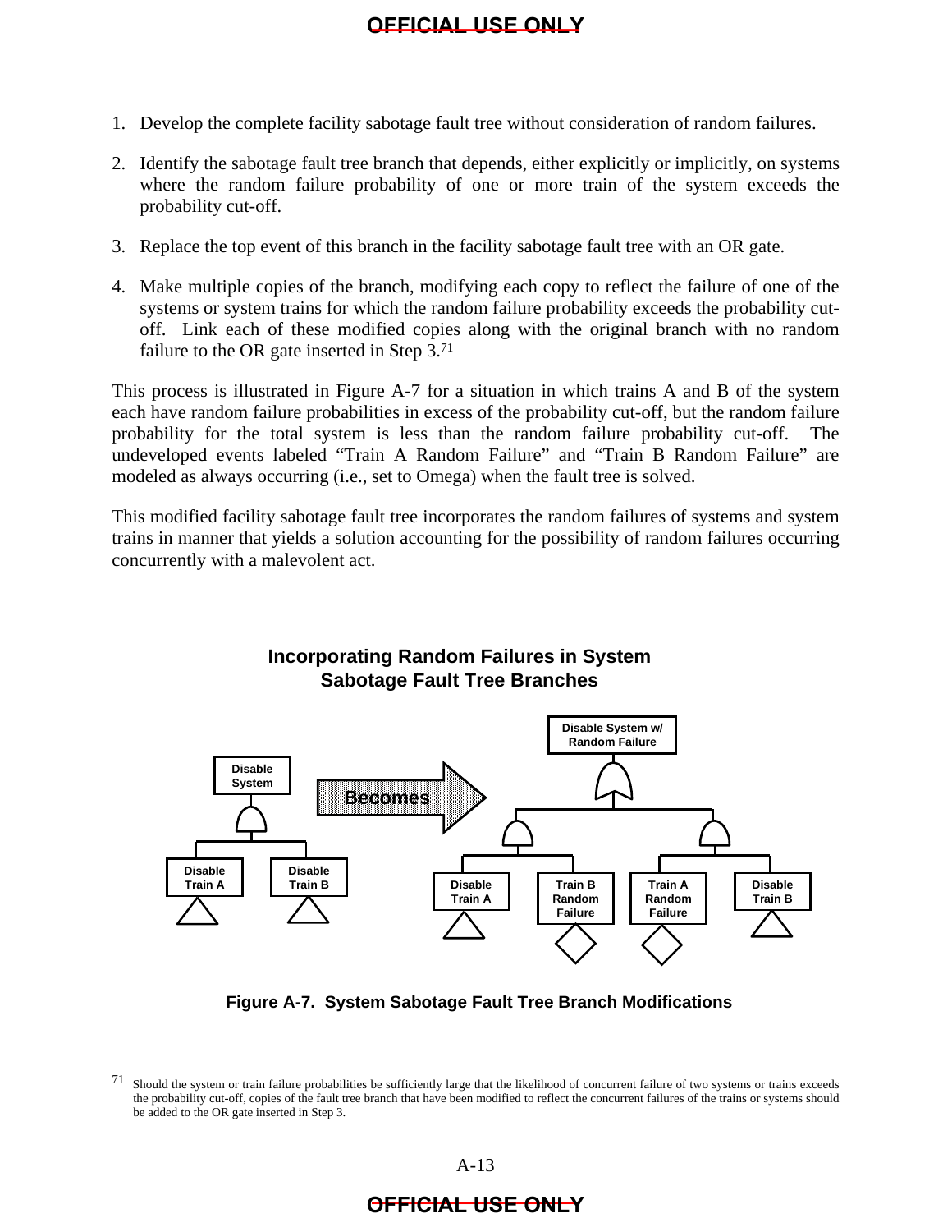1. Develop the complete facility sabotage fault tree without consideration of random failures.

2. Identify the sabotage fault tree branch that depends, either explicitly or implicitly, on systems where the random failure probability of one or more train of the system exceeds the probability cut-off.

3. Replace the top event of this branch in the facility sabotage fault tree with an OR gate.

4. Make multiple copies of the branch, modifying each copy to reflect the failure of one of the systems or system trains for which the random failure probability exceeds the probability cut-off. Link each of these modified copies along with the original branch with no random failure to the OR gate inserted in Step 3.[71]

This process is illustrated in Figure A-7 for a situation in which trains A and B of the system each have random failure probabilities in excess of the probability cut-off, but the random failure probability for the total system is less than the random failure probability cut-off. The undeveloped events labeled "Train A Random Failure" and "Train B Random Failure" are modeled as always occurring (i.e., set to Omega) when the fault tree is solved.

This modified facility sabotage fault tree incorporates the random failures of systems and system trains in manner that yields a solution accounting for the possibility of random failures occurring concurrently with a malevolent act.

**Incorporating Random Failures in System Sabotage Fault Tree Branches**

Disable System — Disable Train A, Disable Train B

Becomes

Disable System w/ Random Failure — Disable Train A, Train B Random Failure, Train A Random Failure, Disable Train B

**Figure A-7. System Sabotage Fault Tree Branch Modifications**

---

[71] Should the system or train failure probabilities be sufficiently large that the likelihood of concurrent failure of two systems or trains exceeds the probability cut-off, copies of the fault tree branch that have been modified to reflect the concurrent failures of the trains or systems should be added to the OR gate inserted in Step 3.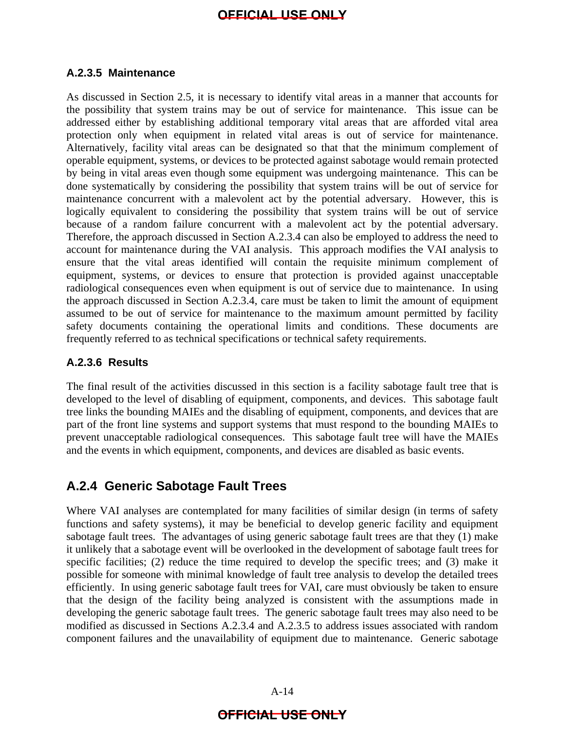### A.2.3.5 Maintenance

As discussed in Section 2.5, it is necessary to identify vital areas in a manner that accounts for the possibility that system trains may be out of service for maintenance. This issue can be addressed either by establishing additional temporary vital areas that are afforded vital area protection only when equipment in related vital areas is out of service for maintenance. Alternatively, facility vital areas can be designated so that that the minimum complement of operable equipment, systems, or devices to be protected against sabotage would remain protected by being in vital areas even though some equipment was undergoing maintenance. This can be done systematically by considering the possibility that system trains will be out of service for maintenance concurrent with a malevolent act by the potential adversary. However, this is logically equivalent to considering the possibility that system trains will be out of service because of a random failure concurrent with a malevolent act by the potential adversary. Therefore, the approach discussed in Section A.2.3.4 can also be employed to address the need to account for maintenance during the VAI analysis. This approach modifies the VAI analysis to ensure that the vital areas identified will contain the requisite minimum complement of equipment, systems, or devices to ensure that protection is provided against unacceptable radiological consequences even when equipment is out of service due to maintenance. In using the approach discussed in Section A.2.3.4, care must be taken to limit the amount of equipment assumed to be out of service for maintenance to the maximum amount permitted by facility safety documents containing the operational limits and conditions. These documents are frequently referred to as technical specifications or technical safety requirements.

### A.2.3.6 Results

The final result of the activities discussed in this section is a facility sabotage fault tree that is developed to the level of disabling of equipment, components, and devices. This sabotage fault tree links the bounding MAIEs and the disabling of equipment, components, and devices that are part of the front line systems and support systems that must respond to the bounding MAIEs to prevent unacceptable radiological consequences. This sabotage fault tree will have the MAIEs and the events in which equipment, components, and devices are disabled as basic events.

## A.2.4 Generic Sabotage Fault Trees

Where VAI analyses are contemplated for many facilities of similar design (in terms of safety functions and safety systems), it may be beneficial to develop generic facility and equipment sabotage fault trees. The advantages of using generic sabotage fault trees are that they (1) make it unlikely that a sabotage event will be overlooked in the development of sabotage fault trees for specific facilities; (2) reduce the time required to develop the specific trees; and (3) make it possible for someone with minimal knowledge of fault tree analysis to develop the detailed trees efficiently. In using generic sabotage fault trees for VAI, care must obviously be taken to ensure that the design of the facility being analyzed is consistent with the assumptions made in developing the generic sabotage fault trees. The generic sabotage fault trees may also need to be modified as discussed in Sections A.2.3.4 and A.2.3.5 to address issues associated with random component failures and the unavailability of equipment due to maintenance. Generic sabotage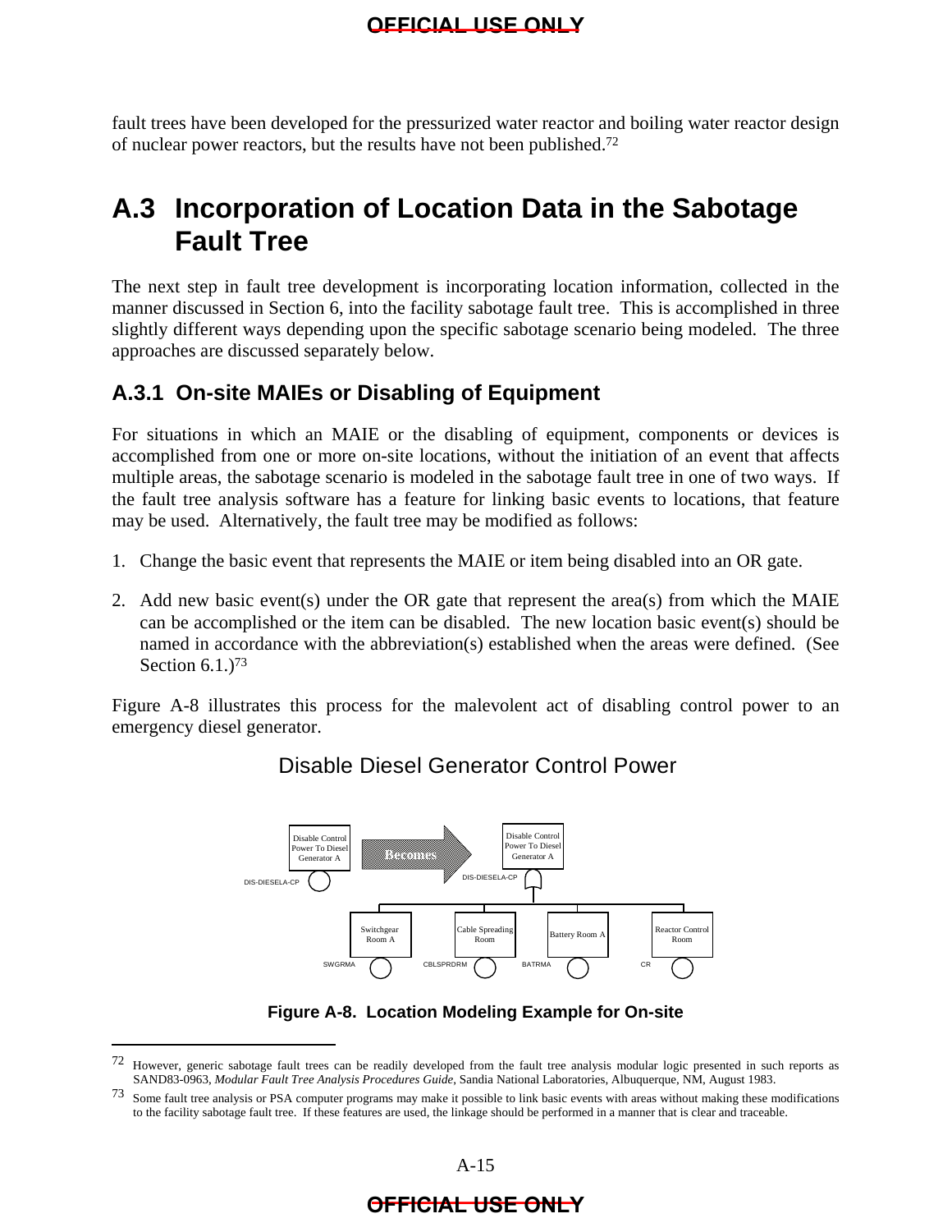fault trees have been developed for the pressurized water reactor and boiling water reactor design of nuclear power reactors, but the results have not been published.[72]

## A.3 Incorporation of Location Data in the Sabotage Fault Tree

The next step in fault tree development is incorporating location information, collected in the manner discussed in Section 6, into the facility sabotage fault tree. This is accomplished in three slightly different ways depending upon the specific sabotage scenario being modeled. The three approaches are discussed separately below.

### A.3.1 On-site MAIEs or Disabling of Equipment

For situations in which an MAIE or the disabling of equipment, components or devices is accomplished from one or more on-site locations, without the initiation of an event that affects multiple areas, the sabotage scenario is modeled in the sabotage fault tree in one of two ways. If the fault tree analysis software has a feature for linking basic events to locations, that feature may be used. Alternatively, the fault tree may be modified as follows:

1. Change the basic event that represents the MAIE or item being disabled into an OR gate.
2. Add new basic event(s) under the OR gate that represent the area(s) from which the MAIE can be accomplished or the item can be disabled. The new location basic event(s) should be named in accordance with the abbreviation(s) established when the areas were defined. (See Section 6.1.)[73]

Figure A-8 illustrates this process for the malevolent act of disabling control power to an emergency diesel generator.

Disable Diesel Generator Control Power

Disable Control Power To Diesel Generator A (DIS-DIESELA-CP) — Becomes — Disable Control Power To Diesel Generator A (DIS-DIESELA-CP), OR gate with: Switchgear Room A (SWGRMA), Cable Spreading Room (CBLSPRDRM), Battery Room A (BATRMA), Reactor Control Room (CR)

**Figure A-8. Location Modeling Example for On-site**

---

[72] However, generic sabotage fault trees can be readily developed from the fault tree analysis modular logic presented in such reports as SAND83-0963, *Modular Fault Tree Analysis Procedures Guide*, Sandia National Laboratories, Albuquerque, NM, August 1983.

[73] Some fault tree analysis or PSA computer programs may make it possible to link basic events with areas without making these modifications to the facility sabotage fault tree. If these features are used, the linkage should be performed in a manner that is clear and traceable.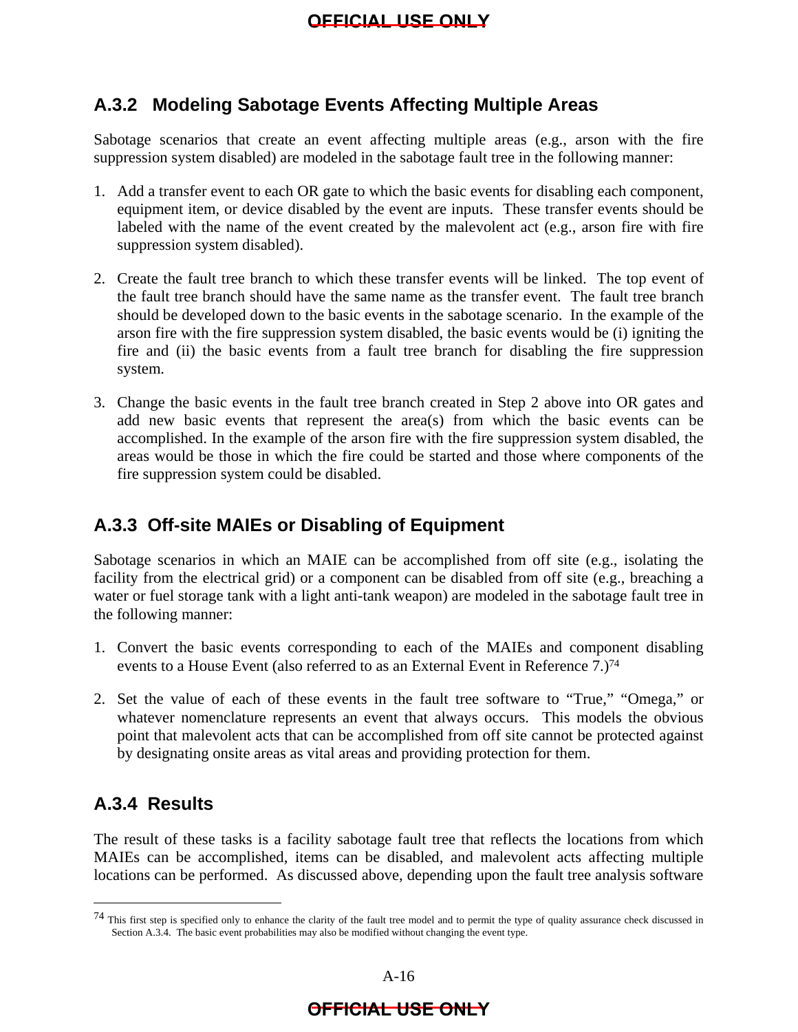### A.3.2 Modeling Sabotage Events Affecting Multiple Areas

Sabotage scenarios that create an event affecting multiple areas (e.g., arson with the fire suppression system disabled) are modeled in the sabotage fault tree in the following manner:

1. Add a transfer event to each OR gate to which the basic events for disabling each component, equipment item, or device disabled by the event are inputs. These transfer events should be labeled with the name of the event created by the malevolent act (e.g., arson fire with fire suppression system disabled).

2. Create the fault tree branch to which these transfer events will be linked. The top event of the fault tree branch should have the same name as the transfer event. The fault tree branch should be developed down to the basic events in the sabotage scenario. In the example of the arson fire with the fire suppression system disabled, the basic events would be (i) igniting the fire and (ii) the basic events from a fault tree branch for disabling the fire suppression system.

3. Change the basic events in the fault tree branch created in Step 2 above into OR gates and add new basic events that represent the area(s) from which the basic events can be accomplished. In the example of the arson fire with the fire suppression system disabled, the areas would be those in which the fire could be started and those where components of the fire suppression system could be disabled.

### A.3.3 Off-site MAIEs or Disabling of Equipment

Sabotage scenarios in which an MAIE can be accomplished from off site (e.g., isolating the facility from the electrical grid) or a component can be disabled from off site (e.g., breaching a water or fuel storage tank with a light anti-tank weapon) are modeled in the sabotage fault tree in the following manner:

1. Convert the basic events corresponding to each of the MAIEs and component disabling events to a House Event (also referred to as an External Event in Reference 7.)[74]

2. Set the value of each of these events in the fault tree software to "True," "Omega," or whatever nomenclature represents an event that always occurs. This models the obvious point that malevolent acts that can be accomplished from off site cannot be protected against by designating onsite areas as vital areas and providing protection for them.

### A.3.4 Results

The result of these tasks is a facility sabotage fault tree that reflects the locations from which MAIEs can be accomplished, items can be disabled, and malevolent acts affecting multiple locations can be performed. As discussed above, depending upon the fault tree analysis software

---

[74] This first step is specified only to enhance the clarity of the fault tree model and to permit the type of quality assurance check discussed in Section A.3.4. The basic event probabilities may also be modified without changing the event type.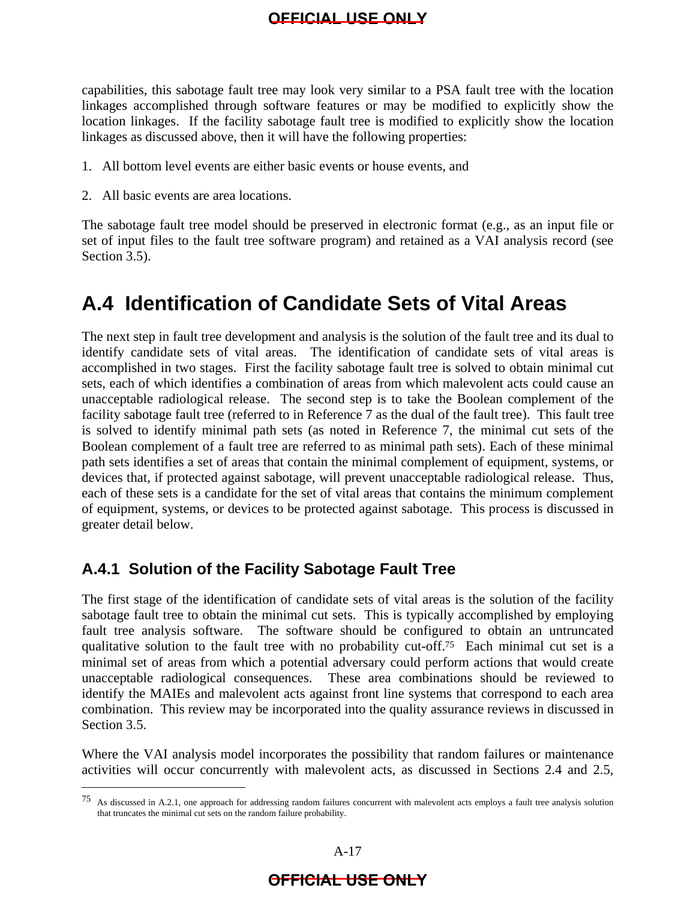capabilities, this sabotage fault tree may look very similar to a PSA fault tree with the location linkages accomplished through software features or may be modified to explicitly show the location linkages. If the facility sabotage fault tree is modified to explicitly show the location linkages as discussed above, then it will have the following properties:

1. All bottom level events are either basic events or house events, and
2. All basic events are area locations.

The sabotage fault tree model should be preserved in electronic format (e.g., as an input file or set of input files to the fault tree software program) and retained as a VAI analysis record (see Section 3.5).

# A.4 Identification of Candidate Sets of Vital Areas

The next step in fault tree development and analysis is the solution of the fault tree and its dual to identify candidate sets of vital areas. The identification of candidate sets of vital areas is accomplished in two stages. First the facility sabotage fault tree is solved to obtain minimal cut sets, each of which identifies a combination of areas from which malevolent acts could cause an unacceptable radiological release. The second step is to take the Boolean complement of the facility sabotage fault tree (referred to in Reference 7 as the dual of the fault tree). This fault tree is solved to identify minimal path sets (as noted in Reference 7, the minimal cut sets of the Boolean complement of a fault tree are referred to as minimal path sets). Each of these minimal path sets identifies a set of areas that contain the minimal complement of equipment, systems, or devices that, if protected against sabotage, will prevent unacceptable radiological release. Thus, each of these sets is a candidate for the set of vital areas that contains the minimum complement of equipment, systems, or devices to be protected against sabotage. This process is discussed in greater detail below.

## A.4.1 Solution of the Facility Sabotage Fault Tree

The first stage of the identification of candidate sets of vital areas is the solution of the facility sabotage fault tree to obtain the minimal cut sets. This is typically accomplished by employing fault tree analysis software. The software should be configured to obtain an untruncated qualitative solution to the fault tree with no probability cut-off.[75] Each minimal cut set is a minimal set of areas from which a potential adversary could perform actions that would create unacceptable radiological consequences. These area combinations should be reviewed to identify the MAIEs and malevolent acts against front line systems that correspond to each area combination. This review may be incorporated into the quality assurance reviews in discussed in Section 3.5.

Where the VAI analysis model incorporates the possibility that random failures or maintenance activities will occur concurrently with malevolent acts, as discussed in Sections 2.4 and 2.5,

[75] As discussed in A.2.1, one approach for addressing random failures concurrent with malevolent acts employs a fault tree analysis solution that truncates the minimal cut sets on the random failure probability.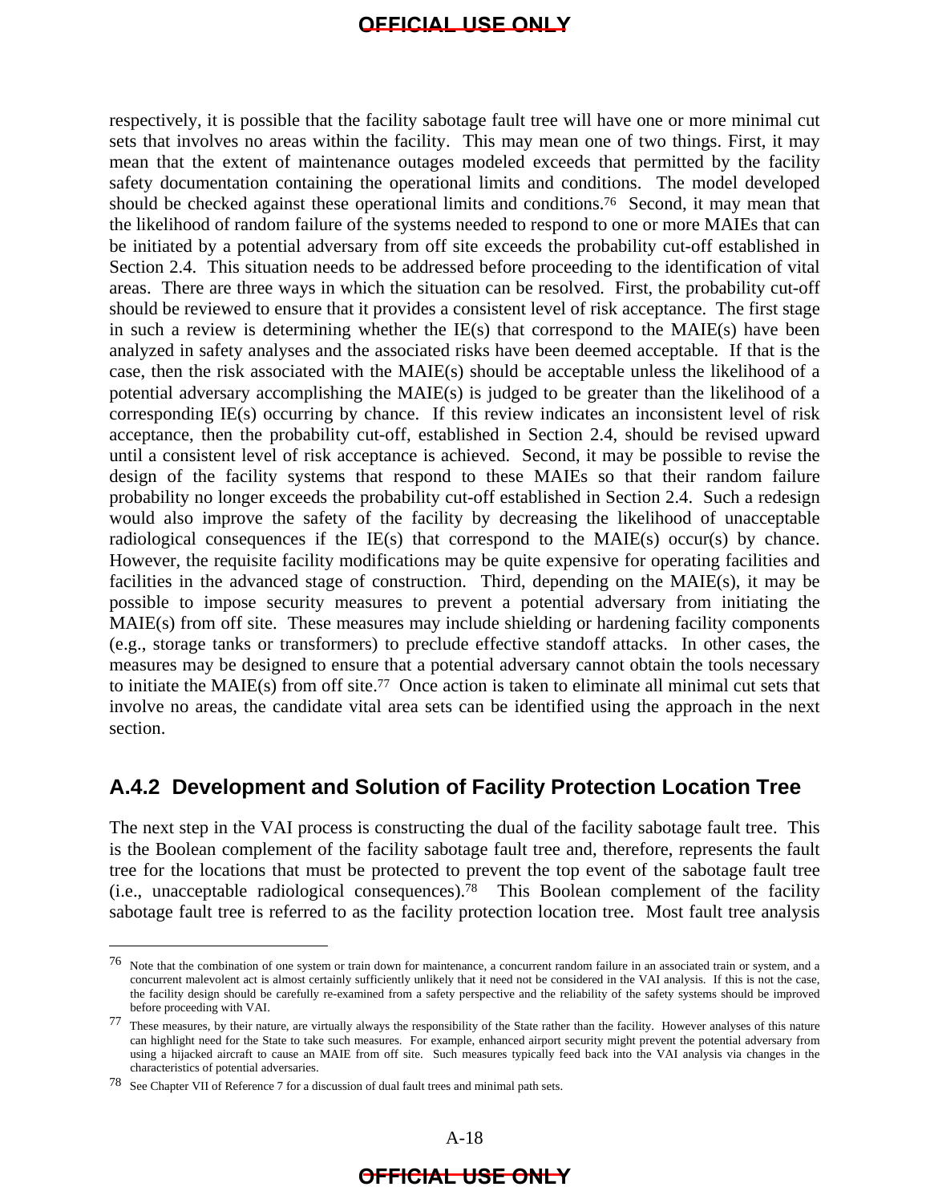respectively, it is possible that the facility sabotage fault tree will have one or more minimal cut sets that involves no areas within the facility. This may mean one of two things. First, it may mean that the extent of maintenance outages modeled exceeds that permitted by the facility safety documentation containing the operational limits and conditions. The model developed should be checked against these operational limits and conditions.[76] Second, it may mean that the likelihood of random failure of the systems needed to respond to one or more MAIEs that can be initiated by a potential adversary from off site exceeds the probability cut-off established in Section 2.4. This situation needs to be addressed before proceeding to the identification of vital areas. There are three ways in which the situation can be resolved. First, the probability cut-off should be reviewed to ensure that it provides a consistent level of risk acceptance. The first stage in such a review is determining whether the IE(s) that correspond to the MAIE(s) have been analyzed in safety analyses and the associated risks have been deemed acceptable. If that is the case, then the risk associated with the MAIE(s) should be acceptable unless the likelihood of a potential adversary accomplishing the MAIE(s) is judged to be greater than the likelihood of a corresponding IE(s) occurring by chance. If this review indicates an inconsistent level of risk acceptance, then the probability cut-off, established in Section 2.4, should be revised upward until a consistent level of risk acceptance is achieved. Second, it may be possible to revise the design of the facility systems that respond to these MAIEs so that their random failure probability no longer exceeds the probability cut-off established in Section 2.4. Such a redesign would also improve the safety of the facility by decreasing the likelihood of unacceptable radiological consequences if the IE(s) that correspond to the MAIE(s) occur(s) by chance. However, the requisite facility modifications may be quite expensive for operating facilities and facilities in the advanced stage of construction. Third, depending on the MAIE(s), it may be possible to impose security measures to prevent a potential adversary from initiating the MAIE(s) from off site. These measures may include shielding or hardening facility components (e.g., storage tanks or transformers) to preclude effective standoff attacks. In other cases, the measures may be designed to ensure that a potential adversary cannot obtain the tools necessary to initiate the MAIE(s) from off site.[77] Once action is taken to eliminate all minimal cut sets that involve no areas, the candidate vital area sets can be identified using the approach in the next section.

### A.4.2 Development and Solution of Facility Protection Location Tree

The next step in the VAI process is constructing the dual of the facility sabotage fault tree. This is the Boolean complement of the facility sabotage fault tree and, therefore, represents the fault tree for the locations that must be protected to prevent the top event of the sabotage fault tree (i.e., unacceptable radiological consequences).[78] This Boolean complement of the facility sabotage fault tree is referred to as the facility protection location tree. Most fault tree analysis

---

[76] Note that the combination of one system or train down for maintenance, a concurrent random failure in an associated train or system, and a concurrent malevolent act is almost certainly sufficiently unlikely that it need not be considered in the VAI analysis. If this is not the case, the facility design should be carefully re-examined from a safety perspective and the reliability of the safety systems should be improved before proceeding with VAI.

[77] These measures, by their nature, are virtually always the responsibility of the State rather than the facility. However analyses of this nature can highlight need for the State to take such measures. For example, enhanced airport security might prevent the potential adversary from using a hijacked aircraft to cause an MAIE from off site. Such measures typically feed back into the VAI analysis via changes in the characteristics of potential adversaries.

[78] See Chapter VII of Reference 7 for a discussion of dual fault trees and minimal path sets.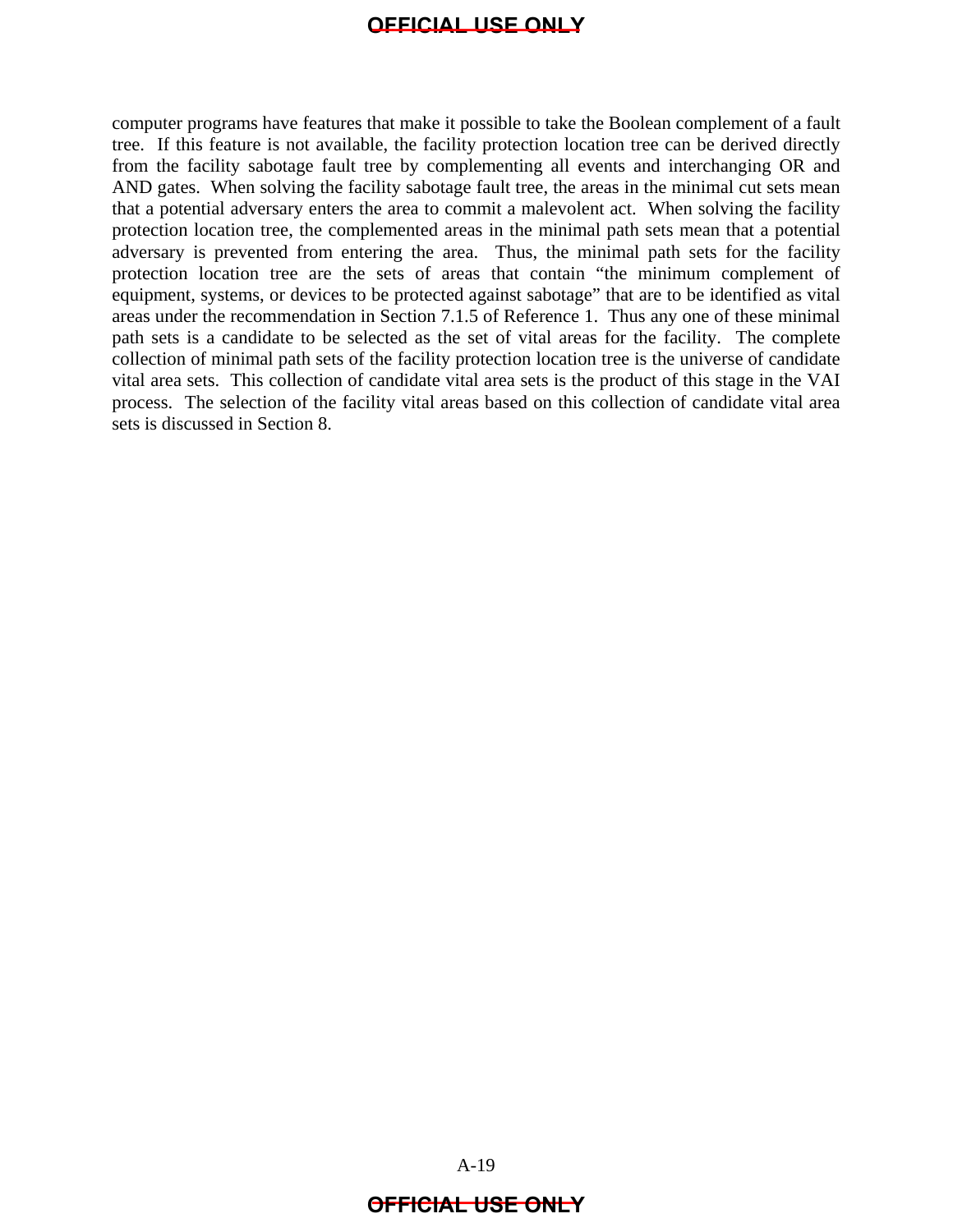computer programs have features that make it possible to take the Boolean complement of a fault tree. If this feature is not available, the facility protection location tree can be derived directly from the facility sabotage fault tree by complementing all events and interchanging OR and AND gates. When solving the facility sabotage fault tree, the areas in the minimal cut sets mean that a potential adversary enters the area to commit a malevolent act. When solving the facility protection location tree, the complemented areas in the minimal path sets mean that a potential adversary is prevented from entering the area. Thus, the minimal path sets for the facility protection location tree are the sets of areas that contain "the minimum complement of equipment, systems, or devices to be protected against sabotage" that are to be identified as vital areas under the recommendation in Section 7.1.5 of Reference 1. Thus any one of these minimal path sets is a candidate to be selected as the set of vital areas for the facility. The complete collection of minimal path sets of the facility protection location tree is the universe of candidate vital area sets. This collection of candidate vital area sets is the product of this stage in the VAI process. The selection of the facility vital areas based on this collection of candidate vital area sets is discussed in Section 8.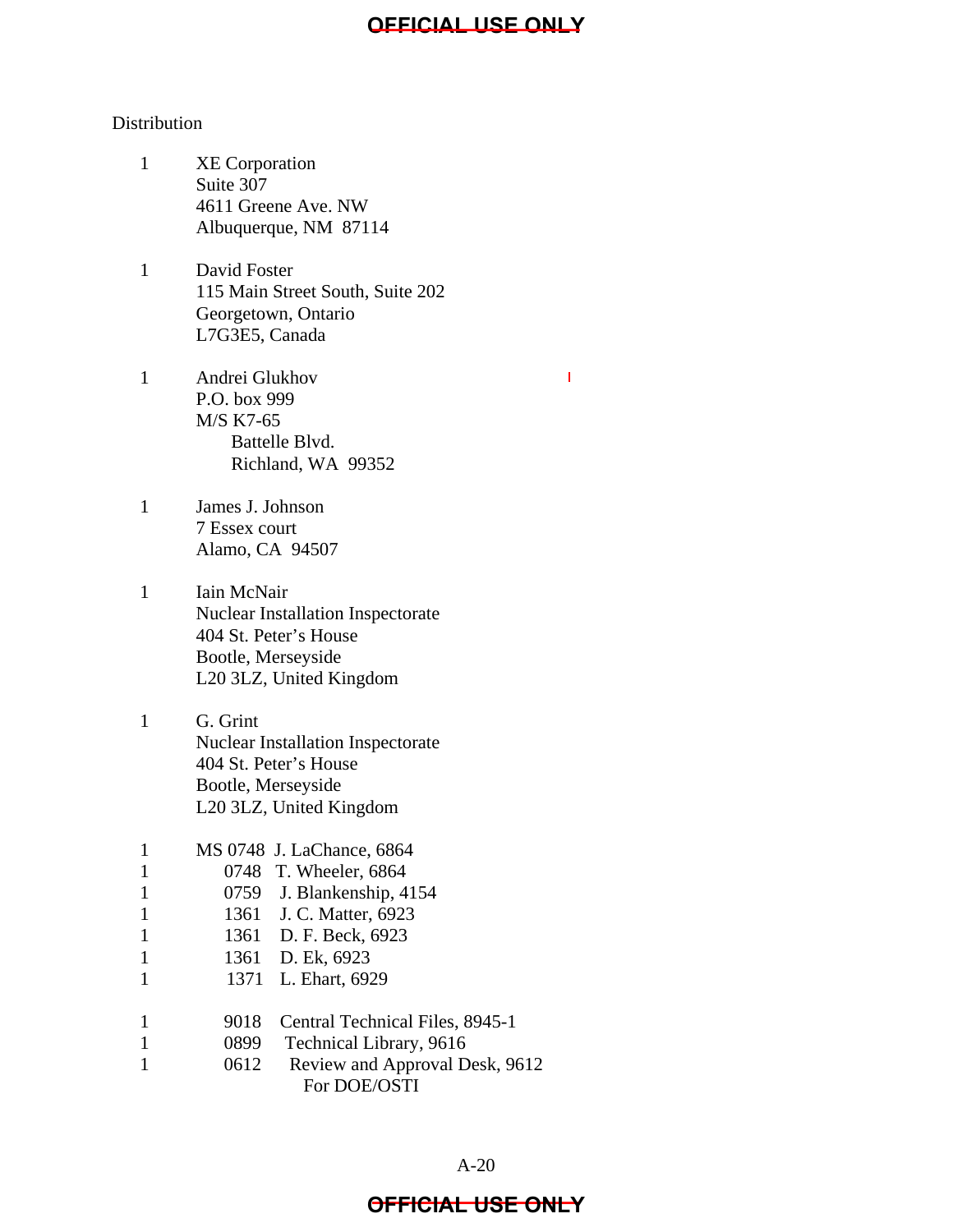Distribution

1 XE Corporation
Suite 307
4611 Greene Ave. NW
Albuquerque, NM 87114

1 David Foster
115 Main Street South, Suite 202
Georgetown, Ontario
L7G3E5, Canada

1 Andrei Glukhov
P.O. box 999
M/S K7-65
Battelle Blvd.
Richland, WA 99352

1 James J. Johnson
7 Essex court
Alamo, CA 94507

1 Iain McNair
Nuclear Installation Inspectorate
404 St. Peter's House
Bootle, Merseyside
L20 3LZ, United Kingdom

1 G. Grint
Nuclear Installation Inspectorate
404 St. Peter's House
Bootle, Merseyside
L20 3LZ, United Kingdom

1 MS 0748 J. LaChance, 6864
1 0748 T. Wheeler, 6864
1 0759 J. Blankenship, 4154
1 1361 J. C. Matter, 6923
1 1361 D. F. Beck, 6923
1 1361 D. Ek, 6923
1 1371 L. Ehart, 6929

1 9018 Central Technical Files, 8945-1
1 0899 Technical Library, 9616
1 0612 Review and Approval Desk, 9612
For DOE/OSTI